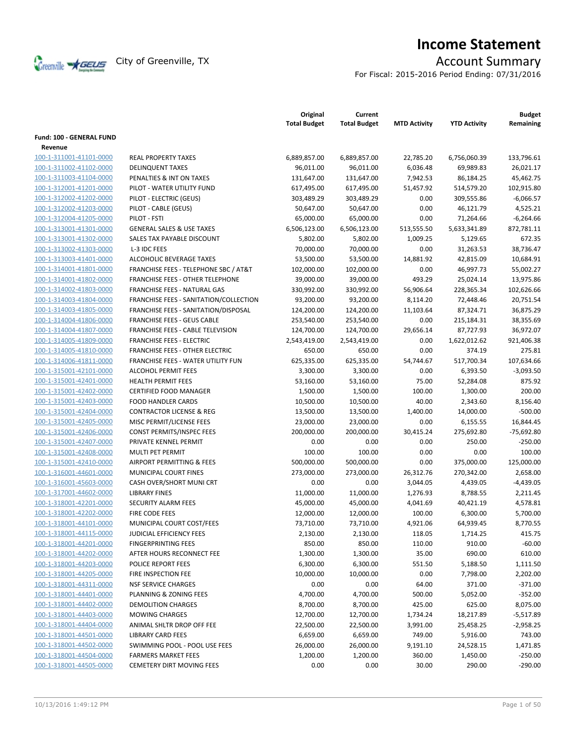# Income Statement

City of Greenville, TX

## Account Summary

For Fiscal: 2015-2016 Period Ending: 07/31/2016

| | | Original Total Budget | Current Total Budget | MTD Activity | YTD Activity | Budget Remaining |
|---|---|---|---|---|---|---|
| **Fund: 100 - GENERAL FUND** | | | | | | |
| **Revenue** | | | | | | |
| 100-1-311001-41101-0000 | REAL PROPERTY TAXES | 6,889,857.00 | 6,889,857.00 | 22,785.20 | 6,756,060.39 | 133,796.61 |
| 100-1-311002-41102-0000 | DELINQUENT TAXES | 96,011.00 | 96,011.00 | 6,036.48 | 69,989.83 | 26,021.17 |
| 100-1-311003-41104-0000 | PENALTIES & INT ON TAXES | 131,647.00 | 131,647.00 | 7,942.53 | 86,184.25 | 45,462.75 |
| 100-1-312001-41201-0000 | PILOT - WATER UTILITY FUND | 617,495.00 | 617,495.00 | 51,457.92 | 514,579.20 | 102,915.80 |
| 100-1-312002-41202-0000 | PILOT - ELECTRIC (GEUS) | 303,489.29 | 303,489.29 | 0.00 | 309,555.86 | -6,066.57 |
| 100-1-312002-41203-0000 | PILOT - CABLE (GEUS) | 50,647.00 | 50,647.00 | 0.00 | 46,121.79 | 4,525.21 |
| 100-1-312004-41205-0000 | PILOT - FSTI | 65,000.00 | 65,000.00 | 0.00 | 71,264.66 | -6,264.66 |
| 100-1-313001-41301-0000 | GENERAL SALES & USE TAXES | 6,506,123.00 | 6,506,123.00 | 513,555.50 | 5,633,341.89 | 872,781.11 |
| 100-1-313001-41302-0000 | SALES TAX PAYABLE DISCOUNT | 5,802.00 | 5,802.00 | 1,009.25 | 5,129.65 | 672.35 |
| 100-1-313002-41303-0000 | L-3 IDC FEES | 70,000.00 | 70,000.00 | 0.00 | 31,263.53 | 38,736.47 |
| 100-1-313003-41401-0000 | ALCOHOLIC BEVERAGE TAXES | 53,500.00 | 53,500.00 | 14,881.92 | 42,815.09 | 10,684.91 |
| 100-1-314001-41801-0000 | FRANCHISE FEES - TELEPHONE SBC / AT&T | 102,000.00 | 102,000.00 | 0.00 | 46,997.73 | 55,002.27 |
| 100-1-314001-41802-0000 | FRANCHISE FEES - OTHER TELEPHONE | 39,000.00 | 39,000.00 | 493.29 | 25,024.14 | 13,975.86 |
| 100-1-314002-41803-0000 | FRANCHISE FEES - NATURAL GAS | 330,992.00 | 330,992.00 | 56,906.64 | 228,365.34 | 102,626.66 |
| 100-1-314003-41804-0000 | FRANCHISE FEES - SANITATION/COLLECTION | 93,200.00 | 93,200.00 | 8,114.20 | 72,448.46 | 20,751.54 |
| 100-1-314003-41805-0000 | FRANCHISE FEES - SANITATION/DISPOSAL | 124,200.00 | 124,200.00 | 11,103.64 | 87,324.71 | 36,875.29 |
| 100-1-314004-41806-0000 | FRANCHISE FEES - GEUS CABLE | 253,540.00 | 253,540.00 | 0.00 | 215,184.31 | 38,355.69 |
| 100-1-314004-41807-0000 | FRANCHISE FEES - CABLE TELEVISION | 124,700.00 | 124,700.00 | 29,656.14 | 87,727.93 | 36,972.07 |
| 100-1-314005-41809-0000 | FRANCHISE FEES - ELECTRIC | 2,543,419.00 | 2,543,419.00 | 0.00 | 1,622,012.62 | 921,406.38 |
| 100-1-314005-41810-0000 | FRANCHISE FEES - OTHER ELECTRIC | 650.00 | 650.00 | 0.00 | 374.19 | 275.81 |
| 100-1-314006-41811-0000 | FRANCHISE FEES - WATER UTILITY FUN | 625,335.00 | 625,335.00 | 54,744.67 | 517,700.34 | 107,634.66 |
| 100-1-315001-42101-0000 | ALCOHOL PERMIT FEES | 3,300.00 | 3,300.00 | 0.00 | 6,393.50 | -3,093.50 |
| 100-1-315001-42401-0000 | HEALTH PERMIT FEES | 53,160.00 | 53,160.00 | 75.00 | 52,284.08 | 875.92 |
| 100-1-315001-42402-0000 | CERTIFIED FOOD MANAGER | 1,500.00 | 1,500.00 | 100.00 | 1,300.00 | 200.00 |
| 100-1-315001-42403-0000 | FOOD HANDLER CARDS | 10,500.00 | 10,500.00 | 40.00 | 2,343.60 | 8,156.40 |
| 100-1-315001-42404-0000 | CONTRACTOR LICENSE & REG | 13,500.00 | 13,500.00 | 1,400.00 | 14,000.00 | -500.00 |
| 100-1-315001-42405-0000 | MISC PERMIT/LICENSE FEES | 23,000.00 | 23,000.00 | 0.00 | 6,155.55 | 16,844.45 |
| 100-1-315001-42406-0000 | CONST PERMITS/INSPEC FEES | 200,000.00 | 200,000.00 | 30,415.24 | 275,692.80 | -75,692.80 |
| 100-1-315001-42407-0000 | PRIVATE KENNEL PERMIT | 0.00 | 0.00 | 0.00 | 250.00 | -250.00 |
| 100-1-315001-42408-0000 | MULTI PET PERMIT | 100.00 | 100.00 | 0.00 | 0.00 | 100.00 |
| 100-1-315001-42410-0000 | AIRPORT PERMITTING & FEES | 500,000.00 | 500,000.00 | 0.00 | 375,000.00 | 125,000.00 |
| 100-1-316001-44601-0000 | MUNICIPAL COURT FINES | 273,000.00 | 273,000.00 | 26,312.76 | 270,342.00 | 2,658.00 |
| 100-1-316001-45603-0000 | CASH OVER/SHORT MUNI CRT | 0.00 | 0.00 | 3,044.05 | 4,439.05 | -4,439.05 |
| 100-1-317001-44602-0000 | LIBRARY FINES | 11,000.00 | 11,000.00 | 1,276.93 | 8,788.55 | 2,211.45 |
| 100-1-318001-42201-0000 | SECURITY ALARM FEES | 45,000.00 | 45,000.00 | 4,041.69 | 40,421.19 | 4,578.81 |
| 100-1-318001-42202-0000 | FIRE CODE FEES | 12,000.00 | 12,000.00 | 100.00 | 6,300.00 | 5,700.00 |
| 100-1-318001-44101-0000 | MUNICIPAL COURT COST/FEES | 73,710.00 | 73,710.00 | 4,921.06 | 64,939.45 | 8,770.55 |
| 100-1-318001-44115-0000 | JUDICIAL EFFICIENCY FEES | 2,130.00 | 2,130.00 | 118.05 | 1,714.25 | 415.75 |
| 100-1-318001-44201-0000 | FINGERPRINTING FEES | 850.00 | 850.00 | 110.00 | 910.00 | -60.00 |
| 100-1-318001-44202-0000 | AFTER HOURS RECONNECT FEE | 1,300.00 | 1,300.00 | 35.00 | 690.00 | 610.00 |
| 100-1-318001-44203-0000 | POLICE REPORT FEES | 6,300.00 | 6,300.00 | 551.50 | 5,188.50 | 1,111.50 |
| 100-1-318001-44205-0000 | FIRE INSPECTION FEE | 10,000.00 | 10,000.00 | 0.00 | 7,798.00 | 2,202.00 |
| 100-1-318001-44311-0000 | NSF SERVICE CHARGES | 0.00 | 0.00 | 64.00 | 371.00 | -371.00 |
| 100-1-318001-44401-0000 | PLANNING & ZONING FEES | 4,700.00 | 4,700.00 | 500.00 | 5,052.00 | -352.00 |
| 100-1-318001-44402-0000 | DEMOLITION CHARGES | 8,700.00 | 8,700.00 | 425.00 | 625.00 | 8,075.00 |
| 100-1-318001-44403-0000 | MOWING CHARGES | 12,700.00 | 12,700.00 | 1,734.24 | 18,217.89 | -5,517.89 |
| 100-1-318001-44404-0000 | ANIMAL SHLTR DROP OFF FEE | 22,500.00 | 22,500.00 | 3,991.00 | 25,458.25 | -2,958.25 |
| 100-1-318001-44501-0000 | LIBRARY CARD FEES | 6,659.00 | 6,659.00 | 749.00 | 5,916.00 | 743.00 |
| 100-1-318001-44502-0000 | SWIMMING POOL - POOL USE FEES | 26,000.00 | 26,000.00 | 9,191.10 | 24,528.15 | 1,471.85 |
| 100-1-318001-44504-0000 | FARMERS MARKET FEES | 1,200.00 | 1,200.00 | 360.00 | 1,450.00 | -250.00 |
| 100-1-318001-44505-0000 | CEMETERY DIRT MOVING FEES | 0.00 | 0.00 | 30.00 | 290.00 | -290.00 |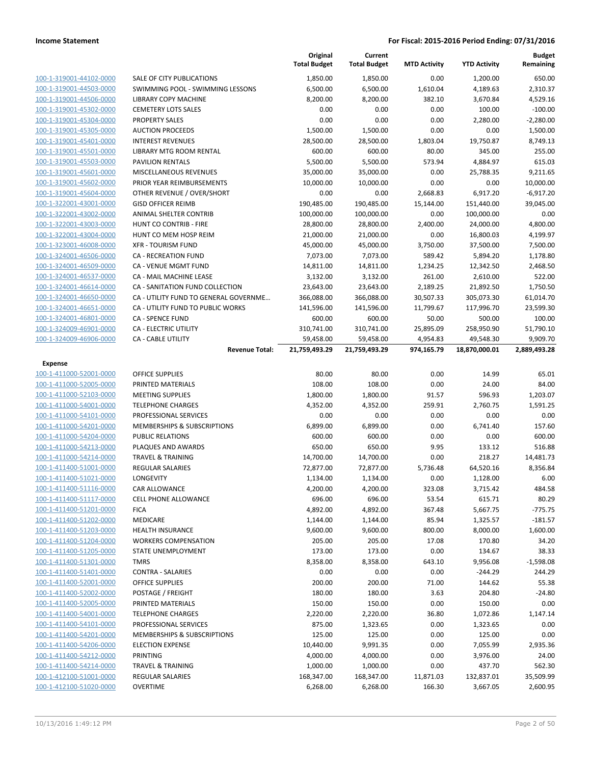**Income Statement** — **For Fiscal: 2015-2016 Period Ending: 07/31/2016**

| | | Original Total Budget | Current Total Budget | MTD Activity | YTD Activity | Budget Remaining |
|---|---|---|---|---|---|---|
| 100-1-319001-44102-0000 | SALE OF CITY PUBLICATIONS | 1,850.00 | 1,850.00 | 0.00 | 1,200.00 | 650.00 |
| 100-1-319001-44503-0000 | SWIMMING POOL - SWIMMING LESSONS | 6,500.00 | 6,500.00 | 1,610.04 | 4,189.63 | 2,310.37 |
| 100-1-319001-44506-0000 | LIBRARY COPY MACHINE | 8,200.00 | 8,200.00 | 382.10 | 3,670.84 | 4,529.16 |
| 100-1-319001-45302-0000 | CEMETERY LOTS SALES | 0.00 | 0.00 | 0.00 | 100.00 | -100.00 |
| 100-1-319001-45304-0000 | PROPERTY SALES | 0.00 | 0.00 | 0.00 | 2,280.00 | -2,280.00 |
| 100-1-319001-45305-0000 | AUCTION PROCEEDS | 1,500.00 | 1,500.00 | 0.00 | 0.00 | 1,500.00 |
| 100-1-319001-45401-0000 | INTEREST REVENUES | 28,500.00 | 28,500.00 | 1,803.04 | 19,750.87 | 8,749.13 |
| 100-1-319001-45501-0000 | LIBRARY MTG ROOM RENTAL | 600.00 | 600.00 | 80.00 | 345.00 | 255.00 |
| 100-1-319001-45503-0000 | PAVILION RENTALS | 5,500.00 | 5,500.00 | 573.94 | 4,884.97 | 615.03 |
| 100-1-319001-45601-0000 | MISCELLANEOUS REVENUES | 35,000.00 | 35,000.00 | 0.00 | 25,788.35 | 9,211.65 |
| 100-1-319001-45602-0000 | PRIOR YEAR REIMBURSEMENTS | 10,000.00 | 10,000.00 | 0.00 | 0.00 | 10,000.00 |
| 100-1-319001-45604-0000 | OTHER REVENUE / OVER/SHORT | 0.00 | 0.00 | 2,668.83 | 6,917.20 | -6,917.20 |
| 100-1-322001-43001-0000 | GISD OFFICER REIMB | 190,485.00 | 190,485.00 | 15,144.00 | 151,440.00 | 39,045.00 |
| 100-1-322001-43002-0000 | ANIMAL SHELTER CONTRIB | 100,000.00 | 100,000.00 | 0.00 | 100,000.00 | 0.00 |
| 100-1-322001-43003-0000 | HUNT CO CONTRIB - FIRE | 28,800.00 | 28,800.00 | 2,400.00 | 24,000.00 | 4,800.00 |
| 100-1-322001-43004-0000 | HUNT CO MEM HOSP REIM | 21,000.00 | 21,000.00 | 0.00 | 16,800.03 | 4,199.97 |
| 100-1-323001-46008-0000 | XFR - TOURISM FUND | 45,000.00 | 45,000.00 | 3,750.00 | 37,500.00 | 7,500.00 |
| 100-1-324001-46506-0000 | CA - RECREATION FUND | 7,073.00 | 7,073.00 | 589.42 | 5,894.20 | 1,178.80 |
| 100-1-324001-46509-0000 | CA - VENUE MGMT FUND | 14,811.00 | 14,811.00 | 1,234.25 | 12,342.50 | 2,468.50 |
| 100-1-324001-46537-0000 | CA - MAIL MACHINE LEASE | 3,132.00 | 3,132.00 | 261.00 | 2,610.00 | 522.00 |
| 100-1-324001-46614-0000 | CA - SANITATION FUND COLLECTION | 23,643.00 | 23,643.00 | 2,189.25 | 21,892.50 | 1,750.50 |
| 100-1-324001-46650-0000 | CA - UTILITY FUND TO GENERAL GOVERNME... | 366,088.00 | 366,088.00 | 30,507.33 | 305,073.30 | 61,014.70 |
| 100-1-324001-46651-0000 | CA - UTILITY FUND TO PUBLIC WORKS | 141,596.00 | 141,596.00 | 11,799.67 | 117,996.70 | 23,599.30 |
| 100-1-324001-46801-0000 | CA - SPENCE FUND | 600.00 | 600.00 | 50.00 | 500.00 | 100.00 |
| 100-1-324009-46901-0000 | CA - ELECTRIC UTILITY | 310,741.00 | 310,741.00 | 25,895.09 | 258,950.90 | 51,790.10 |
| 100-1-324009-46906-0000 | CA - CABLE UTILITY | 59,458.00 | 59,458.00 | 4,954.83 | 49,548.30 | 9,909.70 |
| | **Revenue Total:** | **21,759,493.29** | **21,759,493.29** | **974,165.79** | **18,870,000.01** | **2,889,493.28** |
| **Expense** | | | | | | |
| 100-1-411000-52001-0000 | OFFICE SUPPLIES | 80.00 | 80.00 | 0.00 | 14.99 | 65.01 |
| 100-1-411000-52005-0000 | PRINTED MATERIALS | 108.00 | 108.00 | 0.00 | 24.00 | 84.00 |
| 100-1-411000-52103-0000 | MEETING SUPPLIES | 1,800.00 | 1,800.00 | 91.57 | 596.93 | 1,203.07 |
| 100-1-411000-54001-0000 | TELEPHONE CHARGES | 4,352.00 | 4,352.00 | 259.91 | 2,760.75 | 1,591.25 |
| 100-1-411000-54101-0000 | PROFESSIONAL SERVICES | 0.00 | 0.00 | 0.00 | 0.00 | 0.00 |
| 100-1-411000-54201-0000 | MEMBERSHIPS & SUBSCRIPTIONS | 6,899.00 | 6,899.00 | 0.00 | 6,741.40 | 157.60 |
| 100-1-411000-54204-0000 | PUBLIC RELATIONS | 600.00 | 600.00 | 0.00 | 0.00 | 600.00 |
| 100-1-411000-54213-0000 | PLAQUES AND AWARDS | 650.00 | 650.00 | 9.95 | 133.12 | 516.88 |
| 100-1-411000-54214-0000 | TRAVEL & TRAINING | 14,700.00 | 14,700.00 | 0.00 | 218.27 | 14,481.73 |
| 100-1-411400-51001-0000 | REGULAR SALARIES | 72,877.00 | 72,877.00 | 5,736.48 | 64,520.16 | 8,356.84 |
| 100-1-411400-51021-0000 | LONGEVITY | 1,134.00 | 1,134.00 | 0.00 | 1,128.00 | 6.00 |
| 100-1-411400-51116-0000 | CAR ALLOWANCE | 4,200.00 | 4,200.00 | 323.08 | 3,715.42 | 484.58 |
| 100-1-411400-51117-0000 | CELL PHONE ALLOWANCE | 696.00 | 696.00 | 53.54 | 615.71 | 80.29 |
| 100-1-411400-51201-0000 | FICA | 4,892.00 | 4,892.00 | 367.48 | 5,667.75 | -775.75 |
| 100-1-411400-51202-0000 | MEDICARE | 1,144.00 | 1,144.00 | 85.94 | 1,325.57 | -181.57 |
| 100-1-411400-51203-0000 | HEALTH INSURANCE | 9,600.00 | 9,600.00 | 800.00 | 8,000.00 | 1,600.00 |
| 100-1-411400-51204-0000 | WORKERS COMPENSATION | 205.00 | 205.00 | 17.08 | 170.80 | 34.20 |
| 100-1-411400-51205-0000 | STATE UNEMPLOYMENT | 173.00 | 173.00 | 0.00 | 134.67 | 38.33 |
| 100-1-411400-51301-0000 | TMRS | 8,358.00 | 8,358.00 | 643.10 | 9,956.08 | -1,598.08 |
| 100-1-411400-51401-0000 | CONTRA - SALARIES | 0.00 | 0.00 | 0.00 | -244.29 | 244.29 |
| 100-1-411400-52001-0000 | OFFICE SUPPLIES | 200.00 | 200.00 | 71.00 | 144.62 | 55.38 |
| 100-1-411400-52002-0000 | POSTAGE / FREIGHT | 180.00 | 180.00 | 3.63 | 204.80 | -24.80 |
| 100-1-411400-52005-0000 | PRINTED MATERIALS | 150.00 | 150.00 | 0.00 | 150.00 | 0.00 |
| 100-1-411400-54001-0000 | TELEPHONE CHARGES | 2,220.00 | 2,220.00 | 36.80 | 1,072.86 | 1,147.14 |
| 100-1-411400-54101-0000 | PROFESSIONAL SERVICES | 875.00 | 1,323.65 | 0.00 | 1,323.65 | 0.00 |
| 100-1-411400-54201-0000 | MEMBERSHIPS & SUBSCRIPTIONS | 125.00 | 125.00 | 0.00 | 125.00 | 0.00 |
| 100-1-411400-54206-0000 | ELECTION EXPENSE | 10,440.00 | 9,991.35 | 0.00 | 7,055.99 | 2,935.36 |
| 100-1-411400-54212-0000 | PRINTING | 4,000.00 | 4,000.00 | 0.00 | 3,976.00 | 24.00 |
| 100-1-411400-54214-0000 | TRAVEL & TRAINING | 1,000.00 | 1,000.00 | 0.00 | 437.70 | 562.30 |
| 100-1-412100-51001-0000 | REGULAR SALARIES | 168,347.00 | 168,347.00 | 11,871.03 | 132,837.01 | 35,509.99 |
| 100-1-412100-51020-0000 | OVERTIME | 6,268.00 | 6,268.00 | 166.30 | 3,667.05 | 2,600.95 |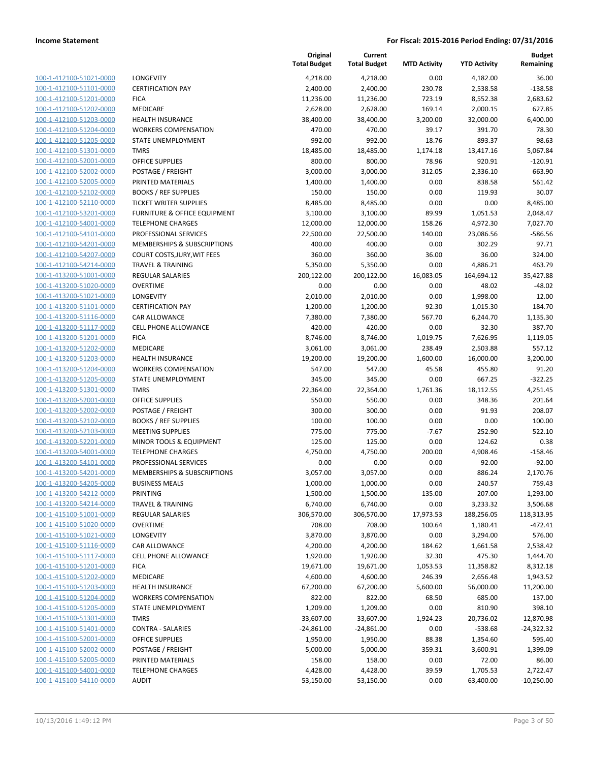**Income Statement** | **For Fiscal: 2015-2016 Period Ending: 07/31/2016**

| | | Original Total Budget | Current Total Budget | MTD Activity | YTD Activity | Budget Remaining |
|---|---|---|---|---|---|---|
| 100-1-412100-51021-0000 | LONGEVITY | 4,218.00 | 4,218.00 | 0.00 | 4,182.00 | 36.00 |
| 100-1-412100-51101-0000 | CERTIFICATION PAY | 2,400.00 | 2,400.00 | 230.78 | 2,538.58 | -138.58 |
| 100-1-412100-51201-0000 | FICA | 11,236.00 | 11,236.00 | 723.19 | 8,552.38 | 2,683.62 |
| 100-1-412100-51202-0000 | MEDICARE | 2,628.00 | 2,628.00 | 169.14 | 2,000.15 | 627.85 |
| 100-1-412100-51203-0000 | HEALTH INSURANCE | 38,400.00 | 38,400.00 | 3,200.00 | 32,000.00 | 6,400.00 |
| 100-1-412100-51204-0000 | WORKERS COMPENSATION | 470.00 | 470.00 | 39.17 | 391.70 | 78.30 |
| 100-1-412100-51205-0000 | STATE UNEMPLOYMENT | 992.00 | 992.00 | 18.76 | 893.37 | 98.63 |
| 100-1-412100-51301-0000 | TMRS | 18,485.00 | 18,485.00 | 1,174.18 | 13,417.16 | 5,067.84 |
| 100-1-412100-52001-0000 | OFFICE SUPPLIES | 800.00 | 800.00 | 78.96 | 920.91 | -120.91 |
| 100-1-412100-52002-0000 | POSTAGE / FREIGHT | 3,000.00 | 3,000.00 | 312.05 | 2,336.10 | 663.90 |
| 100-1-412100-52005-0000 | PRINTED MATERIALS | 1,400.00 | 1,400.00 | 0.00 | 838.58 | 561.42 |
| 100-1-412100-52102-0000 | BOOKS / REF SUPPLIES | 150.00 | 150.00 | 0.00 | 119.93 | 30.07 |
| 100-1-412100-52110-0000 | TICKET WRITER SUPPLIES | 8,485.00 | 8,485.00 | 0.00 | 0.00 | 8,485.00 |
| 100-1-412100-53201-0000 | FURNITURE & OFFICE EQUIPMENT | 3,100.00 | 3,100.00 | 89.99 | 1,051.53 | 2,048.47 |
| 100-1-412100-54001-0000 | TELEPHONE CHARGES | 12,000.00 | 12,000.00 | 158.26 | 4,972.30 | 7,027.70 |
| 100-1-412100-54101-0000 | PROFESSIONAL SERVICES | 22,500.00 | 22,500.00 | 140.00 | 23,086.56 | -586.56 |
| 100-1-412100-54201-0000 | MEMBERSHIPS & SUBSCRIPTIONS | 400.00 | 400.00 | 0.00 | 302.29 | 97.71 |
| 100-1-412100-54207-0000 | COURT COSTS,JURY,WIT FEES | 360.00 | 360.00 | 36.00 | 36.00 | 324.00 |
| 100-1-412100-54214-0000 | TRAVEL & TRAINING | 5,350.00 | 5,350.00 | 0.00 | 4,886.21 | 463.79 |
| 100-1-413200-51001-0000 | REGULAR SALARIES | 200,122.00 | 200,122.00 | 16,083.05 | 164,694.12 | 35,427.88 |
| 100-1-413200-51020-0000 | OVERTIME | 0.00 | 0.00 | 0.00 | 48.02 | -48.02 |
| 100-1-413200-51021-0000 | LONGEVITY | 2,010.00 | 2,010.00 | 0.00 | 1,998.00 | 12.00 |
| 100-1-413200-51101-0000 | CERTIFICATION PAY | 1,200.00 | 1,200.00 | 92.30 | 1,015.30 | 184.70 |
| 100-1-413200-51116-0000 | CAR ALLOWANCE | 7,380.00 | 7,380.00 | 567.70 | 6,244.70 | 1,135.30 |
| 100-1-413200-51117-0000 | CELL PHONE ALLOWANCE | 420.00 | 420.00 | 0.00 | 32.30 | 387.70 |
| 100-1-413200-51201-0000 | FICA | 8,746.00 | 8,746.00 | 1,019.75 | 7,626.95 | 1,119.05 |
| 100-1-413200-51202-0000 | MEDICARE | 3,061.00 | 3,061.00 | 238.49 | 2,503.88 | 557.12 |
| 100-1-413200-51203-0000 | HEALTH INSURANCE | 19,200.00 | 19,200.00 | 1,600.00 | 16,000.00 | 3,200.00 |
| 100-1-413200-51204-0000 | WORKERS COMPENSATION | 547.00 | 547.00 | 45.58 | 455.80 | 91.20 |
| 100-1-413200-51205-0000 | STATE UNEMPLOYMENT | 345.00 | 345.00 | 0.00 | 667.25 | -322.25 |
| 100-1-413200-51301-0000 | TMRS | 22,364.00 | 22,364.00 | 1,761.36 | 18,112.55 | 4,251.45 |
| 100-1-413200-52001-0000 | OFFICE SUPPLIES | 550.00 | 550.00 | 0.00 | 348.36 | 201.64 |
| 100-1-413200-52002-0000 | POSTAGE / FREIGHT | 300.00 | 300.00 | 0.00 | 91.93 | 208.07 |
| 100-1-413200-52102-0000 | BOOKS / REF SUPPLIES | 100.00 | 100.00 | 0.00 | 0.00 | 100.00 |
| 100-1-413200-52103-0000 | MEETING SUPPLIES | 775.00 | 775.00 | -7.67 | 252.90 | 522.10 |
| 100-1-413200-52201-0000 | MINOR TOOLS & EQUIPMENT | 125.00 | 125.00 | 0.00 | 124.62 | 0.38 |
| 100-1-413200-54001-0000 | TELEPHONE CHARGES | 4,750.00 | 4,750.00 | 200.00 | 4,908.46 | -158.46 |
| 100-1-413200-54101-0000 | PROFESSIONAL SERVICES | 0.00 | 0.00 | 0.00 | 92.00 | -92.00 |
| 100-1-413200-54201-0000 | MEMBERSHIPS & SUBSCRIPTIONS | 3,057.00 | 3,057.00 | 0.00 | 886.24 | 2,170.76 |
| 100-1-413200-54205-0000 | BUSINESS MEALS | 1,000.00 | 1,000.00 | 0.00 | 240.57 | 759.43 |
| 100-1-413200-54212-0000 | PRINTING | 1,500.00 | 1,500.00 | 135.00 | 207.00 | 1,293.00 |
| 100-1-413200-54214-0000 | TRAVEL & TRAINING | 6,740.00 | 6,740.00 | 0.00 | 3,233.32 | 3,506.68 |
| 100-1-415100-51001-0000 | REGULAR SALARIES | 306,570.00 | 306,570.00 | 17,973.53 | 188,256.05 | 118,313.95 |
| 100-1-415100-51020-0000 | OVERTIME | 708.00 | 708.00 | 100.64 | 1,180.41 | -472.41 |
| 100-1-415100-51021-0000 | LONGEVITY | 3,870.00 | 3,870.00 | 0.00 | 3,294.00 | 576.00 |
| 100-1-415100-51116-0000 | CAR ALLOWANCE | 4,200.00 | 4,200.00 | 184.62 | 1,661.58 | 2,538.42 |
| 100-1-415100-51117-0000 | CELL PHONE ALLOWANCE | 1,920.00 | 1,920.00 | 32.30 | 475.30 | 1,444.70 |
| 100-1-415100-51201-0000 | FICA | 19,671.00 | 19,671.00 | 1,053.53 | 11,358.82 | 8,312.18 |
| 100-1-415100-51202-0000 | MEDICARE | 4,600.00 | 4,600.00 | 246.39 | 2,656.48 | 1,943.52 |
| 100-1-415100-51203-0000 | HEALTH INSURANCE | 67,200.00 | 67,200.00 | 5,600.00 | 56,000.00 | 11,200.00 |
| 100-1-415100-51204-0000 | WORKERS COMPENSATION | 822.00 | 822.00 | 68.50 | 685.00 | 137.00 |
| 100-1-415100-51205-0000 | STATE UNEMPLOYMENT | 1,209.00 | 1,209.00 | 0.00 | 810.90 | 398.10 |
| 100-1-415100-51301-0000 | TMRS | 33,607.00 | 33,607.00 | 1,924.23 | 20,736.02 | 12,870.98 |
| 100-1-415100-51401-0000 | CONTRA - SALARIES | -24,861.00 | -24,861.00 | 0.00 | -538.68 | -24,322.32 |
| 100-1-415100-52001-0000 | OFFICE SUPPLIES | 1,950.00 | 1,950.00 | 88.38 | 1,354.60 | 595.40 |
| 100-1-415100-52002-0000 | POSTAGE / FREIGHT | 5,000.00 | 5,000.00 | 359.31 | 3,600.91 | 1,399.09 |
| 100-1-415100-52005-0000 | PRINTED MATERIALS | 158.00 | 158.00 | 0.00 | 72.00 | 86.00 |
| 100-1-415100-54001-0000 | TELEPHONE CHARGES | 4,428.00 | 4,428.00 | 39.59 | 1,705.53 | 2,722.47 |
| 100-1-415100-54110-0000 | AUDIT | 53,150.00 | 53,150.00 | 0.00 | 63,400.00 | -10,250.00 |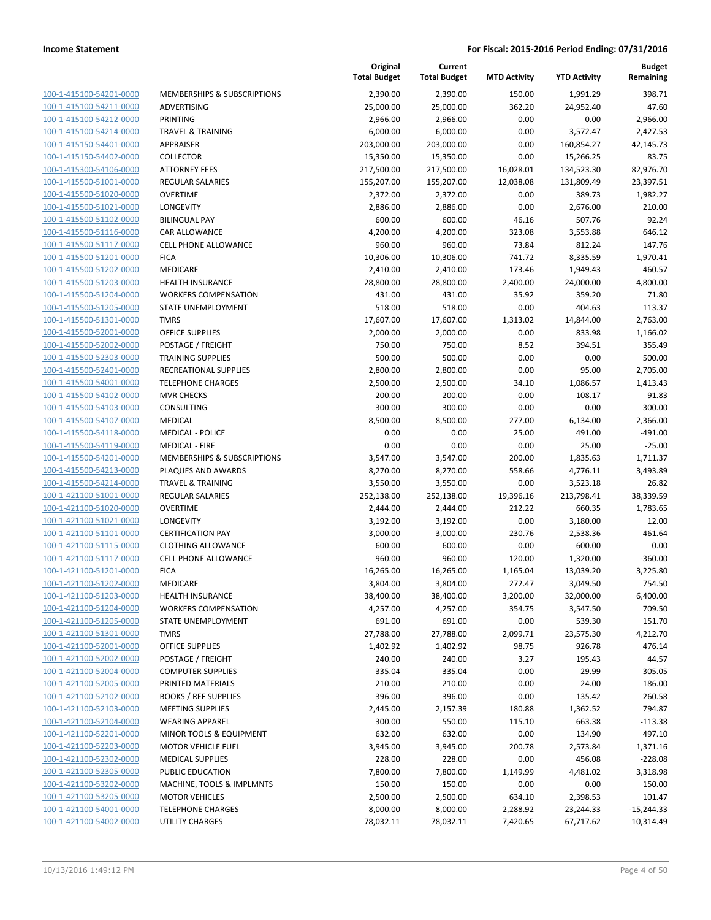**Income Statement** | **For Fiscal: 2015-2016 Period Ending: 07/31/2016**

| | | Original Total Budget | Current Total Budget | MTD Activity | YTD Activity | Budget Remaining |
|---|---|---|---|---|---|---|
| 100-1-415100-54201-0000 | MEMBERSHIPS & SUBSCRIPTIONS | 2,390.00 | 2,390.00 | 150.00 | 1,991.29 | 398.71 |
| 100-1-415100-54211-0000 | ADVERTISING | 25,000.00 | 25,000.00 | 362.20 | 24,952.40 | 47.60 |
| 100-1-415100-54212-0000 | PRINTING | 2,966.00 | 2,966.00 | 0.00 | 0.00 | 2,966.00 |
| 100-1-415100-54214-0000 | TRAVEL & TRAINING | 6,000.00 | 6,000.00 | 0.00 | 3,572.47 | 2,427.53 |
| 100-1-415150-54401-0000 | APPRAISER | 203,000.00 | 203,000.00 | 0.00 | 160,854.27 | 42,145.73 |
| 100-1-415150-54402-0000 | COLLECTOR | 15,350.00 | 15,350.00 | 0.00 | 15,266.25 | 83.75 |
| 100-1-415300-54106-0000 | ATTORNEY FEES | 217,500.00 | 217,500.00 | 16,028.01 | 134,523.30 | 82,976.70 |
| 100-1-415500-51001-0000 | REGULAR SALARIES | 155,207.00 | 155,207.00 | 12,038.08 | 131,809.49 | 23,397.51 |
| 100-1-415500-51020-0000 | OVERTIME | 2,372.00 | 2,372.00 | 0.00 | 389.73 | 1,982.27 |
| 100-1-415500-51021-0000 | LONGEVITY | 2,886.00 | 2,886.00 | 0.00 | 2,676.00 | 210.00 |
| 100-1-415500-51102-0000 | BILINGUAL PAY | 600.00 | 600.00 | 46.16 | 507.76 | 92.24 |
| 100-1-415500-51116-0000 | CAR ALLOWANCE | 4,200.00 | 4,200.00 | 323.08 | 3,553.88 | 646.12 |
| 100-1-415500-51117-0000 | CELL PHONE ALLOWANCE | 960.00 | 960.00 | 73.84 | 812.24 | 147.76 |
| 100-1-415500-51201-0000 | FICA | 10,306.00 | 10,306.00 | 741.72 | 8,335.59 | 1,970.41 |
| 100-1-415500-51202-0000 | MEDICARE | 2,410.00 | 2,410.00 | 173.46 | 1,949.43 | 460.57 |
| 100-1-415500-51203-0000 | HEALTH INSURANCE | 28,800.00 | 28,800.00 | 2,400.00 | 24,000.00 | 4,800.00 |
| 100-1-415500-51204-0000 | WORKERS COMPENSATION | 431.00 | 431.00 | 35.92 | 359.20 | 71.80 |
| 100-1-415500-51205-0000 | STATE UNEMPLOYMENT | 518.00 | 518.00 | 0.00 | 404.63 | 113.37 |
| 100-1-415500-51301-0000 | TMRS | 17,607.00 | 17,607.00 | 1,313.02 | 14,844.00 | 2,763.00 |
| 100-1-415500-52001-0000 | OFFICE SUPPLIES | 2,000.00 | 2,000.00 | 0.00 | 833.98 | 1,166.02 |
| 100-1-415500-52002-0000 | POSTAGE / FREIGHT | 750.00 | 750.00 | 8.52 | 394.51 | 355.49 |
| 100-1-415500-52303-0000 | TRAINING SUPPLIES | 500.00 | 500.00 | 0.00 | 0.00 | 500.00 |
| 100-1-415500-52401-0000 | RECREATIONAL SUPPLIES | 2,800.00 | 2,800.00 | 0.00 | 95.00 | 2,705.00 |
| 100-1-415500-54001-0000 | TELEPHONE CHARGES | 2,500.00 | 2,500.00 | 34.10 | 1,086.57 | 1,413.43 |
| 100-1-415500-54102-0000 | MVR CHECKS | 200.00 | 200.00 | 0.00 | 108.17 | 91.83 |
| 100-1-415500-54103-0000 | CONSULTING | 300.00 | 300.00 | 0.00 | 0.00 | 300.00 |
| 100-1-415500-54107-0000 | MEDICAL | 8,500.00 | 8,500.00 | 277.00 | 6,134.00 | 2,366.00 |
| 100-1-415500-54118-0000 | MEDICAL - POLICE | 0.00 | 0.00 | 25.00 | 491.00 | -491.00 |
| 100-1-415500-54119-0000 | MEDICAL - FIRE | 0.00 | 0.00 | 0.00 | 25.00 | -25.00 |
| 100-1-415500-54201-0000 | MEMBERSHIPS & SUBSCRIPTIONS | 3,547.00 | 3,547.00 | 200.00 | 1,835.63 | 1,711.37 |
| 100-1-415500-54213-0000 | PLAQUES AND AWARDS | 8,270.00 | 8,270.00 | 558.66 | 4,776.11 | 3,493.89 |
| 100-1-415500-54214-0000 | TRAVEL & TRAINING | 3,550.00 | 3,550.00 | 0.00 | 3,523.18 | 26.82 |
| 100-1-421100-51001-0000 | REGULAR SALARIES | 252,138.00 | 252,138.00 | 19,396.16 | 213,798.41 | 38,339.59 |
| 100-1-421100-51020-0000 | OVERTIME | 2,444.00 | 2,444.00 | 212.22 | 660.35 | 1,783.65 |
| 100-1-421100-51021-0000 | LONGEVITY | 3,192.00 | 3,192.00 | 0.00 | 3,180.00 | 12.00 |
| 100-1-421100-51101-0000 | CERTIFICATION PAY | 3,000.00 | 3,000.00 | 230.76 | 2,538.36 | 461.64 |
| 100-1-421100-51115-0000 | CLOTHING ALLOWANCE | 600.00 | 600.00 | 0.00 | 600.00 | 0.00 |
| 100-1-421100-51117-0000 | CELL PHONE ALLOWANCE | 960.00 | 960.00 | 120.00 | 1,320.00 | -360.00 |
| 100-1-421100-51201-0000 | FICA | 16,265.00 | 16,265.00 | 1,165.04 | 13,039.20 | 3,225.80 |
| 100-1-421100-51202-0000 | MEDICARE | 3,804.00 | 3,804.00 | 272.47 | 3,049.50 | 754.50 |
| 100-1-421100-51203-0000 | HEALTH INSURANCE | 38,400.00 | 38,400.00 | 3,200.00 | 32,000.00 | 6,400.00 |
| 100-1-421100-51204-0000 | WORKERS COMPENSATION | 4,257.00 | 4,257.00 | 354.75 | 3,547.50 | 709.50 |
| 100-1-421100-51205-0000 | STATE UNEMPLOYMENT | 691.00 | 691.00 | 0.00 | 539.30 | 151.70 |
| 100-1-421100-51301-0000 | TMRS | 27,788.00 | 27,788.00 | 2,099.71 | 23,575.30 | 4,212.70 |
| 100-1-421100-52001-0000 | OFFICE SUPPLIES | 1,402.92 | 1,402.92 | 98.75 | 926.78 | 476.14 |
| 100-1-421100-52002-0000 | POSTAGE / FREIGHT | 240.00 | 240.00 | 3.27 | 195.43 | 44.57 |
| 100-1-421100-52004-0000 | COMPUTER SUPPLIES | 335.04 | 335.04 | 0.00 | 29.99 | 305.05 |
| 100-1-421100-52005-0000 | PRINTED MATERIALS | 210.00 | 210.00 | 0.00 | 24.00 | 186.00 |
| 100-1-421100-52102-0000 | BOOKS / REF SUPPLIES | 396.00 | 396.00 | 0.00 | 135.42 | 260.58 |
| 100-1-421100-52103-0000 | MEETING SUPPLIES | 2,445.00 | 2,157.39 | 180.88 | 1,362.52 | 794.87 |
| 100-1-421100-52104-0000 | WEARING APPAREL | 300.00 | 550.00 | 115.10 | 663.38 | -113.38 |
| 100-1-421100-52201-0000 | MINOR TOOLS & EQUIPMENT | 632.00 | 632.00 | 0.00 | 134.90 | 497.10 |
| 100-1-421100-52203-0000 | MOTOR VEHICLE FUEL | 3,945.00 | 3,945.00 | 200.78 | 2,573.84 | 1,371.16 |
| 100-1-421100-52302-0000 | MEDICAL SUPPLIES | 228.00 | 228.00 | 0.00 | 456.08 | -228.08 |
| 100-1-421100-52305-0000 | PUBLIC EDUCATION | 7,800.00 | 7,800.00 | 1,149.99 | 4,481.02 | 3,318.98 |
| 100-1-421100-53202-0000 | MACHINE, TOOLS & IMPLMNTS | 150.00 | 150.00 | 0.00 | 0.00 | 150.00 |
| 100-1-421100-53205-0000 | MOTOR VEHICLES | 2,500.00 | 2,500.00 | 634.10 | 2,398.53 | 101.47 |
| 100-1-421100-54001-0000 | TELEPHONE CHARGES | 8,000.00 | 8,000.00 | 2,288.92 | 23,244.33 | -15,244.33 |
| 100-1-421100-54002-0000 | UTILITY CHARGES | 78,032.11 | 78,032.11 | 7,420.65 | 67,717.62 | 10,314.49 |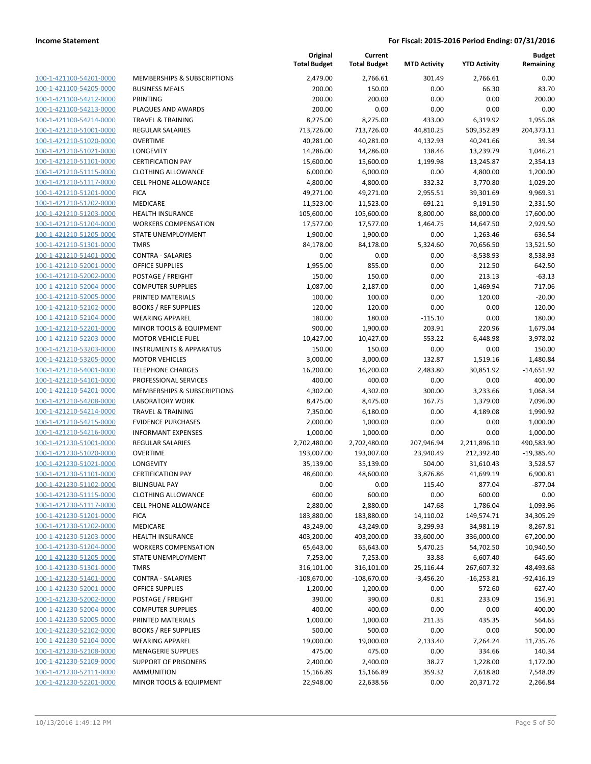**Income Statement** **For Fiscal: 2015-2016 Period Ending: 07/31/2016**

| | | Original Total Budget | Current Total Budget | MTD Activity | YTD Activity | Budget Remaining |
|---|---|---|---|---|---|---|
| 100-1-421100-54201-0000 | MEMBERSHIPS & SUBSCRIPTIONS | 2,479.00 | 2,766.61 | 301.49 | 2,766.61 | 0.00 |
| 100-1-421100-54205-0000 | BUSINESS MEALS | 200.00 | 150.00 | 0.00 | 66.30 | 83.70 |
| 100-1-421100-54212-0000 | PRINTING | 200.00 | 200.00 | 0.00 | 0.00 | 200.00 |
| 100-1-421100-54213-0000 | PLAQUES AND AWARDS | 200.00 | 0.00 | 0.00 | 0.00 | 0.00 |
| 100-1-421100-54214-0000 | TRAVEL & TRAINING | 8,275.00 | 8,275.00 | 433.00 | 6,319.92 | 1,955.08 |
| 100-1-421210-51001-0000 | REGULAR SALARIES | 713,726.00 | 713,726.00 | 44,810.25 | 509,352.89 | 204,373.11 |
| 100-1-421210-51020-0000 | OVERTIME | 40,281.00 | 40,281.00 | 4,132.93 | 40,241.66 | 39.34 |
| 100-1-421210-51021-0000 | LONGEVITY | 14,286.00 | 14,286.00 | 138.46 | 13,239.79 | 1,046.21 |
| 100-1-421210-51101-0000 | CERTIFICATION PAY | 15,600.00 | 15,600.00 | 1,199.98 | 13,245.87 | 2,354.13 |
| 100-1-421210-51115-0000 | CLOTHING ALLOWANCE | 6,000.00 | 6,000.00 | 0.00 | 4,800.00 | 1,200.00 |
| 100-1-421210-51117-0000 | CELL PHONE ALLOWANCE | 4,800.00 | 4,800.00 | 332.32 | 3,770.80 | 1,029.20 |
| 100-1-421210-51201-0000 | FICA | 49,271.00 | 49,271.00 | 2,955.51 | 39,301.69 | 9,969.31 |
| 100-1-421210-51202-0000 | MEDICARE | 11,523.00 | 11,523.00 | 691.21 | 9,191.50 | 2,331.50 |
| 100-1-421210-51203-0000 | HEALTH INSURANCE | 105,600.00 | 105,600.00 | 8,800.00 | 88,000.00 | 17,600.00 |
| 100-1-421210-51204-0000 | WORKERS COMPENSATION | 17,577.00 | 17,577.00 | 1,464.75 | 14,647.50 | 2,929.50 |
| 100-1-421210-51205-0000 | STATE UNEMPLOYMENT | 1,900.00 | 1,900.00 | 0.00 | 1,263.46 | 636.54 |
| 100-1-421210-51301-0000 | TMRS | 84,178.00 | 84,178.00 | 5,324.60 | 70,656.50 | 13,521.50 |
| 100-1-421210-51401-0000 | CONTRA - SALARIES | 0.00 | 0.00 | 0.00 | -8,538.93 | 8,538.93 |
| 100-1-421210-52001-0000 | OFFICE SUPPLIES | 1,955.00 | 855.00 | 0.00 | 212.50 | 642.50 |
| 100-1-421210-52002-0000 | POSTAGE / FREIGHT | 150.00 | 150.00 | 0.00 | 213.13 | -63.13 |
| 100-1-421210-52004-0000 | COMPUTER SUPPLIES | 1,087.00 | 2,187.00 | 0.00 | 1,469.94 | 717.06 |
| 100-1-421210-52005-0000 | PRINTED MATERIALS | 100.00 | 100.00 | 0.00 | 120.00 | -20.00 |
| 100-1-421210-52102-0000 | BOOKS / REF SUPPLIES | 120.00 | 120.00 | 0.00 | 0.00 | 120.00 |
| 100-1-421210-52104-0000 | WEARING APPAREL | 180.00 | 180.00 | -115.10 | 0.00 | 180.00 |
| 100-1-421210-52201-0000 | MINOR TOOLS & EQUIPMENT | 900.00 | 1,900.00 | 203.91 | 220.96 | 1,679.04 |
| 100-1-421210-52203-0000 | MOTOR VEHICLE FUEL | 10,427.00 | 10,427.00 | 553.22 | 6,448.98 | 3,978.02 |
| 100-1-421210-53203-0000 | INSTRUMENTS & APPARATUS | 150.00 | 150.00 | 0.00 | 0.00 | 150.00 |
| 100-1-421210-53205-0000 | MOTOR VEHICLES | 3,000.00 | 3,000.00 | 132.87 | 1,519.16 | 1,480.84 |
| 100-1-421210-54001-0000 | TELEPHONE CHARGES | 16,200.00 | 16,200.00 | 2,483.80 | 30,851.92 | -14,651.92 |
| 100-1-421210-54101-0000 | PROFESSIONAL SERVICES | 400.00 | 400.00 | 0.00 | 0.00 | 400.00 |
| 100-1-421210-54201-0000 | MEMBERSHIPS & SUBSCRIPTIONS | 4,302.00 | 4,302.00 | 300.00 | 3,233.66 | 1,068.34 |
| 100-1-421210-54208-0000 | LABORATORY WORK | 8,475.00 | 8,475.00 | 167.75 | 1,379.00 | 7,096.00 |
| 100-1-421210-54214-0000 | TRAVEL & TRAINING | 7,350.00 | 6,180.00 | 0.00 | 4,189.08 | 1,990.92 |
| 100-1-421210-54215-0000 | EVIDENCE PURCHASES | 2,000.00 | 1,000.00 | 0.00 | 0.00 | 1,000.00 |
| 100-1-421210-54216-0000 | INFORMANT EXPENSES | 1,000.00 | 1,000.00 | 0.00 | 0.00 | 1,000.00 |
| 100-1-421230-51001-0000 | REGULAR SALARIES | 2,702,480.00 | 2,702,480.00 | 207,946.94 | 2,211,896.10 | 490,583.90 |
| 100-1-421230-51020-0000 | OVERTIME | 193,007.00 | 193,007.00 | 23,940.49 | 212,392.40 | -19,385.40 |
| 100-1-421230-51021-0000 | LONGEVITY | 35,139.00 | 35,139.00 | 504.00 | 31,610.43 | 3,528.57 |
| 100-1-421230-51101-0000 | CERTIFICATION PAY | 48,600.00 | 48,600.00 | 3,876.86 | 41,699.19 | 6,900.81 |
| 100-1-421230-51102-0000 | BILINGUAL PAY | 0.00 | 0.00 | 115.40 | 877.04 | -877.04 |
| 100-1-421230-51115-0000 | CLOTHING ALLOWANCE | 600.00 | 600.00 | 0.00 | 600.00 | 0.00 |
| 100-1-421230-51117-0000 | CELL PHONE ALLOWANCE | 2,880.00 | 2,880.00 | 147.68 | 1,786.04 | 1,093.96 |
| 100-1-421230-51201-0000 | FICA | 183,880.00 | 183,880.00 | 14,110.02 | 149,574.71 | 34,305.29 |
| 100-1-421230-51202-0000 | MEDICARE | 43,249.00 | 43,249.00 | 3,299.93 | 34,981.19 | 8,267.81 |
| 100-1-421230-51203-0000 | HEALTH INSURANCE | 403,200.00 | 403,200.00 | 33,600.00 | 336,000.00 | 67,200.00 |
| 100-1-421230-51204-0000 | WORKERS COMPENSATION | 65,643.00 | 65,643.00 | 5,470.25 | 54,702.50 | 10,940.50 |
| 100-1-421230-51205-0000 | STATE UNEMPLOYMENT | 7,253.00 | 7,253.00 | 33.88 | 6,607.40 | 645.60 |
| 100-1-421230-51301-0000 | TMRS | 316,101.00 | 316,101.00 | 25,116.44 | 267,607.32 | 48,493.68 |
| 100-1-421230-51401-0000 | CONTRA - SALARIES | -108,670.00 | -108,670.00 | -3,456.20 | -16,253.81 | -92,416.19 |
| 100-1-421230-52001-0000 | OFFICE SUPPLIES | 1,200.00 | 1,200.00 | 0.00 | 572.60 | 627.40 |
| 100-1-421230-52002-0000 | POSTAGE / FREIGHT | 390.00 | 390.00 | 0.81 | 233.09 | 156.91 |
| 100-1-421230-52004-0000 | COMPUTER SUPPLIES | 400.00 | 400.00 | 0.00 | 0.00 | 400.00 |
| 100-1-421230-52005-0000 | PRINTED MATERIALS | 1,000.00 | 1,000.00 | 211.35 | 435.35 | 564.65 |
| 100-1-421230-52102-0000 | BOOKS / REF SUPPLIES | 500.00 | 500.00 | 0.00 | 0.00 | 500.00 |
| 100-1-421230-52104-0000 | WEARING APPAREL | 19,000.00 | 19,000.00 | 2,133.40 | 7,264.24 | 11,735.76 |
| 100-1-421230-52108-0000 | MENAGERIE SUPPLIES | 475.00 | 475.00 | 0.00 | 334.66 | 140.34 |
| 100-1-421230-52109-0000 | SUPPORT OF PRISONERS | 2,400.00 | 2,400.00 | 38.27 | 1,228.00 | 1,172.00 |
| 100-1-421230-52111-0000 | AMMUNITION | 15,166.89 | 15,166.89 | 359.32 | 7,618.80 | 7,548.09 |
| 100-1-421230-52201-0000 | MINOR TOOLS & EQUIPMENT | 22,948.00 | 22,638.56 | 0.00 | 20,371.72 | 2,266.84 |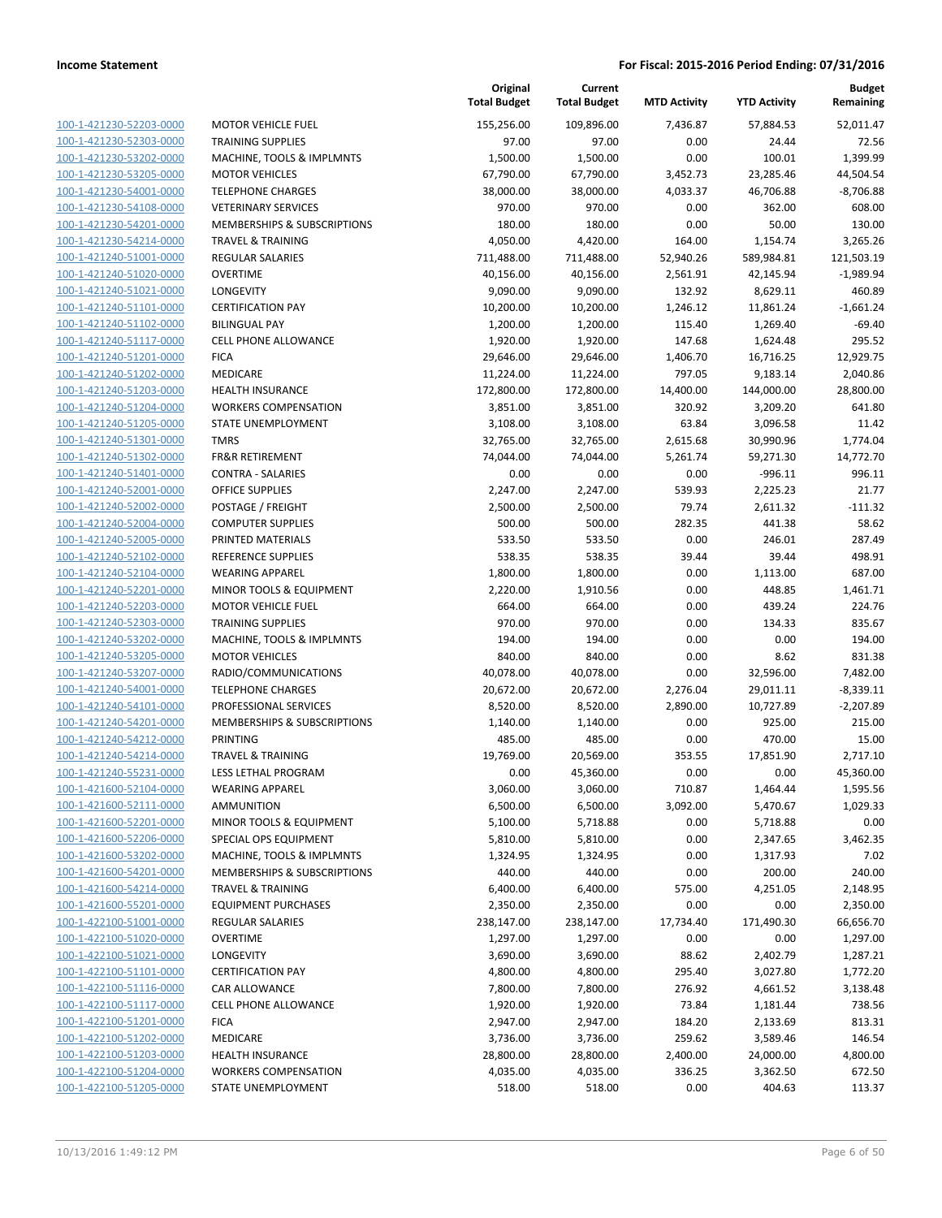| | | Original Total Budget | Current Total Budget | MTD Activity | YTD Activity | Budget Remaining |
|---|---|---|---|---|---|---|
| 100-1-421230-52203-0000 | MOTOR VEHICLE FUEL | 155,256.00 | 109,896.00 | 7,436.87 | 57,884.53 | 52,011.47 |
| 100-1-421230-52303-0000 | TRAINING SUPPLIES | 97.00 | 97.00 | 0.00 | 24.44 | 72.56 |
| 100-1-421230-53202-0000 | MACHINE, TOOLS & IMPLMNTS | 1,500.00 | 1,500.00 | 0.00 | 100.01 | 1,399.99 |
| 100-1-421230-53205-0000 | MOTOR VEHICLES | 67,790.00 | 67,790.00 | 3,452.73 | 23,285.46 | 44,504.54 |
| 100-1-421230-54001-0000 | TELEPHONE CHARGES | 38,000.00 | 38,000.00 | 4,033.37 | 46,706.88 | -8,706.88 |
| 100-1-421230-54108-0000 | VETERINARY SERVICES | 970.00 | 970.00 | 0.00 | 362.00 | 608.00 |
| 100-1-421230-54201-0000 | MEMBERSHIPS & SUBSCRIPTIONS | 180.00 | 180.00 | 0.00 | 50.00 | 130.00 |
| 100-1-421230-54214-0000 | TRAVEL & TRAINING | 4,050.00 | 4,420.00 | 164.00 | 1,154.74 | 3,265.26 |
| 100-1-421240-51001-0000 | REGULAR SALARIES | 711,488.00 | 711,488.00 | 52,940.26 | 589,984.81 | 121,503.19 |
| 100-1-421240-51020-0000 | OVERTIME | 40,156.00 | 40,156.00 | 2,561.91 | 42,145.94 | -1,989.94 |
| 100-1-421240-51021-0000 | LONGEVITY | 9,090.00 | 9,090.00 | 132.92 | 8,629.11 | 460.89 |
| 100-1-421240-51101-0000 | CERTIFICATION PAY | 10,200.00 | 10,200.00 | 1,246.12 | 11,861.24 | -1,661.24 |
| 100-1-421240-51102-0000 | BILINGUAL PAY | 1,200.00 | 1,200.00 | 115.40 | 1,269.40 | -69.40 |
| 100-1-421240-51117-0000 | CELL PHONE ALLOWANCE | 1,920.00 | 1,920.00 | 147.68 | 1,624.48 | 295.52 |
| 100-1-421240-51201-0000 | FICA | 29,646.00 | 29,646.00 | 1,406.70 | 16,716.25 | 12,929.75 |
| 100-1-421240-51202-0000 | MEDICARE | 11,224.00 | 11,224.00 | 797.05 | 9,183.14 | 2,040.86 |
| 100-1-421240-51203-0000 | HEALTH INSURANCE | 172,800.00 | 172,800.00 | 14,400.00 | 144,000.00 | 28,800.00 |
| 100-1-421240-51204-0000 | WORKERS COMPENSATION | 3,851.00 | 3,851.00 | 320.92 | 3,209.20 | 641.80 |
| 100-1-421240-51205-0000 | STATE UNEMPLOYMENT | 3,108.00 | 3,108.00 | 63.84 | 3,096.58 | 11.42 |
| 100-1-421240-51301-0000 | TMRS | 32,765.00 | 32,765.00 | 2,615.68 | 30,990.96 | 1,774.04 |
| 100-1-421240-51302-0000 | FR&R RETIREMENT | 74,044.00 | 74,044.00 | 5,261.74 | 59,271.30 | 14,772.70 |
| 100-1-421240-51401-0000 | CONTRA - SALARIES | 0.00 | 0.00 | 0.00 | -996.11 | 996.11 |
| 100-1-421240-52001-0000 | OFFICE SUPPLIES | 2,247.00 | 2,247.00 | 539.93 | 2,225.23 | 21.77 |
| 100-1-421240-52002-0000 | POSTAGE / FREIGHT | 2,500.00 | 2,500.00 | 79.74 | 2,611.32 | -111.32 |
| 100-1-421240-52004-0000 | COMPUTER SUPPLIES | 500.00 | 500.00 | 282.35 | 441.38 | 58.62 |
| 100-1-421240-52005-0000 | PRINTED MATERIALS | 533.50 | 533.50 | 0.00 | 246.01 | 287.49 |
| 100-1-421240-52102-0000 | REFERENCE SUPPLIES | 538.35 | 538.35 | 39.44 | 39.44 | 498.91 |
| 100-1-421240-52104-0000 | WEARING APPAREL | 1,800.00 | 1,800.00 | 0.00 | 1,113.00 | 687.00 |
| 100-1-421240-52201-0000 | MINOR TOOLS & EQUIPMENT | 2,220.00 | 1,910.56 | 0.00 | 448.85 | 1,461.71 |
| 100-1-421240-52203-0000 | MOTOR VEHICLE FUEL | 664.00 | 664.00 | 0.00 | 439.24 | 224.76 |
| 100-1-421240-52303-0000 | TRAINING SUPPLIES | 970.00 | 970.00 | 0.00 | 134.33 | 835.67 |
| 100-1-421240-53202-0000 | MACHINE, TOOLS & IMPLMNTS | 194.00 | 194.00 | 0.00 | 0.00 | 194.00 |
| 100-1-421240-53205-0000 | MOTOR VEHICLES | 840.00 | 840.00 | 0.00 | 8.62 | 831.38 |
| 100-1-421240-53207-0000 | RADIO/COMMUNICATIONS | 40,078.00 | 40,078.00 | 0.00 | 32,596.00 | 7,482.00 |
| 100-1-421240-54001-0000 | TELEPHONE CHARGES | 20,672.00 | 20,672.00 | 2,276.04 | 29,011.11 | -8,339.11 |
| 100-1-421240-54101-0000 | PROFESSIONAL SERVICES | 8,520.00 | 8,520.00 | 2,890.00 | 10,727.89 | -2,207.89 |
| 100-1-421240-54201-0000 | MEMBERSHIPS & SUBSCRIPTIONS | 1,140.00 | 1,140.00 | 0.00 | 925.00 | 215.00 |
| 100-1-421240-54212-0000 | PRINTING | 485.00 | 485.00 | 0.00 | 470.00 | 15.00 |
| 100-1-421240-54214-0000 | TRAVEL & TRAINING | 19,769.00 | 20,569.00 | 353.55 | 17,851.90 | 2,717.10 |
| 100-1-421240-55231-0000 | LESS LETHAL PROGRAM | 0.00 | 45,360.00 | 0.00 | 0.00 | 45,360.00 |
| 100-1-421600-52104-0000 | WEARING APPAREL | 3,060.00 | 3,060.00 | 710.87 | 1,464.44 | 1,595.56 |
| 100-1-421600-52111-0000 | AMMUNITION | 6,500.00 | 6,500.00 | 3,092.00 | 5,470.67 | 1,029.33 |
| 100-1-421600-52201-0000 | MINOR TOOLS & EQUIPMENT | 5,100.00 | 5,718.88 | 0.00 | 5,718.88 | 0.00 |
| 100-1-421600-52206-0000 | SPECIAL OPS EQUIPMENT | 5,810.00 | 5,810.00 | 0.00 | 2,347.65 | 3,462.35 |
| 100-1-421600-53202-0000 | MACHINE, TOOLS & IMPLMNTS | 1,324.95 | 1,324.95 | 0.00 | 1,317.93 | 7.02 |
| 100-1-421600-54201-0000 | MEMBERSHIPS & SUBSCRIPTIONS | 440.00 | 440.00 | 0.00 | 200.00 | 240.00 |
| 100-1-421600-54214-0000 | TRAVEL & TRAINING | 6,400.00 | 6,400.00 | 575.00 | 4,251.05 | 2,148.95 |
| 100-1-421600-55201-0000 | EQUIPMENT PURCHASES | 2,350.00 | 2,350.00 | 0.00 | 0.00 | 2,350.00 |
| 100-1-422100-51001-0000 | REGULAR SALARIES | 238,147.00 | 238,147.00 | 17,734.40 | 171,490.30 | 66,656.70 |
| 100-1-422100-51020-0000 | OVERTIME | 1,297.00 | 1,297.00 | 0.00 | 0.00 | 1,297.00 |
| 100-1-422100-51021-0000 | LONGEVITY | 3,690.00 | 3,690.00 | 88.62 | 2,402.79 | 1,287.21 |
| 100-1-422100-51101-0000 | CERTIFICATION PAY | 4,800.00 | 4,800.00 | 295.40 | 3,027.80 | 1,772.20 |
| 100-1-422100-51116-0000 | CAR ALLOWANCE | 7,800.00 | 7,800.00 | 276.92 | 4,661.52 | 3,138.48 |
| 100-1-422100-51117-0000 | CELL PHONE ALLOWANCE | 1,920.00 | 1,920.00 | 73.84 | 1,181.44 | 738.56 |
| 100-1-422100-51201-0000 | FICA | 2,947.00 | 2,947.00 | 184.20 | 2,133.69 | 813.31 |
| 100-1-422100-51202-0000 | MEDICARE | 3,736.00 | 3,736.00 | 259.62 | 3,589.46 | 146.54 |
| 100-1-422100-51203-0000 | HEALTH INSURANCE | 28,800.00 | 28,800.00 | 2,400.00 | 24,000.00 | 4,800.00 |
| 100-1-422100-51204-0000 | WORKERS COMPENSATION | 4,035.00 | 4,035.00 | 336.25 | 3,362.50 | 672.50 |
| 100-1-422100-51205-0000 | STATE UNEMPLOYMENT | 518.00 | 518.00 | 0.00 | 404.63 | 113.37 |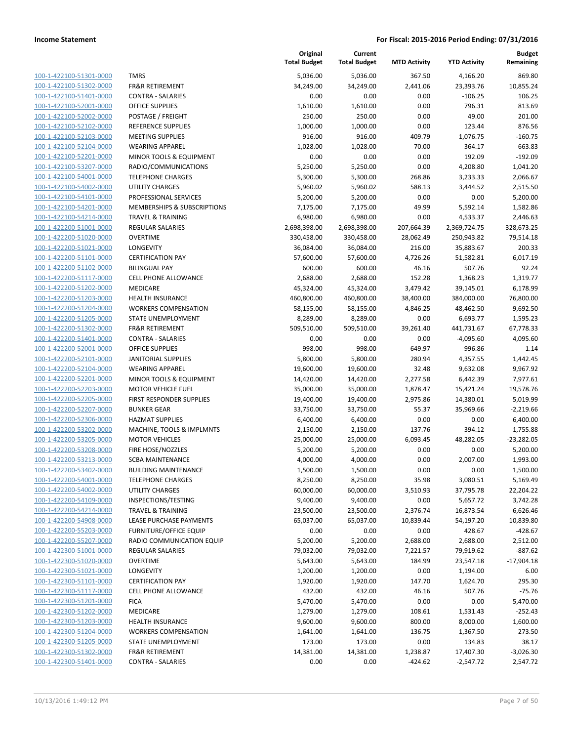**Income Statement** | **For Fiscal: 2015-2016 Period Ending: 07/31/2016**

| | | Original Total Budget | Current Total Budget | MTD Activity | YTD Activity | Budget Remaining |
|---|---|---|---|---|---|---|
| 100-1-422100-51301-0000 | TMRS | 5,036.00 | 5,036.00 | 367.50 | 4,166.20 | 869.80 |
| 100-1-422100-51302-0000 | FR&R RETIREMENT | 34,249.00 | 34,249.00 | 2,441.06 | 23,393.76 | 10,855.24 |
| 100-1-422100-51401-0000 | CONTRA - SALARIES | 0.00 | 0.00 | 0.00 | -106.25 | 106.25 |
| 100-1-422100-52001-0000 | OFFICE SUPPLIES | 1,610.00 | 1,610.00 | 0.00 | 796.31 | 813.69 |
| 100-1-422100-52002-0000 | POSTAGE / FREIGHT | 250.00 | 250.00 | 0.00 | 49.00 | 201.00 |
| 100-1-422100-52102-0000 | REFERENCE SUPPLIES | 1,000.00 | 1,000.00 | 0.00 | 123.44 | 876.56 |
| 100-1-422100-52103-0000 | MEETING SUPPLIES | 916.00 | 916.00 | 409.79 | 1,076.75 | -160.75 |
| 100-1-422100-52104-0000 | WEARING APPAREL | 1,028.00 | 1,028.00 | 70.00 | 364.17 | 663.83 |
| 100-1-422100-52201-0000 | MINOR TOOLS & EQUIPMENT | 0.00 | 0.00 | 0.00 | 192.09 | -192.09 |
| 100-1-422100-53207-0000 | RADIO/COMMUNICATIONS | 5,250.00 | 5,250.00 | 0.00 | 4,208.80 | 1,041.20 |
| 100-1-422100-54001-0000 | TELEPHONE CHARGES | 5,300.00 | 5,300.00 | 268.86 | 3,233.33 | 2,066.67 |
| 100-1-422100-54002-0000 | UTILITY CHARGES | 5,960.02 | 5,960.02 | 588.13 | 3,444.52 | 2,515.50 |
| 100-1-422100-54101-0000 | PROFESSIONAL SERVICES | 5,200.00 | 5,200.00 | 0.00 | 0.00 | 5,200.00 |
| 100-1-422100-54201-0000 | MEMBERSHIPS & SUBSCRIPTIONS | 7,175.00 | 7,175.00 | 49.99 | 5,592.14 | 1,582.86 |
| 100-1-422100-54214-0000 | TRAVEL & TRAINING | 6,980.00 | 6,980.00 | 0.00 | 4,533.37 | 2,446.63 |
| 100-1-422200-51001-0000 | REGULAR SALARIES | 2,698,398.00 | 2,698,398.00 | 207,664.39 | 2,369,724.75 | 328,673.25 |
| 100-1-422200-51020-0000 | OVERTIME | 330,458.00 | 330,458.00 | 28,062.49 | 250,943.82 | 79,514.18 |
| 100-1-422200-51021-0000 | LONGEVITY | 36,084.00 | 36,084.00 | 216.00 | 35,883.67 | 200.33 |
| 100-1-422200-51101-0000 | CERTIFICATION PAY | 57,600.00 | 57,600.00 | 4,726.26 | 51,582.81 | 6,017.19 |
| 100-1-422200-51102-0000 | BILINGUAL PAY | 600.00 | 600.00 | 46.16 | 507.76 | 92.24 |
| 100-1-422200-51117-0000 | CELL PHONE ALLOWANCE | 2,688.00 | 2,688.00 | 152.28 | 1,368.23 | 1,319.77 |
| 100-1-422200-51202-0000 | MEDICARE | 45,324.00 | 45,324.00 | 3,479.42 | 39,145.01 | 6,178.99 |
| 100-1-422200-51203-0000 | HEALTH INSURANCE | 460,800.00 | 460,800.00 | 38,400.00 | 384,000.00 | 76,800.00 |
| 100-1-422200-51204-0000 | WORKERS COMPENSATION | 58,155.00 | 58,155.00 | 4,846.25 | 48,462.50 | 9,692.50 |
| 100-1-422200-51205-0000 | STATE UNEMPLOYMENT | 8,289.00 | 8,289.00 | 0.00 | 6,693.77 | 1,595.23 |
| 100-1-422200-51302-0000 | FR&R RETIREMENT | 509,510.00 | 509,510.00 | 39,261.40 | 441,731.67 | 67,778.33 |
| 100-1-422200-51401-0000 | CONTRA - SALARIES | 0.00 | 0.00 | 0.00 | -4,095.60 | 4,095.60 |
| 100-1-422200-52001-0000 | OFFICE SUPPLIES | 998.00 | 998.00 | 649.97 | 996.86 | 1.14 |
| 100-1-422200-52101-0000 | JANITORIAL SUPPLIES | 5,800.00 | 5,800.00 | 280.94 | 4,357.55 | 1,442.45 |
| 100-1-422200-52104-0000 | WEARING APPAREL | 19,600.00 | 19,600.00 | 32.48 | 9,632.08 | 9,967.92 |
| 100-1-422200-52201-0000 | MINOR TOOLS & EQUIPMENT | 14,420.00 | 14,420.00 | 2,277.58 | 6,442.39 | 7,977.61 |
| 100-1-422200-52203-0000 | MOTOR VEHICLE FUEL | 35,000.00 | 35,000.00 | 1,878.47 | 15,421.24 | 19,578.76 |
| 100-1-422200-52205-0000 | FIRST RESPONDER SUPPLIES | 19,400.00 | 19,400.00 | 2,975.86 | 14,380.01 | 5,019.99 |
| 100-1-422200-52207-0000 | BUNKER GEAR | 33,750.00 | 33,750.00 | 55.37 | 35,969.66 | -2,219.66 |
| 100-1-422200-52306-0000 | HAZMAT SUPPLIES | 6,400.00 | 6,400.00 | 0.00 | 0.00 | 6,400.00 |
| 100-1-422200-53202-0000 | MACHINE, TOOLS & IMPLMNTS | 2,150.00 | 2,150.00 | 137.76 | 394.12 | 1,755.88 |
| 100-1-422200-53205-0000 | MOTOR VEHICLES | 25,000.00 | 25,000.00 | 6,093.45 | 48,282.05 | -23,282.05 |
| 100-1-422200-53208-0000 | FIRE HOSE/NOZZLES | 5,200.00 | 5,200.00 | 0.00 | 0.00 | 5,200.00 |
| 100-1-422200-53213-0000 | SCBA MAINTENANCE | 4,000.00 | 4,000.00 | 0.00 | 2,007.00 | 1,993.00 |
| 100-1-422200-53402-0000 | BUILDING MAINTENANCE | 1,500.00 | 1,500.00 | 0.00 | 0.00 | 1,500.00 |
| 100-1-422200-54001-0000 | TELEPHONE CHARGES | 8,250.00 | 8,250.00 | 35.98 | 3,080.51 | 5,169.49 |
| 100-1-422200-54002-0000 | UTILITY CHARGES | 60,000.00 | 60,000.00 | 3,510.93 | 37,795.78 | 22,204.22 |
| 100-1-422200-54109-0000 | INSPECTIONS/TESTING | 9,400.00 | 9,400.00 | 0.00 | 5,657.72 | 3,742.28 |
| 100-1-422200-54214-0000 | TRAVEL & TRAINING | 23,500.00 | 23,500.00 | 2,376.74 | 16,873.54 | 6,626.46 |
| 100-1-422200-54908-0000 | LEASE PURCHASE PAYMENTS | 65,037.00 | 65,037.00 | 10,839.44 | 54,197.20 | 10,839.80 |
| 100-1-422200-55203-0000 | FURNITURE/OFFICE EQUIP | 0.00 | 0.00 | 0.00 | 428.67 | -428.67 |
| 100-1-422200-55207-0000 | RADIO COMMUNICATION EQUIP | 5,200.00 | 5,200.00 | 2,688.00 | 2,688.00 | 2,512.00 |
| 100-1-422300-51001-0000 | REGULAR SALARIES | 79,032.00 | 79,032.00 | 7,221.57 | 79,919.62 | -887.62 |
| 100-1-422300-51020-0000 | OVERTIME | 5,643.00 | 5,643.00 | 184.99 | 23,547.18 | -17,904.18 |
| 100-1-422300-51021-0000 | LONGEVITY | 1,200.00 | 1,200.00 | 0.00 | 1,194.00 | 6.00 |
| 100-1-422300-51101-0000 | CERTIFICATION PAY | 1,920.00 | 1,920.00 | 147.70 | 1,624.70 | 295.30 |
| 100-1-422300-51117-0000 | CELL PHONE ALLOWANCE | 432.00 | 432.00 | 46.16 | 507.76 | -75.76 |
| 100-1-422300-51201-0000 | FICA | 5,470.00 | 5,470.00 | 0.00 | 0.00 | 5,470.00 |
| 100-1-422300-51202-0000 | MEDICARE | 1,279.00 | 1,279.00 | 108.61 | 1,531.43 | -252.43 |
| 100-1-422300-51203-0000 | HEALTH INSURANCE | 9,600.00 | 9,600.00 | 800.00 | 8,000.00 | 1,600.00 |
| 100-1-422300-51204-0000 | WORKERS COMPENSATION | 1,641.00 | 1,641.00 | 136.75 | 1,367.50 | 273.50 |
| 100-1-422300-51205-0000 | STATE UNEMPLOYMENT | 173.00 | 173.00 | 0.00 | 134.83 | 38.17 |
| 100-1-422300-51302-0000 | FR&R RETIREMENT | 14,381.00 | 14,381.00 | 1,238.87 | 17,407.30 | -3,026.30 |
| 100-1-422300-51401-0000 | CONTRA - SALARIES | 0.00 | 0.00 | -424.62 | -2,547.72 | 2,547.72 |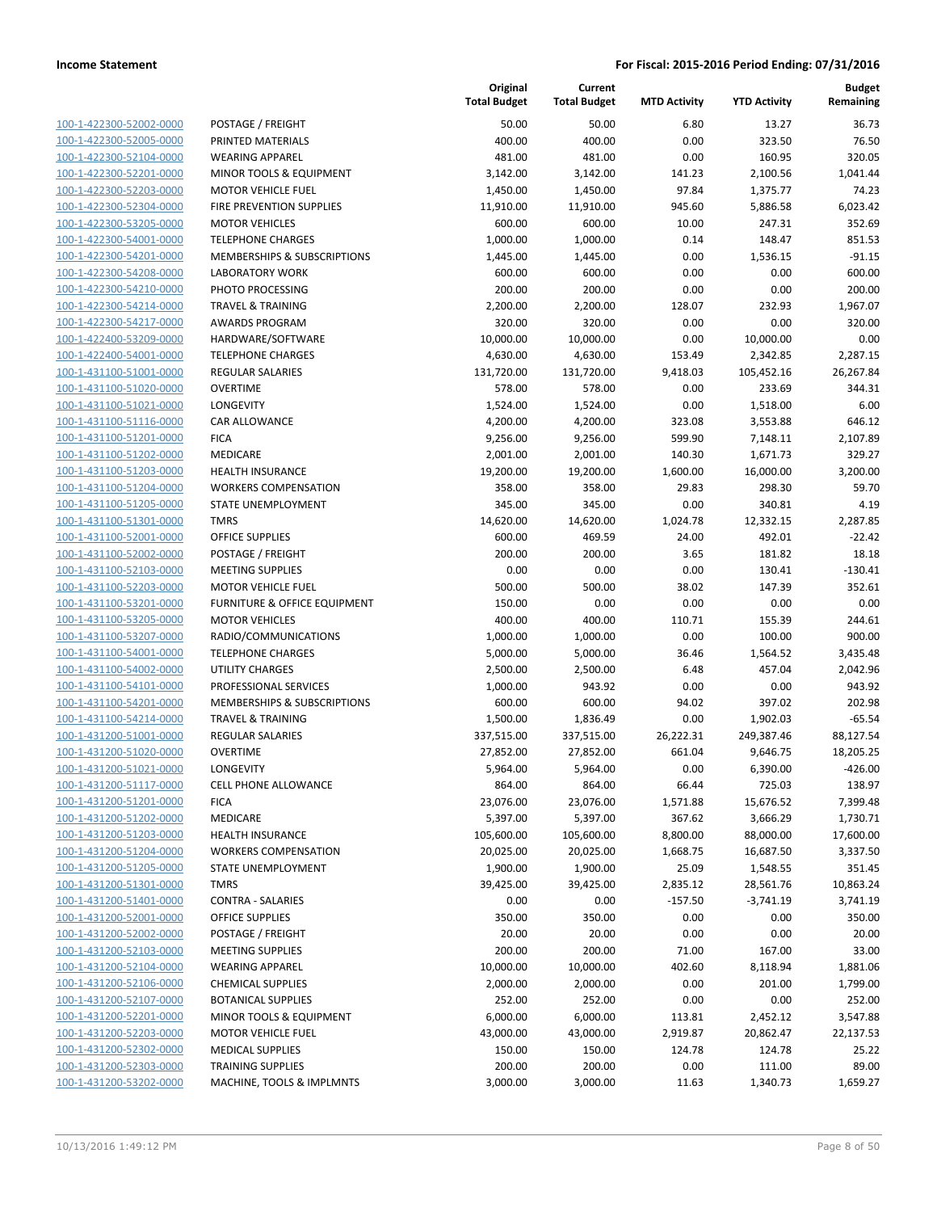**Income Statement** | **For Fiscal: 2015-2016 Period Ending: 07/31/2016**

| | | Original Total Budget | Current Total Budget | MTD Activity | YTD Activity | Budget Remaining |
|---|---|---|---|---|---|---|
| 100-1-422300-52002-0000 | POSTAGE / FREIGHT | 50.00 | 50.00 | 6.80 | 13.27 | 36.73 |
| 100-1-422300-52005-0000 | PRINTED MATERIALS | 400.00 | 400.00 | 0.00 | 323.50 | 76.50 |
| 100-1-422300-52104-0000 | WEARING APPAREL | 481.00 | 481.00 | 0.00 | 160.95 | 320.05 |
| 100-1-422300-52201-0000 | MINOR TOOLS & EQUIPMENT | 3,142.00 | 3,142.00 | 141.23 | 2,100.56 | 1,041.44 |
| 100-1-422300-52203-0000 | MOTOR VEHICLE FUEL | 1,450.00 | 1,450.00 | 97.84 | 1,375.77 | 74.23 |
| 100-1-422300-52304-0000 | FIRE PREVENTION SUPPLIES | 11,910.00 | 11,910.00 | 945.60 | 5,886.58 | 6,023.42 |
| 100-1-422300-53205-0000 | MOTOR VEHICLES | 600.00 | 600.00 | 10.00 | 247.31 | 352.69 |
| 100-1-422300-54001-0000 | TELEPHONE CHARGES | 1,000.00 | 1,000.00 | 0.14 | 148.47 | 851.53 |
| 100-1-422300-54201-0000 | MEMBERSHIPS & SUBSCRIPTIONS | 1,445.00 | 1,445.00 | 0.00 | 1,536.15 | -91.15 |
| 100-1-422300-54208-0000 | LABORATORY WORK | 600.00 | 600.00 | 0.00 | 0.00 | 600.00 |
| 100-1-422300-54210-0000 | PHOTO PROCESSING | 200.00 | 200.00 | 0.00 | 0.00 | 200.00 |
| 100-1-422300-54214-0000 | TRAVEL & TRAINING | 2,200.00 | 2,200.00 | 128.07 | 232.93 | 1,967.07 |
| 100-1-422300-54217-0000 | AWARDS PROGRAM | 320.00 | 320.00 | 0.00 | 0.00 | 320.00 |
| 100-1-422400-53209-0000 | HARDWARE/SOFTWARE | 10,000.00 | 10,000.00 | 0.00 | 10,000.00 | 0.00 |
| 100-1-422400-54001-0000 | TELEPHONE CHARGES | 4,630.00 | 4,630.00 | 153.49 | 2,342.85 | 2,287.15 |
| 100-1-431100-51001-0000 | REGULAR SALARIES | 131,720.00 | 131,720.00 | 9,418.03 | 105,452.16 | 26,267.84 |
| 100-1-431100-51020-0000 | OVERTIME | 578.00 | 578.00 | 0.00 | 233.69 | 344.31 |
| 100-1-431100-51021-0000 | LONGEVITY | 1,524.00 | 1,524.00 | 0.00 | 1,518.00 | 6.00 |
| 100-1-431100-51116-0000 | CAR ALLOWANCE | 4,200.00 | 4,200.00 | 323.08 | 3,553.88 | 646.12 |
| 100-1-431100-51201-0000 | FICA | 9,256.00 | 9,256.00 | 599.90 | 7,148.11 | 2,107.89 |
| 100-1-431100-51202-0000 | MEDICARE | 2,001.00 | 2,001.00 | 140.30 | 1,671.73 | 329.27 |
| 100-1-431100-51203-0000 | HEALTH INSURANCE | 19,200.00 | 19,200.00 | 1,600.00 | 16,000.00 | 3,200.00 |
| 100-1-431100-51204-0000 | WORKERS COMPENSATION | 358.00 | 358.00 | 29.83 | 298.30 | 59.70 |
| 100-1-431100-51205-0000 | STATE UNEMPLOYMENT | 345.00 | 345.00 | 0.00 | 340.81 | 4.19 |
| 100-1-431100-51301-0000 | TMRS | 14,620.00 | 14,620.00 | 1,024.78 | 12,332.15 | 2,287.85 |
| 100-1-431100-52001-0000 | OFFICE SUPPLIES | 600.00 | 469.59 | 24.00 | 492.01 | -22.42 |
| 100-1-431100-52002-0000 | POSTAGE / FREIGHT | 200.00 | 200.00 | 3.65 | 181.82 | 18.18 |
| 100-1-431100-52103-0000 | MEETING SUPPLIES | 0.00 | 0.00 | 0.00 | 130.41 | -130.41 |
| 100-1-431100-52203-0000 | MOTOR VEHICLE FUEL | 500.00 | 500.00 | 38.02 | 147.39 | 352.61 |
| 100-1-431100-53201-0000 | FURNITURE & OFFICE EQUIPMENT | 150.00 | 0.00 | 0.00 | 0.00 | 0.00 |
| 100-1-431100-53205-0000 | MOTOR VEHICLES | 400.00 | 400.00 | 110.71 | 155.39 | 244.61 |
| 100-1-431100-53207-0000 | RADIO/COMMUNICATIONS | 1,000.00 | 1,000.00 | 0.00 | 100.00 | 900.00 |
| 100-1-431100-54001-0000 | TELEPHONE CHARGES | 5,000.00 | 5,000.00 | 36.46 | 1,564.52 | 3,435.48 |
| 100-1-431100-54002-0000 | UTILITY CHARGES | 2,500.00 | 2,500.00 | 6.48 | 457.04 | 2,042.96 |
| 100-1-431100-54101-0000 | PROFESSIONAL SERVICES | 1,000.00 | 943.92 | 0.00 | 0.00 | 943.92 |
| 100-1-431100-54201-0000 | MEMBERSHIPS & SUBSCRIPTIONS | 600.00 | 600.00 | 94.02 | 397.02 | 202.98 |
| 100-1-431100-54214-0000 | TRAVEL & TRAINING | 1,500.00 | 1,836.49 | 0.00 | 1,902.03 | -65.54 |
| 100-1-431200-51001-0000 | REGULAR SALARIES | 337,515.00 | 337,515.00 | 26,222.31 | 249,387.46 | 88,127.54 |
| 100-1-431200-51020-0000 | OVERTIME | 27,852.00 | 27,852.00 | 661.04 | 9,646.75 | 18,205.25 |
| 100-1-431200-51021-0000 | LONGEVITY | 5,964.00 | 5,964.00 | 0.00 | 6,390.00 | -426.00 |
| 100-1-431200-51117-0000 | CELL PHONE ALLOWANCE | 864.00 | 864.00 | 66.44 | 725.03 | 138.97 |
| 100-1-431200-51201-0000 | FICA | 23,076.00 | 23,076.00 | 1,571.88 | 15,676.52 | 7,399.48 |
| 100-1-431200-51202-0000 | MEDICARE | 5,397.00 | 5,397.00 | 367.62 | 3,666.29 | 1,730.71 |
| 100-1-431200-51203-0000 | HEALTH INSURANCE | 105,600.00 | 105,600.00 | 8,800.00 | 88,000.00 | 17,600.00 |
| 100-1-431200-51204-0000 | WORKERS COMPENSATION | 20,025.00 | 20,025.00 | 1,668.75 | 16,687.50 | 3,337.50 |
| 100-1-431200-51205-0000 | STATE UNEMPLOYMENT | 1,900.00 | 1,900.00 | 25.09 | 1,548.55 | 351.45 |
| 100-1-431200-51301-0000 | TMRS | 39,425.00 | 39,425.00 | 2,835.12 | 28,561.76 | 10,863.24 |
| 100-1-431200-51401-0000 | CONTRA - SALARIES | 0.00 | 0.00 | -157.50 | -3,741.19 | 3,741.19 |
| 100-1-431200-52001-0000 | OFFICE SUPPLIES | 350.00 | 350.00 | 0.00 | 0.00 | 350.00 |
| 100-1-431200-52002-0000 | POSTAGE / FREIGHT | 20.00 | 20.00 | 0.00 | 0.00 | 20.00 |
| 100-1-431200-52103-0000 | MEETING SUPPLIES | 200.00 | 200.00 | 71.00 | 167.00 | 33.00 |
| 100-1-431200-52104-0000 | WEARING APPAREL | 10,000.00 | 10,000.00 | 402.60 | 8,118.94 | 1,881.06 |
| 100-1-431200-52106-0000 | CHEMICAL SUPPLIES | 2,000.00 | 2,000.00 | 0.00 | 201.00 | 1,799.00 |
| 100-1-431200-52107-0000 | BOTANICAL SUPPLIES | 252.00 | 252.00 | 0.00 | 0.00 | 252.00 |
| 100-1-431200-52201-0000 | MINOR TOOLS & EQUIPMENT | 6,000.00 | 6,000.00 | 113.81 | 2,452.12 | 3,547.88 |
| 100-1-431200-52203-0000 | MOTOR VEHICLE FUEL | 43,000.00 | 43,000.00 | 2,919.87 | 20,862.47 | 22,137.53 |
| 100-1-431200-52302-0000 | MEDICAL SUPPLIES | 150.00 | 150.00 | 124.78 | 124.78 | 25.22 |
| 100-1-431200-52303-0000 | TRAINING SUPPLIES | 200.00 | 200.00 | 0.00 | 111.00 | 89.00 |
| 100-1-431200-53202-0000 | MACHINE, TOOLS & IMPLMNTS | 3,000.00 | 3,000.00 | 11.63 | 1,340.73 | 1,659.27 |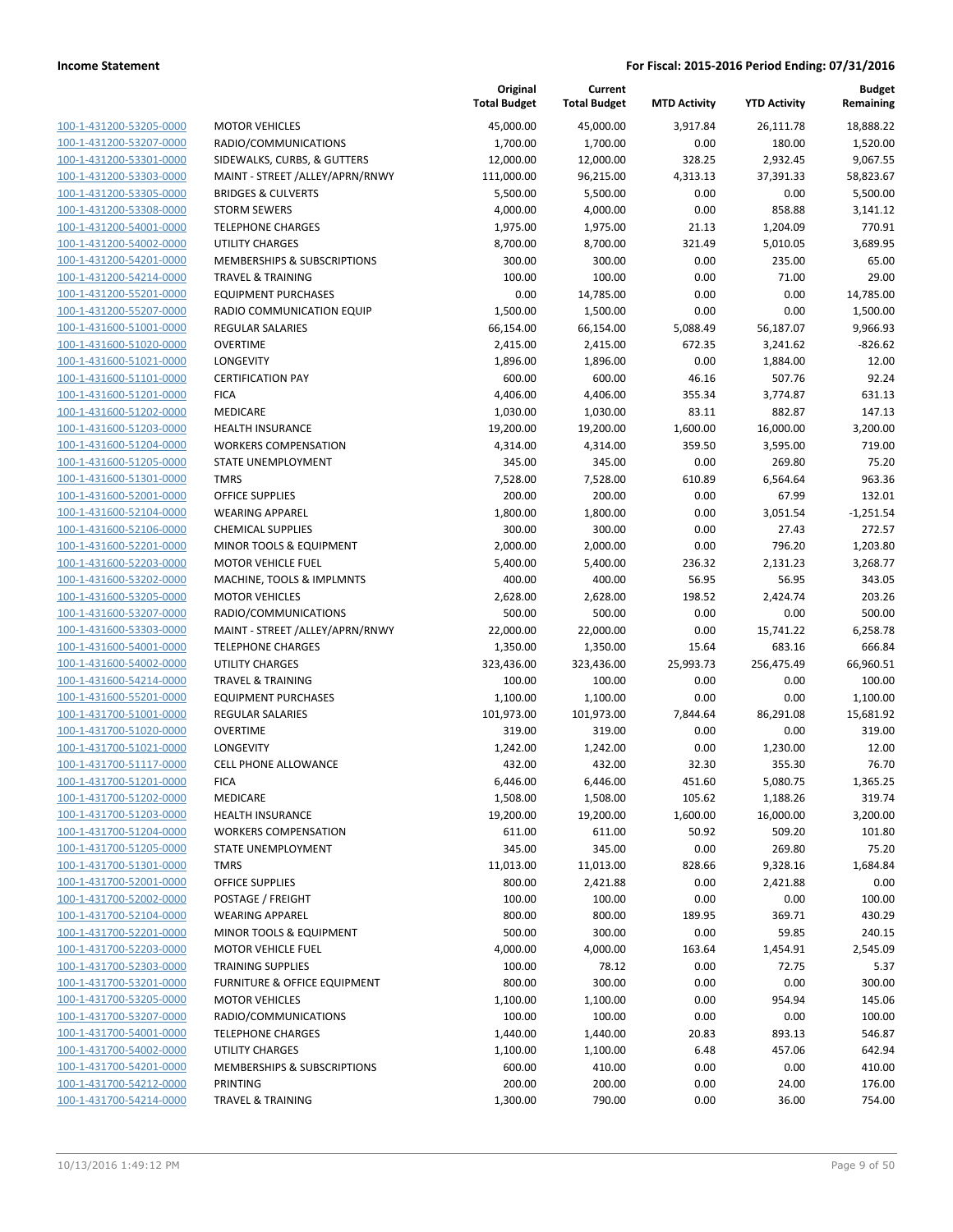**Income Statement** — **For Fiscal: 2015-2016 Period Ending: 07/31/2016**

| | | Original Total Budget | Current Total Budget | MTD Activity | YTD Activity | Budget Remaining |
|---|---|---|---|---|---|---|
| 100-1-431200-53205-0000 | MOTOR VEHICLES | 45,000.00 | 45,000.00 | 3,917.84 | 26,111.78 | 18,888.22 |
| 100-1-431200-53207-0000 | RADIO/COMMUNICATIONS | 1,700.00 | 1,700.00 | 0.00 | 180.00 | 1,520.00 |
| 100-1-431200-53301-0000 | SIDEWALKS, CURBS, & GUTTERS | 12,000.00 | 12,000.00 | 328.25 | 2,932.45 | 9,067.55 |
| 100-1-431200-53303-0000 | MAINT - STREET /ALLEY/APRN/RNWY | 111,000.00 | 96,215.00 | 4,313.13 | 37,391.33 | 58,823.67 |
| 100-1-431200-53305-0000 | BRIDGES & CULVERTS | 5,500.00 | 5,500.00 | 0.00 | 0.00 | 5,500.00 |
| 100-1-431200-53308-0000 | STORM SEWERS | 4,000.00 | 4,000.00 | 0.00 | 858.88 | 3,141.12 |
| 100-1-431200-54001-0000 | TELEPHONE CHARGES | 1,975.00 | 1,975.00 | 21.13 | 1,204.09 | 770.91 |
| 100-1-431200-54002-0000 | UTILITY CHARGES | 8,700.00 | 8,700.00 | 321.49 | 5,010.05 | 3,689.95 |
| 100-1-431200-54201-0000 | MEMBERSHIPS & SUBSCRIPTIONS | 300.00 | 300.00 | 0.00 | 235.00 | 65.00 |
| 100-1-431200-54214-0000 | TRAVEL & TRAINING | 100.00 | 100.00 | 0.00 | 71.00 | 29.00 |
| 100-1-431200-55201-0000 | EQUIPMENT PURCHASES | 0.00 | 14,785.00 | 0.00 | 0.00 | 14,785.00 |
| 100-1-431200-55207-0000 | RADIO COMMUNICATION EQUIP | 1,500.00 | 1,500.00 | 0.00 | 0.00 | 1,500.00 |
| 100-1-431600-51001-0000 | REGULAR SALARIES | 66,154.00 | 66,154.00 | 5,088.49 | 56,187.07 | 9,966.93 |
| 100-1-431600-51020-0000 | OVERTIME | 2,415.00 | 2,415.00 | 672.35 | 3,241.62 | -826.62 |
| 100-1-431600-51021-0000 | LONGEVITY | 1,896.00 | 1,896.00 | 0.00 | 1,884.00 | 12.00 |
| 100-1-431600-51101-0000 | CERTIFICATION PAY | 600.00 | 600.00 | 46.16 | 507.76 | 92.24 |
| 100-1-431600-51201-0000 | FICA | 4,406.00 | 4,406.00 | 355.34 | 3,774.87 | 631.13 |
| 100-1-431600-51202-0000 | MEDICARE | 1,030.00 | 1,030.00 | 83.11 | 882.87 | 147.13 |
| 100-1-431600-51203-0000 | HEALTH INSURANCE | 19,200.00 | 19,200.00 | 1,600.00 | 16,000.00 | 3,200.00 |
| 100-1-431600-51204-0000 | WORKERS COMPENSATION | 4,314.00 | 4,314.00 | 359.50 | 3,595.00 | 719.00 |
| 100-1-431600-51205-0000 | STATE UNEMPLOYMENT | 345.00 | 345.00 | 0.00 | 269.80 | 75.20 |
| 100-1-431600-51301-0000 | TMRS | 7,528.00 | 7,528.00 | 610.89 | 6,564.64 | 963.36 |
| 100-1-431600-52001-0000 | OFFICE SUPPLIES | 200.00 | 200.00 | 0.00 | 67.99 | 132.01 |
| 100-1-431600-52104-0000 | WEARING APPAREL | 1,800.00 | 1,800.00 | 0.00 | 3,051.54 | -1,251.54 |
| 100-1-431600-52106-0000 | CHEMICAL SUPPLIES | 300.00 | 300.00 | 0.00 | 27.43 | 272.57 |
| 100-1-431600-52201-0000 | MINOR TOOLS & EQUIPMENT | 2,000.00 | 2,000.00 | 0.00 | 796.20 | 1,203.80 |
| 100-1-431600-52203-0000 | MOTOR VEHICLE FUEL | 5,400.00 | 5,400.00 | 236.32 | 2,131.23 | 3,268.77 |
| 100-1-431600-53202-0000 | MACHINE, TOOLS & IMPLMNTS | 400.00 | 400.00 | 56.95 | 56.95 | 343.05 |
| 100-1-431600-53205-0000 | MOTOR VEHICLES | 2,628.00 | 2,628.00 | 198.52 | 2,424.74 | 203.26 |
| 100-1-431600-53207-0000 | RADIO/COMMUNICATIONS | 500.00 | 500.00 | 0.00 | 0.00 | 500.00 |
| 100-1-431600-53303-0000 | MAINT - STREET /ALLEY/APRN/RNWY | 22,000.00 | 22,000.00 | 0.00 | 15,741.22 | 6,258.78 |
| 100-1-431600-54001-0000 | TELEPHONE CHARGES | 1,350.00 | 1,350.00 | 15.64 | 683.16 | 666.84 |
| 100-1-431600-54002-0000 | UTILITY CHARGES | 323,436.00 | 323,436.00 | 25,993.73 | 256,475.49 | 66,960.51 |
| 100-1-431600-54214-0000 | TRAVEL & TRAINING | 100.00 | 100.00 | 0.00 | 0.00 | 100.00 |
| 100-1-431600-55201-0000 | EQUIPMENT PURCHASES | 1,100.00 | 1,100.00 | 0.00 | 0.00 | 1,100.00 |
| 100-1-431700-51001-0000 | REGULAR SALARIES | 101,973.00 | 101,973.00 | 7,844.64 | 86,291.08 | 15,681.92 |
| 100-1-431700-51020-0000 | OVERTIME | 319.00 | 319.00 | 0.00 | 0.00 | 319.00 |
| 100-1-431700-51021-0000 | LONGEVITY | 1,242.00 | 1,242.00 | 0.00 | 1,230.00 | 12.00 |
| 100-1-431700-51117-0000 | CELL PHONE ALLOWANCE | 432.00 | 432.00 | 32.30 | 355.30 | 76.70 |
| 100-1-431700-51201-0000 | FICA | 6,446.00 | 6,446.00 | 451.60 | 5,080.75 | 1,365.25 |
| 100-1-431700-51202-0000 | MEDICARE | 1,508.00 | 1,508.00 | 105.62 | 1,188.26 | 319.74 |
| 100-1-431700-51203-0000 | HEALTH INSURANCE | 19,200.00 | 19,200.00 | 1,600.00 | 16,000.00 | 3,200.00 |
| 100-1-431700-51204-0000 | WORKERS COMPENSATION | 611.00 | 611.00 | 50.92 | 509.20 | 101.80 |
| 100-1-431700-51205-0000 | STATE UNEMPLOYMENT | 345.00 | 345.00 | 0.00 | 269.80 | 75.20 |
| 100-1-431700-51301-0000 | TMRS | 11,013.00 | 11,013.00 | 828.66 | 9,328.16 | 1,684.84 |
| 100-1-431700-52001-0000 | OFFICE SUPPLIES | 800.00 | 2,421.88 | 0.00 | 2,421.88 | 0.00 |
| 100-1-431700-52002-0000 | POSTAGE / FREIGHT | 100.00 | 100.00 | 0.00 | 0.00 | 100.00 |
| 100-1-431700-52104-0000 | WEARING APPAREL | 800.00 | 800.00 | 189.95 | 369.71 | 430.29 |
| 100-1-431700-52201-0000 | MINOR TOOLS & EQUIPMENT | 500.00 | 300.00 | 0.00 | 59.85 | 240.15 |
| 100-1-431700-52203-0000 | MOTOR VEHICLE FUEL | 4,000.00 | 4,000.00 | 163.64 | 1,454.91 | 2,545.09 |
| 100-1-431700-52303-0000 | TRAINING SUPPLIES | 100.00 | 78.12 | 0.00 | 72.75 | 5.37 |
| 100-1-431700-53201-0000 | FURNITURE & OFFICE EQUIPMENT | 800.00 | 300.00 | 0.00 | 0.00 | 300.00 |
| 100-1-431700-53205-0000 | MOTOR VEHICLES | 1,100.00 | 1,100.00 | 0.00 | 954.94 | 145.06 |
| 100-1-431700-53207-0000 | RADIO/COMMUNICATIONS | 100.00 | 100.00 | 0.00 | 0.00 | 100.00 |
| 100-1-431700-54001-0000 | TELEPHONE CHARGES | 1,440.00 | 1,440.00 | 20.83 | 893.13 | 546.87 |
| 100-1-431700-54002-0000 | UTILITY CHARGES | 1,100.00 | 1,100.00 | 6.48 | 457.06 | 642.94 |
| 100-1-431700-54201-0000 | MEMBERSHIPS & SUBSCRIPTIONS | 600.00 | 410.00 | 0.00 | 0.00 | 410.00 |
| 100-1-431700-54212-0000 | PRINTING | 200.00 | 200.00 | 0.00 | 24.00 | 176.00 |
| 100-1-431700-54214-0000 | TRAVEL & TRAINING | 1,300.00 | 790.00 | 0.00 | 36.00 | 754.00 |

10/13/2016 1:49:12 PM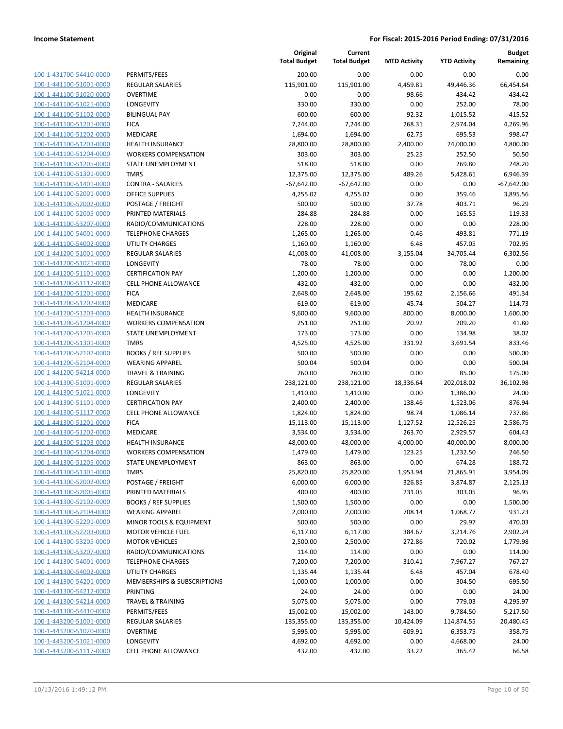**Income Statement** — For Fiscal: 2015-2016 Period Ending: 07/31/2016

| | | Original Total Budget | Current Total Budget | MTD Activity | YTD Activity | Budget Remaining |
|---|---|---|---|---|---|---|
| 100-1-431700-54410-0000 | PERMITS/FEES | 200.00 | 0.00 | 0.00 | 0.00 | 0.00 |
| 100-1-441100-51001-0000 | REGULAR SALARIES | 115,901.00 | 115,901.00 | 4,459.81 | 49,446.36 | 66,454.64 |
| 100-1-441100-51020-0000 | OVERTIME | 0.00 | 0.00 | 98.66 | 434.42 | -434.42 |
| 100-1-441100-51021-0000 | LONGEVITY | 330.00 | 330.00 | 0.00 | 252.00 | 78.00 |
| 100-1-441100-51102-0000 | BILINGUAL PAY | 600.00 | 600.00 | 92.32 | 1,015.52 | -415.52 |
| 100-1-441100-51201-0000 | FICA | 7,244.00 | 7,244.00 | 268.31 | 2,974.04 | 4,269.96 |
| 100-1-441100-51202-0000 | MEDICARE | 1,694.00 | 1,694.00 | 62.75 | 695.53 | 998.47 |
| 100-1-441100-51203-0000 | HEALTH INSURANCE | 28,800.00 | 28,800.00 | 2,400.00 | 24,000.00 | 4,800.00 |
| 100-1-441100-51204-0000 | WORKERS COMPENSATION | 303.00 | 303.00 | 25.25 | 252.50 | 50.50 |
| 100-1-441100-51205-0000 | STATE UNEMPLOYMENT | 518.00 | 518.00 | 0.00 | 269.80 | 248.20 |
| 100-1-441100-51301-0000 | TMRS | 12,375.00 | 12,375.00 | 489.26 | 5,428.61 | 6,946.39 |
| 100-1-441100-51401-0000 | CONTRA - SALARIES | -67,642.00 | -67,642.00 | 0.00 | 0.00 | -67,642.00 |
| 100-1-441100-52001-0000 | OFFICE SUPPLIES | 4,255.02 | 4,255.02 | 0.00 | 359.46 | 3,895.56 |
| 100-1-441100-52002-0000 | POSTAGE / FREIGHT | 500.00 | 500.00 | 37.78 | 403.71 | 96.29 |
| 100-1-441100-52005-0000 | PRINTED MATERIALS | 284.88 | 284.88 | 0.00 | 165.55 | 119.33 |
| 100-1-441100-53207-0000 | RADIO/COMMUNICATIONS | 228.00 | 228.00 | 0.00 | 0.00 | 228.00 |
| 100-1-441100-54001-0000 | TELEPHONE CHARGES | 1,265.00 | 1,265.00 | 0.46 | 493.81 | 771.19 |
| 100-1-441100-54002-0000 | UTILITY CHARGES | 1,160.00 | 1,160.00 | 6.48 | 457.05 | 702.95 |
| 100-1-441200-51001-0000 | REGULAR SALARIES | 41,008.00 | 41,008.00 | 3,155.04 | 34,705.44 | 6,302.56 |
| 100-1-441200-51021-0000 | LONGEVITY | 78.00 | 78.00 | 0.00 | 78.00 | 0.00 |
| 100-1-441200-51101-0000 | CERTIFICATION PAY | 1,200.00 | 1,200.00 | 0.00 | 0.00 | 1,200.00 |
| 100-1-441200-51117-0000 | CELL PHONE ALLOWANCE | 432.00 | 432.00 | 0.00 | 0.00 | 432.00 |
| 100-1-441200-51201-0000 | FICA | 2,648.00 | 2,648.00 | 195.62 | 2,156.66 | 491.34 |
| 100-1-441200-51202-0000 | MEDICARE | 619.00 | 619.00 | 45.74 | 504.27 | 114.73 |
| 100-1-441200-51203-0000 | HEALTH INSURANCE | 9,600.00 | 9,600.00 | 800.00 | 8,000.00 | 1,600.00 |
| 100-1-441200-51204-0000 | WORKERS COMPENSATION | 251.00 | 251.00 | 20.92 | 209.20 | 41.80 |
| 100-1-441200-51205-0000 | STATE UNEMPLOYMENT | 173.00 | 173.00 | 0.00 | 134.98 | 38.02 |
| 100-1-441200-51301-0000 | TMRS | 4,525.00 | 4,525.00 | 331.92 | 3,691.54 | 833.46 |
| 100-1-441200-52102-0000 | BOOKS / REF SUPPLIES | 500.00 | 500.00 | 0.00 | 0.00 | 500.00 |
| 100-1-441200-52104-0000 | WEARING APPAREL | 500.04 | 500.04 | 0.00 | 0.00 | 500.04 |
| 100-1-441200-54214-0000 | TRAVEL & TRAINING | 260.00 | 260.00 | 0.00 | 85.00 | 175.00 |
| 100-1-441300-51001-0000 | REGULAR SALARIES | 238,121.00 | 238,121.00 | 18,336.64 | 202,018.02 | 36,102.98 |
| 100-1-441300-51021-0000 | LONGEVITY | 1,410.00 | 1,410.00 | 0.00 | 1,386.00 | 24.00 |
| 100-1-441300-51101-0000 | CERTIFICATION PAY | 2,400.00 | 2,400.00 | 138.46 | 1,523.06 | 876.94 |
| 100-1-441300-51117-0000 | CELL PHONE ALLOWANCE | 1,824.00 | 1,824.00 | 98.74 | 1,086.14 | 737.86 |
| 100-1-441300-51201-0000 | FICA | 15,113.00 | 15,113.00 | 1,127.52 | 12,526.25 | 2,586.75 |
| 100-1-441300-51202-0000 | MEDICARE | 3,534.00 | 3,534.00 | 263.70 | 2,929.57 | 604.43 |
| 100-1-441300-51203-0000 | HEALTH INSURANCE | 48,000.00 | 48,000.00 | 4,000.00 | 40,000.00 | 8,000.00 |
| 100-1-441300-51204-0000 | WORKERS COMPENSATION | 1,479.00 | 1,479.00 | 123.25 | 1,232.50 | 246.50 |
| 100-1-441300-51205-0000 | STATE UNEMPLOYMENT | 863.00 | 863.00 | 0.00 | 674.28 | 188.72 |
| 100-1-441300-51301-0000 | TMRS | 25,820.00 | 25,820.00 | 1,953.94 | 21,865.91 | 3,954.09 |
| 100-1-441300-52002-0000 | POSTAGE / FREIGHT | 6,000.00 | 6,000.00 | 326.85 | 3,874.87 | 2,125.13 |
| 100-1-441300-52005-0000 | PRINTED MATERIALS | 400.00 | 400.00 | 231.05 | 303.05 | 96.95 |
| 100-1-441300-52102-0000 | BOOKS / REF SUPPLIES | 1,500.00 | 1,500.00 | 0.00 | 0.00 | 1,500.00 |
| 100-1-441300-52104-0000 | WEARING APPAREL | 2,000.00 | 2,000.00 | 708.14 | 1,068.77 | 931.23 |
| 100-1-441300-52201-0000 | MINOR TOOLS & EQUIPMENT | 500.00 | 500.00 | 0.00 | 29.97 | 470.03 |
| 100-1-441300-52203-0000 | MOTOR VEHICLE FUEL | 6,117.00 | 6,117.00 | 384.67 | 3,214.76 | 2,902.24 |
| 100-1-441300-53205-0000 | MOTOR VEHICLES | 2,500.00 | 2,500.00 | 272.86 | 720.02 | 1,779.98 |
| 100-1-441300-53207-0000 | RADIO/COMMUNICATIONS | 114.00 | 114.00 | 0.00 | 0.00 | 114.00 |
| 100-1-441300-54001-0000 | TELEPHONE CHARGES | 7,200.00 | 7,200.00 | 310.41 | 7,967.27 | -767.27 |
| 100-1-441300-54002-0000 | UTILITY CHARGES | 1,135.44 | 1,135.44 | 6.48 | 457.04 | 678.40 |
| 100-1-441300-54201-0000 | MEMBERSHIPS & SUBSCRIPTIONS | 1,000.00 | 1,000.00 | 0.00 | 304.50 | 695.50 |
| 100-1-441300-54212-0000 | PRINTING | 24.00 | 24.00 | 0.00 | 0.00 | 24.00 |
| 100-1-441300-54214-0000 | TRAVEL & TRAINING | 5,075.00 | 5,075.00 | 0.00 | 779.03 | 4,295.97 |
| 100-1-441300-54410-0000 | PERMITS/FEES | 15,002.00 | 15,002.00 | 143.00 | 9,784.50 | 5,217.50 |
| 100-1-443200-51001-0000 | REGULAR SALARIES | 135,355.00 | 135,355.00 | 10,424.09 | 114,874.55 | 20,480.45 |
| 100-1-443200-51020-0000 | OVERTIME | 5,995.00 | 5,995.00 | 609.91 | 6,353.75 | -358.75 |
| 100-1-443200-51021-0000 | LONGEVITY | 4,692.00 | 4,692.00 | 0.00 | 4,668.00 | 24.00 |
| 100-1-443200-51117-0000 | CELL PHONE ALLOWANCE | 432.00 | 432.00 | 33.22 | 365.42 | 66.58 |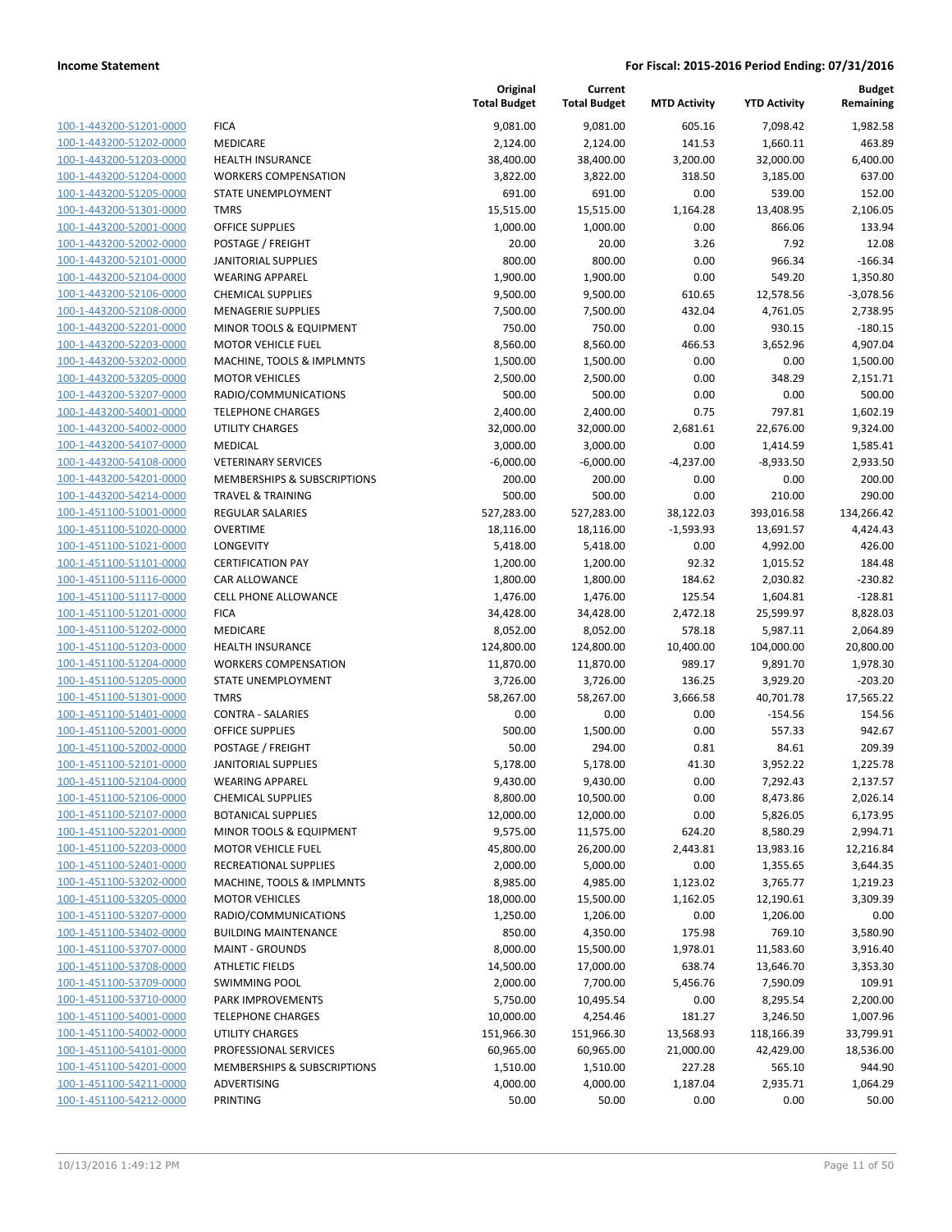**Income Statement** — **For Fiscal: 2015-2016 Period Ending: 07/31/2016**

| | | Original Total Budget | Current Total Budget | MTD Activity | YTD Activity | Budget Remaining |
|---|---|---|---|---|---|---|
| 100-1-443200-51201-0000 | FICA | 9,081.00 | 9,081.00 | 605.16 | 7,098.42 | 1,982.58 |
| 100-1-443200-51202-0000 | MEDICARE | 2,124.00 | 2,124.00 | 141.53 | 1,660.11 | 463.89 |
| 100-1-443200-51203-0000 | HEALTH INSURANCE | 38,400.00 | 38,400.00 | 3,200.00 | 32,000.00 | 6,400.00 |
| 100-1-443200-51204-0000 | WORKERS COMPENSATION | 3,822.00 | 3,822.00 | 318.50 | 3,185.00 | 637.00 |
| 100-1-443200-51205-0000 | STATE UNEMPLOYMENT | 691.00 | 691.00 | 0.00 | 539.00 | 152.00 |
| 100-1-443200-51301-0000 | TMRS | 15,515.00 | 15,515.00 | 1,164.28 | 13,408.95 | 2,106.05 |
| 100-1-443200-52001-0000 | OFFICE SUPPLIES | 1,000.00 | 1,000.00 | 0.00 | 866.06 | 133.94 |
| 100-1-443200-52002-0000 | POSTAGE / FREIGHT | 20.00 | 20.00 | 3.26 | 7.92 | 12.08 |
| 100-1-443200-52101-0000 | JANITORIAL SUPPLIES | 800.00 | 800.00 | 0.00 | 966.34 | -166.34 |
| 100-1-443200-52104-0000 | WEARING APPAREL | 1,900.00 | 1,900.00 | 0.00 | 549.20 | 1,350.80 |
| 100-1-443200-52106-0000 | CHEMICAL SUPPLIES | 9,500.00 | 9,500.00 | 610.65 | 12,578.56 | -3,078.56 |
| 100-1-443200-52108-0000 | MENAGERIE SUPPLIES | 7,500.00 | 7,500.00 | 432.04 | 4,761.05 | 2,738.95 |
| 100-1-443200-52201-0000 | MINOR TOOLS & EQUIPMENT | 750.00 | 750.00 | 0.00 | 930.15 | -180.15 |
| 100-1-443200-52203-0000 | MOTOR VEHICLE FUEL | 8,560.00 | 8,560.00 | 466.53 | 3,652.96 | 4,907.04 |
| 100-1-443200-53202-0000 | MACHINE, TOOLS & IMPLMNTS | 1,500.00 | 1,500.00 | 0.00 | 0.00 | 1,500.00 |
| 100-1-443200-53205-0000 | MOTOR VEHICLES | 2,500.00 | 2,500.00 | 0.00 | 348.29 | 2,151.71 |
| 100-1-443200-53207-0000 | RADIO/COMMUNICATIONS | 500.00 | 500.00 | 0.00 | 0.00 | 500.00 |
| 100-1-443200-54001-0000 | TELEPHONE CHARGES | 2,400.00 | 2,400.00 | 0.75 | 797.81 | 1,602.19 |
| 100-1-443200-54002-0000 | UTILITY CHARGES | 32,000.00 | 32,000.00 | 2,681.61 | 22,676.00 | 9,324.00 |
| 100-1-443200-54107-0000 | MEDICAL | 3,000.00 | 3,000.00 | 0.00 | 1,414.59 | 1,585.41 |
| 100-1-443200-54108-0000 | VETERINARY SERVICES | -6,000.00 | -6,000.00 | -4,237.00 | -8,933.50 | 2,933.50 |
| 100-1-443200-54201-0000 | MEMBERSHIPS & SUBSCRIPTIONS | 200.00 | 200.00 | 0.00 | 0.00 | 200.00 |
| 100-1-443200-54214-0000 | TRAVEL & TRAINING | 500.00 | 500.00 | 0.00 | 210.00 | 290.00 |
| 100-1-451100-51001-0000 | REGULAR SALARIES | 527,283.00 | 527,283.00 | 38,122.03 | 393,016.58 | 134,266.42 |
| 100-1-451100-51020-0000 | OVERTIME | 18,116.00 | 18,116.00 | -1,593.93 | 13,691.57 | 4,424.43 |
| 100-1-451100-51021-0000 | LONGEVITY | 5,418.00 | 5,418.00 | 0.00 | 4,992.00 | 426.00 |
| 100-1-451100-51101-0000 | CERTIFICATION PAY | 1,200.00 | 1,200.00 | 92.32 | 1,015.52 | 184.48 |
| 100-1-451100-51116-0000 | CAR ALLOWANCE | 1,800.00 | 1,800.00 | 184.62 | 2,030.82 | -230.82 |
| 100-1-451100-51117-0000 | CELL PHONE ALLOWANCE | 1,476.00 | 1,476.00 | 125.54 | 1,604.81 | -128.81 |
| 100-1-451100-51201-0000 | FICA | 34,428.00 | 34,428.00 | 2,472.18 | 25,599.97 | 8,828.03 |
| 100-1-451100-51202-0000 | MEDICARE | 8,052.00 | 8,052.00 | 578.18 | 5,987.11 | 2,064.89 |
| 100-1-451100-51203-0000 | HEALTH INSURANCE | 124,800.00 | 124,800.00 | 10,400.00 | 104,000.00 | 20,800.00 |
| 100-1-451100-51204-0000 | WORKERS COMPENSATION | 11,870.00 | 11,870.00 | 989.17 | 9,891.70 | 1,978.30 |
| 100-1-451100-51205-0000 | STATE UNEMPLOYMENT | 3,726.00 | 3,726.00 | 136.25 | 3,929.20 | -203.20 |
| 100-1-451100-51301-0000 | TMRS | 58,267.00 | 58,267.00 | 3,666.58 | 40,701.78 | 17,565.22 |
| 100-1-451100-51401-0000 | CONTRA - SALARIES | 0.00 | 0.00 | 0.00 | -154.56 | 154.56 |
| 100-1-451100-52001-0000 | OFFICE SUPPLIES | 500.00 | 1,500.00 | 0.00 | 557.33 | 942.67 |
| 100-1-451100-52002-0000 | POSTAGE / FREIGHT | 50.00 | 294.00 | 0.81 | 84.61 | 209.39 |
| 100-1-451100-52101-0000 | JANITORIAL SUPPLIES | 5,178.00 | 5,178.00 | 41.30 | 3,952.22 | 1,225.78 |
| 100-1-451100-52104-0000 | WEARING APPAREL | 9,430.00 | 9,430.00 | 0.00 | 7,292.43 | 2,137.57 |
| 100-1-451100-52106-0000 | CHEMICAL SUPPLIES | 8,800.00 | 10,500.00 | 0.00 | 8,473.86 | 2,026.14 |
| 100-1-451100-52107-0000 | BOTANICAL SUPPLIES | 12,000.00 | 12,000.00 | 0.00 | 5,826.05 | 6,173.95 |
| 100-1-451100-52201-0000 | MINOR TOOLS & EQUIPMENT | 9,575.00 | 11,575.00 | 624.20 | 8,580.29 | 2,994.71 |
| 100-1-451100-52203-0000 | MOTOR VEHICLE FUEL | 45,800.00 | 26,200.00 | 2,443.81 | 13,983.16 | 12,216.84 |
| 100-1-451100-52401-0000 | RECREATIONAL SUPPLIES | 2,000.00 | 5,000.00 | 0.00 | 1,355.65 | 3,644.35 |
| 100-1-451100-53202-0000 | MACHINE, TOOLS & IMPLMNTS | 8,985.00 | 4,985.00 | 1,123.02 | 3,765.77 | 1,219.23 |
| 100-1-451100-53205-0000 | MOTOR VEHICLES | 18,000.00 | 15,500.00 | 1,162.05 | 12,190.61 | 3,309.39 |
| 100-1-451100-53207-0000 | RADIO/COMMUNICATIONS | 1,250.00 | 1,206.00 | 0.00 | 1,206.00 | 0.00 |
| 100-1-451100-53402-0000 | BUILDING MAINTENANCE | 850.00 | 4,350.00 | 175.98 | 769.10 | 3,580.90 |
| 100-1-451100-53707-0000 | MAINT - GROUNDS | 8,000.00 | 15,500.00 | 1,978.01 | 11,583.60 | 3,916.40 |
| 100-1-451100-53708-0000 | ATHLETIC FIELDS | 14,500.00 | 17,000.00 | 638.74 | 13,646.70 | 3,353.30 |
| 100-1-451100-53709-0000 | SWIMMING POOL | 2,000.00 | 7,700.00 | 5,456.76 | 7,590.09 | 109.91 |
| 100-1-451100-53710-0000 | PARK IMPROVEMENTS | 5,750.00 | 10,495.54 | 0.00 | 8,295.54 | 2,200.00 |
| 100-1-451100-54001-0000 | TELEPHONE CHARGES | 10,000.00 | 4,254.46 | 181.27 | 3,246.50 | 1,007.96 |
| 100-1-451100-54002-0000 | UTILITY CHARGES | 151,966.30 | 151,966.30 | 13,568.93 | 118,166.39 | 33,799.91 |
| 100-1-451100-54101-0000 | PROFESSIONAL SERVICES | 60,965.00 | 60,965.00 | 21,000.00 | 42,429.00 | 18,536.00 |
| 100-1-451100-54201-0000 | MEMBERSHIPS & SUBSCRIPTIONS | 1,510.00 | 1,510.00 | 227.28 | 565.10 | 944.90 |
| 100-1-451100-54211-0000 | ADVERTISING | 4,000.00 | 4,000.00 | 1,187.04 | 2,935.71 | 1,064.29 |
| 100-1-451100-54212-0000 | PRINTING | 50.00 | 50.00 | 0.00 | 0.00 | 50.00 |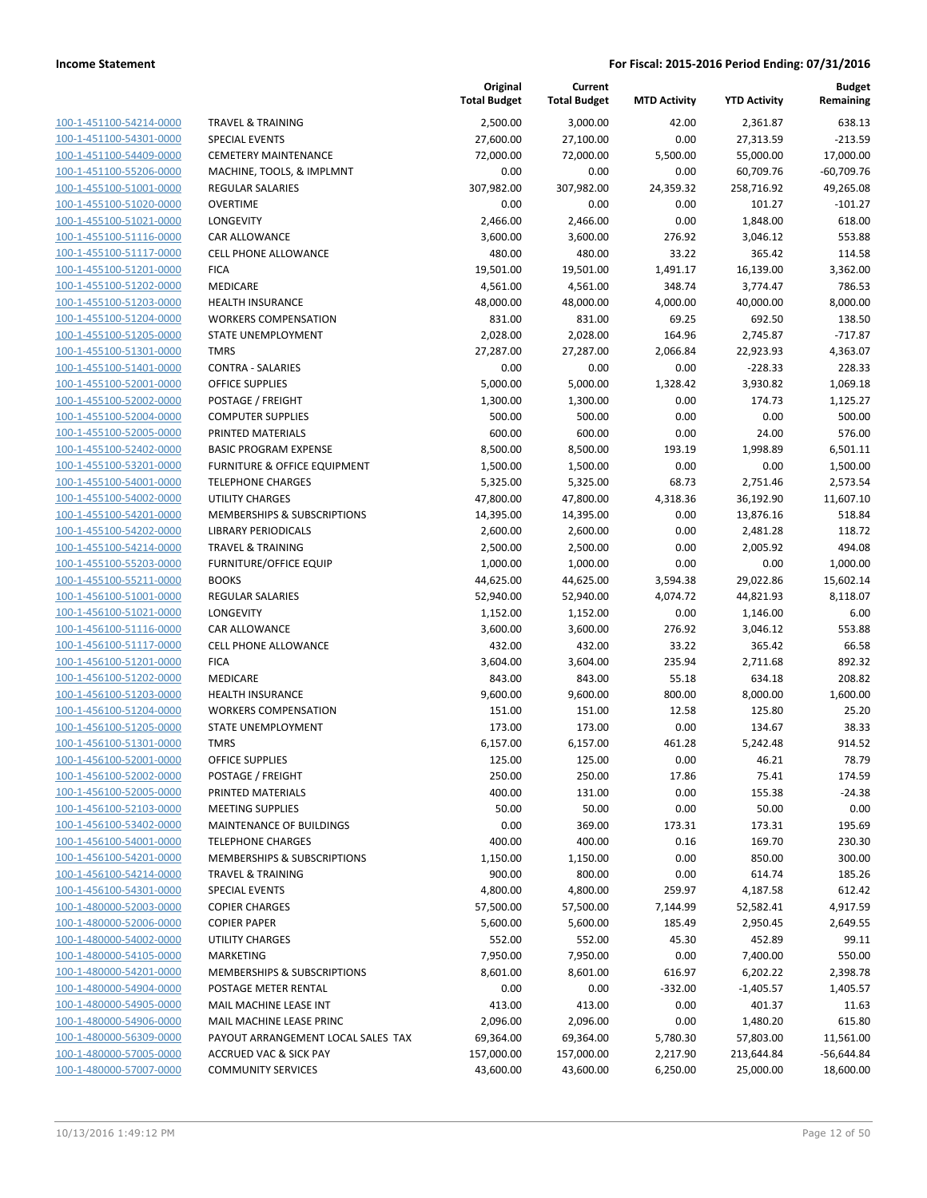**Income Statement** — For Fiscal: 2015-2016 Period Ending: 07/31/2016

| | | Original Total Budget | Current Total Budget | MTD Activity | YTD Activity | Budget Remaining |
|---|---|---|---|---|---|---|
| 100-1-451100-54214-0000 | TRAVEL & TRAINING | 2,500.00 | 3,000.00 | 42.00 | 2,361.87 | 638.13 |
| 100-1-451100-54301-0000 | SPECIAL EVENTS | 27,600.00 | 27,100.00 | 0.00 | 27,313.59 | -213.59 |
| 100-1-451100-54409-0000 | CEMETERY MAINTENANCE | 72,000.00 | 72,000.00 | 5,500.00 | 55,000.00 | 17,000.00 |
| 100-1-451100-55206-0000 | MACHINE, TOOLS, & IMPLMNT | 0.00 | 0.00 | 0.00 | 60,709.76 | -60,709.76 |
| 100-1-455100-51001-0000 | REGULAR SALARIES | 307,982.00 | 307,982.00 | 24,359.32 | 258,716.92 | 49,265.08 |
| 100-1-455100-51020-0000 | OVERTIME | 0.00 | 0.00 | 0.00 | 101.27 | -101.27 |
| 100-1-455100-51021-0000 | LONGEVITY | 2,466.00 | 2,466.00 | 0.00 | 1,848.00 | 618.00 |
| 100-1-455100-51116-0000 | CAR ALLOWANCE | 3,600.00 | 3,600.00 | 276.92 | 3,046.12 | 553.88 |
| 100-1-455100-51117-0000 | CELL PHONE ALLOWANCE | 480.00 | 480.00 | 33.22 | 365.42 | 114.58 |
| 100-1-455100-51201-0000 | FICA | 19,501.00 | 19,501.00 | 1,491.17 | 16,139.00 | 3,362.00 |
| 100-1-455100-51202-0000 | MEDICARE | 4,561.00 | 4,561.00 | 348.74 | 3,774.47 | 786.53 |
| 100-1-455100-51203-0000 | HEALTH INSURANCE | 48,000.00 | 48,000.00 | 4,000.00 | 40,000.00 | 8,000.00 |
| 100-1-455100-51204-0000 | WORKERS COMPENSATION | 831.00 | 831.00 | 69.25 | 692.50 | 138.50 |
| 100-1-455100-51205-0000 | STATE UNEMPLOYMENT | 2,028.00 | 2,028.00 | 164.96 | 2,745.87 | -717.87 |
| 100-1-455100-51301-0000 | TMRS | 27,287.00 | 27,287.00 | 2,066.84 | 22,923.93 | 4,363.07 |
| 100-1-455100-51401-0000 | CONTRA - SALARIES | 0.00 | 0.00 | 0.00 | -228.33 | 228.33 |
| 100-1-455100-52001-0000 | OFFICE SUPPLIES | 5,000.00 | 5,000.00 | 1,328.42 | 3,930.82 | 1,069.18 |
| 100-1-455100-52002-0000 | POSTAGE / FREIGHT | 1,300.00 | 1,300.00 | 0.00 | 174.73 | 1,125.27 |
| 100-1-455100-52004-0000 | COMPUTER SUPPLIES | 500.00 | 500.00 | 0.00 | 0.00 | 500.00 |
| 100-1-455100-52005-0000 | PRINTED MATERIALS | 600.00 | 600.00 | 0.00 | 24.00 | 576.00 |
| 100-1-455100-52402-0000 | BASIC PROGRAM EXPENSE | 8,500.00 | 8,500.00 | 193.19 | 1,998.89 | 6,501.11 |
| 100-1-455100-53201-0000 | FURNITURE & OFFICE EQUIPMENT | 1,500.00 | 1,500.00 | 0.00 | 0.00 | 1,500.00 |
| 100-1-455100-54001-0000 | TELEPHONE CHARGES | 5,325.00 | 5,325.00 | 68.73 | 2,751.46 | 2,573.54 |
| 100-1-455100-54002-0000 | UTILITY CHARGES | 47,800.00 | 47,800.00 | 4,318.36 | 36,192.90 | 11,607.10 |
| 100-1-455100-54201-0000 | MEMBERSHIPS & SUBSCRIPTIONS | 14,395.00 | 14,395.00 | 0.00 | 13,876.16 | 518.84 |
| 100-1-455100-54202-0000 | LIBRARY PERIODICALS | 2,600.00 | 2,600.00 | 0.00 | 2,481.28 | 118.72 |
| 100-1-455100-54214-0000 | TRAVEL & TRAINING | 2,500.00 | 2,500.00 | 0.00 | 2,005.92 | 494.08 |
| 100-1-455100-55203-0000 | FURNITURE/OFFICE EQUIP | 1,000.00 | 1,000.00 | 0.00 | 0.00 | 1,000.00 |
| 100-1-455100-55211-0000 | BOOKS | 44,625.00 | 44,625.00 | 3,594.38 | 29,022.86 | 15,602.14 |
| 100-1-456100-51001-0000 | REGULAR SALARIES | 52,940.00 | 52,940.00 | 4,074.72 | 44,821.93 | 8,118.07 |
| 100-1-456100-51021-0000 | LONGEVITY | 1,152.00 | 1,152.00 | 0.00 | 1,146.00 | 6.00 |
| 100-1-456100-51116-0000 | CAR ALLOWANCE | 3,600.00 | 3,600.00 | 276.92 | 3,046.12 | 553.88 |
| 100-1-456100-51117-0000 | CELL PHONE ALLOWANCE | 432.00 | 432.00 | 33.22 | 365.42 | 66.58 |
| 100-1-456100-51201-0000 | FICA | 3,604.00 | 3,604.00 | 235.94 | 2,711.68 | 892.32 |
| 100-1-456100-51202-0000 | MEDICARE | 843.00 | 843.00 | 55.18 | 634.18 | 208.82 |
| 100-1-456100-51203-0000 | HEALTH INSURANCE | 9,600.00 | 9,600.00 | 800.00 | 8,000.00 | 1,600.00 |
| 100-1-456100-51204-0000 | WORKERS COMPENSATION | 151.00 | 151.00 | 12.58 | 125.80 | 25.20 |
| 100-1-456100-51205-0000 | STATE UNEMPLOYMENT | 173.00 | 173.00 | 0.00 | 134.67 | 38.33 |
| 100-1-456100-51301-0000 | TMRS | 6,157.00 | 6,157.00 | 461.28 | 5,242.48 | 914.52 |
| 100-1-456100-52001-0000 | OFFICE SUPPLIES | 125.00 | 125.00 | 0.00 | 46.21 | 78.79 |
| 100-1-456100-52002-0000 | POSTAGE / FREIGHT | 250.00 | 250.00 | 17.86 | 75.41 | 174.59 |
| 100-1-456100-52005-0000 | PRINTED MATERIALS | 400.00 | 131.00 | 0.00 | 155.38 | -24.38 |
| 100-1-456100-52103-0000 | MEETING SUPPLIES | 50.00 | 50.00 | 0.00 | 50.00 | 0.00 |
| 100-1-456100-53402-0000 | MAINTENANCE OF BUILDINGS | 0.00 | 369.00 | 173.31 | 173.31 | 195.69 |
| 100-1-456100-54001-0000 | TELEPHONE CHARGES | 400.00 | 400.00 | 0.16 | 169.70 | 230.30 |
| 100-1-456100-54201-0000 | MEMBERSHIPS & SUBSCRIPTIONS | 1,150.00 | 1,150.00 | 0.00 | 850.00 | 300.00 |
| 100-1-456100-54214-0000 | TRAVEL & TRAINING | 900.00 | 800.00 | 0.00 | 614.74 | 185.26 |
| 100-1-456100-54301-0000 | SPECIAL EVENTS | 4,800.00 | 4,800.00 | 259.97 | 4,187.58 | 612.42 |
| 100-1-480000-52003-0000 | COPIER CHARGES | 57,500.00 | 57,500.00 | 7,144.99 | 52,582.41 | 4,917.59 |
| 100-1-480000-52006-0000 | COPIER PAPER | 5,600.00 | 5,600.00 | 185.49 | 2,950.45 | 2,649.55 |
| 100-1-480000-54002-0000 | UTILITY CHARGES | 552.00 | 552.00 | 45.30 | 452.89 | 99.11 |
| 100-1-480000-54105-0000 | MARKETING | 7,950.00 | 7,950.00 | 0.00 | 7,400.00 | 550.00 |
| 100-1-480000-54201-0000 | MEMBERSHIPS & SUBSCRIPTIONS | 8,601.00 | 8,601.00 | 616.97 | 6,202.22 | 2,398.78 |
| 100-1-480000-54904-0000 | POSTAGE METER RENTAL | 0.00 | 0.00 | -332.00 | -1,405.57 | 1,405.57 |
| 100-1-480000-54905-0000 | MAIL MACHINE LEASE INT | 413.00 | 413.00 | 0.00 | 401.37 | 11.63 |
| 100-1-480000-54906-0000 | MAIL MACHINE LEASE PRINC | 2,096.00 | 2,096.00 | 0.00 | 1,480.20 | 615.80 |
| 100-1-480000-56309-0000 | PAYOUT ARRANGEMENT LOCAL SALES TAX | 69,364.00 | 69,364.00 | 5,780.30 | 57,803.00 | 11,561.00 |
| 100-1-480000-57005-0000 | ACCRUED VAC & SICK PAY | 157,000.00 | 157,000.00 | 2,217.90 | 213,644.84 | -56,644.84 |
| 100-1-480000-57007-0000 | COMMUNITY SERVICES | 43,600.00 | 43,600.00 | 6,250.00 | 25,000.00 | 18,600.00 |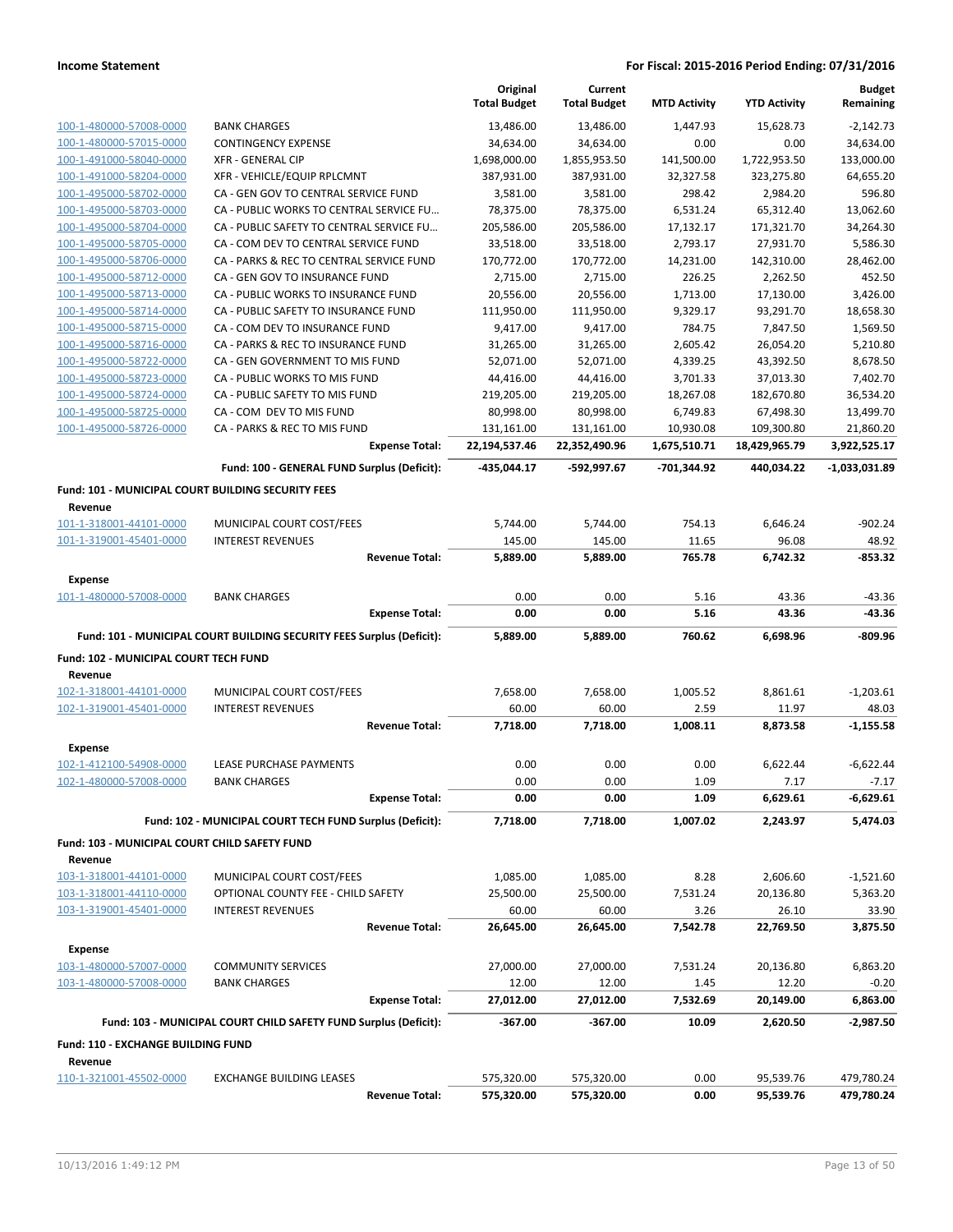**Income Statement** — For Fiscal: 2015-2016 Period Ending: 07/31/2016

| | | Original Total Budget | Current Total Budget | MTD Activity | YTD Activity | Budget Remaining |
|---|---|---|---|---|---|---|
| 100-1-480000-57008-0000 | BANK CHARGES | 13,486.00 | 13,486.00 | 1,447.93 | 15,628.73 | -2,142.73 |
| 100-1-480000-57015-0000 | CONTINGENCY EXPENSE | 34,634.00 | 34,634.00 | 0.00 | 0.00 | 34,634.00 |
| 100-1-491000-58040-0000 | XFR - GENERAL CIP | 1,698,000.00 | 1,855,953.50 | 141,500.00 | 1,722,953.50 | 133,000.00 |
| 100-1-491000-58204-0000 | XFR - VEHICLE/EQUIP RPLCMNT | 387,931.00 | 387,931.00 | 32,327.58 | 323,275.80 | 64,655.20 |
| 100-1-495000-58702-0000 | CA - GEN GOV TO CENTRAL SERVICE FUND | 3,581.00 | 3,581.00 | 298.42 | 2,984.20 | 596.80 |
| 100-1-495000-58703-0000 | CA - PUBLIC WORKS TO CENTRAL SERVICE FU... | 78,375.00 | 78,375.00 | 6,531.24 | 65,312.40 | 13,062.60 |
| 100-1-495000-58704-0000 | CA - PUBLIC SAFETY TO CENTRAL SERVICE FU... | 205,586.00 | 205,586.00 | 17,132.17 | 171,321.70 | 34,264.30 |
| 100-1-495000-58705-0000 | CA - COM DEV TO CENTRAL SERVICE FUND | 33,518.00 | 33,518.00 | 2,793.17 | 27,931.70 | 5,586.30 |
| 100-1-495000-58706-0000 | CA - PARKS & REC TO CENTRAL SERVICE FUND | 170,772.00 | 170,772.00 | 14,231.00 | 142,310.00 | 28,462.00 |
| 100-1-495000-58712-0000 | CA - GEN GOV TO INSURANCE FUND | 2,715.00 | 2,715.00 | 226.25 | 2,262.50 | 452.50 |
| 100-1-495000-58713-0000 | CA - PUBLIC WORKS TO INSURANCE FUND | 20,556.00 | 20,556.00 | 1,713.00 | 17,130.00 | 3,426.00 |
| 100-1-495000-58714-0000 | CA - PUBLIC SAFETY TO INSURANCE FUND | 111,950.00 | 111,950.00 | 9,329.17 | 93,291.70 | 18,658.30 |
| 100-1-495000-58715-0000 | CA - COM DEV TO INSURANCE FUND | 9,417.00 | 9,417.00 | 784.75 | 7,847.50 | 1,569.50 |
| 100-1-495000-58716-0000 | CA - PARKS & REC TO INSURANCE FUND | 31,265.00 | 31,265.00 | 2,605.42 | 26,054.20 | 5,210.80 |
| 100-1-495000-58722-0000 | CA - GEN GOVERNMENT TO MIS FUND | 52,071.00 | 52,071.00 | 4,339.25 | 43,392.50 | 8,678.50 |
| 100-1-495000-58723-0000 | CA - PUBLIC WORKS TO MIS FUND | 44,416.00 | 44,416.00 | 3,701.33 | 37,013.30 | 7,402.70 |
| 100-1-495000-58724-0000 | CA - PUBLIC SAFETY TO MIS FUND | 219,205.00 | 219,205.00 | 18,267.08 | 182,670.80 | 36,534.20 |
| 100-1-495000-58725-0000 | CA - COM DEV TO MIS FUND | 80,998.00 | 80,998.00 | 6,749.83 | 67,498.30 | 13,499.70 |
| 100-1-495000-58726-0000 | CA - PARKS & REC TO MIS FUND | 131,161.00 | 131,161.00 | 10,930.08 | 109,300.80 | 21,860.20 |
| | **Expense Total:** | **22,194,537.46** | **22,352,490.96** | **1,675,510.71** | **18,429,965.79** | **3,922,525.17** |
| | **Fund: 100 - GENERAL FUND Surplus (Deficit):** | **-435,044.17** | **-592,997.67** | **-701,344.92** | **440,034.22** | **-1,033,031.89** |
| **Fund: 101 - MUNICIPAL COURT BUILDING SECURITY FEES** | | | | | | |
| **Revenue** | | | | | | |
| 101-1-318001-44101-0000 | MUNICIPAL COURT COST/FEES | 5,744.00 | 5,744.00 | 754.13 | 6,646.24 | -902.24 |
| 101-1-319001-45401-0000 | INTEREST REVENUES | 145.00 | 145.00 | 11.65 | 96.08 | 48.92 |
| | **Revenue Total:** | **5,889.00** | **5,889.00** | **765.78** | **6,742.32** | **-853.32** |
| **Expense** | | | | | | |
| 101-1-480000-57008-0000 | BANK CHARGES | 0.00 | 0.00 | 5.16 | 43.36 | -43.36 |
| | **Expense Total:** | **0.00** | **0.00** | **5.16** | **43.36** | **-43.36** |
| | **Fund: 101 - MUNICIPAL COURT BUILDING SECURITY FEES Surplus (Deficit):** | **5,889.00** | **5,889.00** | **760.62** | **6,698.96** | **-809.96** |
| **Fund: 102 - MUNICIPAL COURT TECH FUND** | | | | | | |
| **Revenue** | | | | | | |
| 102-1-318001-44101-0000 | MUNICIPAL COURT COST/FEES | 7,658.00 | 7,658.00 | 1,005.52 | 8,861.61 | -1,203.61 |
| 102-1-319001-45401-0000 | INTEREST REVENUES | 60.00 | 60.00 | 2.59 | 11.97 | 48.03 |
| | **Revenue Total:** | **7,718.00** | **7,718.00** | **1,008.11** | **8,873.58** | **-1,155.58** |
| **Expense** | | | | | | |
| 102-1-412100-54908-0000 | LEASE PURCHASE PAYMENTS | 0.00 | 0.00 | 0.00 | 6,622.44 | -6,622.44 |
| 102-1-480000-57008-0000 | BANK CHARGES | 0.00 | 0.00 | 1.09 | 7.17 | -7.17 |
| | **Expense Total:** | **0.00** | **0.00** | **1.09** | **6,629.61** | **-6,629.61** |
| | **Fund: 102 - MUNICIPAL COURT TECH FUND Surplus (Deficit):** | **7,718.00** | **7,718.00** | **1,007.02** | **2,243.97** | **5,474.03** |
| **Fund: 103 - MUNICIPAL COURT CHILD SAFETY FUND** | | | | | | |
| **Revenue** | | | | | | |
| 103-1-318001-44101-0000 | MUNICIPAL COURT COST/FEES | 1,085.00 | 1,085.00 | 8.28 | 2,606.60 | -1,521.60 |
| 103-1-318001-44110-0000 | OPTIONAL COUNTY FEE - CHILD SAFETY | 25,500.00 | 25,500.00 | 7,531.24 | 20,136.80 | 5,363.20 |
| 103-1-319001-45401-0000 | INTEREST REVENUES | 60.00 | 60.00 | 3.26 | 26.10 | 33.90 |
| | **Revenue Total:** | **26,645.00** | **26,645.00** | **7,542.78** | **22,769.50** | **3,875.50** |
| **Expense** | | | | | | |
| 103-1-480000-57007-0000 | COMMUNITY SERVICES | 27,000.00 | 27,000.00 | 7,531.24 | 20,136.80 | 6,863.20 |
| 103-1-480000-57008-0000 | BANK CHARGES | 12.00 | 12.00 | 1.45 | 12.20 | -0.20 |
| | **Expense Total:** | **27,012.00** | **27,012.00** | **7,532.69** | **20,149.00** | **6,863.00** |
| | **Fund: 103 - MUNICIPAL COURT CHILD SAFETY FUND Surplus (Deficit):** | **-367.00** | **-367.00** | **10.09** | **2,620.50** | **-2,987.50** |
| **Fund: 110 - EXCHANGE BUILDING FUND** | | | | | | |
| **Revenue** | | | | | | |
| 110-1-321001-45502-0000 | EXCHANGE BUILDING LEASES | 575,320.00 | 575,320.00 | 0.00 | 95,539.76 | 479,780.24 |
| | **Revenue Total:** | **575,320.00** | **575,320.00** | **0.00** | **95,539.76** | **479,780.24** |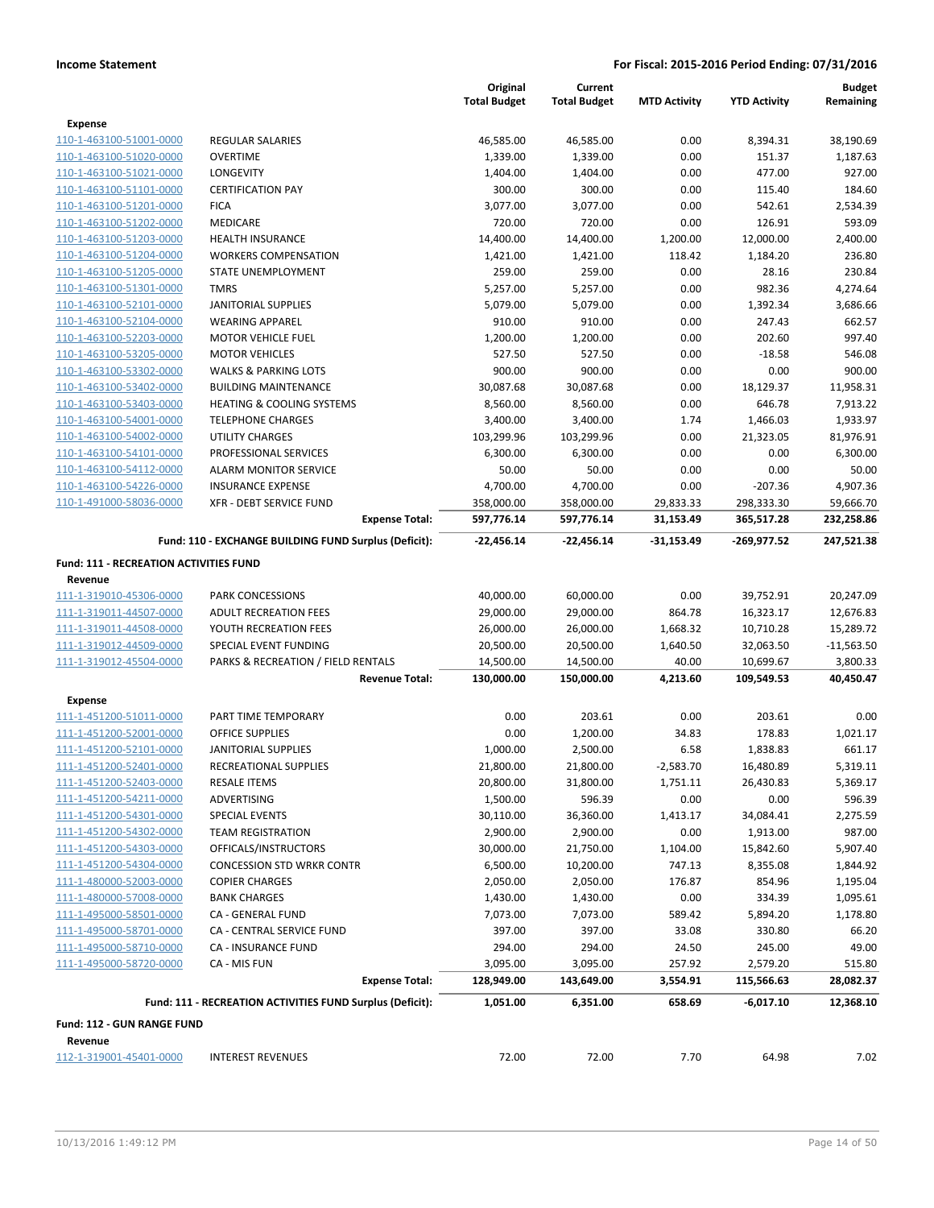**Income Statement** — **For Fiscal: 2015-2016 Period Ending: 07/31/2016**

| | | Original Total Budget | Current Total Budget | MTD Activity | YTD Activity | Budget Remaining |
|---|---|---|---|---|---|---|
| **Expense** | | | | | | |
| 110-1-463100-51001-0000 | REGULAR SALARIES | 46,585.00 | 46,585.00 | 0.00 | 8,394.31 | 38,190.69 |
| 110-1-463100-51020-0000 | OVERTIME | 1,339.00 | 1,339.00 | 0.00 | 151.37 | 1,187.63 |
| 110-1-463100-51021-0000 | LONGEVITY | 1,404.00 | 1,404.00 | 0.00 | 477.00 | 927.00 |
| 110-1-463100-51101-0000 | CERTIFICATION PAY | 300.00 | 300.00 | 0.00 | 115.40 | 184.60 |
| 110-1-463100-51201-0000 | FICA | 3,077.00 | 3,077.00 | 0.00 | 542.61 | 2,534.39 |
| 110-1-463100-51202-0000 | MEDICARE | 720.00 | 720.00 | 0.00 | 126.91 | 593.09 |
| 110-1-463100-51203-0000 | HEALTH INSURANCE | 14,400.00 | 14,400.00 | 1,200.00 | 12,000.00 | 2,400.00 |
| 110-1-463100-51204-0000 | WORKERS COMPENSATION | 1,421.00 | 1,421.00 | 118.42 | 1,184.20 | 236.80 |
| 110-1-463100-51205-0000 | STATE UNEMPLOYMENT | 259.00 | 259.00 | 0.00 | 28.16 | 230.84 |
| 110-1-463100-51301-0000 | TMRS | 5,257.00 | 5,257.00 | 0.00 | 982.36 | 4,274.64 |
| 110-1-463100-52101-0000 | JANITORIAL SUPPLIES | 5,079.00 | 5,079.00 | 0.00 | 1,392.34 | 3,686.66 |
| 110-1-463100-52104-0000 | WEARING APPAREL | 910.00 | 910.00 | 0.00 | 247.43 | 662.57 |
| 110-1-463100-52203-0000 | MOTOR VEHICLE FUEL | 1,200.00 | 1,200.00 | 0.00 | 202.60 | 997.40 |
| 110-1-463100-53205-0000 | MOTOR VEHICLES | 527.50 | 527.50 | 0.00 | -18.58 | 546.08 |
| 110-1-463100-53302-0000 | WALKS & PARKING LOTS | 900.00 | 900.00 | 0.00 | 0.00 | 900.00 |
| 110-1-463100-53402-0000 | BUILDING MAINTENANCE | 30,087.68 | 30,087.68 | 0.00 | 18,129.37 | 11,958.31 |
| 110-1-463100-53403-0000 | HEATING & COOLING SYSTEMS | 8,560.00 | 8,560.00 | 0.00 | 646.78 | 7,913.22 |
| 110-1-463100-54001-0000 | TELEPHONE CHARGES | 3,400.00 | 3,400.00 | 1.74 | 1,466.03 | 1,933.97 |
| 110-1-463100-54002-0000 | UTILITY CHARGES | 103,299.96 | 103,299.96 | 0.00 | 21,323.05 | 81,976.91 |
| 110-1-463100-54101-0000 | PROFESSIONAL SERVICES | 6,300.00 | 6,300.00 | 0.00 | 0.00 | 6,300.00 |
| 110-1-463100-54112-0000 | ALARM MONITOR SERVICE | 50.00 | 50.00 | 0.00 | 0.00 | 50.00 |
| 110-1-463100-54226-0000 | INSURANCE EXPENSE | 4,700.00 | 4,700.00 | 0.00 | -207.36 | 4,907.36 |
| 110-1-491000-58036-0000 | XFR - DEBT SERVICE FUND | 358,000.00 | 358,000.00 | 29,833.33 | 298,333.30 | 59,666.70 |
| | **Expense Total:** | **597,776.14** | **597,776.14** | **31,153.49** | **365,517.28** | **232,258.86** |
| | **Fund: 110 - EXCHANGE BUILDING FUND Surplus (Deficit):** | **-22,456.14** | **-22,456.14** | **-31,153.49** | **-269,977.52** | **247,521.38** |
| **Fund: 111 - RECREATION ACTIVITIES FUND** | | | | | | |
| **Revenue** | | | | | | |
| 111-1-319010-45306-0000 | PARK CONCESSIONS | 40,000.00 | 60,000.00 | 0.00 | 39,752.91 | 20,247.09 |
| 111-1-319011-44507-0000 | ADULT RECREATION FEES | 29,000.00 | 29,000.00 | 864.78 | 16,323.17 | 12,676.83 |
| 111-1-319011-44508-0000 | YOUTH RECREATION FEES | 26,000.00 | 26,000.00 | 1,668.32 | 10,710.28 | 15,289.72 |
| 111-1-319012-44509-0000 | SPECIAL EVENT FUNDING | 20,500.00 | 20,500.00 | 1,640.50 | 32,063.50 | -11,563.50 |
| 111-1-319012-45504-0000 | PARKS & RECREATION / FIELD RENTALS | 14,500.00 | 14,500.00 | 40.00 | 10,699.67 | 3,800.33 |
| | **Revenue Total:** | **130,000.00** | **150,000.00** | **4,213.60** | **109,549.53** | **40,450.47** |
| **Expense** | | | | | | |
| 111-1-451200-51011-0000 | PART TIME TEMPORARY | 0.00 | 203.61 | 0.00 | 203.61 | 0.00 |
| 111-1-451200-52001-0000 | OFFICE SUPPLIES | 0.00 | 1,200.00 | 34.83 | 178.83 | 1,021.17 |
| 111-1-451200-52101-0000 | JANITORIAL SUPPLIES | 1,000.00 | 2,500.00 | 6.58 | 1,838.83 | 661.17 |
| 111-1-451200-52401-0000 | RECREATIONAL SUPPLIES | 21,800.00 | 21,800.00 | -2,583.70 | 16,480.89 | 5,319.11 |
| 111-1-451200-52403-0000 | RESALE ITEMS | 20,800.00 | 31,800.00 | 1,751.11 | 26,430.83 | 5,369.17 |
| 111-1-451200-54211-0000 | ADVERTISING | 1,500.00 | 596.39 | 0.00 | 0.00 | 596.39 |
| 111-1-451200-54301-0000 | SPECIAL EVENTS | 30,110.00 | 36,360.00 | 1,413.17 | 34,084.41 | 2,275.59 |
| 111-1-451200-54302-0000 | TEAM REGISTRATION | 2,900.00 | 2,900.00 | 0.00 | 1,913.00 | 987.00 |
| 111-1-451200-54303-0000 | OFFICALS/INSTRUCTORS | 30,000.00 | 21,750.00 | 1,104.00 | 15,842.60 | 5,907.40 |
| 111-1-451200-54304-0000 | CONCESSION STD WRKR CONTR | 6,500.00 | 10,200.00 | 747.13 | 8,355.08 | 1,844.92 |
| 111-1-480000-52003-0000 | COPIER CHARGES | 2,050.00 | 2,050.00 | 176.87 | 854.96 | 1,195.04 |
| 111-1-480000-57008-0000 | BANK CHARGES | 1,430.00 | 1,430.00 | 0.00 | 334.39 | 1,095.61 |
| 111-1-495000-58501-0000 | CA - GENERAL FUND | 7,073.00 | 7,073.00 | 589.42 | 5,894.20 | 1,178.80 |
| 111-1-495000-58701-0000 | CA - CENTRAL SERVICE FUND | 397.00 | 397.00 | 33.08 | 330.80 | 66.20 |
| 111-1-495000-58710-0000 | CA - INSURANCE FUND | 294.00 | 294.00 | 24.50 | 245.00 | 49.00 |
| 111-1-495000-58720-0000 | CA - MIS FUN | 3,095.00 | 3,095.00 | 257.92 | 2,579.20 | 515.80 |
| | **Expense Total:** | **128,949.00** | **143,649.00** | **3,554.91** | **115,566.63** | **28,082.37** |
| | **Fund: 111 - RECREATION ACTIVITIES FUND Surplus (Deficit):** | **1,051.00** | **6,351.00** | **658.69** | **-6,017.10** | **12,368.10** |
| **Fund: 112 - GUN RANGE FUND** | | | | | | |
| **Revenue** | | | | | | |
| 112-1-319001-45401-0000 | INTEREST REVENUES | 72.00 | 72.00 | 7.70 | 64.98 | 7.02 |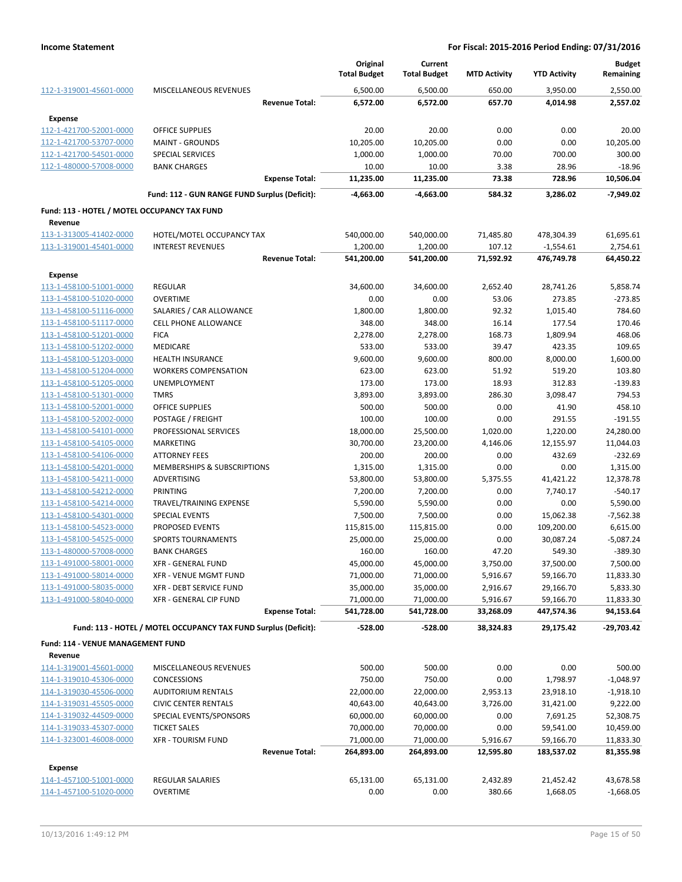**Income Statement** | **For Fiscal: 2015-2016 Period Ending: 07/31/2016**

| | | Original Total Budget | Current Total Budget | MTD Activity | YTD Activity | Budget Remaining |
|---|---|---|---|---|---|---|
| 112-1-319001-45601-0000 | MISCELLANEOUS REVENUES | 6,500.00 | 6,500.00 | 650.00 | 3,950.00 | 2,550.00 |
| | **Revenue Total:** | **6,572.00** | **6,572.00** | **657.70** | **4,014.98** | **2,557.02** |
| **Expense** | | | | | | |
| 112-1-421700-52001-0000 | OFFICE SUPPLIES | 20.00 | 20.00 | 0.00 | 0.00 | 20.00 |
| 112-1-421700-53707-0000 | MAINT - GROUNDS | 10,205.00 | 10,205.00 | 0.00 | 0.00 | 10,205.00 |
| 112-1-421700-54501-0000 | SPECIAL SERVICES | 1,000.00 | 1,000.00 | 70.00 | 700.00 | 300.00 |
| 112-1-480000-57008-0000 | BANK CHARGES | 10.00 | 10.00 | 3.38 | 28.96 | -18.96 |
| | **Expense Total:** | **11,235.00** | **11,235.00** | **73.38** | **728.96** | **10,506.04** |
| | **Fund: 112 - GUN RANGE FUND Surplus (Deficit):** | **-4,663.00** | **-4,663.00** | **584.32** | **3,286.02** | **-7,949.02** |
| **Fund: 113 - HOTEL / MOTEL OCCUPANCY TAX FUND** | | | | | | |
| **Revenue** | | | | | | |
| 113-1-313005-41402-0000 | HOTEL/MOTEL OCCUPANCY TAX | 540,000.00 | 540,000.00 | 71,485.80 | 478,304.39 | 61,695.61 |
| 113-1-319001-45401-0000 | INTEREST REVENUES | 1,200.00 | 1,200.00 | 107.12 | -1,554.61 | 2,754.61 |
| | **Revenue Total:** | **541,200.00** | **541,200.00** | **71,592.92** | **476,749.78** | **64,450.22** |
| **Expense** | | | | | | |
| 113-1-458100-51001-0000 | REGULAR | 34,600.00 | 34,600.00 | 2,652.40 | 28,741.26 | 5,858.74 |
| 113-1-458100-51020-0000 | OVERTIME | 0.00 | 0.00 | 53.06 | 273.85 | -273.85 |
| 113-1-458100-51116-0000 | SALARIES / CAR ALLOWANCE | 1,800.00 | 1,800.00 | 92.32 | 1,015.40 | 784.60 |
| 113-1-458100-51117-0000 | CELL PHONE ALLOWANCE | 348.00 | 348.00 | 16.14 | 177.54 | 170.46 |
| 113-1-458100-51201-0000 | FICA | 2,278.00 | 2,278.00 | 168.73 | 1,809.94 | 468.06 |
| 113-1-458100-51202-0000 | MEDICARE | 533.00 | 533.00 | 39.47 | 423.35 | 109.65 |
| 113-1-458100-51203-0000 | HEALTH INSURANCE | 9,600.00 | 9,600.00 | 800.00 | 8,000.00 | 1,600.00 |
| 113-1-458100-51204-0000 | WORKERS COMPENSATION | 623.00 | 623.00 | 51.92 | 519.20 | 103.80 |
| 113-1-458100-51205-0000 | UNEMPLOYMENT | 173.00 | 173.00 | 18.93 | 312.83 | -139.83 |
| 113-1-458100-51301-0000 | TMRS | 3,893.00 | 3,893.00 | 286.30 | 3,098.47 | 794.53 |
| 113-1-458100-52001-0000 | OFFICE SUPPLIES | 500.00 | 500.00 | 0.00 | 41.90 | 458.10 |
| 113-1-458100-52002-0000 | POSTAGE / FREIGHT | 100.00 | 100.00 | 0.00 | 291.55 | -191.55 |
| 113-1-458100-54101-0000 | PROFESSIONAL SERVICES | 18,000.00 | 25,500.00 | 1,020.00 | 1,220.00 | 24,280.00 |
| 113-1-458100-54105-0000 | MARKETING | 30,700.00 | 23,200.00 | 4,146.06 | 12,155.97 | 11,044.03 |
| 113-1-458100-54106-0000 | ATTORNEY FEES | 200.00 | 200.00 | 0.00 | 432.69 | -232.69 |
| 113-1-458100-54201-0000 | MEMBERSHIPS & SUBSCRIPTIONS | 1,315.00 | 1,315.00 | 0.00 | 0.00 | 1,315.00 |
| 113-1-458100-54211-0000 | ADVERTISING | 53,800.00 | 53,800.00 | 5,375.55 | 41,421.22 | 12,378.78 |
| 113-1-458100-54212-0000 | PRINTING | 7,200.00 | 7,200.00 | 0.00 | 7,740.17 | -540.17 |
| 113-1-458100-54214-0000 | TRAVEL/TRAINING EXPENSE | 5,590.00 | 5,590.00 | 0.00 | 0.00 | 5,590.00 |
| 113-1-458100-54301-0000 | SPECIAL EVENTS | 7,500.00 | 7,500.00 | 0.00 | 15,062.38 | -7,562.38 |
| 113-1-458100-54523-0000 | PROPOSED EVENTS | 115,815.00 | 115,815.00 | 0.00 | 109,200.00 | 6,615.00 |
| 113-1-458100-54525-0000 | SPORTS TOURNAMENTS | 25,000.00 | 25,000.00 | 0.00 | 30,087.24 | -5,087.24 |
| 113-1-480000-57008-0000 | BANK CHARGES | 160.00 | 160.00 | 47.20 | 549.30 | -389.30 |
| 113-1-491000-58001-0000 | XFR - GENERAL FUND | 45,000.00 | 45,000.00 | 3,750.00 | 37,500.00 | 7,500.00 |
| 113-1-491000-58014-0000 | XFR - VENUE MGMT FUND | 71,000.00 | 71,000.00 | 5,916.67 | 59,166.70 | 11,833.30 |
| 113-1-491000-58035-0000 | XFR - DEBT SERVICE FUND | 35,000.00 | 35,000.00 | 2,916.67 | 29,166.70 | 5,833.30 |
| 113-1-491000-58040-0000 | XFR - GENERAL CIP FUND | 71,000.00 | 71,000.00 | 5,916.67 | 59,166.70 | 11,833.30 |
| | **Expense Total:** | **541,728.00** | **541,728.00** | **33,268.09** | **447,574.36** | **94,153.64** |
| | **Fund: 113 - HOTEL / MOTEL OCCUPANCY TAX FUND Surplus (Deficit):** | **-528.00** | **-528.00** | **38,324.83** | **29,175.42** | **-29,703.42** |
| **Fund: 114 - VENUE MANAGEMENT FUND** | | | | | | |
| **Revenue** | | | | | | |
| 114-1-319001-45601-0000 | MISCELLANEOUS REVENUES | 500.00 | 500.00 | 0.00 | 0.00 | 500.00 |
| 114-1-319010-45306-0000 | CONCESSIONS | 750.00 | 750.00 | 0.00 | 1,798.97 | -1,048.97 |
| 114-1-319030-45506-0000 | AUDITORIUM RENTALS | 22,000.00 | 22,000.00 | 2,953.13 | 23,918.10 | -1,918.10 |
| 114-1-319031-45505-0000 | CIVIC CENTER RENTALS | 40,643.00 | 40,643.00 | 3,726.00 | 31,421.00 | 9,222.00 |
| 114-1-319032-44509-0000 | SPECIAL EVENTS/SPONSORS | 60,000.00 | 60,000.00 | 0.00 | 7,691.25 | 52,308.75 |
| 114-1-319033-45307-0000 | TICKET SALES | 70,000.00 | 70,000.00 | 0.00 | 59,541.00 | 10,459.00 |
| 114-1-323001-46008-0000 | XFR - TOURISM FUND | 71,000.00 | 71,000.00 | 5,916.67 | 59,166.70 | 11,833.30 |
| | **Revenue Total:** | **264,893.00** | **264,893.00** | **12,595.80** | **183,537.02** | **81,355.98** |
| **Expense** | | | | | | |
| 114-1-457100-51001-0000 | REGULAR SALARIES | 65,131.00 | 65,131.00 | 2,432.89 | 21,452.42 | 43,678.58 |
| 114-1-457100-51020-0000 | OVERTIME | 0.00 | 0.00 | 380.66 | 1,668.05 | -1,668.05 |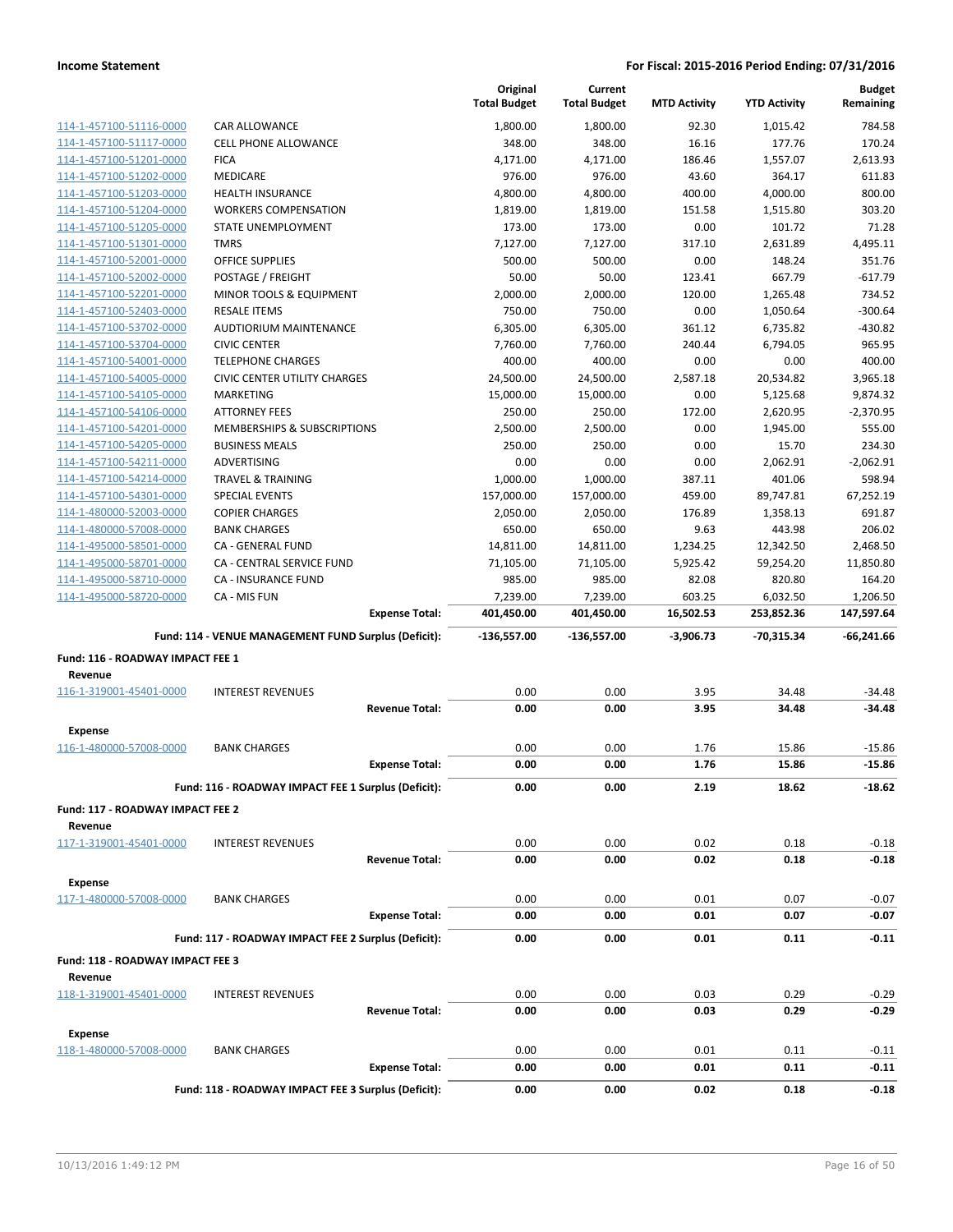**Income Statement** **For Fiscal: 2015-2016 Period Ending: 07/31/2016**

| | | Original Total Budget | Current Total Budget | MTD Activity | YTD Activity | Budget Remaining |
|---|---|---|---|---|---|---|
| 114-1-457100-51116-0000 | CAR ALLOWANCE | 1,800.00 | 1,800.00 | 92.30 | 1,015.42 | 784.58 |
| 114-1-457100-51117-0000 | CELL PHONE ALLOWANCE | 348.00 | 348.00 | 16.16 | 177.76 | 170.24 |
| 114-1-457100-51201-0000 | FICA | 4,171.00 | 4,171.00 | 186.46 | 1,557.07 | 2,613.93 |
| 114-1-457100-51202-0000 | MEDICARE | 976.00 | 976.00 | 43.60 | 364.17 | 611.83 |
| 114-1-457100-51203-0000 | HEALTH INSURANCE | 4,800.00 | 4,800.00 | 400.00 | 4,000.00 | 800.00 |
| 114-1-457100-51204-0000 | WORKERS COMPENSATION | 1,819.00 | 1,819.00 | 151.58 | 1,515.80 | 303.20 |
| 114-1-457100-51205-0000 | STATE UNEMPLOYMENT | 173.00 | 173.00 | 0.00 | 101.72 | 71.28 |
| 114-1-457100-51301-0000 | TMRS | 7,127.00 | 7,127.00 | 317.10 | 2,631.89 | 4,495.11 |
| 114-1-457100-52001-0000 | OFFICE SUPPLIES | 500.00 | 500.00 | 0.00 | 148.24 | 351.76 |
| 114-1-457100-52002-0000 | POSTAGE / FREIGHT | 50.00 | 50.00 | 123.41 | 667.79 | -617.79 |
| 114-1-457100-52201-0000 | MINOR TOOLS & EQUIPMENT | 2,000.00 | 2,000.00 | 120.00 | 1,265.48 | 734.52 |
| 114-1-457100-52403-0000 | RESALE ITEMS | 750.00 | 750.00 | 0.00 | 1,050.64 | -300.64 |
| 114-1-457100-53702-0000 | AUDTIORIUM MAINTENANCE | 6,305.00 | 6,305.00 | 361.12 | 6,735.82 | -430.82 |
| 114-1-457100-53704-0000 | CIVIC CENTER | 7,760.00 | 7,760.00 | 240.44 | 6,794.05 | 965.95 |
| 114-1-457100-54001-0000 | TELEPHONE CHARGES | 400.00 | 400.00 | 0.00 | 0.00 | 400.00 |
| 114-1-457100-54005-0000 | CIVIC CENTER UTILITY CHARGES | 24,500.00 | 24,500.00 | 2,587.18 | 20,534.82 | 3,965.18 |
| 114-1-457100-54105-0000 | MARKETING | 15,000.00 | 15,000.00 | 0.00 | 5,125.68 | 9,874.32 |
| 114-1-457100-54106-0000 | ATTORNEY FEES | 250.00 | 250.00 | 172.00 | 2,620.95 | -2,370.95 |
| 114-1-457100-54201-0000 | MEMBERSHIPS & SUBSCRIPTIONS | 2,500.00 | 2,500.00 | 0.00 | 1,945.00 | 555.00 |
| 114-1-457100-54205-0000 | BUSINESS MEALS | 250.00 | 250.00 | 0.00 | 15.70 | 234.30 |
| 114-1-457100-54211-0000 | ADVERTISING | 0.00 | 0.00 | 0.00 | 2,062.91 | -2,062.91 |
| 114-1-457100-54214-0000 | TRAVEL & TRAINING | 1,000.00 | 1,000.00 | 387.11 | 401.06 | 598.94 |
| 114-1-457100-54301-0000 | SPECIAL EVENTS | 157,000.00 | 157,000.00 | 459.00 | 89,747.81 | 67,252.19 |
| 114-1-480000-52003-0000 | COPIER CHARGES | 2,050.00 | 2,050.00 | 176.89 | 1,358.13 | 691.87 |
| 114-1-480000-57008-0000 | BANK CHARGES | 650.00 | 650.00 | 9.63 | 443.98 | 206.02 |
| 114-1-495000-58501-0000 | CA - GENERAL FUND | 14,811.00 | 14,811.00 | 1,234.25 | 12,342.50 | 2,468.50 |
| 114-1-495000-58701-0000 | CA - CENTRAL SERVICE FUND | 71,105.00 | 71,105.00 | 5,925.42 | 59,254.20 | 11,850.80 |
| 114-1-495000-58710-0000 | CA - INSURANCE FUND | 985.00 | 985.00 | 82.08 | 820.80 | 164.20 |
| 114-1-495000-58720-0000 | CA - MIS FUN | 7,239.00 | 7,239.00 | 603.25 | 6,032.50 | 1,206.50 |
| | **Expense Total:** | **401,450.00** | **401,450.00** | **16,502.53** | **253,852.36** | **147,597.64** |
| | **Fund: 114 - VENUE MANAGEMENT FUND Surplus (Deficit):** | **-136,557.00** | **-136,557.00** | **-3,906.73** | **-70,315.34** | **-66,241.66** |
| **Fund: 116 - ROADWAY IMPACT FEE 1** | | | | | | |
| **Revenue** | | | | | | |
| 116-1-319001-45401-0000 | INTEREST REVENUES | 0.00 | 0.00 | 3.95 | 34.48 | -34.48 |
| | **Revenue Total:** | **0.00** | **0.00** | **3.95** | **34.48** | **-34.48** |
| **Expense** | | | | | | |
| 116-1-480000-57008-0000 | BANK CHARGES | 0.00 | 0.00 | 1.76 | 15.86 | -15.86 |
| | **Expense Total:** | **0.00** | **0.00** | **1.76** | **15.86** | **-15.86** |
| | **Fund: 116 - ROADWAY IMPACT FEE 1 Surplus (Deficit):** | **0.00** | **0.00** | **2.19** | **18.62** | **-18.62** |
| **Fund: 117 - ROADWAY IMPACT FEE 2** | | | | | | |
| **Revenue** | | | | | | |
| 117-1-319001-45401-0000 | INTEREST REVENUES | 0.00 | 0.00 | 0.02 | 0.18 | -0.18 |
| | **Revenue Total:** | **0.00** | **0.00** | **0.02** | **0.18** | **-0.18** |
| **Expense** | | | | | | |
| 117-1-480000-57008-0000 | BANK CHARGES | 0.00 | 0.00 | 0.01 | 0.07 | -0.07 |
| | **Expense Total:** | **0.00** | **0.00** | **0.01** | **0.07** | **-0.07** |
| | **Fund: 117 - ROADWAY IMPACT FEE 2 Surplus (Deficit):** | **0.00** | **0.00** | **0.01** | **0.11** | **-0.11** |
| **Fund: 118 - ROADWAY IMPACT FEE 3** | | | | | | |
| **Revenue** | | | | | | |
| 118-1-319001-45401-0000 | INTEREST REVENUES | 0.00 | 0.00 | 0.03 | 0.29 | -0.29 |
| | **Revenue Total:** | **0.00** | **0.00** | **0.03** | **0.29** | **-0.29** |
| **Expense** | | | | | | |
| 118-1-480000-57008-0000 | BANK CHARGES | 0.00 | 0.00 | 0.01 | 0.11 | -0.11 |
| | **Expense Total:** | **0.00** | **0.00** | **0.01** | **0.11** | **-0.11** |
| | **Fund: 118 - ROADWAY IMPACT FEE 3 Surplus (Deficit):** | **0.00** | **0.00** | **0.02** | **0.18** | **-0.18** |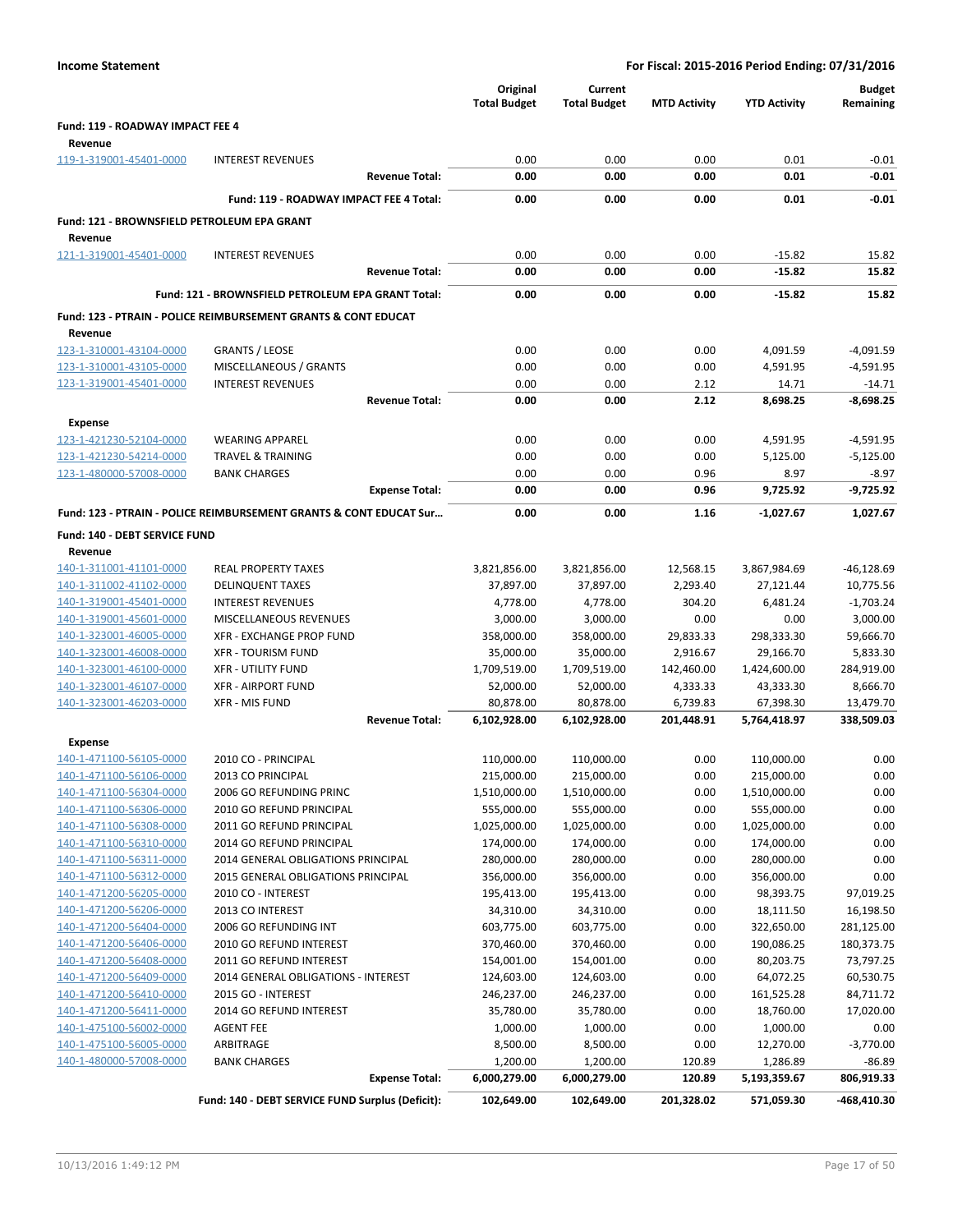**Income Statement** | **For Fiscal: 2015-2016 Period Ending: 07/31/2016**

| | | Original Total Budget | Current Total Budget | MTD Activity | YTD Activity | Budget Remaining |
|---|---|---|---|---|---|---|
| **Fund: 119 - ROADWAY IMPACT FEE 4** | | | | | | |
| **Revenue** | | | | | | |
| 119-1-319001-45401-0000 | INTEREST REVENUES | 0.00 | 0.00 | 0.00 | 0.01 | -0.01 |
| | **Revenue Total:** | **0.00** | **0.00** | **0.00** | **0.01** | **-0.01** |
| | **Fund: 119 - ROADWAY IMPACT FEE 4 Total:** | **0.00** | **0.00** | **0.00** | **0.01** | **-0.01** |
| **Fund: 121 - BROWNSFIELD PETROLEUM EPA GRANT** | | | | | | |
| **Revenue** | | | | | | |
| 121-1-319001-45401-0000 | INTEREST REVENUES | 0.00 | 0.00 | 0.00 | -15.82 | 15.82 |
| | **Revenue Total:** | **0.00** | **0.00** | **0.00** | **-15.82** | **15.82** |
| | **Fund: 121 - BROWNSFIELD PETROLEUM EPA GRANT Total:** | **0.00** | **0.00** | **0.00** | **-15.82** | **15.82** |
| **Fund: 123 - PTRAIN - POLICE REIMBURSEMENT GRANTS & CONT EDUCAT** | | | | | | |
| **Revenue** | | | | | | |
| 123-1-310001-43104-0000 | GRANTS / LEOSE | 0.00 | 0.00 | 0.00 | 4,091.59 | -4,091.59 |
| 123-1-310001-43105-0000 | MISCELLANEOUS / GRANTS | 0.00 | 0.00 | 0.00 | 4,591.95 | -4,591.95 |
| 123-1-319001-45401-0000 | INTEREST REVENUES | 0.00 | 0.00 | 2.12 | 14.71 | -14.71 |
| | **Revenue Total:** | **0.00** | **0.00** | **2.12** | **8,698.25** | **-8,698.25** |
| **Expense** | | | | | | |
| 123-1-421230-52104-0000 | WEARING APPAREL | 0.00 | 0.00 | 0.00 | 4,591.95 | -4,591.95 |
| 123-1-421230-54214-0000 | TRAVEL & TRAINING | 0.00 | 0.00 | 0.00 | 5,125.00 | -5,125.00 |
| 123-1-480000-57008-0000 | BANK CHARGES | 0.00 | 0.00 | 0.96 | 8.97 | -8.97 |
| | **Expense Total:** | **0.00** | **0.00** | **0.96** | **9,725.92** | **-9,725.92** |
| **Fund: 123 - PTRAIN - POLICE REIMBURSEMENT GRANTS & CONT EDUCAT Sur...** | | **0.00** | **0.00** | **1.16** | **-1,027.67** | **1,027.67** |
| **Fund: 140 - DEBT SERVICE FUND** | | | | | | |
| **Revenue** | | | | | | |
| 140-1-311001-41101-0000 | REAL PROPERTY TAXES | 3,821,856.00 | 3,821,856.00 | 12,568.15 | 3,867,984.69 | -46,128.69 |
| 140-1-311002-41102-0000 | DELINQUENT TAXES | 37,897.00 | 37,897.00 | 2,293.40 | 27,121.44 | 10,775.56 |
| 140-1-319001-45401-0000 | INTEREST REVENUES | 4,778.00 | 4,778.00 | 304.20 | 6,481.24 | -1,703.24 |
| 140-1-319001-45601-0000 | MISCELLANEOUS REVENUES | 3,000.00 | 3,000.00 | 0.00 | 0.00 | 3,000.00 |
| 140-1-323001-46005-0000 | XFR - EXCHANGE PROP FUND | 358,000.00 | 358,000.00 | 29,833.33 | 298,333.30 | 59,666.70 |
| 140-1-323001-46008-0000 | XFR - TOURISM FUND | 35,000.00 | 35,000.00 | 2,916.67 | 29,166.70 | 5,833.30 |
| 140-1-323001-46100-0000 | XFR - UTILITY FUND | 1,709,519.00 | 1,709,519.00 | 142,460.00 | 1,424,600.00 | 284,919.00 |
| 140-1-323001-46107-0000 | XFR - AIRPORT FUND | 52,000.00 | 52,000.00 | 4,333.33 | 43,333.30 | 8,666.70 |
| 140-1-323001-46203-0000 | XFR - MIS FUND | 80,878.00 | 80,878.00 | 6,739.83 | 67,398.30 | 13,479.70 |
| | **Revenue Total:** | **6,102,928.00** | **6,102,928.00** | **201,448.91** | **5,764,418.97** | **338,509.03** |
| **Expense** | | | | | | |
| 140-1-471100-56105-0000 | 2010 CO - PRINCIPAL | 110,000.00 | 110,000.00 | 0.00 | 110,000.00 | 0.00 |
| 140-1-471100-56106-0000 | 2013 CO PRINCIPAL | 215,000.00 | 215,000.00 | 0.00 | 215,000.00 | 0.00 |
| 140-1-471100-56304-0000 | 2006 GO REFUNDING PRINC | 1,510,000.00 | 1,510,000.00 | 0.00 | 1,510,000.00 | 0.00 |
| 140-1-471100-56306-0000 | 2010 GO REFUND PRINCIPAL | 555,000.00 | 555,000.00 | 0.00 | 555,000.00 | 0.00 |
| 140-1-471100-56308-0000 | 2011 GO REFUND PRINCIPAL | 1,025,000.00 | 1,025,000.00 | 0.00 | 1,025,000.00 | 0.00 |
| 140-1-471100-56310-0000 | 2014 GO REFUND PRINCIPAL | 174,000.00 | 174,000.00 | 0.00 | 174,000.00 | 0.00 |
| 140-1-471100-56311-0000 | 2014 GENERAL OBLIGATIONS PRINCIPAL | 280,000.00 | 280,000.00 | 0.00 | 280,000.00 | 0.00 |
| 140-1-471100-56312-0000 | 2015 GENERAL OBLIGATIONS PRINCIPAL | 356,000.00 | 356,000.00 | 0.00 | 356,000.00 | 0.00 |
| 140-1-471200-56205-0000 | 2010 CO - INTEREST | 195,413.00 | 195,413.00 | 0.00 | 98,393.75 | 97,019.25 |
| 140-1-471200-56206-0000 | 2013 CO INTEREST | 34,310.00 | 34,310.00 | 0.00 | 18,111.50 | 16,198.50 |
| 140-1-471200-56404-0000 | 2006 GO REFUNDING INT | 603,775.00 | 603,775.00 | 0.00 | 322,650.00 | 281,125.00 |
| 140-1-471200-56406-0000 | 2010 GO REFUND INTEREST | 370,460.00 | 370,460.00 | 0.00 | 190,086.25 | 180,373.75 |
| 140-1-471200-56408-0000 | 2011 GO REFUND INTEREST | 154,001.00 | 154,001.00 | 0.00 | 80,203.75 | 73,797.25 |
| 140-1-471200-56409-0000 | 2014 GENERAL OBLIGATIONS - INTEREST | 124,603.00 | 124,603.00 | 0.00 | 64,072.25 | 60,530.75 |
| 140-1-471200-56410-0000 | 2015 GO - INTEREST | 246,237.00 | 246,237.00 | 0.00 | 161,525.28 | 84,711.72 |
| 140-1-471200-56411-0000 | 2014 GO REFUND INTEREST | 35,780.00 | 35,780.00 | 0.00 | 18,760.00 | 17,020.00 |
| 140-1-475100-56002-0000 | AGENT FEE | 1,000.00 | 1,000.00 | 0.00 | 1,000.00 | 0.00 |
| 140-1-475100-56005-0000 | ARBITRAGE | 8,500.00 | 8,500.00 | 0.00 | 12,270.00 | -3,770.00 |
| 140-1-480000-57008-0000 | BANK CHARGES | 1,200.00 | 1,200.00 | 120.89 | 1,286.89 | -86.89 |
| | **Expense Total:** | **6,000,279.00** | **6,000,279.00** | **120.89** | **5,193,359.67** | **806,919.33** |
| | **Fund: 140 - DEBT SERVICE FUND Surplus (Deficit):** | **102,649.00** | **102,649.00** | **201,328.02** | **571,059.30** | **-468,410.30** |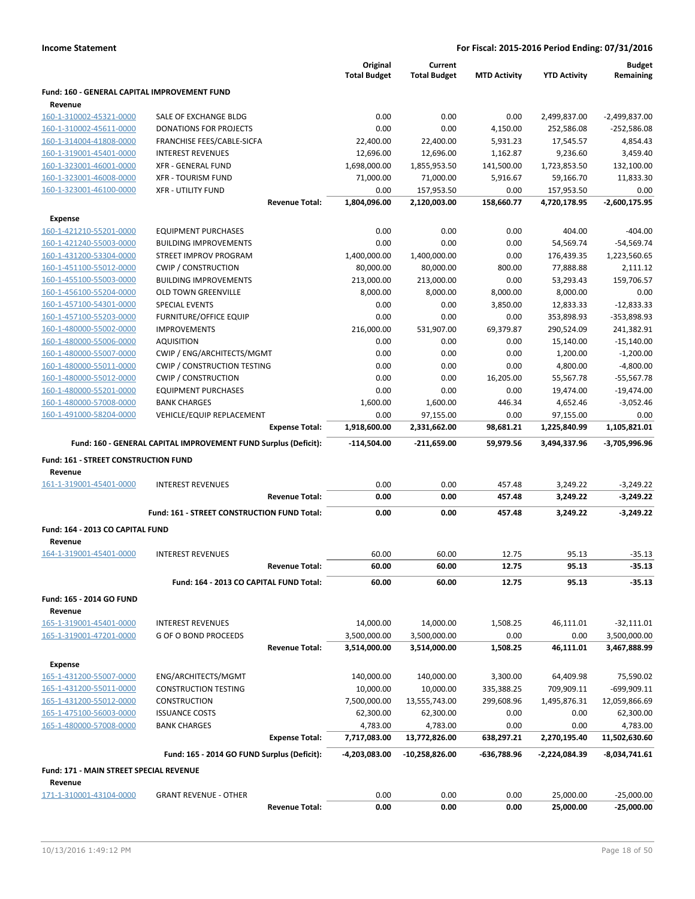**Income Statement** — For Fiscal: 2015-2016 Period Ending: 07/31/2016

| | | Original Total Budget | Current Total Budget | MTD Activity | YTD Activity | Budget Remaining |
|---|---|---|---|---|---|---|
| **Fund: 160 - GENERAL CAPITAL IMPROVEMENT FUND** | | | | | | |
| **Revenue** | | | | | | |
| 160-1-310002-45321-0000 | SALE OF EXCHANGE BLDG | 0.00 | 0.00 | 0.00 | 2,499,837.00 | -2,499,837.00 |
| 160-1-310002-45611-0000 | DONATIONS FOR PROJECTS | 0.00 | 0.00 | 4,150.00 | 252,586.08 | -252,586.08 |
| 160-1-314004-41808-0000 | FRANCHISE FEES/CABLE-SICFA | 22,400.00 | 22,400.00 | 5,931.23 | 17,545.57 | 4,854.43 |
| 160-1-319001-45401-0000 | INTEREST REVENUES | 12,696.00 | 12,696.00 | 1,162.87 | 9,236.60 | 3,459.40 |
| 160-1-323001-46001-0000 | XFR - GENERAL FUND | 1,698,000.00 | 1,855,953.50 | 141,500.00 | 1,723,853.50 | 132,100.00 |
| 160-1-323001-46008-0000 | XFR - TOURISM FUND | 71,000.00 | 71,000.00 | 5,916.67 | 59,166.70 | 11,833.30 |
| 160-1-323001-46100-0000 | XFR - UTILITY FUND | 0.00 | 157,953.50 | 0.00 | 157,953.50 | 0.00 |
| | **Revenue Total:** | **1,804,096.00** | **2,120,003.00** | **158,660.77** | **4,720,178.95** | **-2,600,175.95** |
| **Expense** | | | | | | |
| 160-1-421210-55201-0000 | EQUIPMENT PURCHASES | 0.00 | 0.00 | 0.00 | 404.00 | -404.00 |
| 160-1-421240-55003-0000 | BUILDING IMPROVEMENTS | 0.00 | 0.00 | 0.00 | 54,569.74 | -54,569.74 |
| 160-1-431200-53304-0000 | STREET IMPROV PROGRAM | 1,400,000.00 | 1,400,000.00 | 0.00 | 176,439.35 | 1,223,560.65 |
| 160-1-451100-55012-0000 | CWIP / CONSTRUCTION | 80,000.00 | 80,000.00 | 800.00 | 77,888.88 | 2,111.12 |
| 160-1-455100-55003-0000 | BUILDING IMPROVEMENTS | 213,000.00 | 213,000.00 | 0.00 | 53,293.43 | 159,706.57 |
| 160-1-456100-55204-0000 | OLD TOWN GREENVILLE | 8,000.00 | 8,000.00 | 8,000.00 | 8,000.00 | 0.00 |
| 160-1-457100-54301-0000 | SPECIAL EVENTS | 0.00 | 0.00 | 3,850.00 | 12,833.33 | -12,833.33 |
| 160-1-457100-55203-0000 | FURNITURE/OFFICE EQUIP | 0.00 | 0.00 | 0.00 | 353,898.93 | -353,898.93 |
| 160-1-480000-55002-0000 | IMPROVEMENTS | 216,000.00 | 531,907.00 | 69,379.87 | 290,524.09 | 241,382.91 |
| 160-1-480000-55006-0000 | AQUISITION | 0.00 | 0.00 | 0.00 | 15,140.00 | -15,140.00 |
| 160-1-480000-55007-0000 | CWIP / ENG/ARCHITECTS/MGMT | 0.00 | 0.00 | 0.00 | 1,200.00 | -1,200.00 |
| 160-1-480000-55011-0000 | CWIP / CONSTRUCTION TESTING | 0.00 | 0.00 | 0.00 | 4,800.00 | -4,800.00 |
| 160-1-480000-55012-0000 | CWIP / CONSTRUCTION | 0.00 | 0.00 | 16,205.00 | 55,567.78 | -55,567.78 |
| 160-1-480000-55201-0000 | EQUIPMENT PURCHASES | 0.00 | 0.00 | 0.00 | 19,474.00 | -19,474.00 |
| 160-1-480000-57008-0000 | BANK CHARGES | 1,600.00 | 1,600.00 | 446.34 | 4,652.46 | -3,052.46 |
| 160-1-491000-58204-0000 | VEHICLE/EQUIP REPLACEMENT | 0.00 | 97,155.00 | 0.00 | 97,155.00 | 0.00 |
| | **Expense Total:** | **1,918,600.00** | **2,331,662.00** | **98,681.21** | **1,225,840.99** | **1,105,821.01** |
| | **Fund: 160 - GENERAL CAPITAL IMPROVEMENT FUND Surplus (Deficit):** | **-114,504.00** | **-211,659.00** | **59,979.56** | **3,494,337.96** | **-3,705,996.96** |
| **Fund: 161 - STREET CONSTRUCTION FUND** | | | | | | |
| **Revenue** | | | | | | |
| 161-1-319001-45401-0000 | INTEREST REVENUES | 0.00 | 0.00 | 457.48 | 3,249.22 | -3,249.22 |
| | **Revenue Total:** | **0.00** | **0.00** | **457.48** | **3,249.22** | **-3,249.22** |
| | **Fund: 161 - STREET CONSTRUCTION FUND Total:** | **0.00** | **0.00** | **457.48** | **3,249.22** | **-3,249.22** |
| **Fund: 164 - 2013 CO CAPITAL FUND** | | | | | | |
| **Revenue** | | | | | | |
| 164-1-319001-45401-0000 | INTEREST REVENUES | 60.00 | 60.00 | 12.75 | 95.13 | -35.13 |
| | **Revenue Total:** | **60.00** | **60.00** | **12.75** | **95.13** | **-35.13** |
| | **Fund: 164 - 2013 CO CAPITAL FUND Total:** | **60.00** | **60.00** | **12.75** | **95.13** | **-35.13** |
| **Fund: 165 - 2014 GO FUND** | | | | | | |
| **Revenue** | | | | | | |
| 165-1-319001-45401-0000 | INTEREST REVENUES | 14,000.00 | 14,000.00 | 1,508.25 | 46,111.01 | -32,111.01 |
| 165-1-319001-47201-0000 | G OF O BOND PROCEEDS | 3,500,000.00 | 3,500,000.00 | 0.00 | 0.00 | 3,500,000.00 |
| | **Revenue Total:** | **3,514,000.00** | **3,514,000.00** | **1,508.25** | **46,111.01** | **3,467,888.99** |
| **Expense** | | | | | | |
| 165-1-431200-55007-0000 | ENG/ARCHITECTS/MGMT | 140,000.00 | 140,000.00 | 3,300.00 | 64,409.98 | 75,590.02 |
| 165-1-431200-55011-0000 | CONSTRUCTION TESTING | 10,000.00 | 10,000.00 | 335,388.25 | 709,909.11 | -699,909.11 |
| 165-1-431200-55012-0000 | CONSTRUCTION | 7,500,000.00 | 13,555,743.00 | 299,608.96 | 1,495,876.31 | 12,059,866.69 |
| 165-1-475100-56003-0000 | ISSUANCE COSTS | 62,300.00 | 62,300.00 | 0.00 | 0.00 | 62,300.00 |
| 165-1-480000-57008-0000 | BANK CHARGES | 4,783.00 | 4,783.00 | 0.00 | 0.00 | 4,783.00 |
| | **Expense Total:** | **7,717,083.00** | **13,772,826.00** | **638,297.21** | **2,270,195.40** | **11,502,630.60** |
| | **Fund: 165 - 2014 GO FUND Surplus (Deficit):** | **-4,203,083.00** | **-10,258,826.00** | **-636,788.96** | **-2,224,084.39** | **-8,034,741.61** |
| **Fund: 171 - MAIN STREET SPECIAL REVENUE** | | | | | | |
| **Revenue** | | | | | | |
| 171-1-310001-43104-0000 | GRANT REVENUE - OTHER | 0.00 | 0.00 | 0.00 | 25,000.00 | -25,000.00 |
| | **Revenue Total:** | **0.00** | **0.00** | **0.00** | **25,000.00** | **-25,000.00** |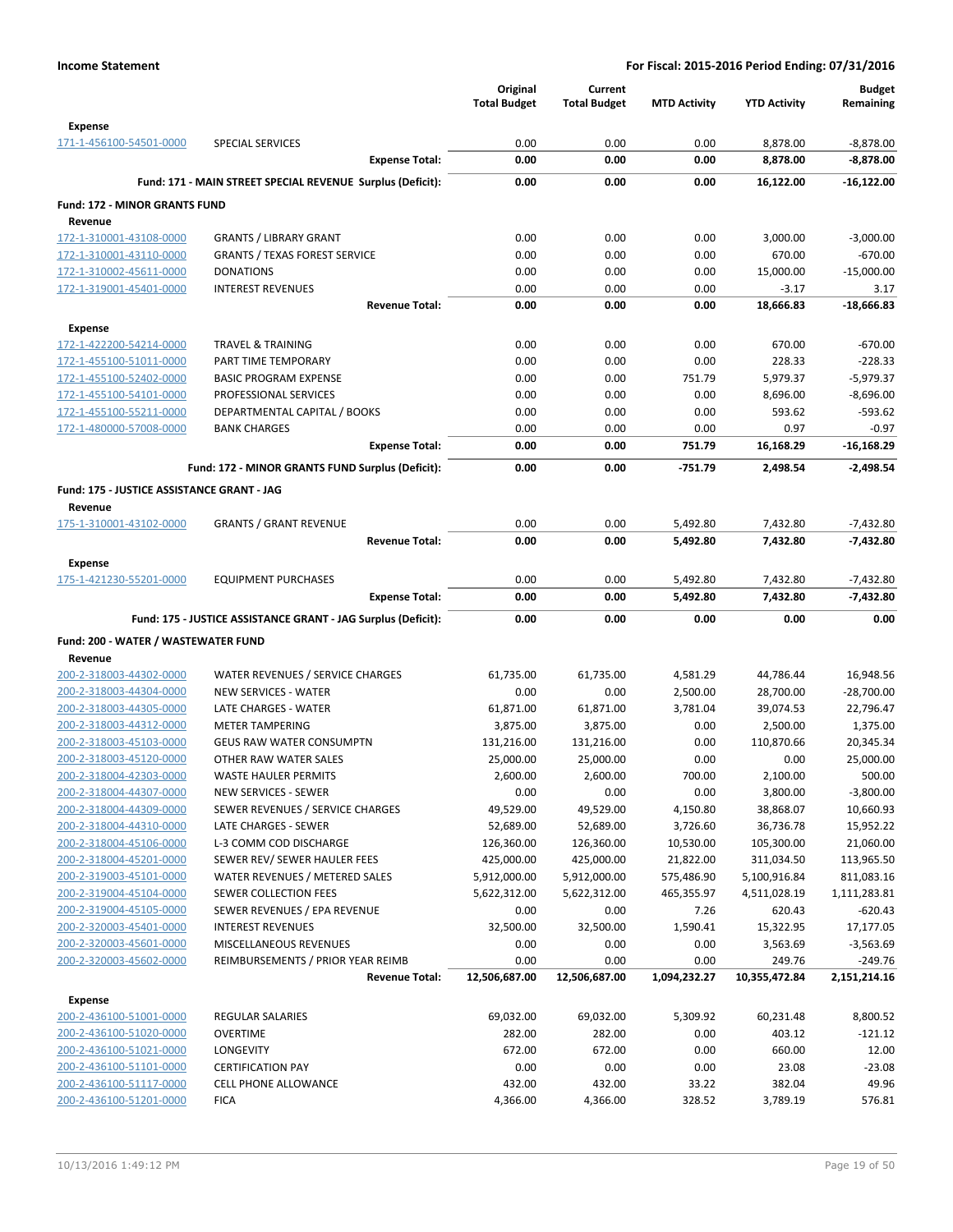**Income Statement** — **For Fiscal: 2015-2016 Period Ending: 07/31/2016**

| | | Original Total Budget | Current Total Budget | MTD Activity | YTD Activity | Budget Remaining |
|---|---|---|---|---|---|---|
| **Expense** | | | | | | |
| 171-1-456100-54501-0000 | SPECIAL SERVICES | 0.00 | 0.00 | 0.00 | 8,878.00 | -8,878.00 |
| | **Expense Total:** | **0.00** | **0.00** | **0.00** | **8,878.00** | **-8,878.00** |
| | **Fund: 171 - MAIN STREET SPECIAL REVENUE Surplus (Deficit):** | **0.00** | **0.00** | **0.00** | **16,122.00** | **-16,122.00** |
| **Fund: 172 - MINOR GRANTS FUND** | | | | | | |
| **Revenue** | | | | | | |
| 172-1-310001-43108-0000 | GRANTS / LIBRARY GRANT | 0.00 | 0.00 | 0.00 | 3,000.00 | -3,000.00 |
| 172-1-310001-43110-0000 | GRANTS / TEXAS FOREST SERVICE | 0.00 | 0.00 | 0.00 | 670.00 | -670.00 |
| 172-1-310002-45611-0000 | DONATIONS | 0.00 | 0.00 | 0.00 | 15,000.00 | -15,000.00 |
| 172-1-319001-45401-0000 | INTEREST REVENUES | 0.00 | 0.00 | 0.00 | -3.17 | 3.17 |
| | **Revenue Total:** | **0.00** | **0.00** | **0.00** | **18,666.83** | **-18,666.83** |
| **Expense** | | | | | | |
| 172-1-422200-54214-0000 | TRAVEL & TRAINING | 0.00 | 0.00 | 0.00 | 670.00 | -670.00 |
| 172-1-455100-51011-0000 | PART TIME TEMPORARY | 0.00 | 0.00 | 0.00 | 228.33 | -228.33 |
| 172-1-455100-52402-0000 | BASIC PROGRAM EXPENSE | 0.00 | 0.00 | 751.79 | 5,979.37 | -5,979.37 |
| 172-1-455100-54101-0000 | PROFESSIONAL SERVICES | 0.00 | 0.00 | 0.00 | 8,696.00 | -8,696.00 |
| 172-1-455100-55211-0000 | DEPARTMENTAL CAPITAL / BOOKS | 0.00 | 0.00 | 0.00 | 593.62 | -593.62 |
| 172-1-480000-57008-0000 | BANK CHARGES | 0.00 | 0.00 | 0.00 | 0.97 | -0.97 |
| | **Expense Total:** | **0.00** | **0.00** | **751.79** | **16,168.29** | **-16,168.29** |
| | **Fund: 172 - MINOR GRANTS FUND Surplus (Deficit):** | **0.00** | **0.00** | **-751.79** | **2,498.54** | **-2,498.54** |
| **Fund: 175 - JUSTICE ASSISTANCE GRANT - JAG** | | | | | | |
| **Revenue** | | | | | | |
| 175-1-310001-43102-0000 | GRANTS / GRANT REVENUE | 0.00 | 0.00 | 5,492.80 | 7,432.80 | -7,432.80 |
| | **Revenue Total:** | **0.00** | **0.00** | **5,492.80** | **7,432.80** | **-7,432.80** |
| **Expense** | | | | | | |
| 175-1-421230-55201-0000 | EQUIPMENT PURCHASES | 0.00 | 0.00 | 5,492.80 | 7,432.80 | -7,432.80 |
| | **Expense Total:** | **0.00** | **0.00** | **5,492.80** | **7,432.80** | **-7,432.80** |
| | **Fund: 175 - JUSTICE ASSISTANCE GRANT - JAG Surplus (Deficit):** | **0.00** | **0.00** | **0.00** | **0.00** | **0.00** |
| **Fund: 200 - WATER / WASTEWATER FUND** | | | | | | |
| **Revenue** | | | | | | |
| 200-2-318003-44302-0000 | WATER REVENUES / SERVICE CHARGES | 61,735.00 | 61,735.00 | 4,581.29 | 44,786.44 | 16,948.56 |
| 200-2-318003-44304-0000 | NEW SERVICES - WATER | 0.00 | 0.00 | 2,500.00 | 28,700.00 | -28,700.00 |
| 200-2-318003-44305-0000 | LATE CHARGES - WATER | 61,871.00 | 61,871.00 | 3,781.04 | 39,074.53 | 22,796.47 |
| 200-2-318003-44312-0000 | METER TAMPERING | 3,875.00 | 3,875.00 | 0.00 | 2,500.00 | 1,375.00 |
| 200-2-318003-45103-0000 | GEUS RAW WATER CONSUMPTN | 131,216.00 | 131,216.00 | 0.00 | 110,870.66 | 20,345.34 |
| 200-2-318003-45120-0000 | OTHER RAW WATER SALES | 25,000.00 | 25,000.00 | 0.00 | 0.00 | 25,000.00 |
| 200-2-318004-42303-0000 | WASTE HAULER PERMITS | 2,600.00 | 2,600.00 | 700.00 | 2,100.00 | 500.00 |
| 200-2-318004-44307-0000 | NEW SERVICES - SEWER | 0.00 | 0.00 | 0.00 | 3,800.00 | -3,800.00 |
| 200-2-318004-44309-0000 | SEWER REVENUES / SERVICE CHARGES | 49,529.00 | 49,529.00 | 4,150.80 | 38,868.07 | 10,660.93 |
| 200-2-318004-44310-0000 | LATE CHARGES - SEWER | 52,689.00 | 52,689.00 | 3,726.60 | 36,736.78 | 15,952.22 |
| 200-2-318004-45106-0000 | L-3 COMM COD DISCHARGE | 126,360.00 | 126,360.00 | 10,530.00 | 105,300.00 | 21,060.00 |
| 200-2-318004-45201-0000 | SEWER REV/ SEWER HAULER FEES | 425,000.00 | 425,000.00 | 21,822.00 | 311,034.50 | 113,965.50 |
| 200-2-319003-45101-0000 | WATER REVENUES / METERED SALES | 5,912,000.00 | 5,912,000.00 | 575,486.90 | 5,100,916.84 | 811,083.16 |
| 200-2-319004-45104-0000 | SEWER COLLECTION FEES | 5,622,312.00 | 5,622,312.00 | 465,355.97 | 4,511,028.19 | 1,111,283.81 |
| 200-2-319004-45105-0000 | SEWER REVENUES / EPA REVENUE | 0.00 | 0.00 | 7.26 | 620.43 | -620.43 |
| 200-2-320003-45401-0000 | INTEREST REVENUES | 32,500.00 | 32,500.00 | 1,590.41 | 15,322.95 | 17,177.05 |
| 200-2-320003-45601-0000 | MISCELLANEOUS REVENUES | 0.00 | 0.00 | 0.00 | 3,563.69 | -3,563.69 |
| 200-2-320003-45602-0000 | REIMBURSEMENTS / PRIOR YEAR REIMB | 0.00 | 0.00 | 0.00 | 249.76 | -249.76 |
| | **Revenue Total:** | **12,506,687.00** | **12,506,687.00** | **1,094,232.27** | **10,355,472.84** | **2,151,214.16** |
| **Expense** | | | | | | |
| 200-2-436100-51001-0000 | REGULAR SALARIES | 69,032.00 | 69,032.00 | 5,309.92 | 60,231.48 | 8,800.52 |
| 200-2-436100-51020-0000 | OVERTIME | 282.00 | 282.00 | 0.00 | 403.12 | -121.12 |
| 200-2-436100-51021-0000 | LONGEVITY | 672.00 | 672.00 | 0.00 | 660.00 | 12.00 |
| 200-2-436100-51101-0000 | CERTIFICATION PAY | 0.00 | 0.00 | 0.00 | 23.08 | -23.08 |
| 200-2-436100-51117-0000 | CELL PHONE ALLOWANCE | 432.00 | 432.00 | 33.22 | 382.04 | 49.96 |
| 200-2-436100-51201-0000 | FICA | 4,366.00 | 4,366.00 | 328.52 | 3,789.19 | 576.81 |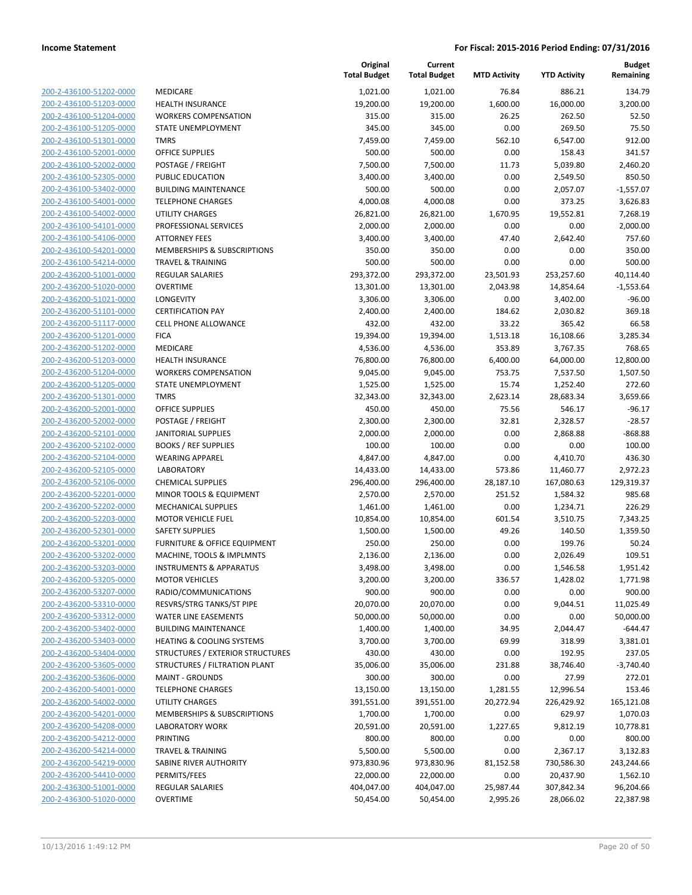**Income Statement** **For Fiscal: 2015-2016 Period Ending: 07/31/2016**

| | | Original Total Budget | Current Total Budget | MTD Activity | YTD Activity | Budget Remaining |
|---|---|---|---|---|---|---|
| 200-2-436100-51202-0000 | MEDICARE | 1,021.00 | 1,021.00 | 76.84 | 886.21 | 134.79 |
| 200-2-436100-51203-0000 | HEALTH INSURANCE | 19,200.00 | 19,200.00 | 1,600.00 | 16,000.00 | 3,200.00 |
| 200-2-436100-51204-0000 | WORKERS COMPENSATION | 315.00 | 315.00 | 26.25 | 262.50 | 52.50 |
| 200-2-436100-51205-0000 | STATE UNEMPLOYMENT | 345.00 | 345.00 | 0.00 | 269.50 | 75.50 |
| 200-2-436100-51301-0000 | TMRS | 7,459.00 | 7,459.00 | 562.10 | 6,547.00 | 912.00 |
| 200-2-436100-52001-0000 | OFFICE SUPPLIES | 500.00 | 500.00 | 0.00 | 158.43 | 341.57 |
| 200-2-436100-52002-0000 | POSTAGE / FREIGHT | 7,500.00 | 7,500.00 | 11.73 | 5,039.80 | 2,460.20 |
| 200-2-436100-52305-0000 | PUBLIC EDUCATION | 3,400.00 | 3,400.00 | 0.00 | 2,549.50 | 850.50 |
| 200-2-436100-53402-0000 | BUILDING MAINTENANCE | 500.00 | 500.00 | 0.00 | 2,057.07 | -1,557.07 |
| 200-2-436100-54001-0000 | TELEPHONE CHARGES | 4,000.08 | 4,000.08 | 0.00 | 373.25 | 3,626.83 |
| 200-2-436100-54002-0000 | UTILITY CHARGES | 26,821.00 | 26,821.00 | 1,670.95 | 19,552.81 | 7,268.19 |
| 200-2-436100-54101-0000 | PROFESSIONAL SERVICES | 2,000.00 | 2,000.00 | 0.00 | 0.00 | 2,000.00 |
| 200-2-436100-54106-0000 | ATTORNEY FEES | 3,400.00 | 3,400.00 | 47.40 | 2,642.40 | 757.60 |
| 200-2-436100-54201-0000 | MEMBERSHIPS & SUBSCRIPTIONS | 350.00 | 350.00 | 0.00 | 0.00 | 350.00 |
| 200-2-436100-54214-0000 | TRAVEL & TRAINING | 500.00 | 500.00 | 0.00 | 0.00 | 500.00 |
| 200-2-436200-51001-0000 | REGULAR SALARIES | 293,372.00 | 293,372.00 | 23,501.93 | 253,257.60 | 40,114.40 |
| 200-2-436200-51020-0000 | OVERTIME | 13,301.00 | 13,301.00 | 2,043.98 | 14,854.64 | -1,553.64 |
| 200-2-436200-51021-0000 | LONGEVITY | 3,306.00 | 3,306.00 | 0.00 | 3,402.00 | -96.00 |
| 200-2-436200-51101-0000 | CERTIFICATION PAY | 2,400.00 | 2,400.00 | 184.62 | 2,030.82 | 369.18 |
| 200-2-436200-51117-0000 | CELL PHONE ALLOWANCE | 432.00 | 432.00 | 33.22 | 365.42 | 66.58 |
| 200-2-436200-51201-0000 | FICA | 19,394.00 | 19,394.00 | 1,513.18 | 16,108.66 | 3,285.34 |
| 200-2-436200-51202-0000 | MEDICARE | 4,536.00 | 4,536.00 | 353.89 | 3,767.35 | 768.65 |
| 200-2-436200-51203-0000 | HEALTH INSURANCE | 76,800.00 | 76,800.00 | 6,400.00 | 64,000.00 | 12,800.00 |
| 200-2-436200-51204-0000 | WORKERS COMPENSATION | 9,045.00 | 9,045.00 | 753.75 | 7,537.50 | 1,507.50 |
| 200-2-436200-51205-0000 | STATE UNEMPLOYMENT | 1,525.00 | 1,525.00 | 15.74 | 1,252.40 | 272.60 |
| 200-2-436200-51301-0000 | TMRS | 32,343.00 | 32,343.00 | 2,623.14 | 28,683.34 | 3,659.66 |
| 200-2-436200-52001-0000 | OFFICE SUPPLIES | 450.00 | 450.00 | 75.56 | 546.17 | -96.17 |
| 200-2-436200-52002-0000 | POSTAGE / FREIGHT | 2,300.00 | 2,300.00 | 32.81 | 2,328.57 | -28.57 |
| 200-2-436200-52101-0000 | JANITORIAL SUPPLIES | 2,000.00 | 2,000.00 | 0.00 | 2,868.88 | -868.88 |
| 200-2-436200-52102-0000 | BOOKS / REF SUPPLIES | 100.00 | 100.00 | 0.00 | 0.00 | 100.00 |
| 200-2-436200-52104-0000 | WEARING APPAREL | 4,847.00 | 4,847.00 | 0.00 | 4,410.70 | 436.30 |
| 200-2-436200-52105-0000 | LABORATORY | 14,433.00 | 14,433.00 | 573.86 | 11,460.77 | 2,972.23 |
| 200-2-436200-52106-0000 | CHEMICAL SUPPLIES | 296,400.00 | 296,400.00 | 28,187.10 | 167,080.63 | 129,319.37 |
| 200-2-436200-52201-0000 | MINOR TOOLS & EQUIPMENT | 2,570.00 | 2,570.00 | 251.52 | 1,584.32 | 985.68 |
| 200-2-436200-52202-0000 | MECHANICAL SUPPLIES | 1,461.00 | 1,461.00 | 0.00 | 1,234.71 | 226.29 |
| 200-2-436200-52203-0000 | MOTOR VEHICLE FUEL | 10,854.00 | 10,854.00 | 601.54 | 3,510.75 | 7,343.25 |
| 200-2-436200-52301-0000 | SAFETY SUPPLIES | 1,500.00 | 1,500.00 | 49.26 | 140.50 | 1,359.50 |
| 200-2-436200-53201-0000 | FURNITURE & OFFICE EQUIPMENT | 250.00 | 250.00 | 0.00 | 199.76 | 50.24 |
| 200-2-436200-53202-0000 | MACHINE, TOOLS & IMPLMNTS | 2,136.00 | 2,136.00 | 0.00 | 2,026.49 | 109.51 |
| 200-2-436200-53203-0000 | INSTRUMENTS & APPARATUS | 3,498.00 | 3,498.00 | 0.00 | 1,546.58 | 1,951.42 |
| 200-2-436200-53205-0000 | MOTOR VEHICLES | 3,200.00 | 3,200.00 | 336.57 | 1,428.02 | 1,771.98 |
| 200-2-436200-53207-0000 | RADIO/COMMUNICATIONS | 900.00 | 900.00 | 0.00 | 0.00 | 900.00 |
| 200-2-436200-53310-0000 | RESVRS/STRG TANKS/ST PIPE | 20,070.00 | 20,070.00 | 0.00 | 9,044.51 | 11,025.49 |
| 200-2-436200-53312-0000 | WATER LINE EASEMENTS | 50,000.00 | 50,000.00 | 0.00 | 0.00 | 50,000.00 |
| 200-2-436200-53402-0000 | BUILDING MAINTENANCE | 1,400.00 | 1,400.00 | 34.95 | 2,044.47 | -644.47 |
| 200-2-436200-53403-0000 | HEATING & COOLING SYSTEMS | 3,700.00 | 3,700.00 | 69.99 | 318.99 | 3,381.01 |
| 200-2-436200-53404-0000 | STRUCTURES / EXTERIOR STRUCTURES | 430.00 | 430.00 | 0.00 | 192.95 | 237.05 |
| 200-2-436200-53605-0000 | STRUCTURES / FILTRATION PLANT | 35,006.00 | 35,006.00 | 231.88 | 38,746.40 | -3,740.40 |
| 200-2-436200-53606-0000 | MAINT - GROUNDS | 300.00 | 300.00 | 0.00 | 27.99 | 272.01 |
| 200-2-436200-54001-0000 | TELEPHONE CHARGES | 13,150.00 | 13,150.00 | 1,281.55 | 12,996.54 | 153.46 |
| 200-2-436200-54002-0000 | UTILITY CHARGES | 391,551.00 | 391,551.00 | 20,272.94 | 226,429.92 | 165,121.08 |
| 200-2-436200-54201-0000 | MEMBERSHIPS & SUBSCRIPTIONS | 1,700.00 | 1,700.00 | 0.00 | 629.97 | 1,070.03 |
| 200-2-436200-54208-0000 | LABORATORY WORK | 20,591.00 | 20,591.00 | 1,227.65 | 9,812.19 | 10,778.81 |
| 200-2-436200-54212-0000 | PRINTING | 800.00 | 800.00 | 0.00 | 0.00 | 800.00 |
| 200-2-436200-54214-0000 | TRAVEL & TRAINING | 5,500.00 | 5,500.00 | 0.00 | 2,367.17 | 3,132.83 |
| 200-2-436200-54219-0000 | SABINE RIVER AUTHORITY | 973,830.96 | 973,830.96 | 81,152.58 | 730,586.30 | 243,244.66 |
| 200-2-436200-54410-0000 | PERMITS/FEES | 22,000.00 | 22,000.00 | 0.00 | 20,437.90 | 1,562.10 |
| 200-2-436300-51001-0000 | REGULAR SALARIES | 404,047.00 | 404,047.00 | 25,987.44 | 307,842.34 | 96,204.66 |
| 200-2-436300-51020-0000 | OVERTIME | 50,454.00 | 50,454.00 | 2,995.26 | 28,066.02 | 22,387.98 |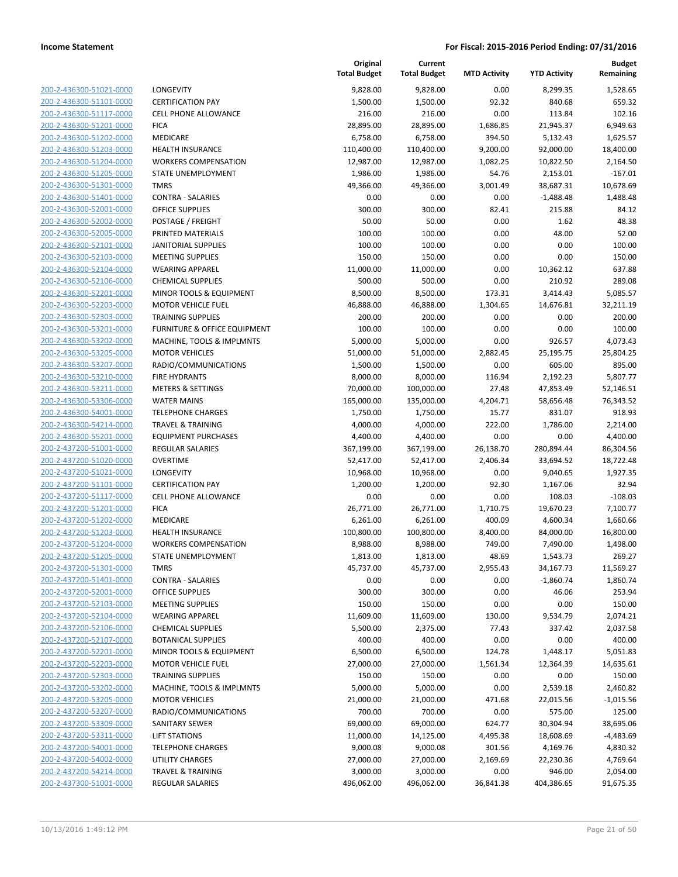**Income Statement** — For Fiscal: 2015-2016 Period Ending: 07/31/2016

| | | Original Total Budget | Current Total Budget | MTD Activity | YTD Activity | Budget Remaining |
|---|---|---|---|---|---|---|
| 200-2-436300-51021-0000 | LONGEVITY | 9,828.00 | 9,828.00 | 0.00 | 8,299.35 | 1,528.65 |
| 200-2-436300-51101-0000 | CERTIFICATION PAY | 1,500.00 | 1,500.00 | 92.32 | 840.68 | 659.32 |
| 200-2-436300-51117-0000 | CELL PHONE ALLOWANCE | 216.00 | 216.00 | 0.00 | 113.84 | 102.16 |
| 200-2-436300-51201-0000 | FICA | 28,895.00 | 28,895.00 | 1,686.85 | 21,945.37 | 6,949.63 |
| 200-2-436300-51202-0000 | MEDICARE | 6,758.00 | 6,758.00 | 394.50 | 5,132.43 | 1,625.57 |
| 200-2-436300-51203-0000 | HEALTH INSURANCE | 110,400.00 | 110,400.00 | 9,200.00 | 92,000.00 | 18,400.00 |
| 200-2-436300-51204-0000 | WORKERS COMPENSATION | 12,987.00 | 12,987.00 | 1,082.25 | 10,822.50 | 2,164.50 |
| 200-2-436300-51205-0000 | STATE UNEMPLOYMENT | 1,986.00 | 1,986.00 | 54.76 | 2,153.01 | -167.01 |
| 200-2-436300-51301-0000 | TMRS | 49,366.00 | 49,366.00 | 3,001.49 | 38,687.31 | 10,678.69 |
| 200-2-436300-51401-0000 | CONTRA - SALARIES | 0.00 | 0.00 | 0.00 | -1,488.48 | 1,488.48 |
| 200-2-436300-52001-0000 | OFFICE SUPPLIES | 300.00 | 300.00 | 82.41 | 215.88 | 84.12 |
| 200-2-436300-52002-0000 | POSTAGE / FREIGHT | 50.00 | 50.00 | 0.00 | 1.62 | 48.38 |
| 200-2-436300-52005-0000 | PRINTED MATERIALS | 100.00 | 100.00 | 0.00 | 48.00 | 52.00 |
| 200-2-436300-52101-0000 | JANITORIAL SUPPLIES | 100.00 | 100.00 | 0.00 | 0.00 | 100.00 |
| 200-2-436300-52103-0000 | MEETING SUPPLIES | 150.00 | 150.00 | 0.00 | 0.00 | 150.00 |
| 200-2-436300-52104-0000 | WEARING APPAREL | 11,000.00 | 11,000.00 | 0.00 | 10,362.12 | 637.88 |
| 200-2-436300-52106-0000 | CHEMICAL SUPPLIES | 500.00 | 500.00 | 0.00 | 210.92 | 289.08 |
| 200-2-436300-52201-0000 | MINOR TOOLS & EQUIPMENT | 8,500.00 | 8,500.00 | 173.31 | 3,414.43 | 5,085.57 |
| 200-2-436300-52203-0000 | MOTOR VEHICLE FUEL | 46,888.00 | 46,888.00 | 1,304.65 | 14,676.81 | 32,211.19 |
| 200-2-436300-52303-0000 | TRAINING SUPPLIES | 200.00 | 200.00 | 0.00 | 0.00 | 200.00 |
| 200-2-436300-53201-0000 | FURNITURE & OFFICE EQUIPMENT | 100.00 | 100.00 | 0.00 | 0.00 | 100.00 |
| 200-2-436300-53202-0000 | MACHINE, TOOLS & IMPLMNTS | 5,000.00 | 5,000.00 | 0.00 | 926.57 | 4,073.43 |
| 200-2-436300-53205-0000 | MOTOR VEHICLES | 51,000.00 | 51,000.00 | 2,882.45 | 25,195.75 | 25,804.25 |
| 200-2-436300-53207-0000 | RADIO/COMMUNICATIONS | 1,500.00 | 1,500.00 | 0.00 | 605.00 | 895.00 |
| 200-2-436300-53210-0000 | FIRE HYDRANTS | 8,000.00 | 8,000.00 | 116.94 | 2,192.23 | 5,807.77 |
| 200-2-436300-53211-0000 | METERS & SETTINGS | 70,000.00 | 100,000.00 | 27.48 | 47,853.49 | 52,146.51 |
| 200-2-436300-53306-0000 | WATER MAINS | 165,000.00 | 135,000.00 | 4,204.71 | 58,656.48 | 76,343.52 |
| 200-2-436300-54001-0000 | TELEPHONE CHARGES | 1,750.00 | 1,750.00 | 15.77 | 831.07 | 918.93 |
| 200-2-436300-54214-0000 | TRAVEL & TRAINING | 4,000.00 | 4,000.00 | 222.00 | 1,786.00 | 2,214.00 |
| 200-2-436300-55201-0000 | EQUIPMENT PURCHASES | 4,400.00 | 4,400.00 | 0.00 | 0.00 | 4,400.00 |
| 200-2-437200-51001-0000 | REGULAR SALARIES | 367,199.00 | 367,199.00 | 26,138.70 | 280,894.44 | 86,304.56 |
| 200-2-437200-51020-0000 | OVERTIME | 52,417.00 | 52,417.00 | 2,406.34 | 33,694.52 | 18,722.48 |
| 200-2-437200-51021-0000 | LONGEVITY | 10,968.00 | 10,968.00 | 0.00 | 9,040.65 | 1,927.35 |
| 200-2-437200-51101-0000 | CERTIFICATION PAY | 1,200.00 | 1,200.00 | 92.30 | 1,167.06 | 32.94 |
| 200-2-437200-51117-0000 | CELL PHONE ALLOWANCE | 0.00 | 0.00 | 0.00 | 108.03 | -108.03 |
| 200-2-437200-51201-0000 | FICA | 26,771.00 | 26,771.00 | 1,710.75 | 19,670.23 | 7,100.77 |
| 200-2-437200-51202-0000 | MEDICARE | 6,261.00 | 6,261.00 | 400.09 | 4,600.34 | 1,660.66 |
| 200-2-437200-51203-0000 | HEALTH INSURANCE | 100,800.00 | 100,800.00 | 8,400.00 | 84,000.00 | 16,800.00 |
| 200-2-437200-51204-0000 | WORKERS COMPENSATION | 8,988.00 | 8,988.00 | 749.00 | 7,490.00 | 1,498.00 |
| 200-2-437200-51205-0000 | STATE UNEMPLOYMENT | 1,813.00 | 1,813.00 | 48.69 | 1,543.73 | 269.27 |
| 200-2-437200-51301-0000 | TMRS | 45,737.00 | 45,737.00 | 2,955.43 | 34,167.73 | 11,569.27 |
| 200-2-437200-51401-0000 | CONTRA - SALARIES | 0.00 | 0.00 | 0.00 | -1,860.74 | 1,860.74 |
| 200-2-437200-52001-0000 | OFFICE SUPPLIES | 300.00 | 300.00 | 0.00 | 46.06 | 253.94 |
| 200-2-437200-52103-0000 | MEETING SUPPLIES | 150.00 | 150.00 | 0.00 | 0.00 | 150.00 |
| 200-2-437200-52104-0000 | WEARING APPAREL | 11,609.00 | 11,609.00 | 130.00 | 9,534.79 | 2,074.21 |
| 200-2-437200-52106-0000 | CHEMICAL SUPPLIES | 5,500.00 | 2,375.00 | 77.43 | 337.42 | 2,037.58 |
| 200-2-437200-52107-0000 | BOTANICAL SUPPLIES | 400.00 | 400.00 | 0.00 | 0.00 | 400.00 |
| 200-2-437200-52201-0000 | MINOR TOOLS & EQUIPMENT | 6,500.00 | 6,500.00 | 124.78 | 1,448.17 | 5,051.83 |
| 200-2-437200-52203-0000 | MOTOR VEHICLE FUEL | 27,000.00 | 27,000.00 | 1,561.34 | 12,364.39 | 14,635.61 |
| 200-2-437200-52303-0000 | TRAINING SUPPLIES | 150.00 | 150.00 | 0.00 | 0.00 | 150.00 |
| 200-2-437200-53202-0000 | MACHINE, TOOLS & IMPLMNTS | 5,000.00 | 5,000.00 | 0.00 | 2,539.18 | 2,460.82 |
| 200-2-437200-53205-0000 | MOTOR VEHICLES | 21,000.00 | 21,000.00 | 471.68 | 22,015.56 | -1,015.56 |
| 200-2-437200-53207-0000 | RADIO/COMMUNICATIONS | 700.00 | 700.00 | 0.00 | 575.00 | 125.00 |
| 200-2-437200-53309-0000 | SANITARY SEWER | 69,000.00 | 69,000.00 | 624.77 | 30,304.94 | 38,695.06 |
| 200-2-437200-53311-0000 | LIFT STATIONS | 11,000.00 | 14,125.00 | 4,495.38 | 18,608.69 | -4,483.69 |
| 200-2-437200-54001-0000 | TELEPHONE CHARGES | 9,000.08 | 9,000.08 | 301.56 | 4,169.76 | 4,830.32 |
| 200-2-437200-54002-0000 | UTILITY CHARGES | 27,000.00 | 27,000.00 | 2,169.69 | 22,230.36 | 4,769.64 |
| 200-2-437200-54214-0000 | TRAVEL & TRAINING | 3,000.00 | 3,000.00 | 0.00 | 946.00 | 2,054.00 |
| 200-2-437300-51001-0000 | REGULAR SALARIES | 496,062.00 | 496,062.00 | 36,841.38 | 404,386.65 | 91,675.35 |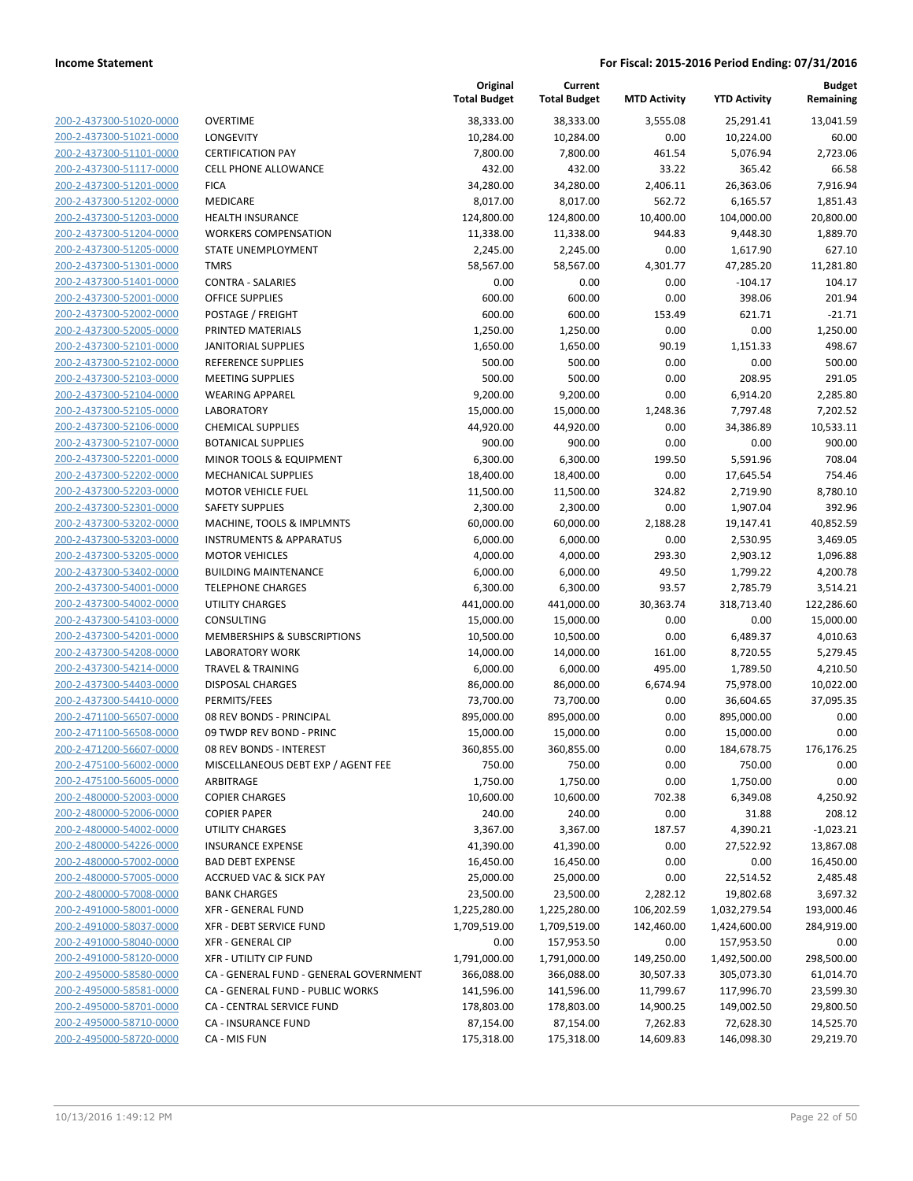**Income Statement** | **For Fiscal: 2015-2016 Period Ending: 07/31/2016**

| | | Original Total Budget | Current Total Budget | MTD Activity | YTD Activity | Budget Remaining |
|---|---|---|---|---|---|---|
| 200-2-437300-51020-0000 | OVERTIME | 38,333.00 | 38,333.00 | 3,555.08 | 25,291.41 | 13,041.59 |
| 200-2-437300-51021-0000 | LONGEVITY | 10,284.00 | 10,284.00 | 0.00 | 10,224.00 | 60.00 |
| 200-2-437300-51101-0000 | CERTIFICATION PAY | 7,800.00 | 7,800.00 | 461.54 | 5,076.94 | 2,723.06 |
| 200-2-437300-51117-0000 | CELL PHONE ALLOWANCE | 432.00 | 432.00 | 33.22 | 365.42 | 66.58 |
| 200-2-437300-51201-0000 | FICA | 34,280.00 | 34,280.00 | 2,406.11 | 26,363.06 | 7,916.94 |
| 200-2-437300-51202-0000 | MEDICARE | 8,017.00 | 8,017.00 | 562.72 | 6,165.57 | 1,851.43 |
| 200-2-437300-51203-0000 | HEALTH INSURANCE | 124,800.00 | 124,800.00 | 10,400.00 | 104,000.00 | 20,800.00 |
| 200-2-437300-51204-0000 | WORKERS COMPENSATION | 11,338.00 | 11,338.00 | 944.83 | 9,448.30 | 1,889.70 |
| 200-2-437300-51205-0000 | STATE UNEMPLOYMENT | 2,245.00 | 2,245.00 | 0.00 | 1,617.90 | 627.10 |
| 200-2-437300-51301-0000 | TMRS | 58,567.00 | 58,567.00 | 4,301.77 | 47,285.20 | 11,281.80 |
| 200-2-437300-51401-0000 | CONTRA - SALARIES | 0.00 | 0.00 | 0.00 | -104.17 | 104.17 |
| 200-2-437300-52001-0000 | OFFICE SUPPLIES | 600.00 | 600.00 | 0.00 | 398.06 | 201.94 |
| 200-2-437300-52002-0000 | POSTAGE / FREIGHT | 600.00 | 600.00 | 153.49 | 621.71 | -21.71 |
| 200-2-437300-52005-0000 | PRINTED MATERIALS | 1,250.00 | 1,250.00 | 0.00 | 0.00 | 1,250.00 |
| 200-2-437300-52101-0000 | JANITORIAL SUPPLIES | 1,650.00 | 1,650.00 | 90.19 | 1,151.33 | 498.67 |
| 200-2-437300-52102-0000 | REFERENCE SUPPLIES | 500.00 | 500.00 | 0.00 | 0.00 | 500.00 |
| 200-2-437300-52103-0000 | MEETING SUPPLIES | 500.00 | 500.00 | 0.00 | 208.95 | 291.05 |
| 200-2-437300-52104-0000 | WEARING APPAREL | 9,200.00 | 9,200.00 | 0.00 | 6,914.20 | 2,285.80 |
| 200-2-437300-52105-0000 | LABORATORY | 15,000.00 | 15,000.00 | 1,248.36 | 7,797.48 | 7,202.52 |
| 200-2-437300-52106-0000 | CHEMICAL SUPPLIES | 44,920.00 | 44,920.00 | 0.00 | 34,386.89 | 10,533.11 |
| 200-2-437300-52107-0000 | BOTANICAL SUPPLIES | 900.00 | 900.00 | 0.00 | 0.00 | 900.00 |
| 200-2-437300-52201-0000 | MINOR TOOLS & EQUIPMENT | 6,300.00 | 6,300.00 | 199.50 | 5,591.96 | 708.04 |
| 200-2-437300-52202-0000 | MECHANICAL SUPPLIES | 18,400.00 | 18,400.00 | 0.00 | 17,645.54 | 754.46 |
| 200-2-437300-52203-0000 | MOTOR VEHICLE FUEL | 11,500.00 | 11,500.00 | 324.82 | 2,719.90 | 8,780.10 |
| 200-2-437300-52301-0000 | SAFETY SUPPLIES | 2,300.00 | 2,300.00 | 0.00 | 1,907.04 | 392.96 |
| 200-2-437300-53202-0000 | MACHINE, TOOLS & IMPLMNTS | 60,000.00 | 60,000.00 | 2,188.28 | 19,147.41 | 40,852.59 |
| 200-2-437300-53203-0000 | INSTRUMENTS & APPARATUS | 6,000.00 | 6,000.00 | 0.00 | 2,530.95 | 3,469.05 |
| 200-2-437300-53205-0000 | MOTOR VEHICLES | 4,000.00 | 4,000.00 | 293.30 | 2,903.12 | 1,096.88 |
| 200-2-437300-53402-0000 | BUILDING MAINTENANCE | 6,000.00 | 6,000.00 | 49.50 | 1,799.22 | 4,200.78 |
| 200-2-437300-54001-0000 | TELEPHONE CHARGES | 6,300.00 | 6,300.00 | 93.57 | 2,785.79 | 3,514.21 |
| 200-2-437300-54002-0000 | UTILITY CHARGES | 441,000.00 | 441,000.00 | 30,363.74 | 318,713.40 | 122,286.60 |
| 200-2-437300-54103-0000 | CONSULTING | 15,000.00 | 15,000.00 | 0.00 | 0.00 | 15,000.00 |
| 200-2-437300-54201-0000 | MEMBERSHIPS & SUBSCRIPTIONS | 10,500.00 | 10,500.00 | 0.00 | 6,489.37 | 4,010.63 |
| 200-2-437300-54208-0000 | LABORATORY WORK | 14,000.00 | 14,000.00 | 161.00 | 8,720.55 | 5,279.45 |
| 200-2-437300-54214-0000 | TRAVEL & TRAINING | 6,000.00 | 6,000.00 | 495.00 | 1,789.50 | 4,210.50 |
| 200-2-437300-54403-0000 | DISPOSAL CHARGES | 86,000.00 | 86,000.00 | 6,674.94 | 75,978.00 | 10,022.00 |
| 200-2-437300-54410-0000 | PERMITS/FEES | 73,700.00 | 73,700.00 | 0.00 | 36,604.65 | 37,095.35 |
| 200-2-471100-56507-0000 | 08 REV BONDS - PRINCIPAL | 895,000.00 | 895,000.00 | 0.00 | 895,000.00 | 0.00 |
| 200-2-471100-56508-0000 | 09 TWDP REV BOND - PRINC | 15,000.00 | 15,000.00 | 0.00 | 15,000.00 | 0.00 |
| 200-2-471200-56607-0000 | 08 REV BONDS - INTEREST | 360,855.00 | 360,855.00 | 0.00 | 184,678.75 | 176,176.25 |
| 200-2-475100-56002-0000 | MISCELLANEOUS DEBT EXP / AGENT FEE | 750.00 | 750.00 | 0.00 | 750.00 | 0.00 |
| 200-2-475100-56005-0000 | ARBITRAGE | 1,750.00 | 1,750.00 | 0.00 | 1,750.00 | 0.00 |
| 200-2-480000-52003-0000 | COPIER CHARGES | 10,600.00 | 10,600.00 | 702.38 | 6,349.08 | 4,250.92 |
| 200-2-480000-52006-0000 | COPIER PAPER | 240.00 | 240.00 | 0.00 | 31.88 | 208.12 |
| 200-2-480000-54002-0000 | UTILITY CHARGES | 3,367.00 | 3,367.00 | 187.57 | 4,390.21 | -1,023.21 |
| 200-2-480000-54226-0000 | INSURANCE EXPENSE | 41,390.00 | 41,390.00 | 0.00 | 27,522.92 | 13,867.08 |
| 200-2-480000-57002-0000 | BAD DEBT EXPENSE | 16,450.00 | 16,450.00 | 0.00 | 0.00 | 16,450.00 |
| 200-2-480000-57005-0000 | ACCRUED VAC & SICK PAY | 25,000.00 | 25,000.00 | 0.00 | 22,514.52 | 2,485.48 |
| 200-2-480000-57008-0000 | BANK CHARGES | 23,500.00 | 23,500.00 | 2,282.12 | 19,802.68 | 3,697.32 |
| 200-2-491000-58001-0000 | XFR - GENERAL FUND | 1,225,280.00 | 1,225,280.00 | 106,202.59 | 1,032,279.54 | 193,000.46 |
| 200-2-491000-58037-0000 | XFR - DEBT SERVICE FUND | 1,709,519.00 | 1,709,519.00 | 142,460.00 | 1,424,600.00 | 284,919.00 |
| 200-2-491000-58040-0000 | XFR - GENERAL CIP | 0.00 | 157,953.50 | 0.00 | 157,953.50 | 0.00 |
| 200-2-491000-58120-0000 | XFR - UTILITY CIP FUND | 1,791,000.00 | 1,791,000.00 | 149,250.00 | 1,492,500.00 | 298,500.00 |
| 200-2-495000-58580-0000 | CA - GENERAL FUND - GENERAL GOVERNMENT | 366,088.00 | 366,088.00 | 30,507.33 | 305,073.30 | 61,014.70 |
| 200-2-495000-58581-0000 | CA - GENERAL FUND - PUBLIC WORKS | 141,596.00 | 141,596.00 | 11,799.67 | 117,996.70 | 23,599.30 |
| 200-2-495000-58701-0000 | CA - CENTRAL SERVICE FUND | 178,803.00 | 178,803.00 | 14,900.25 | 149,002.50 | 29,800.50 |
| 200-2-495000-58710-0000 | CA - INSURANCE FUND | 87,154.00 | 87,154.00 | 7,262.83 | 72,628.30 | 14,525.70 |
| 200-2-495000-58720-0000 | CA - MIS FUN | 175,318.00 | 175,318.00 | 14,609.83 | 146,098.30 | 29,219.70 |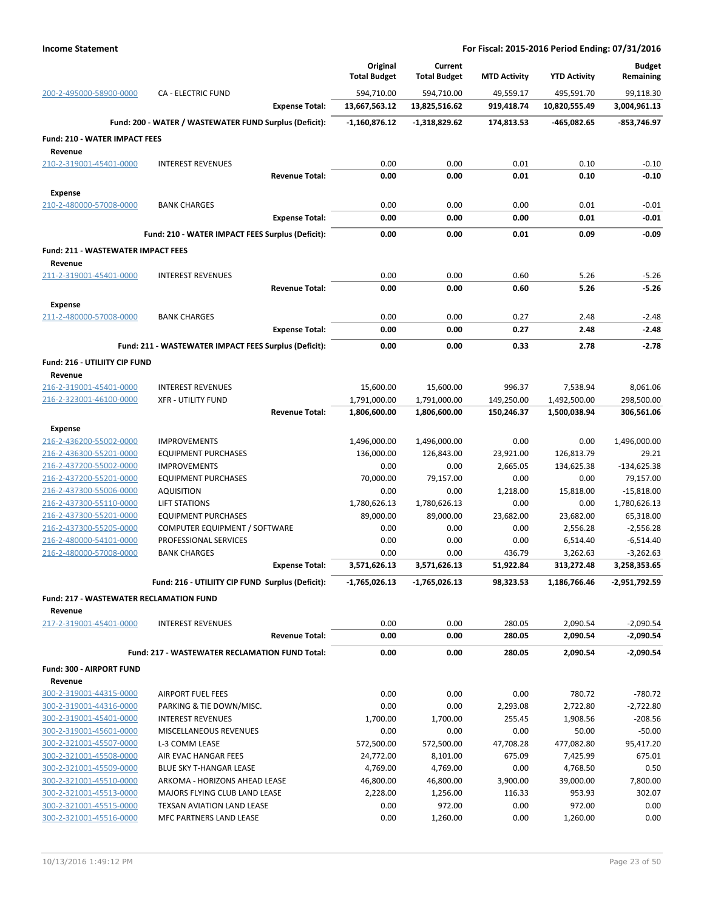**Income Statement** | **For Fiscal: 2015-2016 Period Ending: 07/31/2016**

| | | Original Total Budget | Current Total Budget | MTD Activity | YTD Activity | Budget Remaining |
|---|---|---|---|---|---|---|
| 200-2-495000-58900-0000 | CA - ELECTRIC FUND | 594,710.00 | 594,710.00 | 49,559.17 | 495,591.70 | 99,118.30 |
| | **Expense Total:** | **13,667,563.12** | **13,825,516.62** | **919,418.74** | **10,820,555.49** | **3,004,961.13** |
| | **Fund: 200 - WATER / WASTEWATER FUND Surplus (Deficit):** | **-1,160,876.12** | **-1,318,829.62** | **174,813.53** | **-465,082.65** | **-853,746.97** |
| **Fund: 210 - WATER IMPACT FEES** | | | | | | |
| **Revenue** | | | | | | |
| 210-2-319001-45401-0000 | INTEREST REVENUES | 0.00 | 0.00 | 0.01 | 0.10 | -0.10 |
| | **Revenue Total:** | **0.00** | **0.00** | **0.01** | **0.10** | **-0.10** |
| **Expense** | | | | | | |
| 210-2-480000-57008-0000 | BANK CHARGES | 0.00 | 0.00 | 0.00 | 0.01 | -0.01 |
| | **Expense Total:** | **0.00** | **0.00** | **0.00** | **0.01** | **-0.01** |
| | **Fund: 210 - WATER IMPACT FEES Surplus (Deficit):** | **0.00** | **0.00** | **0.01** | **0.09** | **-0.09** |
| **Fund: 211 - WASTEWATER IMPACT FEES** | | | | | | |
| **Revenue** | | | | | | |
| 211-2-319001-45401-0000 | INTEREST REVENUES | 0.00 | 0.00 | 0.60 | 5.26 | -5.26 |
| | **Revenue Total:** | **0.00** | **0.00** | **0.60** | **5.26** | **-5.26** |
| **Expense** | | | | | | |
| 211-2-480000-57008-0000 | BANK CHARGES | 0.00 | 0.00 | 0.27 | 2.48 | -2.48 |
| | **Expense Total:** | **0.00** | **0.00** | **0.27** | **2.48** | **-2.48** |
| | **Fund: 211 - WASTEWATER IMPACT FEES Surplus (Deficit):** | **0.00** | **0.00** | **0.33** | **2.78** | **-2.78** |
| **Fund: 216 - UTILIITY CIP FUND** | | | | | | |
| **Revenue** | | | | | | |
| 216-2-319001-45401-0000 | INTEREST REVENUES | 15,600.00 | 15,600.00 | 996.37 | 7,538.94 | 8,061.06 |
| 216-2-323001-46100-0000 | XFR - UTILITY FUND | 1,791,000.00 | 1,791,000.00 | 149,250.00 | 1,492,500.00 | 298,500.00 |
| | **Revenue Total:** | **1,806,600.00** | **1,806,600.00** | **150,246.37** | **1,500,038.94** | **306,561.06** |
| **Expense** | | | | | | |
| 216-2-436200-55002-0000 | IMPROVEMENTS | 1,496,000.00 | 1,496,000.00 | 0.00 | 0.00 | 1,496,000.00 |
| 216-2-436300-55201-0000 | EQUIPMENT PURCHASES | 136,000.00 | 126,843.00 | 23,921.00 | 126,813.79 | 29.21 |
| 216-2-437200-55002-0000 | IMPROVEMENTS | 0.00 | 0.00 | 2,665.05 | 134,625.38 | -134,625.38 |
| 216-2-437200-55201-0000 | EQUIPMENT PURCHASES | 70,000.00 | 79,157.00 | 0.00 | 0.00 | 79,157.00 |
| 216-2-437300-55006-0000 | AQUISITION | 0.00 | 0.00 | 1,218.00 | 15,818.00 | -15,818.00 |
| 216-2-437300-55110-0000 | LIFT STATIONS | 1,780,626.13 | 1,780,626.13 | 0.00 | 0.00 | 1,780,626.13 |
| 216-2-437300-55201-0000 | EQUIPMENT PURCHASES | 89,000.00 | 89,000.00 | 23,682.00 | 23,682.00 | 65,318.00 |
| 216-2-437300-55205-0000 | COMPUTER EQUIPMENT / SOFTWARE | 0.00 | 0.00 | 0.00 | 2,556.28 | -2,556.28 |
| 216-2-480000-54101-0000 | PROFESSIONAL SERVICES | 0.00 | 0.00 | 0.00 | 6,514.40 | -6,514.40 |
| 216-2-480000-57008-0000 | BANK CHARGES | 0.00 | 0.00 | 436.79 | 3,262.63 | -3,262.63 |
| | **Expense Total:** | **3,571,626.13** | **3,571,626.13** | **51,922.84** | **313,272.48** | **3,258,353.65** |
| | **Fund: 216 - UTILIITY CIP FUND Surplus (Deficit):** | **-1,765,026.13** | **-1,765,026.13** | **98,323.53** | **1,186,766.46** | **-2,951,792.59** |
| **Fund: 217 - WASTEWATER RECLAMATION FUND** | | | | | | |
| **Revenue** | | | | | | |
| 217-2-319001-45401-0000 | INTEREST REVENUES | 0.00 | 0.00 | 280.05 | 2,090.54 | -2,090.54 |
| | **Revenue Total:** | **0.00** | **0.00** | **280.05** | **2,090.54** | **-2,090.54** |
| | **Fund: 217 - WASTEWATER RECLAMATION FUND Total:** | **0.00** | **0.00** | **280.05** | **2,090.54** | **-2,090.54** |
| **Fund: 300 - AIRPORT FUND** | | | | | | |
| **Revenue** | | | | | | |
| 300-2-319001-44315-0000 | AIRPORT FUEL FEES | 0.00 | 0.00 | 0.00 | 780.72 | -780.72 |
| 300-2-319001-44316-0000 | PARKING & TIE DOWN/MISC. | 0.00 | 0.00 | 2,293.08 | 2,722.80 | -2,722.80 |
| 300-2-319001-45401-0000 | INTEREST REVENUES | 1,700.00 | 1,700.00 | 255.45 | 1,908.56 | -208.56 |
| 300-2-319001-45601-0000 | MISCELLANEOUS REVENUES | 0.00 | 0.00 | 0.00 | 50.00 | -50.00 |
| 300-2-321001-45507-0000 | L-3 COMM LEASE | 572,500.00 | 572,500.00 | 47,708.28 | 477,082.80 | 95,417.20 |
| 300-2-321001-45508-0000 | AIR EVAC HANGAR FEES | 24,772.00 | 8,101.00 | 675.09 | 7,425.99 | 675.01 |
| 300-2-321001-45509-0000 | BLUE SKY T-HANGAR LEASE | 4,769.00 | 4,769.00 | 0.00 | 4,768.50 | 0.50 |
| 300-2-321001-45510-0000 | ARKOMA - HORIZONS AHEAD LEASE | 46,800.00 | 46,800.00 | 3,900.00 | 39,000.00 | 7,800.00 |
| 300-2-321001-45513-0000 | MAJORS FLYING CLUB LAND LEASE | 2,228.00 | 1,256.00 | 116.33 | 953.93 | 302.07 |
| 300-2-321001-45515-0000 | TEXSAN AVIATION LAND LEASE | 0.00 | 972.00 | 0.00 | 972.00 | 0.00 |
| 300-2-321001-45516-0000 | MFC PARTNERS LAND LEASE | 0.00 | 1,260.00 | 0.00 | 1,260.00 | 0.00 |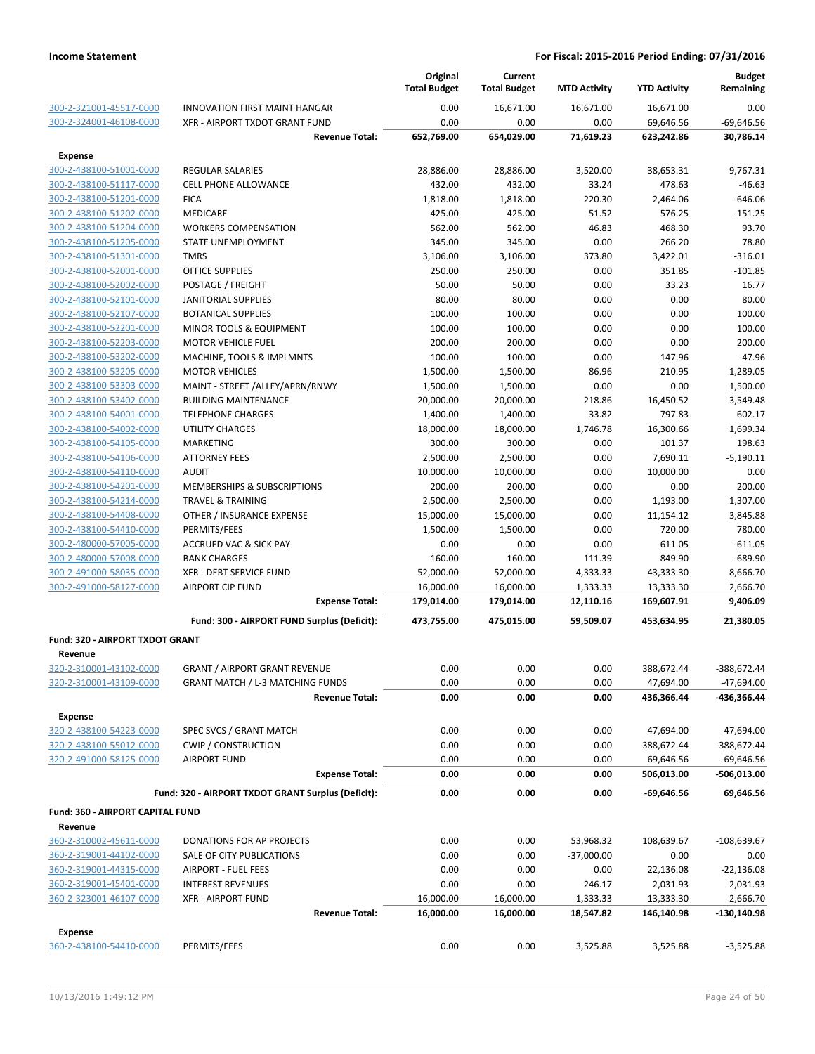**Income Statement** — **For Fiscal: 2015-2016 Period Ending: 07/31/2016**

| | | Original Total Budget | Current Total Budget | MTD Activity | YTD Activity | Budget Remaining |
|---|---|---|---|---|---|---|
| 300-2-321001-45517-0000 | INNOVATION FIRST MAINT HANGAR | 0.00 | 16,671.00 | 16,671.00 | 16,671.00 | 0.00 |
| 300-2-324001-46108-0000 | XFR - AIRPORT TXDOT GRANT FUND | 0.00 | 0.00 | 0.00 | 69,646.56 | -69,646.56 |
| | **Revenue Total:** | **652,769.00** | **654,029.00** | **71,619.23** | **623,242.86** | **30,786.14** |
| **Expense** | | | | | | |
| 300-2-438100-51001-0000 | REGULAR SALARIES | 28,886.00 | 28,886.00 | 3,520.00 | 38,653.31 | -9,767.31 |
| 300-2-438100-51117-0000 | CELL PHONE ALLOWANCE | 432.00 | 432.00 | 33.24 | 478.63 | -46.63 |
| 300-2-438100-51201-0000 | FICA | 1,818.00 | 1,818.00 | 220.30 | 2,464.06 | -646.06 |
| 300-2-438100-51202-0000 | MEDICARE | 425.00 | 425.00 | 51.52 | 576.25 | -151.25 |
| 300-2-438100-51204-0000 | WORKERS COMPENSATION | 562.00 | 562.00 | 46.83 | 468.30 | 93.70 |
| 300-2-438100-51205-0000 | STATE UNEMPLOYMENT | 345.00 | 345.00 | 0.00 | 266.20 | 78.80 |
| 300-2-438100-51301-0000 | TMRS | 3,106.00 | 3,106.00 | 373.80 | 3,422.01 | -316.01 |
| 300-2-438100-52001-0000 | OFFICE SUPPLIES | 250.00 | 250.00 | 0.00 | 351.85 | -101.85 |
| 300-2-438100-52002-0000 | POSTAGE / FREIGHT | 50.00 | 50.00 | 0.00 | 33.23 | 16.77 |
| 300-2-438100-52101-0000 | JANITORIAL SUPPLIES | 80.00 | 80.00 | 0.00 | 0.00 | 80.00 |
| 300-2-438100-52107-0000 | BOTANICAL SUPPLIES | 100.00 | 100.00 | 0.00 | 0.00 | 100.00 |
| 300-2-438100-52201-0000 | MINOR TOOLS & EQUIPMENT | 100.00 | 100.00 | 0.00 | 0.00 | 100.00 |
| 300-2-438100-52203-0000 | MOTOR VEHICLE FUEL | 200.00 | 200.00 | 0.00 | 0.00 | 200.00 |
| 300-2-438100-53202-0000 | MACHINE, TOOLS & IMPLMNTS | 100.00 | 100.00 | 0.00 | 147.96 | -47.96 |
| 300-2-438100-53205-0000 | MOTOR VEHICLES | 1,500.00 | 1,500.00 | 86.96 | 210.95 | 1,289.05 |
| 300-2-438100-53303-0000 | MAINT - STREET /ALLEY/APRN/RNWY | 1,500.00 | 1,500.00 | 0.00 | 0.00 | 1,500.00 |
| 300-2-438100-53402-0000 | BUILDING MAINTENANCE | 20,000.00 | 20,000.00 | 218.86 | 16,450.52 | 3,549.48 |
| 300-2-438100-54001-0000 | TELEPHONE CHARGES | 1,400.00 | 1,400.00 | 33.82 | 797.83 | 602.17 |
| 300-2-438100-54002-0000 | UTILITY CHARGES | 18,000.00 | 18,000.00 | 1,746.78 | 16,300.66 | 1,699.34 |
| 300-2-438100-54105-0000 | MARKETING | 300.00 | 300.00 | 0.00 | 101.37 | 198.63 |
| 300-2-438100-54106-0000 | ATTORNEY FEES | 2,500.00 | 2,500.00 | 0.00 | 7,690.11 | -5,190.11 |
| 300-2-438100-54110-0000 | AUDIT | 10,000.00 | 10,000.00 | 0.00 | 10,000.00 | 0.00 |
| 300-2-438100-54201-0000 | MEMBERSHIPS & SUBSCRIPTIONS | 200.00 | 200.00 | 0.00 | 0.00 | 200.00 |
| 300-2-438100-54214-0000 | TRAVEL & TRAINING | 2,500.00 | 2,500.00 | 0.00 | 1,193.00 | 1,307.00 |
| 300-2-438100-54408-0000 | OTHER / INSURANCE EXPENSE | 15,000.00 | 15,000.00 | 0.00 | 11,154.12 | 3,845.88 |
| 300-2-438100-54410-0000 | PERMITS/FEES | 1,500.00 | 1,500.00 | 0.00 | 720.00 | 780.00 |
| 300-2-480000-57005-0000 | ACCRUED VAC & SICK PAY | 0.00 | 0.00 | 0.00 | 611.05 | -611.05 |
| 300-2-480000-57008-0000 | BANK CHARGES | 160.00 | 160.00 | 111.39 | 849.90 | -689.90 |
| 300-2-491000-58035-0000 | XFR - DEBT SERVICE FUND | 52,000.00 | 52,000.00 | 4,333.33 | 43,333.30 | 8,666.70 |
| 300-2-491000-58127-0000 | AIRPORT CIP FUND | 16,000.00 | 16,000.00 | 1,333.33 | 13,333.30 | 2,666.70 |
| | **Expense Total:** | **179,014.00** | **179,014.00** | **12,110.16** | **169,607.91** | **9,406.09** |
| | **Fund: 300 - AIRPORT FUND Surplus (Deficit):** | **473,755.00** | **475,015.00** | **59,509.07** | **453,634.95** | **21,380.05** |
| **Fund: 320 - AIRPORT TXDOT GRANT** | | | | | | |
| **Revenue** | | | | | | |
| 320-2-310001-43102-0000 | GRANT / AIRPORT GRANT REVENUE | 0.00 | 0.00 | 0.00 | 388,672.44 | -388,672.44 |
| 320-2-310001-43109-0000 | GRANT MATCH / L-3 MATCHING FUNDS | 0.00 | 0.00 | 0.00 | 47,694.00 | -47,694.00 |
| | **Revenue Total:** | **0.00** | **0.00** | **0.00** | **436,366.44** | **-436,366.44** |
| **Expense** | | | | | | |
| 320-2-438100-54223-0000 | SPEC SVCS / GRANT MATCH | 0.00 | 0.00 | 0.00 | 47,694.00 | -47,694.00 |
| 320-2-438100-55012-0000 | CWIP / CONSTRUCTION | 0.00 | 0.00 | 0.00 | 388,672.44 | -388,672.44 |
| 320-2-491000-58125-0000 | AIRPORT FUND | 0.00 | 0.00 | 0.00 | 69,646.56 | -69,646.56 |
| | **Expense Total:** | **0.00** | **0.00** | **0.00** | **506,013.00** | **-506,013.00** |
| | **Fund: 320 - AIRPORT TXDOT GRANT Surplus (Deficit):** | **0.00** | **0.00** | **0.00** | **-69,646.56** | **69,646.56** |
| **Fund: 360 - AIRPORT CAPITAL FUND** | | | | | | |
| **Revenue** | | | | | | |
| 360-2-310002-45611-0000 | DONATIONS FOR AP PROJECTS | 0.00 | 0.00 | 53,968.32 | 108,639.67 | -108,639.67 |
| 360-2-319001-44102-0000 | SALE OF CITY PUBLICATIONS | 0.00 | 0.00 | -37,000.00 | 0.00 | 0.00 |
| 360-2-319001-44315-0000 | AIRPORT - FUEL FEES | 0.00 | 0.00 | 0.00 | 22,136.08 | -22,136.08 |
| 360-2-319001-45401-0000 | INTEREST REVENUES | 0.00 | 0.00 | 246.17 | 2,031.93 | -2,031.93 |
| 360-2-323001-46107-0000 | XFR - AIRPORT FUND | 16,000.00 | 16,000.00 | 1,333.33 | 13,333.30 | 2,666.70 |
| | **Revenue Total:** | **16,000.00** | **16,000.00** | **18,547.82** | **146,140.98** | **-130,140.98** |
| **Expense** | | | | | | |
| 360-2-438100-54410-0000 | PERMITS/FEES | 0.00 | 0.00 | 3,525.88 | 3,525.88 | -3,525.88 |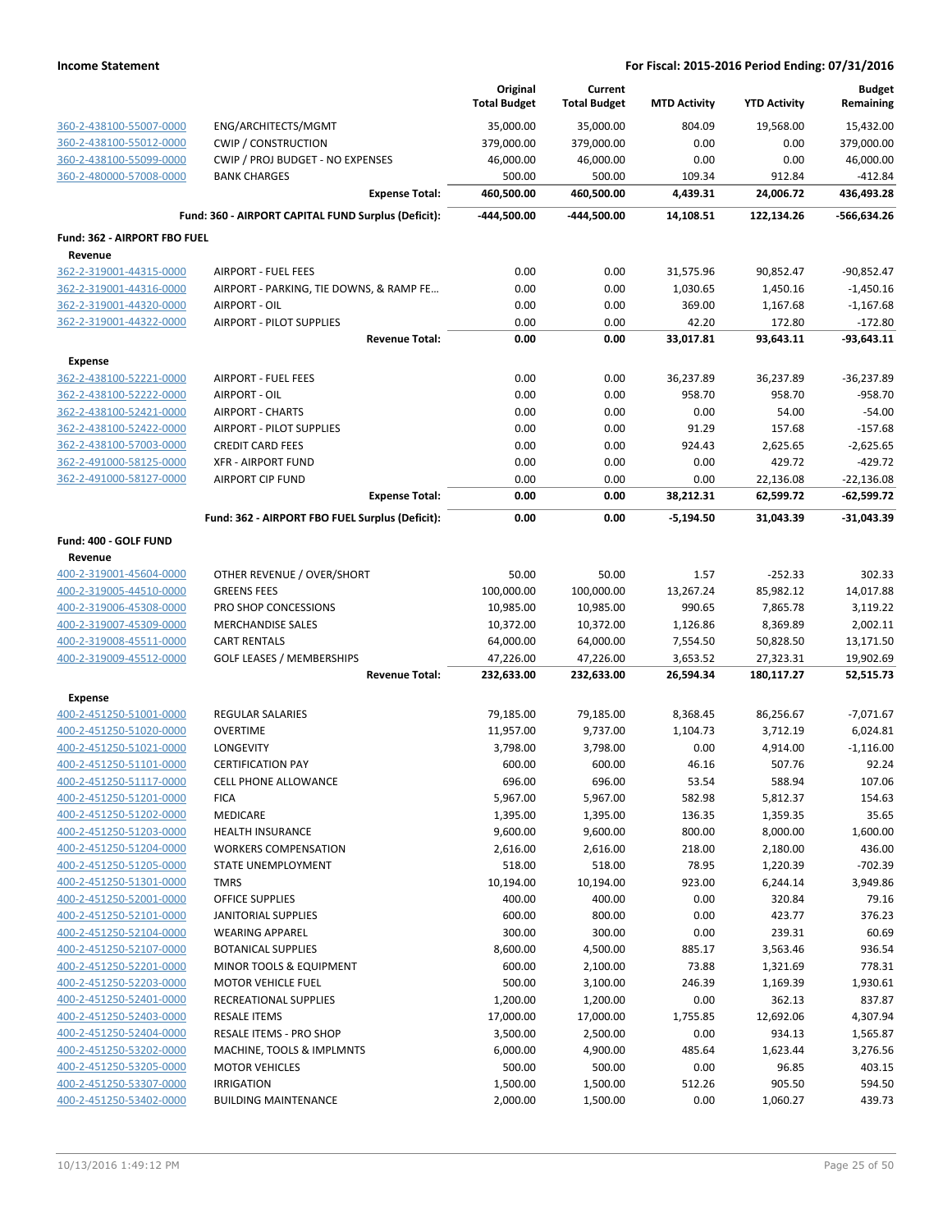**Income Statement** — **For Fiscal: 2015-2016 Period Ending: 07/31/2016**

| | | Original Total Budget | Current Total Budget | MTD Activity | YTD Activity | Budget Remaining |
|---|---|---|---|---|---|---|
| 360-2-438100-55007-0000 | ENG/ARCHITECTS/MGMT | 35,000.00 | 35,000.00 | 804.09 | 19,568.00 | 15,432.00 |
| 360-2-438100-55012-0000 | CWIP / CONSTRUCTION | 379,000.00 | 379,000.00 | 0.00 | 0.00 | 379,000.00 |
| 360-2-438100-55099-0000 | CWIP / PROJ BUDGET - NO EXPENSES | 46,000.00 | 46,000.00 | 0.00 | 0.00 | 46,000.00 |
| 360-2-480000-57008-0000 | BANK CHARGES | 500.00 | 500.00 | 109.34 | 912.84 | -412.84 |
| | **Expense Total:** | **460,500.00** | **460,500.00** | **4,439.31** | **24,006.72** | **436,493.28** |
| | **Fund: 360 - AIRPORT CAPITAL FUND Surplus (Deficit):** | **-444,500.00** | **-444,500.00** | **14,108.51** | **122,134.26** | **-566,634.26** |
| **Fund: 362 - AIRPORT FBO FUEL** | | | | | | |
| **Revenue** | | | | | | |
| 362-2-319001-44315-0000 | AIRPORT - FUEL FEES | 0.00 | 0.00 | 31,575.96 | 90,852.47 | -90,852.47 |
| 362-2-319001-44316-0000 | AIRPORT - PARKING, TIE DOWNS, & RAMP FE… | 0.00 | 0.00 | 1,030.65 | 1,450.16 | -1,450.16 |
| 362-2-319001-44320-0000 | AIRPORT - OIL | 0.00 | 0.00 | 369.00 | 1,167.68 | -1,167.68 |
| 362-2-319001-44322-0000 | AIRPORT - PILOT SUPPLIES | 0.00 | 0.00 | 42.20 | 172.80 | -172.80 |
| | **Revenue Total:** | **0.00** | **0.00** | **33,017.81** | **93,643.11** | **-93,643.11** |
| **Expense** | | | | | | |
| 362-2-438100-52221-0000 | AIRPORT - FUEL FEES | 0.00 | 0.00 | 36,237.89 | 36,237.89 | -36,237.89 |
| 362-2-438100-52222-0000 | AIRPORT - OIL | 0.00 | 0.00 | 958.70 | 958.70 | -958.70 |
| 362-2-438100-52421-0000 | AIRPORT - CHARTS | 0.00 | 0.00 | 0.00 | 54.00 | -54.00 |
| 362-2-438100-52422-0000 | AIRPORT - PILOT SUPPLIES | 0.00 | 0.00 | 91.29 | 157.68 | -157.68 |
| 362-2-438100-57003-0000 | CREDIT CARD FEES | 0.00 | 0.00 | 924.43 | 2,625.65 | -2,625.65 |
| 362-2-491000-58125-0000 | XFR - AIRPORT FUND | 0.00 | 0.00 | 0.00 | 429.72 | -429.72 |
| 362-2-491000-58127-0000 | AIRPORT CIP FUND | 0.00 | 0.00 | 0.00 | 22,136.08 | -22,136.08 |
| | **Expense Total:** | **0.00** | **0.00** | **38,212.31** | **62,599.72** | **-62,599.72** |
| | **Fund: 362 - AIRPORT FBO FUEL Surplus (Deficit):** | **0.00** | **0.00** | **-5,194.50** | **31,043.39** | **-31,043.39** |
| **Fund: 400 - GOLF FUND** | | | | | | |
| **Revenue** | | | | | | |
| 400-2-319001-45604-0000 | OTHER REVENUE / OVER/SHORT | 50.00 | 50.00 | 1.57 | -252.33 | 302.33 |
| 400-2-319005-44510-0000 | GREENS FEES | 100,000.00 | 100,000.00 | 13,267.24 | 85,982.12 | 14,017.88 |
| 400-2-319006-45308-0000 | PRO SHOP CONCESSIONS | 10,985.00 | 10,985.00 | 990.65 | 7,865.78 | 3,119.22 |
| 400-2-319007-45309-0000 | MERCHANDISE SALES | 10,372.00 | 10,372.00 | 1,126.86 | 8,369.89 | 2,002.11 |
| 400-2-319008-45511-0000 | CART RENTALS | 64,000.00 | 64,000.00 | 7,554.50 | 50,828.50 | 13,171.50 |
| 400-2-319009-45512-0000 | GOLF LEASES / MEMBERSHIPS | 47,226.00 | 47,226.00 | 3,653.52 | 27,323.31 | 19,902.69 |
| | **Revenue Total:** | **232,633.00** | **232,633.00** | **26,594.34** | **180,117.27** | **52,515.73** |
| **Expense** | | | | | | |
| 400-2-451250-51001-0000 | REGULAR SALARIES | 79,185.00 | 79,185.00 | 8,368.45 | 86,256.67 | -7,071.67 |
| 400-2-451250-51020-0000 | OVERTIME | 11,957.00 | 9,737.00 | 1,104.73 | 3,712.19 | 6,024.81 |
| 400-2-451250-51021-0000 | LONGEVITY | 3,798.00 | 3,798.00 | 0.00 | 4,914.00 | -1,116.00 |
| 400-2-451250-51101-0000 | CERTIFICATION PAY | 600.00 | 600.00 | 46.16 | 507.76 | 92.24 |
| 400-2-451250-51117-0000 | CELL PHONE ALLOWANCE | 696.00 | 696.00 | 53.54 | 588.94 | 107.06 |
| 400-2-451250-51201-0000 | FICA | 5,967.00 | 5,967.00 | 582.98 | 5,812.37 | 154.63 |
| 400-2-451250-51202-0000 | MEDICARE | 1,395.00 | 1,395.00 | 136.35 | 1,359.35 | 35.65 |
| 400-2-451250-51203-0000 | HEALTH INSURANCE | 9,600.00 | 9,600.00 | 800.00 | 8,000.00 | 1,600.00 |
| 400-2-451250-51204-0000 | WORKERS COMPENSATION | 2,616.00 | 2,616.00 | 218.00 | 2,180.00 | 436.00 |
| 400-2-451250-51205-0000 | STATE UNEMPLOYMENT | 518.00 | 518.00 | 78.95 | 1,220.39 | -702.39 |
| 400-2-451250-51301-0000 | TMRS | 10,194.00 | 10,194.00 | 923.00 | 6,244.14 | 3,949.86 |
| 400-2-451250-52001-0000 | OFFICE SUPPLIES | 400.00 | 400.00 | 0.00 | 320.84 | 79.16 |
| 400-2-451250-52101-0000 | JANITORIAL SUPPLIES | 600.00 | 800.00 | 0.00 | 423.77 | 376.23 |
| 400-2-451250-52104-0000 | WEARING APPAREL | 300.00 | 300.00 | 0.00 | 239.31 | 60.69 |
| 400-2-451250-52107-0000 | BOTANICAL SUPPLIES | 8,600.00 | 4,500.00 | 885.17 | 3,563.46 | 936.54 |
| 400-2-451250-52201-0000 | MINOR TOOLS & EQUIPMENT | 600.00 | 2,100.00 | 73.88 | 1,321.69 | 778.31 |
| 400-2-451250-52203-0000 | MOTOR VEHICLE FUEL | 500.00 | 3,100.00 | 246.39 | 1,169.39 | 1,930.61 |
| 400-2-451250-52401-0000 | RECREATIONAL SUPPLIES | 1,200.00 | 1,200.00 | 0.00 | 362.13 | 837.87 |
| 400-2-451250-52403-0000 | RESALE ITEMS | 17,000.00 | 17,000.00 | 1,755.85 | 12,692.06 | 4,307.94 |
| 400-2-451250-52404-0000 | RESALE ITEMS - PRO SHOP | 3,500.00 | 2,500.00 | 0.00 | 934.13 | 1,565.87 |
| 400-2-451250-53202-0000 | MACHINE, TOOLS & IMPLMNTS | 6,000.00 | 4,900.00 | 485.64 | 1,623.44 | 3,276.56 |
| 400-2-451250-53205-0000 | MOTOR VEHICLES | 500.00 | 500.00 | 0.00 | 96.85 | 403.15 |
| 400-2-451250-53307-0000 | IRRIGATION | 1,500.00 | 1,500.00 | 512.26 | 905.50 | 594.50 |
| 400-2-451250-53402-0000 | BUILDING MAINTENANCE | 2,000.00 | 1,500.00 | 0.00 | 1,060.27 | 439.73 |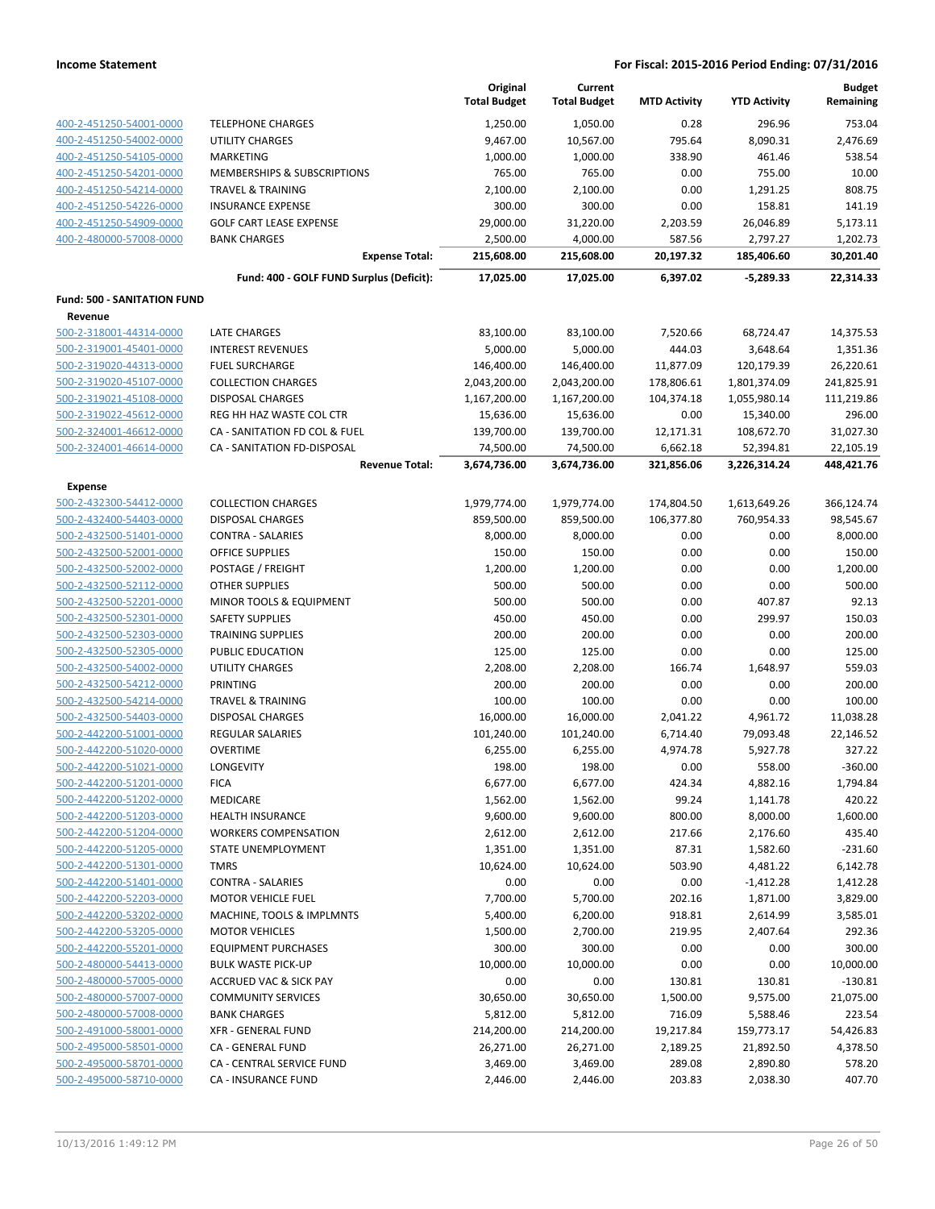| | | Original Total Budget | Current Total Budget | MTD Activity | YTD Activity | Budget Remaining |
|---|---|---|---|---|---|---|
| 400-2-451250-54001-0000 | TELEPHONE CHARGES | 1,250.00 | 1,050.00 | 0.28 | 296.96 | 753.04 |
| 400-2-451250-54002-0000 | UTILITY CHARGES | 9,467.00 | 10,567.00 | 795.64 | 8,090.31 | 2,476.69 |
| 400-2-451250-54105-0000 | MARKETING | 1,000.00 | 1,000.00 | 338.90 | 461.46 | 538.54 |
| 400-2-451250-54201-0000 | MEMBERSHIPS & SUBSCRIPTIONS | 765.00 | 765.00 | 0.00 | 755.00 | 10.00 |
| 400-2-451250-54214-0000 | TRAVEL & TRAINING | 2,100.00 | 2,100.00 | 0.00 | 1,291.25 | 808.75 |
| 400-2-451250-54226-0000 | INSURANCE EXPENSE | 300.00 | 300.00 | 0.00 | 158.81 | 141.19 |
| 400-2-451250-54909-0000 | GOLF CART LEASE EXPENSE | 29,000.00 | 31,220.00 | 2,203.59 | 26,046.89 | 5,173.11 |
| 400-2-480000-57008-0000 | BANK CHARGES | 2,500.00 | 4,000.00 | 587.56 | 2,797.27 | 1,202.73 |
| | **Expense Total:** | **215,608.00** | **215,608.00** | **20,197.32** | **185,406.60** | **30,201.40** |
| | **Fund: 400 - GOLF FUND Surplus (Deficit):** | **17,025.00** | **17,025.00** | **6,397.02** | **-5,289.33** | **22,314.33** |
| **Fund: 500 - SANITATION FUND** | | | | | | |
| **Revenue** | | | | | | |
| 500-2-318001-44314-0000 | LATE CHARGES | 83,100.00 | 83,100.00 | 7,520.66 | 68,724.47 | 14,375.53 |
| 500-2-319001-45401-0000 | INTEREST REVENUES | 5,000.00 | 5,000.00 | 444.03 | 3,648.64 | 1,351.36 |
| 500-2-319020-44313-0000 | FUEL SURCHARGE | 146,400.00 | 146,400.00 | 11,877.09 | 120,179.39 | 26,220.61 |
| 500-2-319020-45107-0000 | COLLECTION CHARGES | 2,043,200.00 | 2,043,200.00 | 178,806.61 | 1,801,374.09 | 241,825.91 |
| 500-2-319021-45108-0000 | DISPOSAL CHARGES | 1,167,200.00 | 1,167,200.00 | 104,374.18 | 1,055,980.14 | 111,219.86 |
| 500-2-319022-45612-0000 | REG HH HAZ WASTE COL CTR | 15,636.00 | 15,636.00 | 0.00 | 15,340.00 | 296.00 |
| 500-2-324001-46612-0000 | CA - SANITATION FD COL & FUEL | 139,700.00 | 139,700.00 | 12,171.31 | 108,672.70 | 31,027.30 |
| 500-2-324001-46614-0000 | CA - SANITATION FD-DISPOSAL | 74,500.00 | 74,500.00 | 6,662.18 | 52,394.81 | 22,105.19 |
| | **Revenue Total:** | **3,674,736.00** | **3,674,736.00** | **321,856.06** | **3,226,314.24** | **448,421.76** |
| **Expense** | | | | | | |
| 500-2-432300-54412-0000 | COLLECTION CHARGES | 1,979,774.00 | 1,979,774.00 | 174,804.50 | 1,613,649.26 | 366,124.74 |
| 500-2-432400-54403-0000 | DISPOSAL CHARGES | 859,500.00 | 859,500.00 | 106,377.80 | 760,954.33 | 98,545.67 |
| 500-2-432500-51401-0000 | CONTRA - SALARIES | 8,000.00 | 8,000.00 | 0.00 | 0.00 | 8,000.00 |
| 500-2-432500-52001-0000 | OFFICE SUPPLIES | 150.00 | 150.00 | 0.00 | 0.00 | 150.00 |
| 500-2-432500-52002-0000 | POSTAGE / FREIGHT | 1,200.00 | 1,200.00 | 0.00 | 0.00 | 1,200.00 |
| 500-2-432500-52112-0000 | OTHER SUPPLIES | 500.00 | 500.00 | 0.00 | 0.00 | 500.00 |
| 500-2-432500-52201-0000 | MINOR TOOLS & EQUIPMENT | 500.00 | 500.00 | 0.00 | 407.87 | 92.13 |
| 500-2-432500-52301-0000 | SAFETY SUPPLIES | 450.00 | 450.00 | 0.00 | 299.97 | 150.03 |
| 500-2-432500-52303-0000 | TRAINING SUPPLIES | 200.00 | 200.00 | 0.00 | 0.00 | 200.00 |
| 500-2-432500-52305-0000 | PUBLIC EDUCATION | 125.00 | 125.00 | 0.00 | 0.00 | 125.00 |
| 500-2-432500-54002-0000 | UTILITY CHARGES | 2,208.00 | 2,208.00 | 166.74 | 1,648.97 | 559.03 |
| 500-2-432500-54212-0000 | PRINTING | 200.00 | 200.00 | 0.00 | 0.00 | 200.00 |
| 500-2-432500-54214-0000 | TRAVEL & TRAINING | 100.00 | 100.00 | 0.00 | 0.00 | 100.00 |
| 500-2-432500-54403-0000 | DISPOSAL CHARGES | 16,000.00 | 16,000.00 | 2,041.22 | 4,961.72 | 11,038.28 |
| 500-2-442200-51001-0000 | REGULAR SALARIES | 101,240.00 | 101,240.00 | 6,714.40 | 79,093.48 | 22,146.52 |
| 500-2-442200-51020-0000 | OVERTIME | 6,255.00 | 6,255.00 | 4,974.78 | 5,927.78 | 327.22 |
| 500-2-442200-51021-0000 | LONGEVITY | 198.00 | 198.00 | 0.00 | 558.00 | -360.00 |
| 500-2-442200-51201-0000 | FICA | 6,677.00 | 6,677.00 | 424.34 | 4,882.16 | 1,794.84 |
| 500-2-442200-51202-0000 | MEDICARE | 1,562.00 | 1,562.00 | 99.24 | 1,141.78 | 420.22 |
| 500-2-442200-51203-0000 | HEALTH INSURANCE | 9,600.00 | 9,600.00 | 800.00 | 8,000.00 | 1,600.00 |
| 500-2-442200-51204-0000 | WORKERS COMPENSATION | 2,612.00 | 2,612.00 | 217.66 | 2,176.60 | 435.40 |
| 500-2-442200-51205-0000 | STATE UNEMPLOYMENT | 1,351.00 | 1,351.00 | 87.31 | 1,582.60 | -231.60 |
| 500-2-442200-51301-0000 | TMRS | 10,624.00 | 10,624.00 | 503.90 | 4,481.22 | 6,142.78 |
| 500-2-442200-51401-0000 | CONTRA - SALARIES | 0.00 | 0.00 | 0.00 | -1,412.28 | 1,412.28 |
| 500-2-442200-52203-0000 | MOTOR VEHICLE FUEL | 7,700.00 | 5,700.00 | 202.16 | 1,871.00 | 3,829.00 |
| 500-2-442200-53202-0000 | MACHINE, TOOLS & IMPLMNTS | 5,400.00 | 6,200.00 | 918.81 | 2,614.99 | 3,585.01 |
| 500-2-442200-53205-0000 | MOTOR VEHICLES | 1,500.00 | 2,700.00 | 219.95 | 2,407.64 | 292.36 |
| 500-2-442200-55201-0000 | EQUIPMENT PURCHASES | 300.00 | 300.00 | 0.00 | 0.00 | 300.00 |
| 500-2-480000-54413-0000 | BULK WASTE PICK-UP | 10,000.00 | 10,000.00 | 0.00 | 0.00 | 10,000.00 |
| 500-2-480000-57005-0000 | ACCRUED VAC & SICK PAY | 0.00 | 0.00 | 130.81 | 130.81 | -130.81 |
| 500-2-480000-57007-0000 | COMMUNITY SERVICES | 30,650.00 | 30,650.00 | 1,500.00 | 9,575.00 | 21,075.00 |
| 500-2-480000-57008-0000 | BANK CHARGES | 5,812.00 | 5,812.00 | 716.09 | 5,588.46 | 223.54 |
| 500-2-491000-58001-0000 | XFR - GENERAL FUND | 214,200.00 | 214,200.00 | 19,217.84 | 159,773.17 | 54,426.83 |
| 500-2-495000-58501-0000 | CA - GENERAL FUND | 26,271.00 | 26,271.00 | 2,189.25 | 21,892.50 | 4,378.50 |
| 500-2-495000-58701-0000 | CA - CENTRAL SERVICE FUND | 3,469.00 | 3,469.00 | 289.08 | 2,890.80 | 578.20 |
| 500-2-495000-58710-0000 | CA - INSURANCE FUND | 2,446.00 | 2,446.00 | 203.83 | 2,038.30 | 407.70 |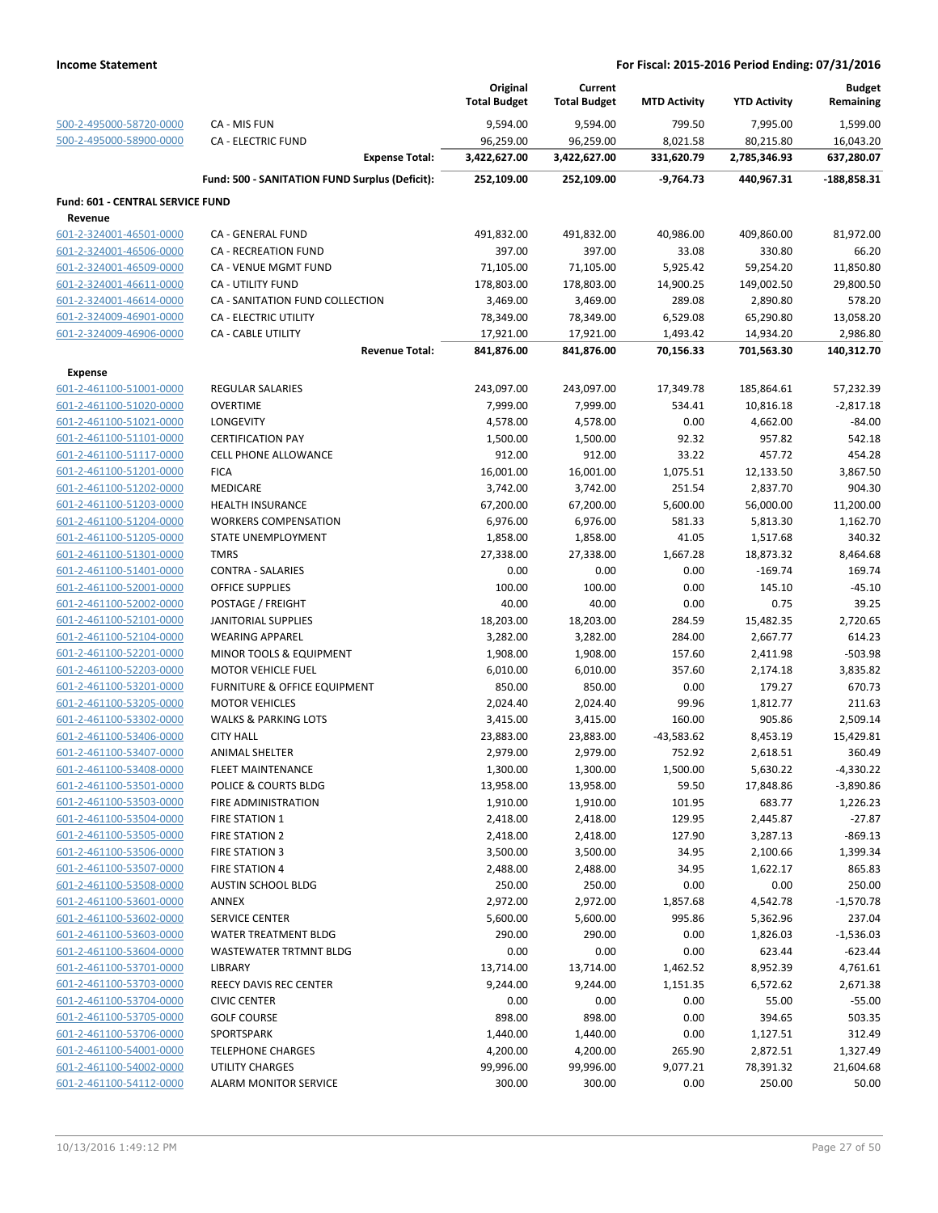| | | Original Total Budget | Current Total Budget | MTD Activity | YTD Activity | Budget Remaining |
|---|---|---|---|---|---|---|
| 500-2-495000-58720-0000 | CA - MIS FUN | 9,594.00 | 9,594.00 | 799.50 | 7,995.00 | 1,599.00 |
| 500-2-495000-58900-0000 | CA - ELECTRIC FUND | 96,259.00 | 96,259.00 | 8,021.58 | 80,215.80 | 16,043.20 |
| | **Expense Total:** | **3,422,627.00** | **3,422,627.00** | **331,620.79** | **2,785,346.93** | **637,280.07** |
| | **Fund: 500 - SANITATION FUND Surplus (Deficit):** | **252,109.00** | **252,109.00** | **-9,764.73** | **440,967.31** | **-188,858.31** |
| **Fund: 601 - CENTRAL SERVICE FUND** | | | | | | |
| **Revenue** | | | | | | |
| 601-2-324001-46501-0000 | CA - GENERAL FUND | 491,832.00 | 491,832.00 | 40,986.00 | 409,860.00 | 81,972.00 |
| 601-2-324001-46506-0000 | CA - RECREATION FUND | 397.00 | 397.00 | 33.08 | 330.80 | 66.20 |
| 601-2-324001-46509-0000 | CA - VENUE MGMT FUND | 71,105.00 | 71,105.00 | 5,925.42 | 59,254.20 | 11,850.80 |
| 601-2-324001-46611-0000 | CA - UTILITY FUND | 178,803.00 | 178,803.00 | 14,900.25 | 149,002.50 | 29,800.50 |
| 601-2-324001-46614-0000 | CA - SANITATION FUND COLLECTION | 3,469.00 | 3,469.00 | 289.08 | 2,890.80 | 578.20 |
| 601-2-324009-46901-0000 | CA - ELECTRIC UTILITY | 78,349.00 | 78,349.00 | 6,529.08 | 65,290.80 | 13,058.20 |
| 601-2-324009-46906-0000 | CA - CABLE UTILITY | 17,921.00 | 17,921.00 | 1,493.42 | 14,934.20 | 2,986.80 |
| | **Revenue Total:** | **841,876.00** | **841,876.00** | **70,156.33** | **701,563.30** | **140,312.70** |
| **Expense** | | | | | | |
| 601-2-461100-51001-0000 | REGULAR SALARIES | 243,097.00 | 243,097.00 | 17,349.78 | 185,864.61 | 57,232.39 |
| 601-2-461100-51020-0000 | OVERTIME | 7,999.00 | 7,999.00 | 534.41 | 10,816.18 | -2,817.18 |
| 601-2-461100-51021-0000 | LONGEVITY | 4,578.00 | 4,578.00 | 0.00 | 4,662.00 | -84.00 |
| 601-2-461100-51101-0000 | CERTIFICATION PAY | 1,500.00 | 1,500.00 | 92.32 | 957.82 | 542.18 |
| 601-2-461100-51117-0000 | CELL PHONE ALLOWANCE | 912.00 | 912.00 | 33.22 | 457.72 | 454.28 |
| 601-2-461100-51201-0000 | FICA | 16,001.00 | 16,001.00 | 1,075.51 | 12,133.50 | 3,867.50 |
| 601-2-461100-51202-0000 | MEDICARE | 3,742.00 | 3,742.00 | 251.54 | 2,837.70 | 904.30 |
| 601-2-461100-51203-0000 | HEALTH INSURANCE | 67,200.00 | 67,200.00 | 5,600.00 | 56,000.00 | 11,200.00 |
| 601-2-461100-51204-0000 | WORKERS COMPENSATION | 6,976.00 | 6,976.00 | 581.33 | 5,813.30 | 1,162.70 |
| 601-2-461100-51205-0000 | STATE UNEMPLOYMENT | 1,858.00 | 1,858.00 | 41.05 | 1,517.68 | 340.32 |
| 601-2-461100-51301-0000 | TMRS | 27,338.00 | 27,338.00 | 1,667.28 | 18,873.32 | 8,464.68 |
| 601-2-461100-51401-0000 | CONTRA - SALARIES | 0.00 | 0.00 | 0.00 | -169.74 | 169.74 |
| 601-2-461100-52001-0000 | OFFICE SUPPLIES | 100.00 | 100.00 | 0.00 | 145.10 | -45.10 |
| 601-2-461100-52002-0000 | POSTAGE / FREIGHT | 40.00 | 40.00 | 0.00 | 0.75 | 39.25 |
| 601-2-461100-52101-0000 | JANITORIAL SUPPLIES | 18,203.00 | 18,203.00 | 284.59 | 15,482.35 | 2,720.65 |
| 601-2-461100-52104-0000 | WEARING APPAREL | 3,282.00 | 3,282.00 | 284.00 | 2,667.77 | 614.23 |
| 601-2-461100-52201-0000 | MINOR TOOLS & EQUIPMENT | 1,908.00 | 1,908.00 | 157.60 | 2,411.98 | -503.98 |
| 601-2-461100-52203-0000 | MOTOR VEHICLE FUEL | 6,010.00 | 6,010.00 | 357.60 | 2,174.18 | 3,835.82 |
| 601-2-461100-53201-0000 | FURNITURE & OFFICE EQUIPMENT | 850.00 | 850.00 | 0.00 | 179.27 | 670.73 |
| 601-2-461100-53205-0000 | MOTOR VEHICLES | 2,024.40 | 2,024.40 | 99.96 | 1,812.77 | 211.63 |
| 601-2-461100-53302-0000 | WALKS & PARKING LOTS | 3,415.00 | 3,415.00 | 160.00 | 905.86 | 2,509.14 |
| 601-2-461100-53406-0000 | CITY HALL | 23,883.00 | 23,883.00 | -43,583.62 | 8,453.19 | 15,429.81 |
| 601-2-461100-53407-0000 | ANIMAL SHELTER | 2,979.00 | 2,979.00 | 752.92 | 2,618.51 | 360.49 |
| 601-2-461100-53408-0000 | FLEET MAINTENANCE | 1,300.00 | 1,300.00 | 1,500.00 | 5,630.22 | -4,330.22 |
| 601-2-461100-53501-0000 | POLICE & COURTS BLDG | 13,958.00 | 13,958.00 | 59.50 | 17,848.86 | -3,890.86 |
| 601-2-461100-53503-0000 | FIRE ADMINISTRATION | 1,910.00 | 1,910.00 | 101.95 | 683.77 | 1,226.23 |
| 601-2-461100-53504-0000 | FIRE STATION 1 | 2,418.00 | 2,418.00 | 129.95 | 2,445.87 | -27.87 |
| 601-2-461100-53505-0000 | FIRE STATION 2 | 2,418.00 | 2,418.00 | 127.90 | 3,287.13 | -869.13 |
| 601-2-461100-53506-0000 | FIRE STATION 3 | 3,500.00 | 3,500.00 | 34.95 | 2,100.66 | 1,399.34 |
| 601-2-461100-53507-0000 | FIRE STATION 4 | 2,488.00 | 2,488.00 | 34.95 | 1,622.17 | 865.83 |
| 601-2-461100-53508-0000 | AUSTIN SCHOOL BLDG | 250.00 | 250.00 | 0.00 | 0.00 | 250.00 |
| 601-2-461100-53601-0000 | ANNEX | 2,972.00 | 2,972.00 | 1,857.68 | 4,542.78 | -1,570.78 |
| 601-2-461100-53602-0000 | SERVICE CENTER | 5,600.00 | 5,600.00 | 995.86 | 5,362.96 | 237.04 |
| 601-2-461100-53603-0000 | WATER TREATMENT BLDG | 290.00 | 290.00 | 0.00 | 1,826.03 | -1,536.03 |
| 601-2-461100-53604-0000 | WASTEWATER TRTMNT BLDG | 0.00 | 0.00 | 0.00 | 623.44 | -623.44 |
| 601-2-461100-53701-0000 | LIBRARY | 13,714.00 | 13,714.00 | 1,462.52 | 8,952.39 | 4,761.61 |
| 601-2-461100-53703-0000 | REECY DAVIS REC CENTER | 9,244.00 | 9,244.00 | 1,151.35 | 6,572.62 | 2,671.38 |
| 601-2-461100-53704-0000 | CIVIC CENTER | 0.00 | 0.00 | 0.00 | 55.00 | -55.00 |
| 601-2-461100-53705-0000 | GOLF COURSE | 898.00 | 898.00 | 0.00 | 394.65 | 503.35 |
| 601-2-461100-53706-0000 | SPORTSPARK | 1,440.00 | 1,440.00 | 0.00 | 1,127.51 | 312.49 |
| 601-2-461100-54001-0000 | TELEPHONE CHARGES | 4,200.00 | 4,200.00 | 265.90 | 2,872.51 | 1,327.49 |
| 601-2-461100-54002-0000 | UTILITY CHARGES | 99,996.00 | 99,996.00 | 9,077.21 | 78,391.32 | 21,604.68 |
| 601-2-461100-54112-0000 | ALARM MONITOR SERVICE | 300.00 | 300.00 | 0.00 | 250.00 | 50.00 |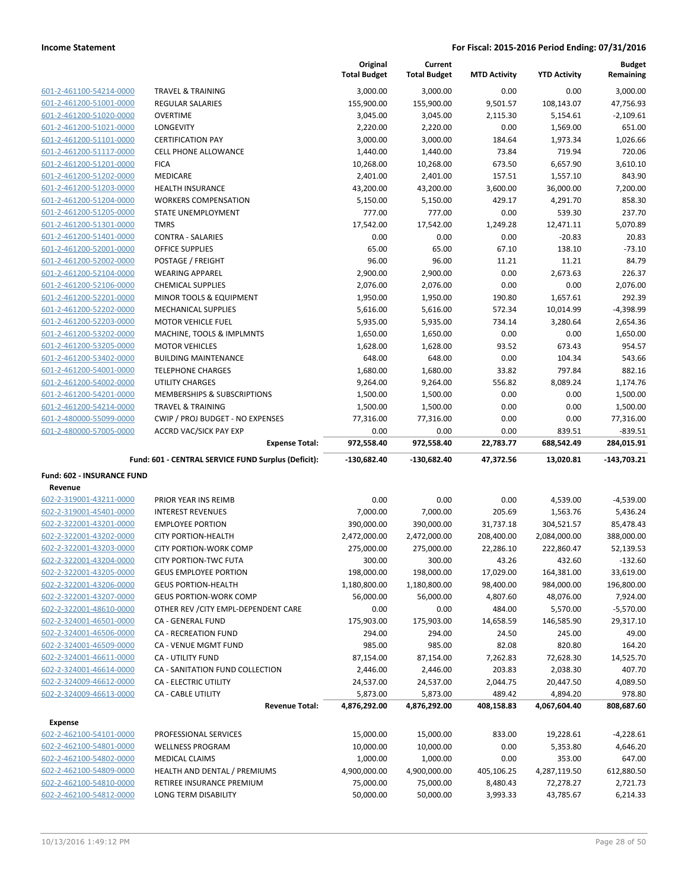**Income Statement** **For Fiscal: 2015-2016 Period Ending: 07/31/2016**

| | | Original Total Budget | Current Total Budget | MTD Activity | YTD Activity | Budget Remaining |
|---|---|---|---|---|---|---|
| 601-2-461100-54214-0000 | TRAVEL & TRAINING | 3,000.00 | 3,000.00 | 0.00 | 0.00 | 3,000.00 |
| 601-2-461200-51001-0000 | REGULAR SALARIES | 155,900.00 | 155,900.00 | 9,501.57 | 108,143.07 | 47,756.93 |
| 601-2-461200-51020-0000 | OVERTIME | 3,045.00 | 3,045.00 | 2,115.30 | 5,154.61 | -2,109.61 |
| 601-2-461200-51021-0000 | LONGEVITY | 2,220.00 | 2,220.00 | 0.00 | 1,569.00 | 651.00 |
| 601-2-461200-51101-0000 | CERTIFICATION PAY | 3,000.00 | 3,000.00 | 184.64 | 1,973.34 | 1,026.66 |
| 601-2-461200-51117-0000 | CELL PHONE ALLOWANCE | 1,440.00 | 1,440.00 | 73.84 | 719.94 | 720.06 |
| 601-2-461200-51201-0000 | FICA | 10,268.00 | 10,268.00 | 673.50 | 6,657.90 | 3,610.10 |
| 601-2-461200-51202-0000 | MEDICARE | 2,401.00 | 2,401.00 | 157.51 | 1,557.10 | 843.90 |
| 601-2-461200-51203-0000 | HEALTH INSURANCE | 43,200.00 | 43,200.00 | 3,600.00 | 36,000.00 | 7,200.00 |
| 601-2-461200-51204-0000 | WORKERS COMPENSATION | 5,150.00 | 5,150.00 | 429.17 | 4,291.70 | 858.30 |
| 601-2-461200-51205-0000 | STATE UNEMPLOYMENT | 777.00 | 777.00 | 0.00 | 539.30 | 237.70 |
| 601-2-461200-51301-0000 | TMRS | 17,542.00 | 17,542.00 | 1,249.28 | 12,471.11 | 5,070.89 |
| 601-2-461200-51401-0000 | CONTRA - SALARIES | 0.00 | 0.00 | 0.00 | -20.83 | 20.83 |
| 601-2-461200-52001-0000 | OFFICE SUPPLIES | 65.00 | 65.00 | 67.10 | 138.10 | -73.10 |
| 601-2-461200-52002-0000 | POSTAGE / FREIGHT | 96.00 | 96.00 | 11.21 | 11.21 | 84.79 |
| 601-2-461200-52104-0000 | WEARING APPAREL | 2,900.00 | 2,900.00 | 0.00 | 2,673.63 | 226.37 |
| 601-2-461200-52106-0000 | CHEMICAL SUPPLIES | 2,076.00 | 2,076.00 | 0.00 | 0.00 | 2,076.00 |
| 601-2-461200-52201-0000 | MINOR TOOLS & EQUIPMENT | 1,950.00 | 1,950.00 | 190.80 | 1,657.61 | 292.39 |
| 601-2-461200-52202-0000 | MECHANICAL SUPPLIES | 5,616.00 | 5,616.00 | 572.34 | 10,014.99 | -4,398.99 |
| 601-2-461200-52203-0000 | MOTOR VEHICLE FUEL | 5,935.00 | 5,935.00 | 734.14 | 3,280.64 | 2,654.36 |
| 601-2-461200-53202-0000 | MACHINE, TOOLS & IMPLMNTS | 1,650.00 | 1,650.00 | 0.00 | 0.00 | 1,650.00 |
| 601-2-461200-53205-0000 | MOTOR VEHICLES | 1,628.00 | 1,628.00 | 93.52 | 673.43 | 954.57 |
| 601-2-461200-53402-0000 | BUILDING MAINTENANCE | 648.00 | 648.00 | 0.00 | 104.34 | 543.66 |
| 601-2-461200-54001-0000 | TELEPHONE CHARGES | 1,680.00 | 1,680.00 | 33.82 | 797.84 | 882.16 |
| 601-2-461200-54002-0000 | UTILITY CHARGES | 9,264.00 | 9,264.00 | 556.82 | 8,089.24 | 1,174.76 |
| 601-2-461200-54201-0000 | MEMBERSHIPS & SUBSCRIPTIONS | 1,500.00 | 1,500.00 | 0.00 | 0.00 | 1,500.00 |
| 601-2-461200-54214-0000 | TRAVEL & TRAINING | 1,500.00 | 1,500.00 | 0.00 | 0.00 | 1,500.00 |
| 601-2-480000-55099-0000 | CWIP / PROJ BUDGET - NO EXPENSES | 77,316.00 | 77,316.00 | 0.00 | 0.00 | 77,316.00 |
| 601-2-480000-57005-0000 | ACCRD VAC/SICK PAY EXP | 0.00 | 0.00 | 0.00 | 839.51 | -839.51 |
| | **Expense Total:** | **972,558.40** | **972,558.40** | **22,783.77** | **688,542.49** | **284,015.91** |
| | **Fund: 601 - CENTRAL SERVICE FUND Surplus (Deficit):** | **-130,682.40** | **-130,682.40** | **47,372.56** | **13,020.81** | **-143,703.21** |
| **Fund: 602 - INSURANCE FUND** | | | | | | |
| **Revenue** | | | | | | |
| 602-2-319001-43211-0000 | PRIOR YEAR INS REIMB | 0.00 | 0.00 | 0.00 | 4,539.00 | -4,539.00 |
| 602-2-319001-45401-0000 | INTEREST REVENUES | 7,000.00 | 7,000.00 | 205.69 | 1,563.76 | 5,436.24 |
| 602-2-322001-43201-0000 | EMPLOYEE PORTION | 390,000.00 | 390,000.00 | 31,737.18 | 304,521.57 | 85,478.43 |
| 602-2-322001-43202-0000 | CITY PORTION-HEALTH | 2,472,000.00 | 2,472,000.00 | 208,400.00 | 2,084,000.00 | 388,000.00 |
| 602-2-322001-43203-0000 | CITY PORTION-WORK COMP | 275,000.00 | 275,000.00 | 22,286.10 | 222,860.47 | 52,139.53 |
| 602-2-322001-43204-0000 | CITY PORTION-TWC FUTA | 300.00 | 300.00 | 43.26 | 432.60 | -132.60 |
| 602-2-322001-43205-0000 | GEUS EMPLOYEE PORTION | 198,000.00 | 198,000.00 | 17,029.00 | 164,381.00 | 33,619.00 |
| 602-2-322001-43206-0000 | GEUS PORTION-HEALTH | 1,180,800.00 | 1,180,800.00 | 98,400.00 | 984,000.00 | 196,800.00 |
| 602-2-322001-43207-0000 | GEUS PORTION-WORK COMP | 56,000.00 | 56,000.00 | 4,807.60 | 48,076.00 | 7,924.00 |
| 602-2-322001-48610-0000 | OTHER REV /CITY EMPL-DEPENDENT CARE | 0.00 | 0.00 | 484.00 | 5,570.00 | -5,570.00 |
| 602-2-324001-46501-0000 | CA - GENERAL FUND | 175,903.00 | 175,903.00 | 14,658.59 | 146,585.90 | 29,317.10 |
| 602-2-324001-46506-0000 | CA - RECREATION FUND | 294.00 | 294.00 | 24.50 | 245.00 | 49.00 |
| 602-2-324001-46509-0000 | CA - VENUE MGMT FUND | 985.00 | 985.00 | 82.08 | 820.80 | 164.20 |
| 602-2-324001-46611-0000 | CA - UTILITY FUND | 87,154.00 | 87,154.00 | 7,262.83 | 72,628.30 | 14,525.70 |
| 602-2-324001-46614-0000 | CA - SANITATION FUND COLLECTION | 2,446.00 | 2,446.00 | 203.83 | 2,038.30 | 407.70 |
| 602-2-324009-46612-0000 | CA - ELECTRIC UTILITY | 24,537.00 | 24,537.00 | 2,044.75 | 20,447.50 | 4,089.50 |
| 602-2-324009-46613-0000 | CA - CABLE UTILITY | 5,873.00 | 5,873.00 | 489.42 | 4,894.20 | 978.80 |
| | **Revenue Total:** | **4,876,292.00** | **4,876,292.00** | **408,158.83** | **4,067,604.40** | **808,687.60** |
| **Expense** | | | | | | |
| 602-2-462100-54101-0000 | PROFESSIONAL SERVICES | 15,000.00 | 15,000.00 | 833.00 | 19,228.61 | -4,228.61 |
| 602-2-462100-54801-0000 | WELLNESS PROGRAM | 10,000.00 | 10,000.00 | 0.00 | 5,353.80 | 4,646.20 |
| 602-2-462100-54802-0000 | MEDICAL CLAIMS | 1,000.00 | 1,000.00 | 0.00 | 353.00 | 647.00 |
| 602-2-462100-54809-0000 | HEALTH AND DENTAL / PREMIUMS | 4,900,000.00 | 4,900,000.00 | 405,106.25 | 4,287,119.50 | 612,880.50 |
| 602-2-462100-54810-0000 | RETIREE INSURANCE PREMIUM | 75,000.00 | 75,000.00 | 8,480.43 | 72,278.27 | 2,721.73 |
| 602-2-462100-54812-0000 | LONG TERM DISABILITY | 50,000.00 | 50,000.00 | 3,993.33 | 43,785.67 | 6,214.33 |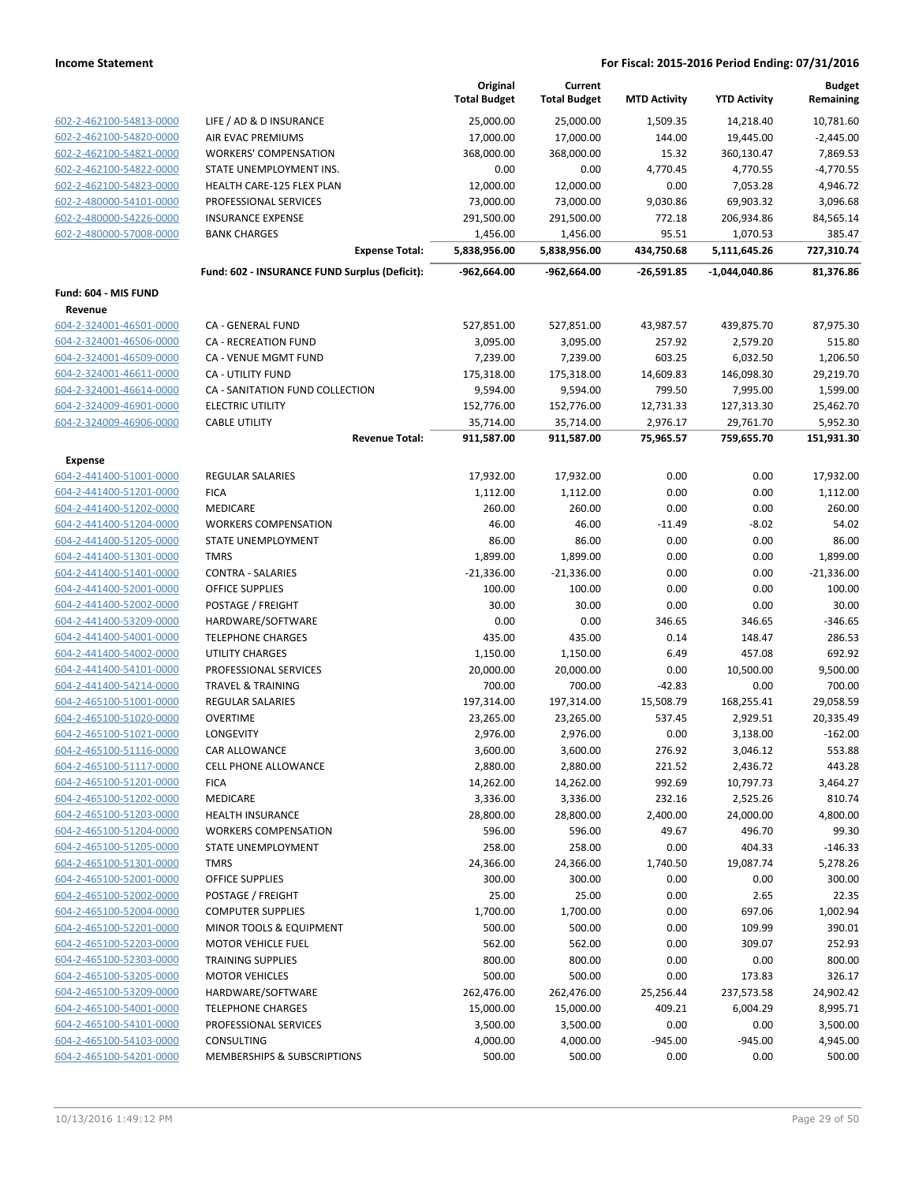**Income Statement** — For Fiscal: 2015-2016 Period Ending: 07/31/2016

| | | Original Total Budget | Current Total Budget | MTD Activity | YTD Activity | Budget Remaining |
|---|---|---|---|---|---|---|
| 602-2-462100-54813-0000 | LIFE / AD & D INSURANCE | 25,000.00 | 25,000.00 | 1,509.35 | 14,218.40 | 10,781.60 |
| 602-2-462100-54820-0000 | AIR EVAC PREMIUMS | 17,000.00 | 17,000.00 | 144.00 | 19,445.00 | -2,445.00 |
| 602-2-462100-54821-0000 | WORKERS' COMPENSATION | 368,000.00 | 368,000.00 | 15.32 | 360,130.47 | 7,869.53 |
| 602-2-462100-54822-0000 | STATE UNEMPLOYMENT INS. | 0.00 | 0.00 | 4,770.45 | 4,770.55 | -4,770.55 |
| 602-2-462100-54823-0000 | HEALTH CARE-125 FLEX PLAN | 12,000.00 | 12,000.00 | 0.00 | 7,053.28 | 4,946.72 |
| 602-2-480000-54101-0000 | PROFESSIONAL SERVICES | 73,000.00 | 73,000.00 | 9,030.86 | 69,903.32 | 3,096.68 |
| 602-2-480000-54226-0000 | INSURANCE EXPENSE | 291,500.00 | 291,500.00 | 772.18 | 206,934.86 | 84,565.14 |
| 602-2-480000-57008-0000 | BANK CHARGES | 1,456.00 | 1,456.00 | 95.51 | 1,070.53 | 385.47 |
| | **Expense Total:** | **5,838,956.00** | **5,838,956.00** | **434,750.68** | **5,111,645.26** | **727,310.74** |
| | **Fund: 602 - INSURANCE FUND Surplus (Deficit):** | **-962,664.00** | **-962,664.00** | **-26,591.85** | **-1,044,040.86** | **81,376.86** |
| **Fund: 604 - MIS FUND** | | | | | | |
| **Revenue** | | | | | | |
| 604-2-324001-46501-0000 | CA - GENERAL FUND | 527,851.00 | 527,851.00 | 43,987.57 | 439,875.70 | 87,975.30 |
| 604-2-324001-46506-0000 | CA - RECREATION FUND | 3,095.00 | 3,095.00 | 257.92 | 2,579.20 | 515.80 |
| 604-2-324001-46509-0000 | CA - VENUE MGMT FUND | 7,239.00 | 7,239.00 | 603.25 | 6,032.50 | 1,206.50 |
| 604-2-324001-46611-0000 | CA - UTILITY FUND | 175,318.00 | 175,318.00 | 14,609.83 | 146,098.30 | 29,219.70 |
| 604-2-324001-46614-0000 | CA - SANITATION FUND COLLECTION | 9,594.00 | 9,594.00 | 799.50 | 7,995.00 | 1,599.00 |
| 604-2-324009-46901-0000 | ELECTRIC UTILITY | 152,776.00 | 152,776.00 | 12,731.33 | 127,313.30 | 25,462.70 |
| 604-2-324009-46906-0000 | CABLE UTILITY | 35,714.00 | 35,714.00 | 2,976.17 | 29,761.70 | 5,952.30 |
| | **Revenue Total:** | **911,587.00** | **911,587.00** | **75,965.57** | **759,655.70** | **151,931.30** |
| **Expense** | | | | | | |
| 604-2-441400-51001-0000 | REGULAR SALARIES | 17,932.00 | 17,932.00 | 0.00 | 0.00 | 17,932.00 |
| 604-2-441400-51201-0000 | FICA | 1,112.00 | 1,112.00 | 0.00 | 0.00 | 1,112.00 |
| 604-2-441400-51202-0000 | MEDICARE | 260.00 | 260.00 | 0.00 | 0.00 | 260.00 |
| 604-2-441400-51204-0000 | WORKERS COMPENSATION | 46.00 | 46.00 | -11.49 | -8.02 | 54.02 |
| 604-2-441400-51205-0000 | STATE UNEMPLOYMENT | 86.00 | 86.00 | 0.00 | 0.00 | 86.00 |
| 604-2-441400-51301-0000 | TMRS | 1,899.00 | 1,899.00 | 0.00 | 0.00 | 1,899.00 |
| 604-2-441400-51401-0000 | CONTRA - SALARIES | -21,336.00 | -21,336.00 | 0.00 | 0.00 | -21,336.00 |
| 604-2-441400-52001-0000 | OFFICE SUPPLIES | 100.00 | 100.00 | 0.00 | 0.00 | 100.00 |
| 604-2-441400-52002-0000 | POSTAGE / FREIGHT | 30.00 | 30.00 | 0.00 | 0.00 | 30.00 |
| 604-2-441400-53209-0000 | HARDWARE/SOFTWARE | 0.00 | 0.00 | 346.65 | 346.65 | -346.65 |
| 604-2-441400-54001-0000 | TELEPHONE CHARGES | 435.00 | 435.00 | 0.14 | 148.47 | 286.53 |
| 604-2-441400-54002-0000 | UTILITY CHARGES | 1,150.00 | 1,150.00 | 6.49 | 457.08 | 692.92 |
| 604-2-441400-54101-0000 | PROFESSIONAL SERVICES | 20,000.00 | 20,000.00 | 0.00 | 10,500.00 | 9,500.00 |
| 604-2-441400-54214-0000 | TRAVEL & TRAINING | 700.00 | 700.00 | -42.83 | 0.00 | 700.00 |
| 604-2-465100-51001-0000 | REGULAR SALARIES | 197,314.00 | 197,314.00 | 15,508.79 | 168,255.41 | 29,058.59 |
| 604-2-465100-51020-0000 | OVERTIME | 23,265.00 | 23,265.00 | 537.45 | 2,929.51 | 20,335.49 |
| 604-2-465100-51021-0000 | LONGEVITY | 2,976.00 | 2,976.00 | 0.00 | 3,138.00 | -162.00 |
| 604-2-465100-51116-0000 | CAR ALLOWANCE | 3,600.00 | 3,600.00 | 276.92 | 3,046.12 | 553.88 |
| 604-2-465100-51117-0000 | CELL PHONE ALLOWANCE | 2,880.00 | 2,880.00 | 221.52 | 2,436.72 | 443.28 |
| 604-2-465100-51201-0000 | FICA | 14,262.00 | 14,262.00 | 992.69 | 10,797.73 | 3,464.27 |
| 604-2-465100-51202-0000 | MEDICARE | 3,336.00 | 3,336.00 | 232.16 | 2,525.26 | 810.74 |
| 604-2-465100-51203-0000 | HEALTH INSURANCE | 28,800.00 | 28,800.00 | 2,400.00 | 24,000.00 | 4,800.00 |
| 604-2-465100-51204-0000 | WORKERS COMPENSATION | 596.00 | 596.00 | 49.67 | 496.70 | 99.30 |
| 604-2-465100-51205-0000 | STATE UNEMPLOYMENT | 258.00 | 258.00 | 0.00 | 404.33 | -146.33 |
| 604-2-465100-51301-0000 | TMRS | 24,366.00 | 24,366.00 | 1,740.50 | 19,087.74 | 5,278.26 |
| 604-2-465100-52001-0000 | OFFICE SUPPLIES | 300.00 | 300.00 | 0.00 | 0.00 | 300.00 |
| 604-2-465100-52002-0000 | POSTAGE / FREIGHT | 25.00 | 25.00 | 0.00 | 2.65 | 22.35 |
| 604-2-465100-52004-0000 | COMPUTER SUPPLIES | 1,700.00 | 1,700.00 | 0.00 | 697.06 | 1,002.94 |
| 604-2-465100-52201-0000 | MINOR TOOLS & EQUIPMENT | 500.00 | 500.00 | 0.00 | 109.99 | 390.01 |
| 604-2-465100-52203-0000 | MOTOR VEHICLE FUEL | 562.00 | 562.00 | 0.00 | 309.07 | 252.93 |
| 604-2-465100-52303-0000 | TRAINING SUPPLIES | 800.00 | 800.00 | 0.00 | 0.00 | 800.00 |
| 604-2-465100-53205-0000 | MOTOR VEHICLES | 500.00 | 500.00 | 0.00 | 173.83 | 326.17 |
| 604-2-465100-53209-0000 | HARDWARE/SOFTWARE | 262,476.00 | 262,476.00 | 25,256.44 | 237,573.58 | 24,902.42 |
| 604-2-465100-54001-0000 | TELEPHONE CHARGES | 15,000.00 | 15,000.00 | 409.21 | 6,004.29 | 8,995.71 |
| 604-2-465100-54101-0000 | PROFESSIONAL SERVICES | 3,500.00 | 3,500.00 | 0.00 | 0.00 | 3,500.00 |
| 604-2-465100-54103-0000 | CONSULTING | 4,000.00 | 4,000.00 | -945.00 | -945.00 | 4,945.00 |
| 604-2-465100-54201-0000 | MEMBERSHIPS & SUBSCRIPTIONS | 500.00 | 500.00 | 0.00 | 0.00 | 500.00 |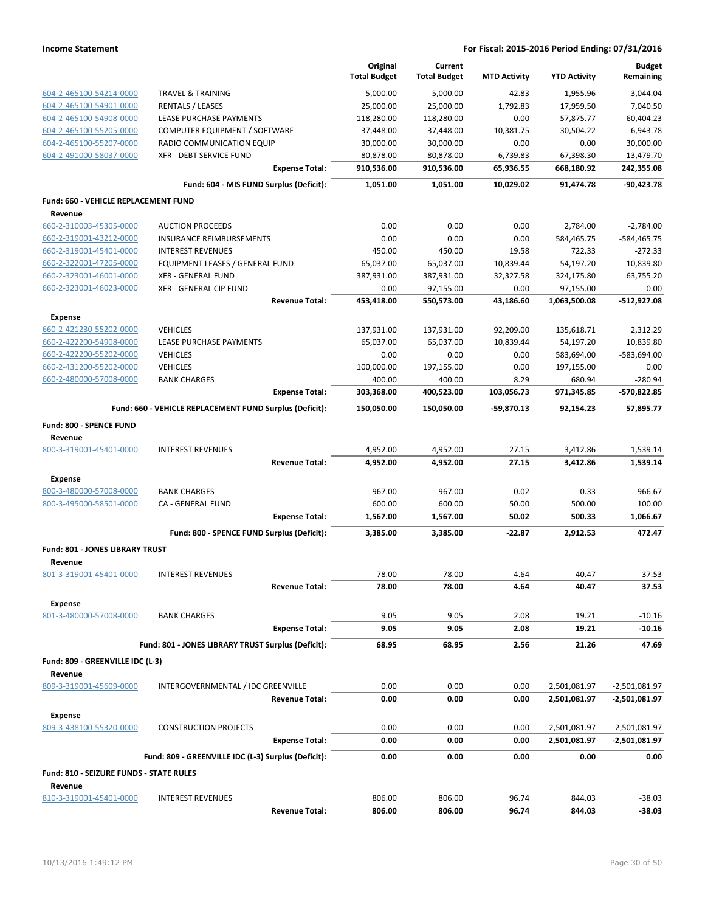**Income Statement** — **For Fiscal: 2015-2016 Period Ending: 07/31/2016**

| | | Original Total Budget | Current Total Budget | MTD Activity | YTD Activity | Budget Remaining |
|---|---|---|---|---|---|---|
| 604-2-465100-54214-0000 | TRAVEL & TRAINING | 5,000.00 | 5,000.00 | 42.83 | 1,955.96 | 3,044.04 |
| 604-2-465100-54901-0000 | RENTALS / LEASES | 25,000.00 | 25,000.00 | 1,792.83 | 17,959.50 | 7,040.50 |
| 604-2-465100-54908-0000 | LEASE PURCHASE PAYMENTS | 118,280.00 | 118,280.00 | 0.00 | 57,875.77 | 60,404.23 |
| 604-2-465100-55205-0000 | COMPUTER EQUIPMENT / SOFTWARE | 37,448.00 | 37,448.00 | 10,381.75 | 30,504.22 | 6,943.78 |
| 604-2-465100-55207-0000 | RADIO COMMUNICATION EQUIP | 30,000.00 | 30,000.00 | 0.00 | 0.00 | 30,000.00 |
| 604-2-491000-58037-0000 | XFR - DEBT SERVICE FUND | 80,878.00 | 80,878.00 | 6,739.83 | 67,398.30 | 13,479.70 |
| | **Expense Total:** | **910,536.00** | **910,536.00** | **65,936.55** | **668,180.92** | **242,355.08** |
| | **Fund: 604 - MIS FUND Surplus (Deficit):** | **1,051.00** | **1,051.00** | **10,029.02** | **91,474.78** | **-90,423.78** |

**Fund: 660 - VEHICLE REPLACEMENT FUND**

**Revenue**

| | | Original Total Budget | Current Total Budget | MTD Activity | YTD Activity | Budget Remaining |
|---|---|---|---|---|---|---|
| 660-2-310003-45305-0000 | AUCTION PROCEEDS | 0.00 | 0.00 | 0.00 | 2,784.00 | -2,784.00 |
| 660-2-319001-43212-0000 | INSURANCE REIMBURSEMENTS | 0.00 | 0.00 | 0.00 | 584,465.75 | -584,465.75 |
| 660-2-319001-45401-0000 | INTEREST REVENUES | 450.00 | 450.00 | 19.58 | 722.33 | -272.33 |
| 660-2-322001-47205-0000 | EQUIPMENT LEASES / GENERAL FUND | 65,037.00 | 65,037.00 | 10,839.44 | 54,197.20 | 10,839.80 |
| 660-2-323001-46001-0000 | XFR - GENERAL FUND | 387,931.00 | 387,931.00 | 32,327.58 | 324,175.80 | 63,755.20 |
| 660-2-323001-46023-0000 | XFR - GENERAL CIP FUND | 0.00 | 97,155.00 | 0.00 | 97,155.00 | 0.00 |
| | **Revenue Total:** | **453,418.00** | **550,573.00** | **43,186.60** | **1,063,500.08** | **-512,927.08** |

**Expense**

| | | Original Total Budget | Current Total Budget | MTD Activity | YTD Activity | Budget Remaining |
|---|---|---|---|---|---|---|
| 660-2-421230-55202-0000 | VEHICLES | 137,931.00 | 137,931.00 | 92,209.00 | 135,618.71 | 2,312.29 |
| 660-2-422200-54908-0000 | LEASE PURCHASE PAYMENTS | 65,037.00 | 65,037.00 | 10,839.44 | 54,197.20 | 10,839.80 |
| 660-2-422200-55202-0000 | VEHICLES | 0.00 | 0.00 | 0.00 | 583,694.00 | -583,694.00 |
| 660-2-431200-55202-0000 | VEHICLES | 100,000.00 | 197,155.00 | 0.00 | 197,155.00 | 0.00 |
| 660-2-480000-57008-0000 | BANK CHARGES | 400.00 | 400.00 | 8.29 | 680.94 | -280.94 |
| | **Expense Total:** | **303,368.00** | **400,523.00** | **103,056.73** | **971,345.85** | **-570,822.85** |
| | **Fund: 660 - VEHICLE REPLACEMENT FUND Surplus (Deficit):** | **150,050.00** | **150,050.00** | **-59,870.13** | **92,154.23** | **57,895.77** |

**Fund: 800 - SPENCE FUND**

**Revenue**

| | | Original Total Budget | Current Total Budget | MTD Activity | YTD Activity | Budget Remaining |
|---|---|---|---|---|---|---|
| 800-3-319001-45401-0000 | INTEREST REVENUES | 4,952.00 | 4,952.00 | 27.15 | 3,412.86 | 1,539.14 |
| | **Revenue Total:** | **4,952.00** | **4,952.00** | **27.15** | **3,412.86** | **1,539.14** |

**Expense**

| | | Original Total Budget | Current Total Budget | MTD Activity | YTD Activity | Budget Remaining |
|---|---|---|---|---|---|---|
| 800-3-480000-57008-0000 | BANK CHARGES | 967.00 | 967.00 | 0.02 | 0.33 | 966.67 |
| 800-3-495000-58501-0000 | CA - GENERAL FUND | 600.00 | 600.00 | 50.00 | 500.00 | 100.00 |
| | **Expense Total:** | **1,567.00** | **1,567.00** | **50.02** | **500.33** | **1,066.67** |
| | **Fund: 800 - SPENCE FUND Surplus (Deficit):** | **3,385.00** | **3,385.00** | **-22.87** | **2,912.53** | **472.47** |

**Fund: 801 - JONES LIBRARY TRUST**

**Revenue**

| | | Original Total Budget | Current Total Budget | MTD Activity | YTD Activity | Budget Remaining |
|---|---|---|---|---|---|---|
| 801-3-319001-45401-0000 | INTEREST REVENUES | 78.00 | 78.00 | 4.64 | 40.47 | 37.53 |
| | **Revenue Total:** | **78.00** | **78.00** | **4.64** | **40.47** | **37.53** |

**Expense**

| | | Original Total Budget | Current Total Budget | MTD Activity | YTD Activity | Budget Remaining |
|---|---|---|---|---|---|---|
| 801-3-480000-57008-0000 | BANK CHARGES | 9.05 | 9.05 | 2.08 | 19.21 | -10.16 |
| | **Expense Total:** | **9.05** | **9.05** | **2.08** | **19.21** | **-10.16** |
| | **Fund: 801 - JONES LIBRARY TRUST Surplus (Deficit):** | **68.95** | **68.95** | **2.56** | **21.26** | **47.69** |

**Fund: 809 - GREENVILLE IDC (L-3)**

**Revenue**

| | | Original Total Budget | Current Total Budget | MTD Activity | YTD Activity | Budget Remaining |
|---|---|---|---|---|---|---|
| 809-3-319001-45609-0000 | INTERGOVERNMENTAL / IDC GREENVILLE | 0.00 | 0.00 | 0.00 | 2,501,081.97 | -2,501,081.97 |
| | **Revenue Total:** | **0.00** | **0.00** | **0.00** | **2,501,081.97** | **-2,501,081.97** |

**Expense**

| | | Original Total Budget | Current Total Budget | MTD Activity | YTD Activity | Budget Remaining |
|---|---|---|---|---|---|---|
| 809-3-438100-55320-0000 | CONSTRUCTION PROJECTS | 0.00 | 0.00 | 0.00 | 2,501,081.97 | -2,501,081.97 |
| | **Expense Total:** | **0.00** | **0.00** | **0.00** | **2,501,081.97** | **-2,501,081.97** |
| | **Fund: 809 - GREENVILLE IDC (L-3) Surplus (Deficit):** | **0.00** | **0.00** | **0.00** | **0.00** | **0.00** |

**Fund: 810 - SEIZURE FUNDS - STATE RULES**

**Revenue**

| | | Original Total Budget | Current Total Budget | MTD Activity | YTD Activity | Budget Remaining |
|---|---|---|---|---|---|---|
| 810-3-319001-45401-0000 | INTEREST REVENUES | 806.00 | 806.00 | 96.74 | 844.03 | -38.03 |
| | **Revenue Total:** | **806.00** | **806.00** | **96.74** | **844.03** | **-38.03** |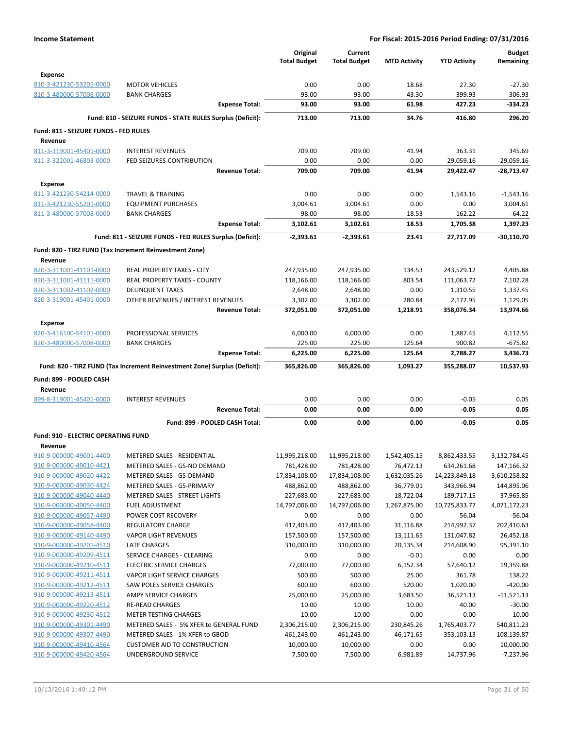**Income Statement** | **For Fiscal: 2015-2016 Period Ending: 07/31/2016**

| | | Original Total Budget | Current Total Budget | MTD Activity | YTD Activity | Budget Remaining |
|---|---|---|---|---|---|---|
| **Expense** | | | | | | |
| 810-3-421230-53205-0000 | MOTOR VEHICLES | 0.00 | 0.00 | 18.68 | 27.30 | -27.30 |
| 810-3-480000-57008-0000 | BANK CHARGES | 93.00 | 93.00 | 43.30 | 399.93 | -306.93 |
| | **Expense Total:** | **93.00** | **93.00** | **61.98** | **427.23** | **-334.23** |
| | **Fund: 810 - SEIZURE FUNDS - STATE RULES Surplus (Deficit):** | **713.00** | **713.00** | **34.76** | **416.80** | **296.20** |
| **Fund: 811 - SEIZURE FUNDS - FED RULES** | | | | | | |
| **Revenue** | | | | | | |
| 811-3-319001-45401-0000 | INTEREST REVENUES | 709.00 | 709.00 | 41.94 | 363.31 | 345.69 |
| 811-3-322001-46803-0000 | FED SEIZURES-CONTRIBUTION | 0.00 | 0.00 | 0.00 | 29,059.16 | -29,059.16 |
| | **Revenue Total:** | **709.00** | **709.00** | **41.94** | **29,422.47** | **-28,713.47** |
| **Expense** | | | | | | |
| 811-3-421230-54214-0000 | TRAVEL & TRAINING | 0.00 | 0.00 | 0.00 | 1,543.16 | -1,543.16 |
| 811-3-421230-55201-0000 | EQUIPMENT PURCHASES | 3,004.61 | 3,004.61 | 0.00 | 0.00 | 3,004.61 |
| 811-3-480000-57008-0000 | BANK CHARGES | 98.00 | 98.00 | 18.53 | 162.22 | -64.22 |
| | **Expense Total:** | **3,102.61** | **3,102.61** | **18.53** | **1,705.38** | **1,397.23** |
| | **Fund: 811 - SEIZURE FUNDS - FED RULES Surplus (Deficit):** | **-2,393.61** | **-2,393.61** | **23.41** | **27,717.09** | **-30,110.70** |
| **Fund: 820 - TIRZ FUND (Tax Increment Reinvestment Zone)** | | | | | | |
| **Revenue** | | | | | | |
| 820-3-311001-41101-0000 | REAL PROPERTY TAXES - CITY | 247,935.00 | 247,935.00 | 134.53 | 243,529.12 | 4,405.88 |
| 820-3-311001-41111-0000 | REAL PROPERTY TAXES - COUNTY | 118,166.00 | 118,166.00 | 803.54 | 111,063.72 | 7,102.28 |
| 820-3-311002-41102-0000 | DELINQUENT TAXES | 2,648.00 | 2,648.00 | 0.00 | 1,310.55 | 1,337.45 |
| 820-3-319001-45401-0000 | OTHER REVENUES / INTEREST REVENUES | 3,302.00 | 3,302.00 | 280.84 | 2,172.95 | 1,129.05 |
| | **Revenue Total:** | **372,051.00** | **372,051.00** | **1,218.91** | **358,076.34** | **13,974.66** |
| **Expense** | | | | | | |
| 820-3-416100-54101-0000 | PROFESSIONAL SERVICES | 6,000.00 | 6,000.00 | 0.00 | 1,887.45 | 4,112.55 |
| 820-3-480000-57008-0000 | BANK CHARGES | 225.00 | 225.00 | 125.64 | 900.82 | -675.82 |
| | **Expense Total:** | **6,225.00** | **6,225.00** | **125.64** | **2,788.27** | **3,436.73** |
| | **Fund: 820 - TIRZ FUND (Tax Increment Reinvestment Zone) Surplus (Deficit):** | **365,826.00** | **365,826.00** | **1,093.27** | **355,288.07** | **10,537.93** |
| **Fund: 899 - POOLED CASH** | | | | | | |
| **Revenue** | | | | | | |
| 899-8-319001-45401-0000 | INTEREST REVENUES | 0.00 | 0.00 | 0.00 | -0.05 | 0.05 |
| | **Revenue Total:** | **0.00** | **0.00** | **0.00** | **-0.05** | **0.05** |
| | **Fund: 899 - POOLED CASH Total:** | **0.00** | **0.00** | **0.00** | **-0.05** | **0.05** |
| **Fund: 910 - ELECTRIC OPERATING FUND** | | | | | | |
| **Revenue** | | | | | | |
| 910-9-000000-49001-4400 | METERED SALES - RESIDENTIAL | 11,995,218.00 | 11,995,218.00 | 1,542,405.15 | 8,862,433.55 | 3,132,784.45 |
| 910-9-000000-49010-4421 | METERED SALES - GS-NO DEMAND | 781,428.00 | 781,428.00 | 76,472.13 | 634,261.68 | 147,166.32 |
| 910-9-000000-49020-4422 | METERED SALES - GS-DEMAND | 17,834,108.00 | 17,834,108.00 | 1,632,035.26 | 14,223,849.18 | 3,610,258.82 |
| 910-9-000000-49030-4424 | METERED SALES - GS-PRIMARY | 488,862.00 | 488,862.00 | 36,779.01 | 343,966.94 | 144,895.06 |
| 910-9-000000-49040-4440 | METERED SALES - STREET LIGHTS | 227,683.00 | 227,683.00 | 18,722.04 | 189,717.15 | 37,965.85 |
| 910-9-000000-49050-4400 | FUEL ADJUSTMENT | 14,797,006.00 | 14,797,006.00 | 1,267,875.00 | 10,725,833.77 | 4,071,172.23 |
| 910-9-000000-49057-4490 | POWER COST RECOVERY | 0.00 | 0.00 | 0.00 | 56.04 | -56.04 |
| 910-9-000000-49058-4400 | REGULATORY CHARGE | 417,403.00 | 417,403.00 | 31,116.88 | 214,992.37 | 202,410.63 |
| 910-9-000000-49140-4490 | VAPOR LIGHT REVENUES | 157,500.00 | 157,500.00 | 13,111.65 | 131,047.82 | 26,452.18 |
| 910-9-000000-49201-4510 | LATE CHARGES | 310,000.00 | 310,000.00 | 20,135.34 | 214,608.90 | 95,391.10 |
| 910-9-000000-49209-4511 | SERVICE CHARGES - CLEARING | 0.00 | 0.00 | -0.01 | 0.00 | 0.00 |
| 910-9-000000-49210-4511 | ELECTRIC SERVICE CHARGES | 77,000.00 | 77,000.00 | 6,152.34 | 57,640.12 | 19,359.88 |
| 910-9-000000-49211-4511 | VAPOR LIGHT SERVICE CHARGES | 500.00 | 500.00 | 25.00 | 361.78 | 138.22 |
| 910-9-000000-49212-4511 | SAW POLES SERVICE CHARGES | 600.00 | 600.00 | 520.00 | 1,020.00 | -420.00 |
| 910-9-000000-49213-4511 | AMPY SERVICE CHARGES | 25,000.00 | 25,000.00 | 3,683.50 | 36,521.13 | -11,521.13 |
| 910-9-000000-49220-4512 | RE-READ CHARGES | 10.00 | 10.00 | 10.00 | 40.00 | -30.00 |
| 910-9-000000-49230-4512 | METER TESTING CHARGES | 10.00 | 10.00 | 0.00 | 0.00 | 10.00 |
| 910-9-000000-49301-4490 | METERED SALES - 5% XFER to GENERAL FUND | 2,306,215.00 | 2,306,215.00 | 230,845.26 | 1,765,403.77 | 540,811.23 |
| 910-9-000000-49307-4490 | METERED SALES - 1% XFER to GBOD | 461,243.00 | 461,243.00 | 46,171.65 | 353,103.13 | 108,139.87 |
| 910-9-000000-49410-4564 | CUSTOMER AID TO CONSTRUCTION | 10,000.00 | 10,000.00 | 0.00 | 0.00 | 10,000.00 |
| 910-9-000000-49420-4564 | UNDERGROUND SERVICE | 7,500.00 | 7,500.00 | 6,981.89 | 14,737.96 | -7,237.96 |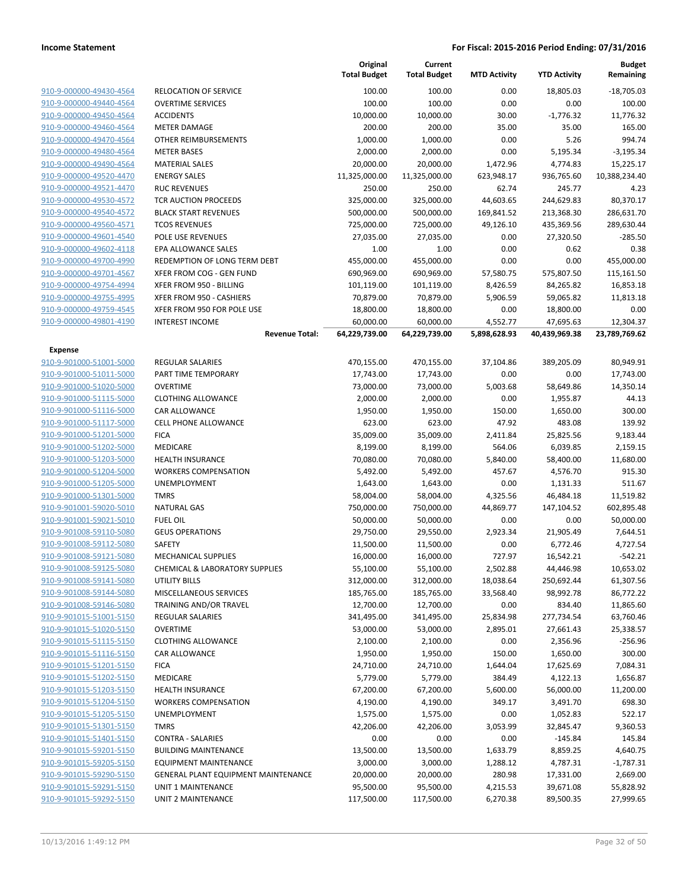**Income Statement** — For Fiscal: 2015-2016 Period Ending: 07/31/2016

| | | Original Total Budget | Current Total Budget | MTD Activity | YTD Activity | Budget Remaining |
|---|---|---|---|---|---|---|
| 910-9-000000-49430-4564 | RELOCATION OF SERVICE | 100.00 | 100.00 | 0.00 | 18,805.03 | -18,705.03 |
| 910-9-000000-49440-4564 | OVERTIME SERVICES | 100.00 | 100.00 | 0.00 | 0.00 | 100.00 |
| 910-9-000000-49450-4564 | ACCIDENTS | 10,000.00 | 10,000.00 | 30.00 | -1,776.32 | 11,776.32 |
| 910-9-000000-49460-4564 | METER DAMAGE | 200.00 | 200.00 | 35.00 | 35.00 | 165.00 |
| 910-9-000000-49470-4564 | OTHER REIMBURSEMENTS | 1,000.00 | 1,000.00 | 0.00 | 5.26 | 994.74 |
| 910-9-000000-49480-4564 | METER BASES | 2,000.00 | 2,000.00 | 0.00 | 5,195.34 | -3,195.34 |
| 910-9-000000-49490-4564 | MATERIAL SALES | 20,000.00 | 20,000.00 | 1,472.96 | 4,774.83 | 15,225.17 |
| 910-9-000000-49520-4470 | ENERGY SALES | 11,325,000.00 | 11,325,000.00 | 623,948.17 | 936,765.60 | 10,388,234.40 |
| 910-9-000000-49521-4470 | RUC REVENUES | 250.00 | 250.00 | 62.74 | 245.77 | 4.23 |
| 910-9-000000-49530-4572 | TCR AUCTION PROCEEDS | 325,000.00 | 325,000.00 | 44,603.65 | 244,629.83 | 80,370.17 |
| 910-9-000000-49540-4572 | BLACK START REVENUES | 500,000.00 | 500,000.00 | 169,841.52 | 213,368.30 | 286,631.70 |
| 910-9-000000-49560-4571 | TCOS REVENUES | 725,000.00 | 725,000.00 | 49,126.10 | 435,369.56 | 289,630.44 |
| 910-9-000000-49601-4540 | POLE USE REVENUES | 27,035.00 | 27,035.00 | 0.00 | 27,320.50 | -285.50 |
| 910-9-000000-49602-4118 | EPA ALLOWANCE SALES | 1.00 | 1.00 | 0.00 | 0.62 | 0.38 |
| 910-9-000000-49700-4990 | REDEMPTION OF LONG TERM DEBT | 455,000.00 | 455,000.00 | 0.00 | 0.00 | 455,000.00 |
| 910-9-000000-49701-4567 | XFER FROM COG - GEN FUND | 690,969.00 | 690,969.00 | 57,580.75 | 575,807.50 | 115,161.50 |
| 910-9-000000-49754-4994 | XFER FROM 950 - BILLING | 101,119.00 | 101,119.00 | 8,426.59 | 84,265.82 | 16,853.18 |
| 910-9-000000-49755-4995 | XFER FROM 950 - CASHIERS | 70,879.00 | 70,879.00 | 5,906.59 | 59,065.82 | 11,813.18 |
| 910-9-000000-49759-4545 | XFER FROM 950 FOR POLE USE | 18,800.00 | 18,800.00 | 0.00 | 18,800.00 | 0.00 |
| 910-9-000000-49801-4190 | INTEREST INCOME | 60,000.00 | 60,000.00 | 4,552.77 | 47,695.63 | 12,304.37 |
| | **Revenue Total:** | **64,229,739.00** | **64,229,739.00** | **5,898,628.93** | **40,439,969.38** | **23,789,769.62** |
| **Expense** | | | | | | |
| 910-9-901000-51001-5000 | REGULAR SALARIES | 470,155.00 | 470,155.00 | 37,104.86 | 389,205.09 | 80,949.91 |
| 910-9-901000-51011-5000 | PART TIME TEMPORARY | 17,743.00 | 17,743.00 | 0.00 | 0.00 | 17,743.00 |
| 910-9-901000-51020-5000 | OVERTIME | 73,000.00 | 73,000.00 | 5,003.68 | 58,649.86 | 14,350.14 |
| 910-9-901000-51115-5000 | CLOTHING ALLOWANCE | 2,000.00 | 2,000.00 | 0.00 | 1,955.87 | 44.13 |
| 910-9-901000-51116-5000 | CAR ALLOWANCE | 1,950.00 | 1,950.00 | 150.00 | 1,650.00 | 300.00 |
| 910-9-901000-51117-5000 | CELL PHONE ALLOWANCE | 623.00 | 623.00 | 47.92 | 483.08 | 139.92 |
| 910-9-901000-51201-5000 | FICA | 35,009.00 | 35,009.00 | 2,411.84 | 25,825.56 | 9,183.44 |
| 910-9-901000-51202-5000 | MEDICARE | 8,199.00 | 8,199.00 | 564.06 | 6,039.85 | 2,159.15 |
| 910-9-901000-51203-5000 | HEALTH INSURANCE | 70,080.00 | 70,080.00 | 5,840.00 | 58,400.00 | 11,680.00 |
| 910-9-901000-51204-5000 | WORKERS COMPENSATION | 5,492.00 | 5,492.00 | 457.67 | 4,576.70 | 915.30 |
| 910-9-901000-51205-5000 | UNEMPLOYMENT | 1,643.00 | 1,643.00 | 0.00 | 1,131.33 | 511.67 |
| 910-9-901000-51301-5000 | TMRS | 58,004.00 | 58,004.00 | 4,325.56 | 46,484.18 | 11,519.82 |
| 910-9-901001-59020-5010 | NATURAL GAS | 750,000.00 | 750,000.00 | 44,869.77 | 147,104.52 | 602,895.48 |
| 910-9-901001-59021-5010 | FUEL OIL | 50,000.00 | 50,000.00 | 0.00 | 0.00 | 50,000.00 |
| 910-9-901008-59110-5080 | GEUS OPERATIONS | 29,750.00 | 29,550.00 | 2,923.34 | 21,905.49 | 7,644.51 |
| 910-9-901008-59112-5080 | SAFETY | 11,500.00 | 11,500.00 | 0.00 | 6,772.46 | 4,727.54 |
| 910-9-901008-59121-5080 | MECHANICAL SUPPLIES | 16,000.00 | 16,000.00 | 727.97 | 16,542.21 | -542.21 |
| 910-9-901008-59125-5080 | CHEMICAL & LABORATORY SUPPLIES | 55,100.00 | 55,100.00 | 2,502.88 | 44,446.98 | 10,653.02 |
| 910-9-901008-59141-5080 | UTILITY BILLS | 312,000.00 | 312,000.00 | 18,038.64 | 250,692.44 | 61,307.56 |
| 910-9-901008-59144-5080 | MISCELLANEOUS SERVICES | 185,765.00 | 185,765.00 | 33,568.40 | 98,992.78 | 86,772.22 |
| 910-9-901008-59146-5080 | TRAINING AND/OR TRAVEL | 12,700.00 | 12,700.00 | 0.00 | 834.40 | 11,865.60 |
| 910-9-901015-51001-5150 | REGULAR SALARIES | 341,495.00 | 341,495.00 | 25,834.98 | 277,734.54 | 63,760.46 |
| 910-9-901015-51020-5150 | OVERTIME | 53,000.00 | 53,000.00 | 2,895.01 | 27,661.43 | 25,338.57 |
| 910-9-901015-51115-5150 | CLOTHING ALLOWANCE | 2,100.00 | 2,100.00 | 0.00 | 2,356.96 | -256.96 |
| 910-9-901015-51116-5150 | CAR ALLOWANCE | 1,950.00 | 1,950.00 | 150.00 | 1,650.00 | 300.00 |
| 910-9-901015-51201-5150 | FICA | 24,710.00 | 24,710.00 | 1,644.04 | 17,625.69 | 7,084.31 |
| 910-9-901015-51202-5150 | MEDICARE | 5,779.00 | 5,779.00 | 384.49 | 4,122.13 | 1,656.87 |
| 910-9-901015-51203-5150 | HEALTH INSURANCE | 67,200.00 | 67,200.00 | 5,600.00 | 56,000.00 | 11,200.00 |
| 910-9-901015-51204-5150 | WORKERS COMPENSATION | 4,190.00 | 4,190.00 | 349.17 | 3,491.70 | 698.30 |
| 910-9-901015-51205-5150 | UNEMPLOYMENT | 1,575.00 | 1,575.00 | 0.00 | 1,052.83 | 522.17 |
| 910-9-901015-51301-5150 | TMRS | 42,206.00 | 42,206.00 | 3,053.99 | 32,845.47 | 9,360.53 |
| 910-9-901015-51401-5150 | CONTRA - SALARIES | 0.00 | 0.00 | 0.00 | -145.84 | 145.84 |
| 910-9-901015-59201-5150 | BUILDING MAINTENANCE | 13,500.00 | 13,500.00 | 1,633.79 | 8,859.25 | 4,640.75 |
| 910-9-901015-59205-5150 | EQUIPMENT MAINTENANCE | 3,000.00 | 3,000.00 | 1,288.12 | 4,787.31 | -1,787.31 |
| 910-9-901015-59290-5150 | GENERAL PLANT EQUIPMENT MAINTENANCE | 20,000.00 | 20,000.00 | 280.98 | 17,331.00 | 2,669.00 |
| 910-9-901015-59291-5150 | UNIT 1 MAINTENANCE | 95,500.00 | 95,500.00 | 4,215.53 | 39,671.08 | 55,828.92 |
| 910-9-901015-59292-5150 | UNIT 2 MAINTENANCE | 117,500.00 | 117,500.00 | 6,270.38 | 89,500.35 | 27,999.65 |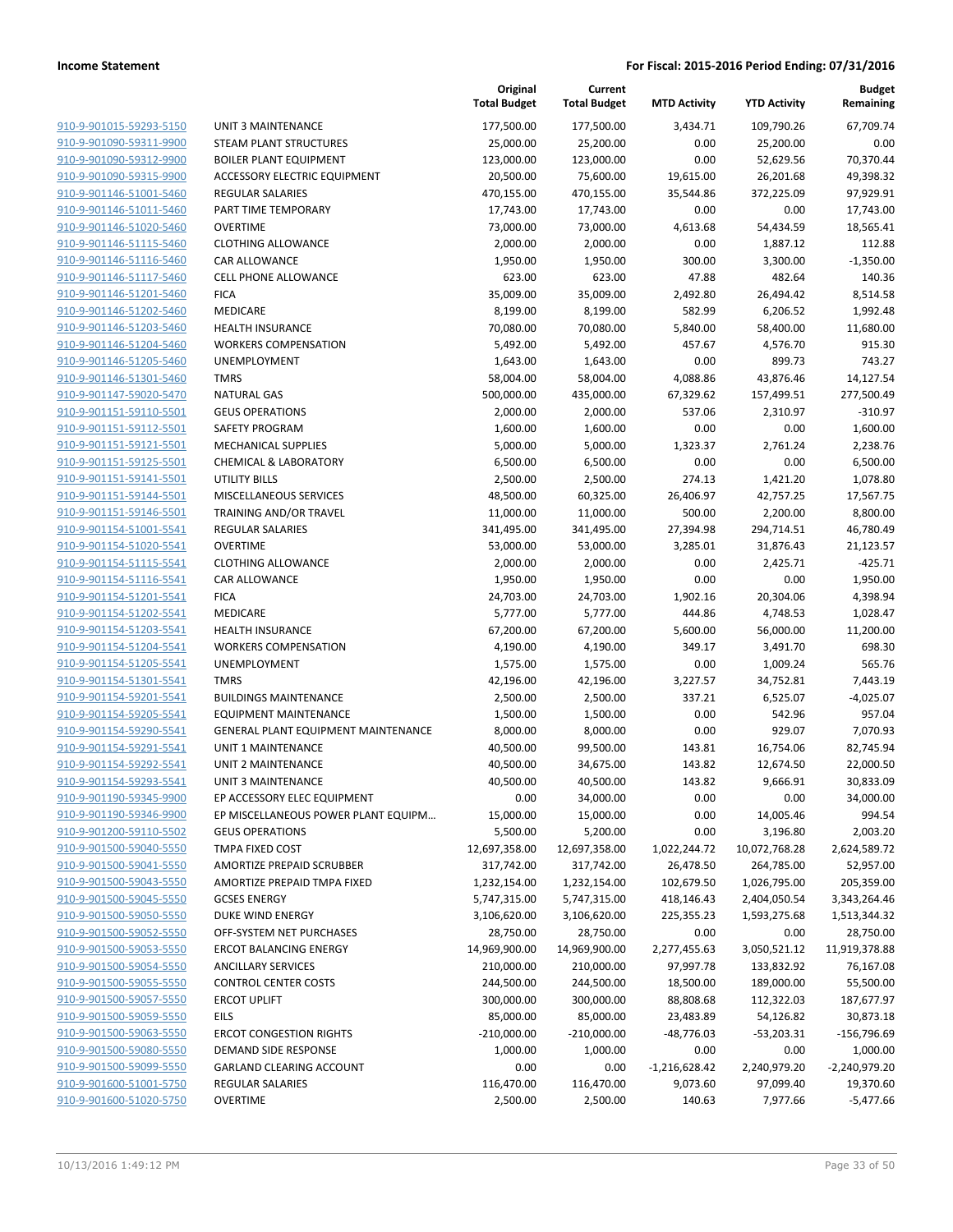**Income Statement** | **For Fiscal: 2015-2016 Period Ending: 07/31/2016**

| | | Original Total Budget | Current Total Budget | MTD Activity | YTD Activity | Budget Remaining |
|---|---|---|---|---|---|---|
| 910-9-901015-59293-5150 | UNIT 3 MAINTENANCE | 177,500.00 | 177,500.00 | 3,434.71 | 109,790.26 | 67,709.74 |
| 910-9-901090-59311-9900 | STEAM PLANT STRUCTURES | 25,000.00 | 25,200.00 | 0.00 | 25,200.00 | 0.00 |
| 910-9-901090-59312-9900 | BOILER PLANT EQUIPMENT | 123,000.00 | 123,000.00 | 0.00 | 52,629.56 | 70,370.44 |
| 910-9-901090-59315-9900 | ACCESSORY ELECTRIC EQUIPMENT | 20,500.00 | 75,600.00 | 19,615.00 | 26,201.68 | 49,398.32 |
| 910-9-901146-51001-5460 | REGULAR SALARIES | 470,155.00 | 470,155.00 | 35,544.86 | 372,225.09 | 97,929.91 |
| 910-9-901146-51011-5460 | PART TIME TEMPORARY | 17,743.00 | 17,743.00 | 0.00 | 0.00 | 17,743.00 |
| 910-9-901146-51020-5460 | OVERTIME | 73,000.00 | 73,000.00 | 4,613.68 | 54,434.59 | 18,565.41 |
| 910-9-901146-51115-5460 | CLOTHING ALLOWANCE | 2,000.00 | 2,000.00 | 0.00 | 1,887.12 | 112.88 |
| 910-9-901146-51116-5460 | CAR ALLOWANCE | 1,950.00 | 1,950.00 | 300.00 | 3,300.00 | -1,350.00 |
| 910-9-901146-51117-5460 | CELL PHONE ALLOWANCE | 623.00 | 623.00 | 47.88 | 482.64 | 140.36 |
| 910-9-901146-51201-5460 | FICA | 35,009.00 | 35,009.00 | 2,492.80 | 26,494.42 | 8,514.58 |
| 910-9-901146-51202-5460 | MEDICARE | 8,199.00 | 8,199.00 | 582.99 | 6,206.52 | 1,992.48 |
| 910-9-901146-51203-5460 | HEALTH INSURANCE | 70,080.00 | 70,080.00 | 5,840.00 | 58,400.00 | 11,680.00 |
| 910-9-901146-51204-5460 | WORKERS COMPENSATION | 5,492.00 | 5,492.00 | 457.67 | 4,576.70 | 915.30 |
| 910-9-901146-51205-5460 | UNEMPLOYMENT | 1,643.00 | 1,643.00 | 0.00 | 899.73 | 743.27 |
| 910-9-901146-51301-5460 | TMRS | 58,004.00 | 58,004.00 | 4,088.86 | 43,876.46 | 14,127.54 |
| 910-9-901147-59020-5470 | NATURAL GAS | 500,000.00 | 435,000.00 | 67,329.62 | 157,499.51 | 277,500.49 |
| 910-9-901151-59110-5501 | GEUS OPERATIONS | 2,000.00 | 2,000.00 | 537.06 | 2,310.97 | -310.97 |
| 910-9-901151-59112-5501 | SAFETY PROGRAM | 1,600.00 | 1,600.00 | 0.00 | 0.00 | 1,600.00 |
| 910-9-901151-59121-5501 | MECHANICAL SUPPLIES | 5,000.00 | 5,000.00 | 1,323.37 | 2,761.24 | 2,238.76 |
| 910-9-901151-59125-5501 | CHEMICAL & LABORATORY | 6,500.00 | 6,500.00 | 0.00 | 0.00 | 6,500.00 |
| 910-9-901151-59141-5501 | UTILITY BILLS | 2,500.00 | 2,500.00 | 274.13 | 1,421.20 | 1,078.80 |
| 910-9-901151-59144-5501 | MISCELLANEOUS SERVICES | 48,500.00 | 60,325.00 | 26,406.97 | 42,757.25 | 17,567.75 |
| 910-9-901151-59146-5501 | TRAINING AND/OR TRAVEL | 11,000.00 | 11,000.00 | 500.00 | 2,200.00 | 8,800.00 |
| 910-9-901154-51001-5541 | REGULAR SALARIES | 341,495.00 | 341,495.00 | 27,394.98 | 294,714.51 | 46,780.49 |
| 910-9-901154-51020-5541 | OVERTIME | 53,000.00 | 53,000.00 | 3,285.01 | 31,876.43 | 21,123.57 |
| 910-9-901154-51115-5541 | CLOTHING ALLOWANCE | 2,000.00 | 2,000.00 | 0.00 | 2,425.71 | -425.71 |
| 910-9-901154-51116-5541 | CAR ALLOWANCE | 1,950.00 | 1,950.00 | 0.00 | 0.00 | 1,950.00 |
| 910-9-901154-51201-5541 | FICA | 24,703.00 | 24,703.00 | 1,902.16 | 20,304.06 | 4,398.94 |
| 910-9-901154-51202-5541 | MEDICARE | 5,777.00 | 5,777.00 | 444.86 | 4,748.53 | 1,028.47 |
| 910-9-901154-51203-5541 | HEALTH INSURANCE | 67,200.00 | 67,200.00 | 5,600.00 | 56,000.00 | 11,200.00 |
| 910-9-901154-51204-5541 | WORKERS COMPENSATION | 4,190.00 | 4,190.00 | 349.17 | 3,491.70 | 698.30 |
| 910-9-901154-51205-5541 | UNEMPLOYMENT | 1,575.00 | 1,575.00 | 0.00 | 1,009.24 | 565.76 |
| 910-9-901154-51301-5541 | TMRS | 42,196.00 | 42,196.00 | 3,227.57 | 34,752.81 | 7,443.19 |
| 910-9-901154-59201-5541 | BUILDINGS MAINTENANCE | 2,500.00 | 2,500.00 | 337.21 | 6,525.07 | -4,025.07 |
| 910-9-901154-59205-5541 | EQUIPMENT MAINTENANCE | 1,500.00 | 1,500.00 | 0.00 | 542.96 | 957.04 |
| 910-9-901154-59290-5541 | GENERAL PLANT EQUIPMENT MAINTENANCE | 8,000.00 | 8,000.00 | 0.00 | 929.07 | 7,070.93 |
| 910-9-901154-59291-5541 | UNIT 1 MAINTENANCE | 40,500.00 | 99,500.00 | 143.81 | 16,754.06 | 82,745.94 |
| 910-9-901154-59292-5541 | UNIT 2 MAINTENANCE | 40,500.00 | 34,675.00 | 143.82 | 12,674.50 | 22,000.50 |
| 910-9-901154-59293-5541 | UNIT 3 MAINTENANCE | 40,500.00 | 40,500.00 | 143.82 | 9,666.91 | 30,833.09 |
| 910-9-901190-59345-9900 | EP ACCESSORY ELEC EQUIPMENT | 0.00 | 34,000.00 | 0.00 | 0.00 | 34,000.00 |
| 910-9-901190-59346-9900 | EP MISCELLANEOUS POWER PLANT EQUIPM… | 15,000.00 | 15,000.00 | 0.00 | 14,005.46 | 994.54 |
| 910-9-901200-59110-5502 | GEUS OPERATIONS | 5,500.00 | 5,200.00 | 0.00 | 3,196.80 | 2,003.20 |
| 910-9-901500-59040-5550 | TMPA FIXED COST | 12,697,358.00 | 12,697,358.00 | 1,022,244.72 | 10,072,768.28 | 2,624,589.72 |
| 910-9-901500-59041-5550 | AMORTIZE PREPAID SCRUBBER | 317,742.00 | 317,742.00 | 26,478.50 | 264,785.00 | 52,957.00 |
| 910-9-901500-59043-5550 | AMORTIZE PREPAID TMPA FIXED | 1,232,154.00 | 1,232,154.00 | 102,679.50 | 1,026,795.00 | 205,359.00 |
| 910-9-901500-59045-5550 | GCSES ENERGY | 5,747,315.00 | 5,747,315.00 | 418,146.43 | 2,404,050.54 | 3,343,264.46 |
| 910-9-901500-59050-5550 | DUKE WIND ENERGY | 3,106,620.00 | 3,106,620.00 | 225,355.23 | 1,593,275.68 | 1,513,344.32 |
| 910-9-901500-59052-5550 | OFF-SYSTEM NET PURCHASES | 28,750.00 | 28,750.00 | 0.00 | 0.00 | 28,750.00 |
| 910-9-901500-59053-5550 | ERCOT BALANCING ENERGY | 14,969,900.00 | 14,969,900.00 | 2,277,455.63 | 3,050,521.12 | 11,919,378.88 |
| 910-9-901500-59054-5550 | ANCILLARY SERVICES | 210,000.00 | 210,000.00 | 97,997.78 | 133,832.92 | 76,167.08 |
| 910-9-901500-59055-5550 | CONTROL CENTER COSTS | 244,500.00 | 244,500.00 | 18,500.00 | 189,000.00 | 55,500.00 |
| 910-9-901500-59057-5550 | ERCOT UPLIFT | 300,000.00 | 300,000.00 | 88,808.68 | 112,322.03 | 187,677.97 |
| 910-9-901500-59059-5550 | EILS | 85,000.00 | 85,000.00 | 23,483.89 | 54,126.82 | 30,873.18 |
| 910-9-901500-59063-5550 | ERCOT CONGESTION RIGHTS | -210,000.00 | -210,000.00 | -48,776.03 | -53,203.31 | -156,796.69 |
| 910-9-901500-59080-5550 | DEMAND SIDE RESPONSE | 1,000.00 | 1,000.00 | 0.00 | 0.00 | 1,000.00 |
| 910-9-901500-59099-5550 | GARLAND CLEARING ACCOUNT | 0.00 | 0.00 | -1,216,628.42 | 2,240,979.20 | -2,240,979.20 |
| 910-9-901600-51001-5750 | REGULAR SALARIES | 116,470.00 | 116,470.00 | 9,073.60 | 97,099.40 | 19,370.60 |
| 910-9-901600-51020-5750 | OVERTIME | 2,500.00 | 2,500.00 | 140.63 | 7,977.66 | -5,477.66 |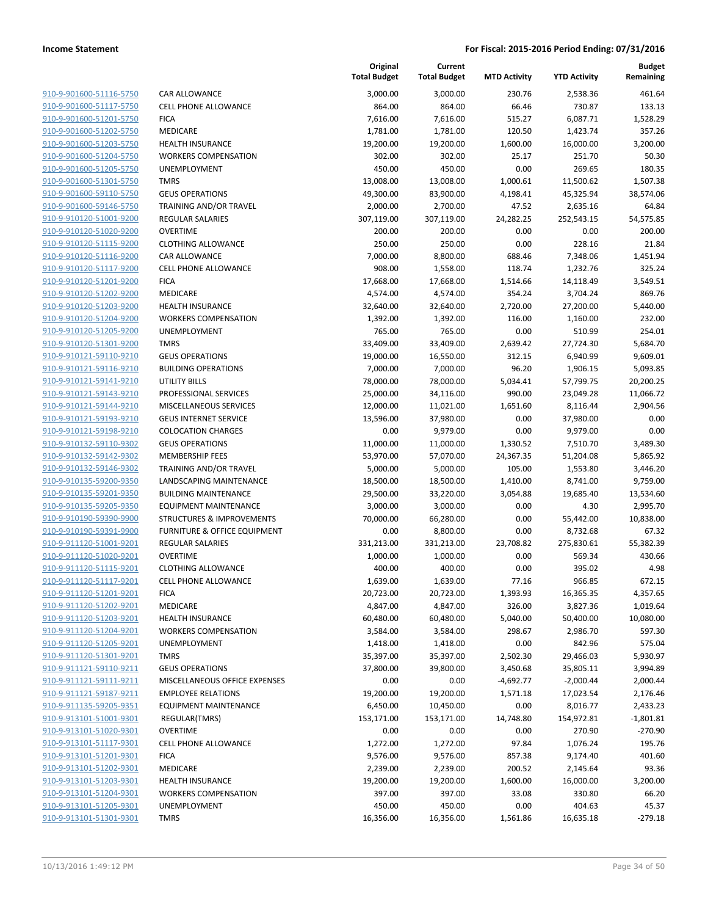# Income Statement

**For Fiscal: 2015-2016 Period Ending: 07/31/2016**

| | | Original Total Budget | Current Total Budget | MTD Activity | YTD Activity | Budget Remaining |
|---|---|---|---|---|---|---|
| 910-9-901600-51116-5750 | CAR ALLOWANCE | 3,000.00 | 3,000.00 | 230.76 | 2,538.36 | 461.64 |
| 910-9-901600-51117-5750 | CELL PHONE ALLOWANCE | 864.00 | 864.00 | 66.46 | 730.87 | 133.13 |
| 910-9-901600-51201-5750 | FICA | 7,616.00 | 7,616.00 | 515.27 | 6,087.71 | 1,528.29 |
| 910-9-901600-51202-5750 | MEDICARE | 1,781.00 | 1,781.00 | 120.50 | 1,423.74 | 357.26 |
| 910-9-901600-51203-5750 | HEALTH INSURANCE | 19,200.00 | 19,200.00 | 1,600.00 | 16,000.00 | 3,200.00 |
| 910-9-901600-51204-5750 | WORKERS COMPENSATION | 302.00 | 302.00 | 25.17 | 251.70 | 50.30 |
| 910-9-901600-51205-5750 | UNEMPLOYMENT | 450.00 | 450.00 | 0.00 | 269.65 | 180.35 |
| 910-9-901600-51301-5750 | TMRS | 13,008.00 | 13,008.00 | 1,000.61 | 11,500.62 | 1,507.38 |
| 910-9-901600-59110-5750 | GEUS OPERATIONS | 49,300.00 | 83,900.00 | 4,198.41 | 45,325.94 | 38,574.06 |
| 910-9-901600-59146-5750 | TRAINING AND/OR TRAVEL | 2,000.00 | 2,700.00 | 47.52 | 2,635.16 | 64.84 |
| 910-9-910120-51001-9200 | REGULAR SALARIES | 307,119.00 | 307,119.00 | 24,282.25 | 252,543.15 | 54,575.85 |
| 910-9-910120-51020-9200 | OVERTIME | 200.00 | 200.00 | 0.00 | 0.00 | 200.00 |
| 910-9-910120-51115-9200 | CLOTHING ALLOWANCE | 250.00 | 250.00 | 0.00 | 228.16 | 21.84 |
| 910-9-910120-51116-9200 | CAR ALLOWANCE | 7,000.00 | 8,800.00 | 688.46 | 7,348.06 | 1,451.94 |
| 910-9-910120-51117-9200 | CELL PHONE ALLOWANCE | 908.00 | 1,558.00 | 118.74 | 1,232.76 | 325.24 |
| 910-9-910120-51201-9200 | FICA | 17,668.00 | 17,668.00 | 1,514.66 | 14,118.49 | 3,549.51 |
| 910-9-910120-51202-9200 | MEDICARE | 4,574.00 | 4,574.00 | 354.24 | 3,704.24 | 869.76 |
| 910-9-910120-51203-9200 | HEALTH INSURANCE | 32,640.00 | 32,640.00 | 2,720.00 | 27,200.00 | 5,440.00 |
| 910-9-910120-51204-9200 | WORKERS COMPENSATION | 1,392.00 | 1,392.00 | 116.00 | 1,160.00 | 232.00 |
| 910-9-910120-51205-9200 | UNEMPLOYMENT | 765.00 | 765.00 | 0.00 | 510.99 | 254.01 |
| 910-9-910120-51301-9200 | TMRS | 33,409.00 | 33,409.00 | 2,639.42 | 27,724.30 | 5,684.70 |
| 910-9-910121-59110-9210 | GEUS OPERATIONS | 19,000.00 | 16,550.00 | 312.15 | 6,940.99 | 9,609.01 |
| 910-9-910121-59116-9210 | BUILDING OPERATIONS | 7,000.00 | 7,000.00 | 96.20 | 1,906.15 | 5,093.85 |
| 910-9-910121-59141-9210 | UTILITY BILLS | 78,000.00 | 78,000.00 | 5,034.41 | 57,799.75 | 20,200.25 |
| 910-9-910121-59143-9210 | PROFESSIONAL SERVICES | 25,000.00 | 34,116.00 | 990.00 | 23,049.28 | 11,066.72 |
| 910-9-910121-59144-9210 | MISCELLANEOUS SERVICES | 12,000.00 | 11,021.00 | 1,651.60 | 8,116.44 | 2,904.56 |
| 910-9-910121-59193-9210 | GEUS INTERNET SERVICE | 13,596.00 | 37,980.00 | 0.00 | 37,980.00 | 0.00 |
| 910-9-910121-59198-9210 | COLOCATION CHARGES | 0.00 | 9,979.00 | 0.00 | 9,979.00 | 0.00 |
| 910-9-910132-59110-9302 | GEUS OPERATIONS | 11,000.00 | 11,000.00 | 1,330.52 | 7,510.70 | 3,489.30 |
| 910-9-910132-59142-9302 | MEMBERSHIP FEES | 53,970.00 | 57,070.00 | 24,367.35 | 51,204.08 | 5,865.92 |
| 910-9-910132-59146-9302 | TRAINING AND/OR TRAVEL | 5,000.00 | 5,000.00 | 105.00 | 1,553.80 | 3,446.20 |
| 910-9-910135-59200-9350 | LANDSCAPING MAINTENANCE | 18,500.00 | 18,500.00 | 1,410.00 | 8,741.00 | 9,759.00 |
| 910-9-910135-59201-9350 | BUILDING MAINTENANCE | 29,500.00 | 33,220.00 | 3,054.88 | 19,685.40 | 13,534.60 |
| 910-9-910135-59205-9350 | EQUIPMENT MAINTENANCE | 3,000.00 | 3,000.00 | 0.00 | 4.30 | 2,995.70 |
| 910-9-910190-59390-9900 | STRUCTURES & IMPROVEMENTS | 70,000.00 | 66,280.00 | 0.00 | 55,442.00 | 10,838.00 |
| 910-9-910190-59391-9900 | FURNITURE & OFFICE EQUIPMENT | 0.00 | 8,800.00 | 0.00 | 8,732.68 | 67.32 |
| 910-9-911120-51001-9201 | REGULAR SALARIES | 331,213.00 | 331,213.00 | 23,708.82 | 275,830.61 | 55,382.39 |
| 910-9-911120-51020-9201 | OVERTIME | 1,000.00 | 1,000.00 | 0.00 | 569.34 | 430.66 |
| 910-9-911120-51115-9201 | CLOTHING ALLOWANCE | 400.00 | 400.00 | 0.00 | 395.02 | 4.98 |
| 910-9-911120-51117-9201 | CELL PHONE ALLOWANCE | 1,639.00 | 1,639.00 | 77.16 | 966.85 | 672.15 |
| 910-9-911120-51201-9201 | FICA | 20,723.00 | 20,723.00 | 1,393.93 | 16,365.35 | 4,357.65 |
| 910-9-911120-51202-9201 | MEDICARE | 4,847.00 | 4,847.00 | 326.00 | 3,827.36 | 1,019.64 |
| 910-9-911120-51203-9201 | HEALTH INSURANCE | 60,480.00 | 60,480.00 | 5,040.00 | 50,400.00 | 10,080.00 |
| 910-9-911120-51204-9201 | WORKERS COMPENSATION | 3,584.00 | 3,584.00 | 298.67 | 2,986.70 | 597.30 |
| 910-9-911120-51205-9201 | UNEMPLOYMENT | 1,418.00 | 1,418.00 | 0.00 | 842.96 | 575.04 |
| 910-9-911120-51301-9201 | TMRS | 35,397.00 | 35,397.00 | 2,502.30 | 29,466.03 | 5,930.97 |
| 910-9-911121-59110-9211 | GEUS OPERATIONS | 37,800.00 | 39,800.00 | 3,450.68 | 35,805.11 | 3,994.89 |
| 910-9-911121-59111-9211 | MISCELLANEOUS OFFICE EXPENSES | 0.00 | 0.00 | -4,692.77 | -2,000.44 | 2,000.44 |
| 910-9-911121-59187-9211 | EMPLOYEE RELATIONS | 19,200.00 | 19,200.00 | 1,571.18 | 17,023.54 | 2,176.46 |
| 910-9-911135-59205-9351 | EQUIPMENT MAINTENANCE | 6,450.00 | 10,450.00 | 0.00 | 8,016.77 | 2,433.23 |
| 910-9-913101-51001-9301 | REGULAR(TMRS) | 153,171.00 | 153,171.00 | 14,748.80 | 154,972.81 | -1,801.81 |
| 910-9-913101-51020-9301 | OVERTIME | 0.00 | 0.00 | 0.00 | 270.90 | -270.90 |
| 910-9-913101-51117-9301 | CELL PHONE ALLOWANCE | 1,272.00 | 1,272.00 | 97.84 | 1,076.24 | 195.76 |
| 910-9-913101-51201-9301 | FICA | 9,576.00 | 9,576.00 | 857.38 | 9,174.40 | 401.60 |
| 910-9-913101-51202-9301 | MEDICARE | 2,239.00 | 2,239.00 | 200.52 | 2,145.64 | 93.36 |
| 910-9-913101-51203-9301 | HEALTH INSURANCE | 19,200.00 | 19,200.00 | 1,600.00 | 16,000.00 | 3,200.00 |
| 910-9-913101-51204-9301 | WORKERS COMPENSATION | 397.00 | 397.00 | 33.08 | 330.80 | 66.20 |
| 910-9-913101-51205-9301 | UNEMPLOYMENT | 450.00 | 450.00 | 0.00 | 404.63 | 45.37 |
| 910-9-913101-51301-9301 | TMRS | 16,356.00 | 16,356.00 | 1,561.86 | 16,635.18 | -279.18 |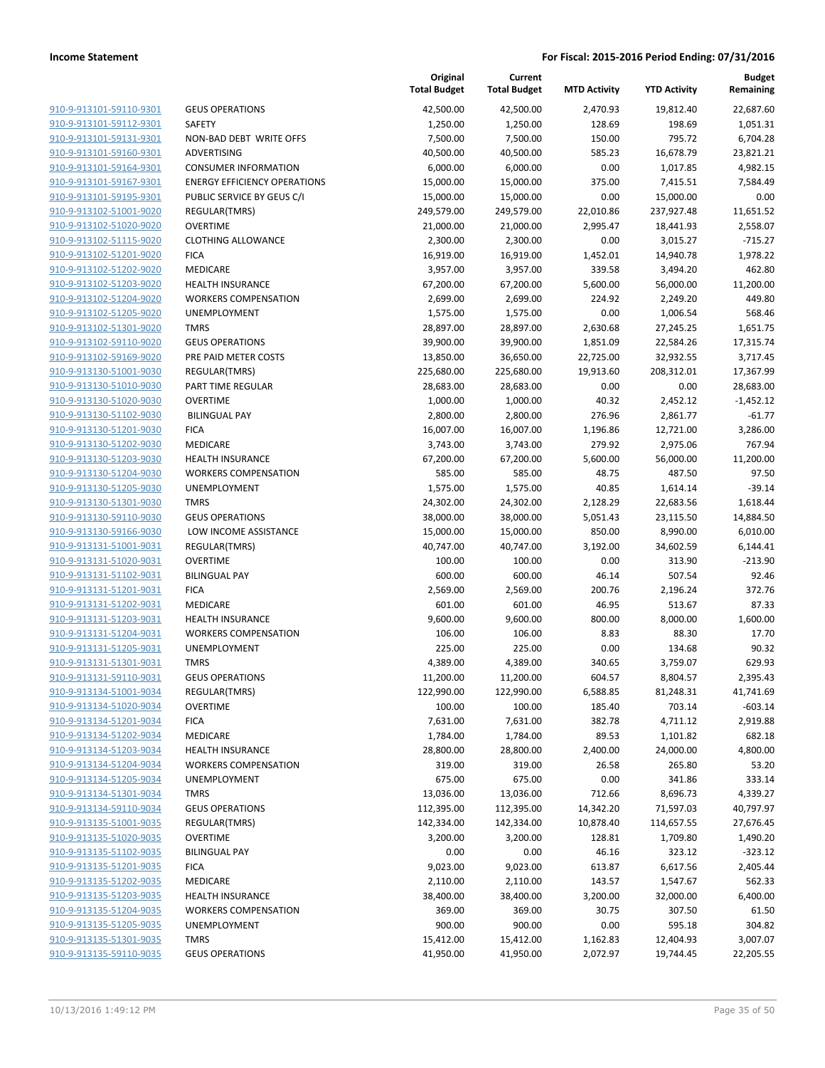**Income Statement** — **For Fiscal: 2015-2016 Period Ending: 07/31/2016**

| | | Original Total Budget | Current Total Budget | MTD Activity | YTD Activity | Budget Remaining |
|---|---|---|---|---|---|---|
| 910-9-913101-59110-9301 | GEUS OPERATIONS | 42,500.00 | 42,500.00 | 2,470.93 | 19,812.40 | 22,687.60 |
| 910-9-913101-59112-9301 | SAFETY | 1,250.00 | 1,250.00 | 128.69 | 198.69 | 1,051.31 |
| 910-9-913101-59131-9301 | NON-BAD DEBT WRITE OFFS | 7,500.00 | 7,500.00 | 150.00 | 795.72 | 6,704.28 |
| 910-9-913101-59160-9301 | ADVERTISING | 40,500.00 | 40,500.00 | 585.23 | 16,678.79 | 23,821.21 |
| 910-9-913101-59164-9301 | CONSUMER INFORMATION | 6,000.00 | 6,000.00 | 0.00 | 1,017.85 | 4,982.15 |
| 910-9-913101-59167-9301 | ENERGY EFFICIENCY OPERATIONS | 15,000.00 | 15,000.00 | 375.00 | 7,415.51 | 7,584.49 |
| 910-9-913101-59195-9301 | PUBLIC SERVICE BY GEUS C/I | 15,000.00 | 15,000.00 | 0.00 | 15,000.00 | 0.00 |
| 910-9-913102-51001-9020 | REGULAR(TMRS) | 249,579.00 | 249,579.00 | 22,010.86 | 237,927.48 | 11,651.52 |
| 910-9-913102-51020-9020 | OVERTIME | 21,000.00 | 21,000.00 | 2,995.47 | 18,441.93 | 2,558.07 |
| 910-9-913102-51115-9020 | CLOTHING ALLOWANCE | 2,300.00 | 2,300.00 | 0.00 | 3,015.27 | -715.27 |
| 910-9-913102-51201-9020 | FICA | 16,919.00 | 16,919.00 | 1,452.01 | 14,940.78 | 1,978.22 |
| 910-9-913102-51202-9020 | MEDICARE | 3,957.00 | 3,957.00 | 339.58 | 3,494.20 | 462.80 |
| 910-9-913102-51203-9020 | HEALTH INSURANCE | 67,200.00 | 67,200.00 | 5,600.00 | 56,000.00 | 11,200.00 |
| 910-9-913102-51204-9020 | WORKERS COMPENSATION | 2,699.00 | 2,699.00 | 224.92 | 2,249.20 | 449.80 |
| 910-9-913102-51205-9020 | UNEMPLOYMENT | 1,575.00 | 1,575.00 | 0.00 | 1,006.54 | 568.46 |
| 910-9-913102-51301-9020 | TMRS | 28,897.00 | 28,897.00 | 2,630.68 | 27,245.25 | 1,651.75 |
| 910-9-913102-59110-9020 | GEUS OPERATIONS | 39,900.00 | 39,900.00 | 1,851.09 | 22,584.26 | 17,315.74 |
| 910-9-913102-59169-9020 | PRE PAID METER COSTS | 13,850.00 | 36,650.00 | 22,725.00 | 32,932.55 | 3,717.45 |
| 910-9-913130-51001-9030 | REGULAR(TMRS) | 225,680.00 | 225,680.00 | 19,913.60 | 208,312.01 | 17,367.99 |
| 910-9-913130-51010-9030 | PART TIME REGULAR | 28,683.00 | 28,683.00 | 0.00 | 0.00 | 28,683.00 |
| 910-9-913130-51020-9030 | OVERTIME | 1,000.00 | 1,000.00 | 40.32 | 2,452.12 | -1,452.12 |
| 910-9-913130-51102-9030 | BILINGUAL PAY | 2,800.00 | 2,800.00 | 276.96 | 2,861.77 | -61.77 |
| 910-9-913130-51201-9030 | FICA | 16,007.00 | 16,007.00 | 1,196.86 | 12,721.00 | 3,286.00 |
| 910-9-913130-51202-9030 | MEDICARE | 3,743.00 | 3,743.00 | 279.92 | 2,975.06 | 767.94 |
| 910-9-913130-51203-9030 | HEALTH INSURANCE | 67,200.00 | 67,200.00 | 5,600.00 | 56,000.00 | 11,200.00 |
| 910-9-913130-51204-9030 | WORKERS COMPENSATION | 585.00 | 585.00 | 48.75 | 487.50 | 97.50 |
| 910-9-913130-51205-9030 | UNEMPLOYMENT | 1,575.00 | 1,575.00 | 40.85 | 1,614.14 | -39.14 |
| 910-9-913130-51301-9030 | TMRS | 24,302.00 | 24,302.00 | 2,128.29 | 22,683.56 | 1,618.44 |
| 910-9-913130-59110-9030 | GEUS OPERATIONS | 38,000.00 | 38,000.00 | 5,051.43 | 23,115.50 | 14,884.50 |
| 910-9-913130-59166-9030 | LOW INCOME ASSISTANCE | 15,000.00 | 15,000.00 | 850.00 | 8,990.00 | 6,010.00 |
| 910-9-913131-51001-9031 | REGULAR(TMRS) | 40,747.00 | 40,747.00 | 3,192.00 | 34,602.59 | 6,144.41 |
| 910-9-913131-51020-9031 | OVERTIME | 100.00 | 100.00 | 0.00 | 313.90 | -213.90 |
| 910-9-913131-51102-9031 | BILINGUAL PAY | 600.00 | 600.00 | 46.14 | 507.54 | 92.46 |
| 910-9-913131-51201-9031 | FICA | 2,569.00 | 2,569.00 | 200.76 | 2,196.24 | 372.76 |
| 910-9-913131-51202-9031 | MEDICARE | 601.00 | 601.00 | 46.95 | 513.67 | 87.33 |
| 910-9-913131-51203-9031 | HEALTH INSURANCE | 9,600.00 | 9,600.00 | 800.00 | 8,000.00 | 1,600.00 |
| 910-9-913131-51204-9031 | WORKERS COMPENSATION | 106.00 | 106.00 | 8.83 | 88.30 | 17.70 |
| 910-9-913131-51205-9031 | UNEMPLOYMENT | 225.00 | 225.00 | 0.00 | 134.68 | 90.32 |
| 910-9-913131-51301-9031 | TMRS | 4,389.00 | 4,389.00 | 340.65 | 3,759.07 | 629.93 |
| 910-9-913131-59110-9031 | GEUS OPERATIONS | 11,200.00 | 11,200.00 | 604.57 | 8,804.57 | 2,395.43 |
| 910-9-913134-51001-9034 | REGULAR(TMRS) | 122,990.00 | 122,990.00 | 6,588.85 | 81,248.31 | 41,741.69 |
| 910-9-913134-51020-9034 | OVERTIME | 100.00 | 100.00 | 185.40 | 703.14 | -603.14 |
| 910-9-913134-51201-9034 | FICA | 7,631.00 | 7,631.00 | 382.78 | 4,711.12 | 2,919.88 |
| 910-9-913134-51202-9034 | MEDICARE | 1,784.00 | 1,784.00 | 89.53 | 1,101.82 | 682.18 |
| 910-9-913134-51203-9034 | HEALTH INSURANCE | 28,800.00 | 28,800.00 | 2,400.00 | 24,000.00 | 4,800.00 |
| 910-9-913134-51204-9034 | WORKERS COMPENSATION | 319.00 | 319.00 | 26.58 | 265.80 | 53.20 |
| 910-9-913134-51205-9034 | UNEMPLOYMENT | 675.00 | 675.00 | 0.00 | 341.86 | 333.14 |
| 910-9-913134-51301-9034 | TMRS | 13,036.00 | 13,036.00 | 712.66 | 8,696.73 | 4,339.27 |
| 910-9-913134-59110-9034 | GEUS OPERATIONS | 112,395.00 | 112,395.00 | 14,342.20 | 71,597.03 | 40,797.97 |
| 910-9-913135-51001-9035 | REGULAR(TMRS) | 142,334.00 | 142,334.00 | 10,878.40 | 114,657.55 | 27,676.45 |
| 910-9-913135-51020-9035 | OVERTIME | 3,200.00 | 3,200.00 | 128.81 | 1,709.80 | 1,490.20 |
| 910-9-913135-51102-9035 | BILINGUAL PAY | 0.00 | 0.00 | 46.16 | 323.12 | -323.12 |
| 910-9-913135-51201-9035 | FICA | 9,023.00 | 9,023.00 | 613.87 | 6,617.56 | 2,405.44 |
| 910-9-913135-51202-9035 | MEDICARE | 2,110.00 | 2,110.00 | 143.57 | 1,547.67 | 562.33 |
| 910-9-913135-51203-9035 | HEALTH INSURANCE | 38,400.00 | 38,400.00 | 3,200.00 | 32,000.00 | 6,400.00 |
| 910-9-913135-51204-9035 | WORKERS COMPENSATION | 369.00 | 369.00 | 30.75 | 307.50 | 61.50 |
| 910-9-913135-51205-9035 | UNEMPLOYMENT | 900.00 | 900.00 | 0.00 | 595.18 | 304.82 |
| 910-9-913135-51301-9035 | TMRS | 15,412.00 | 15,412.00 | 1,162.83 | 12,404.93 | 3,007.07 |
| 910-9-913135-59110-9035 | GEUS OPERATIONS | 41,950.00 | 41,950.00 | 2,072.97 | 19,744.45 | 22,205.55 |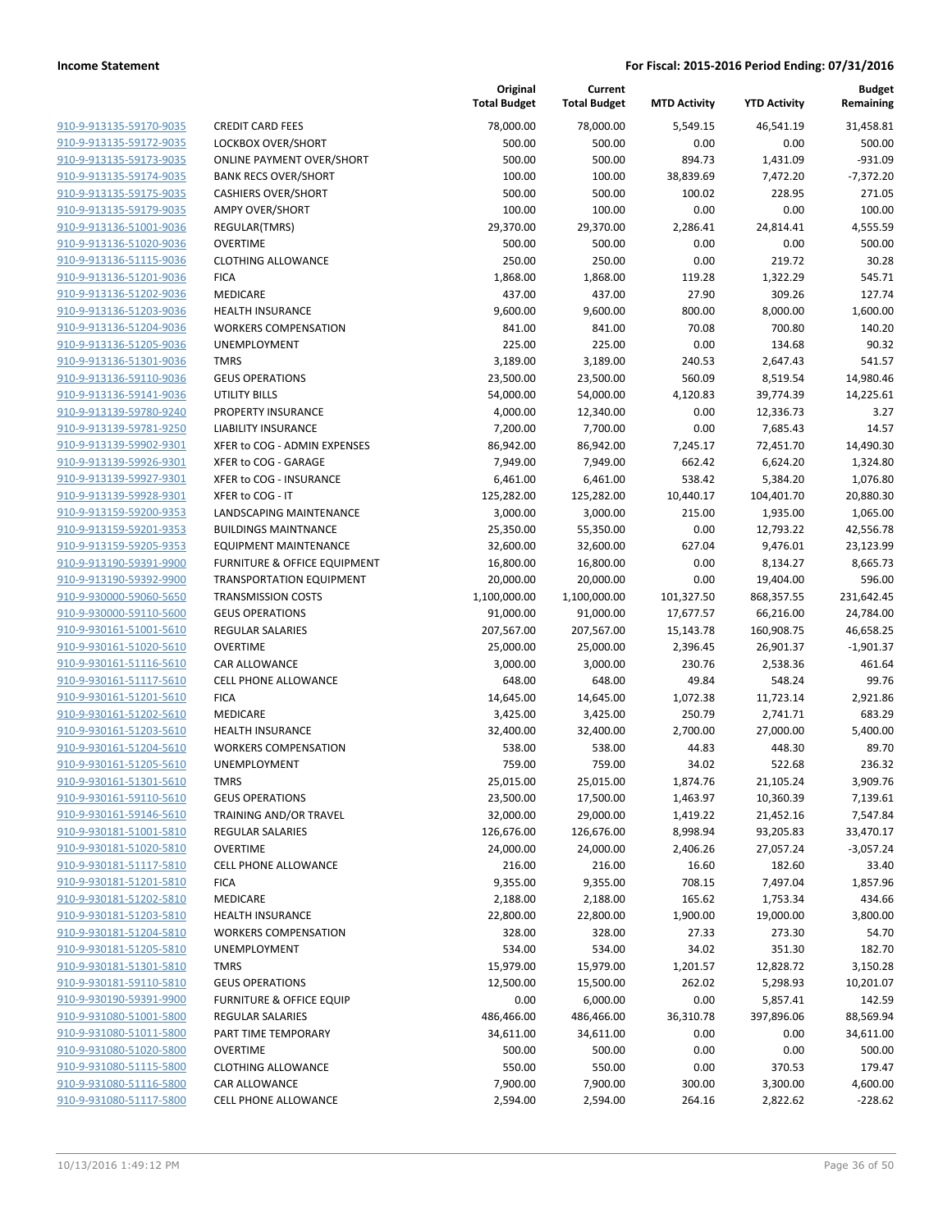**Income Statement** | **For Fiscal: 2015-2016 Period Ending: 07/31/2016**

| | | Original Total Budget | Current Total Budget | MTD Activity | YTD Activity | Budget Remaining |
|---|---|---|---|---|---|---|
| 910-9-913135-59170-9035 | CREDIT CARD FEES | 78,000.00 | 78,000.00 | 5,549.15 | 46,541.19 | 31,458.81 |
| 910-9-913135-59172-9035 | LOCKBOX OVER/SHORT | 500.00 | 500.00 | 0.00 | 0.00 | 500.00 |
| 910-9-913135-59173-9035 | ONLINE PAYMENT OVER/SHORT | 500.00 | 500.00 | 894.73 | 1,431.09 | -931.09 |
| 910-9-913135-59174-9035 | BANK RECS OVER/SHORT | 100.00 | 100.00 | 38,839.69 | 7,472.20 | -7,372.20 |
| 910-9-913135-59175-9035 | CASHIERS OVER/SHORT | 500.00 | 500.00 | 100.02 | 228.95 | 271.05 |
| 910-9-913135-59179-9035 | AMPY OVER/SHORT | 100.00 | 100.00 | 0.00 | 0.00 | 100.00 |
| 910-9-913136-51001-9036 | REGULAR(TMRS) | 29,370.00 | 29,370.00 | 2,286.41 | 24,814.41 | 4,555.59 |
| 910-9-913136-51020-9036 | OVERTIME | 500.00 | 500.00 | 0.00 | 0.00 | 500.00 |
| 910-9-913136-51115-9036 | CLOTHING ALLOWANCE | 250.00 | 250.00 | 0.00 | 219.72 | 30.28 |
| 910-9-913136-51201-9036 | FICA | 1,868.00 | 1,868.00 | 119.28 | 1,322.29 | 545.71 |
| 910-9-913136-51202-9036 | MEDICARE | 437.00 | 437.00 | 27.90 | 309.26 | 127.74 |
| 910-9-913136-51203-9036 | HEALTH INSURANCE | 9,600.00 | 9,600.00 | 800.00 | 8,000.00 | 1,600.00 |
| 910-9-913136-51204-9036 | WORKERS COMPENSATION | 841.00 | 841.00 | 70.08 | 700.80 | 140.20 |
| 910-9-913136-51205-9036 | UNEMPLOYMENT | 225.00 | 225.00 | 0.00 | 134.68 | 90.32 |
| 910-9-913136-51301-9036 | TMRS | 3,189.00 | 3,189.00 | 240.53 | 2,647.43 | 541.57 |
| 910-9-913136-59110-9036 | GEUS OPERATIONS | 23,500.00 | 23,500.00 | 560.09 | 8,519.54 | 14,980.46 |
| 910-9-913136-59141-9036 | UTILITY BILLS | 54,000.00 | 54,000.00 | 4,120.83 | 39,774.39 | 14,225.61 |
| 910-9-913139-59780-9240 | PROPERTY INSURANCE | 4,000.00 | 12,340.00 | 0.00 | 12,336.73 | 3.27 |
| 910-9-913139-59781-9250 | LIABILITY INSURANCE | 7,200.00 | 7,700.00 | 0.00 | 7,685.43 | 14.57 |
| 910-9-913139-59902-9301 | XFER to COG - ADMIN EXPENSES | 86,942.00 | 86,942.00 | 7,245.17 | 72,451.70 | 14,490.30 |
| 910-9-913139-59926-9301 | XFER to COG - GARAGE | 7,949.00 | 7,949.00 | 662.42 | 6,624.20 | 1,324.80 |
| 910-9-913139-59927-9301 | XFER to COG - INSURANCE | 6,461.00 | 6,461.00 | 538.42 | 5,384.20 | 1,076.80 |
| 910-9-913139-59928-9301 | XFER to COG - IT | 125,282.00 | 125,282.00 | 10,440.17 | 104,401.70 | 20,880.30 |
| 910-9-913159-59200-9353 | LANDSCAPING MAINTENANCE | 3,000.00 | 3,000.00 | 215.00 | 1,935.00 | 1,065.00 |
| 910-9-913159-59201-9353 | BUILDINGS MAINTNANCE | 25,350.00 | 55,350.00 | 0.00 | 12,793.22 | 42,556.78 |
| 910-9-913159-59205-9353 | EQUIPMENT MAINTENANCE | 32,600.00 | 32,600.00 | 627.04 | 9,476.01 | 23,123.99 |
| 910-9-913190-59391-9900 | FURNITURE & OFFICE EQUIPMENT | 16,800.00 | 16,800.00 | 0.00 | 8,134.27 | 8,665.73 |
| 910-9-913190-59392-9900 | TRANSPORTATION EQUIPMENT | 20,000.00 | 20,000.00 | 0.00 | 19,404.00 | 596.00 |
| 910-9-930000-59060-5650 | TRANSMISSION COSTS | 1,100,000.00 | 1,100,000.00 | 101,327.50 | 868,357.55 | 231,642.45 |
| 910-9-930000-59110-5600 | GEUS OPERATIONS | 91,000.00 | 91,000.00 | 17,677.57 | 66,216.00 | 24,784.00 |
| 910-9-930161-51001-5610 | REGULAR SALARIES | 207,567.00 | 207,567.00 | 15,143.78 | 160,908.75 | 46,658.25 |
| 910-9-930161-51020-5610 | OVERTIME | 25,000.00 | 25,000.00 | 2,396.45 | 26,901.37 | -1,901.37 |
| 910-9-930161-51116-5610 | CAR ALLOWANCE | 3,000.00 | 3,000.00 | 230.76 | 2,538.36 | 461.64 |
| 910-9-930161-51117-5610 | CELL PHONE ALLOWANCE | 648.00 | 648.00 | 49.84 | 548.24 | 99.76 |
| 910-9-930161-51201-5610 | FICA | 14,645.00 | 14,645.00 | 1,072.38 | 11,723.14 | 2,921.86 |
| 910-9-930161-51202-5610 | MEDICARE | 3,425.00 | 3,425.00 | 250.79 | 2,741.71 | 683.29 |
| 910-9-930161-51203-5610 | HEALTH INSURANCE | 32,400.00 | 32,400.00 | 2,700.00 | 27,000.00 | 5,400.00 |
| 910-9-930161-51204-5610 | WORKERS COMPENSATION | 538.00 | 538.00 | 44.83 | 448.30 | 89.70 |
| 910-9-930161-51205-5610 | UNEMPLOYMENT | 759.00 | 759.00 | 34.02 | 522.68 | 236.32 |
| 910-9-930161-51301-5610 | TMRS | 25,015.00 | 25,015.00 | 1,874.76 | 21,105.24 | 3,909.76 |
| 910-9-930161-59110-5610 | GEUS OPERATIONS | 23,500.00 | 17,500.00 | 1,463.97 | 10,360.39 | 7,139.61 |
| 910-9-930161-59146-5610 | TRAINING AND/OR TRAVEL | 32,000.00 | 29,000.00 | 1,419.22 | 21,452.16 | 7,547.84 |
| 910-9-930181-51001-5810 | REGULAR SALARIES | 126,676.00 | 126,676.00 | 8,998.94 | 93,205.83 | 33,470.17 |
| 910-9-930181-51020-5810 | OVERTIME | 24,000.00 | 24,000.00 | 2,406.26 | 27,057.24 | -3,057.24 |
| 910-9-930181-51117-5810 | CELL PHONE ALLOWANCE | 216.00 | 216.00 | 16.60 | 182.60 | 33.40 |
| 910-9-930181-51201-5810 | FICA | 9,355.00 | 9,355.00 | 708.15 | 7,497.04 | 1,857.96 |
| 910-9-930181-51202-5810 | MEDICARE | 2,188.00 | 2,188.00 | 165.62 | 1,753.34 | 434.66 |
| 910-9-930181-51203-5810 | HEALTH INSURANCE | 22,800.00 | 22,800.00 | 1,900.00 | 19,000.00 | 3,800.00 |
| 910-9-930181-51204-5810 | WORKERS COMPENSATION | 328.00 | 328.00 | 27.33 | 273.30 | 54.70 |
| 910-9-930181-51205-5810 | UNEMPLOYMENT | 534.00 | 534.00 | 34.02 | 351.30 | 182.70 |
| 910-9-930181-51301-5810 | TMRS | 15,979.00 | 15,979.00 | 1,201.57 | 12,828.72 | 3,150.28 |
| 910-9-930181-59110-5810 | GEUS OPERATIONS | 12,500.00 | 15,500.00 | 262.02 | 5,298.93 | 10,201.07 |
| 910-9-930190-59391-9900 | FURNITURE & OFFICE EQUIP | 0.00 | 6,000.00 | 0.00 | 5,857.41 | 142.59 |
| 910-9-931080-51001-5800 | REGULAR SALARIES | 486,466.00 | 486,466.00 | 36,310.78 | 397,896.06 | 88,569.94 |
| 910-9-931080-51011-5800 | PART TIME TEMPORARY | 34,611.00 | 34,611.00 | 0.00 | 0.00 | 34,611.00 |
| 910-9-931080-51020-5800 | OVERTIME | 500.00 | 500.00 | 0.00 | 0.00 | 500.00 |
| 910-9-931080-51115-5800 | CLOTHING ALLOWANCE | 550.00 | 550.00 | 0.00 | 370.53 | 179.47 |
| 910-9-931080-51116-5800 | CAR ALLOWANCE | 7,900.00 | 7,900.00 | 300.00 | 3,300.00 | 4,600.00 |
| 910-9-931080-51117-5800 | CELL PHONE ALLOWANCE | 2,594.00 | 2,594.00 | 264.16 | 2,822.62 | -228.62 |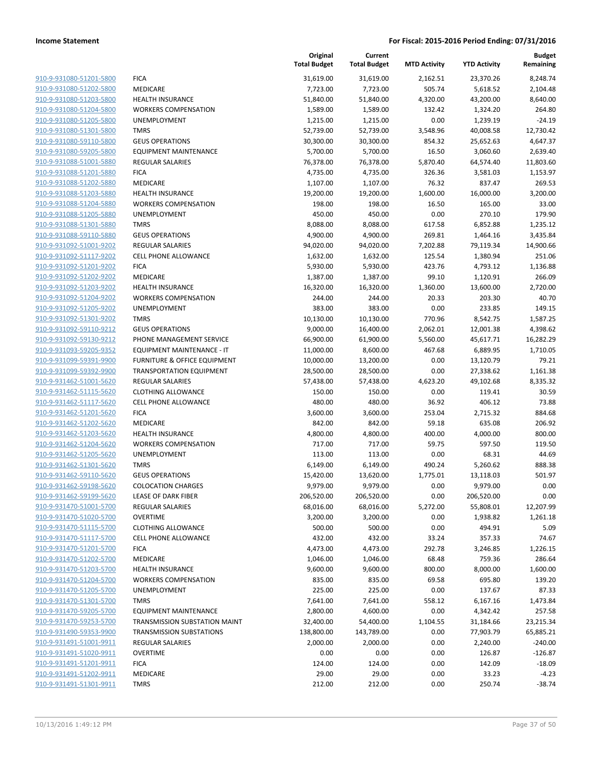**Income Statement** **For Fiscal: 2015-2016 Period Ending: 07/31/2016**

| | | Original Total Budget | Current Total Budget | MTD Activity | YTD Activity | Budget Remaining |
|---|---|---|---|---|---|---|
| 910-9-931080-51201-5800 | FICA | 31,619.00 | 31,619.00 | 2,162.51 | 23,370.26 | 8,248.74 |
| 910-9-931080-51202-5800 | MEDICARE | 7,723.00 | 7,723.00 | 505.74 | 5,618.52 | 2,104.48 |
| 910-9-931080-51203-5800 | HEALTH INSURANCE | 51,840.00 | 51,840.00 | 4,320.00 | 43,200.00 | 8,640.00 |
| 910-9-931080-51204-5800 | WORKERS COMPENSATION | 1,589.00 | 1,589.00 | 132.42 | 1,324.20 | 264.80 |
| 910-9-931080-51205-5800 | UNEMPLOYMENT | 1,215.00 | 1,215.00 | 0.00 | 1,239.19 | -24.19 |
| 910-9-931080-51301-5800 | TMRS | 52,739.00 | 52,739.00 | 3,548.96 | 40,008.58 | 12,730.42 |
| 910-9-931080-59110-5800 | GEUS OPERATIONS | 30,300.00 | 30,300.00 | 854.32 | 25,652.63 | 4,647.37 |
| 910-9-931080-59205-5800 | EQUIPMENT MAINTENANCE | 5,700.00 | 5,700.00 | 16.50 | 3,060.60 | 2,639.40 |
| 910-9-931088-51001-5880 | REGULAR SALARIES | 76,378.00 | 76,378.00 | 5,870.40 | 64,574.40 | 11,803.60 |
| 910-9-931088-51201-5880 | FICA | 4,735.00 | 4,735.00 | 326.36 | 3,581.03 | 1,153.97 |
| 910-9-931088-51202-5880 | MEDICARE | 1,107.00 | 1,107.00 | 76.32 | 837.47 | 269.53 |
| 910-9-931088-51203-5880 | HEALTH INSURANCE | 19,200.00 | 19,200.00 | 1,600.00 | 16,000.00 | 3,200.00 |
| 910-9-931088-51204-5880 | WORKERS COMPENSATION | 198.00 | 198.00 | 16.50 | 165.00 | 33.00 |
| 910-9-931088-51205-5880 | UNEMPLOYMENT | 450.00 | 450.00 | 0.00 | 270.10 | 179.90 |
| 910-9-931088-51301-5880 | TMRS | 8,088.00 | 8,088.00 | 617.58 | 6,852.88 | 1,235.12 |
| 910-9-931088-59110-5880 | GEUS OPERATIONS | 4,900.00 | 4,900.00 | 269.81 | 1,464.16 | 3,435.84 |
| 910-9-931092-51001-9202 | REGULAR SALARIES | 94,020.00 | 94,020.00 | 7,202.88 | 79,119.34 | 14,900.66 |
| 910-9-931092-51117-9202 | CELL PHONE ALLOWANCE | 1,632.00 | 1,632.00 | 125.54 | 1,380.94 | 251.06 |
| 910-9-931092-51201-9202 | FICA | 5,930.00 | 5,930.00 | 423.76 | 4,793.12 | 1,136.88 |
| 910-9-931092-51202-9202 | MEDICARE | 1,387.00 | 1,387.00 | 99.10 | 1,120.91 | 266.09 |
| 910-9-931092-51203-9202 | HEALTH INSURANCE | 16,320.00 | 16,320.00 | 1,360.00 | 13,600.00 | 2,720.00 |
| 910-9-931092-51204-9202 | WORKERS COMPENSATION | 244.00 | 244.00 | 20.33 | 203.30 | 40.70 |
| 910-9-931092-51205-9202 | UNEMPLOYMENT | 383.00 | 383.00 | 0.00 | 233.85 | 149.15 |
| 910-9-931092-51301-9202 | TMRS | 10,130.00 | 10,130.00 | 770.96 | 8,542.75 | 1,587.25 |
| 910-9-931092-59110-9212 | GEUS OPERATIONS | 9,000.00 | 16,400.00 | 2,062.01 | 12,001.38 | 4,398.62 |
| 910-9-931092-59130-9212 | PHONE MANAGEMENT SERVICE | 66,900.00 | 61,900.00 | 5,560.00 | 45,617.71 | 16,282.29 |
| 910-9-931093-59205-9352 | EQUIPMENT MAINTENANCE - IT | 11,000.00 | 8,600.00 | 467.68 | 6,889.95 | 1,710.05 |
| 910-9-931099-59391-9900 | FURNITURE & OFFICE EQUIPMENT | 10,000.00 | 13,200.00 | 0.00 | 13,120.79 | 79.21 |
| 910-9-931099-59392-9900 | TRANSPORTATION EQUIPMENT | 28,500.00 | 28,500.00 | 0.00 | 27,338.62 | 1,161.38 |
| 910-9-931462-51001-5620 | REGULAR SALARIES | 57,438.00 | 57,438.00 | 4,623.20 | 49,102.68 | 8,335.32 |
| 910-9-931462-51115-5620 | CLOTHING ALLOWANCE | 150.00 | 150.00 | 0.00 | 119.41 | 30.59 |
| 910-9-931462-51117-5620 | CELL PHONE ALLOWANCE | 480.00 | 480.00 | 36.92 | 406.12 | 73.88 |
| 910-9-931462-51201-5620 | FICA | 3,600.00 | 3,600.00 | 253.04 | 2,715.32 | 884.68 |
| 910-9-931462-51202-5620 | MEDICARE | 842.00 | 842.00 | 59.18 | 635.08 | 206.92 |
| 910-9-931462-51203-5620 | HEALTH INSURANCE | 4,800.00 | 4,800.00 | 400.00 | 4,000.00 | 800.00 |
| 910-9-931462-51204-5620 | WORKERS COMPENSATION | 717.00 | 717.00 | 59.75 | 597.50 | 119.50 |
| 910-9-931462-51205-5620 | UNEMPLOYMENT | 113.00 | 113.00 | 0.00 | 68.31 | 44.69 |
| 910-9-931462-51301-5620 | TMRS | 6,149.00 | 6,149.00 | 490.24 | 5,260.62 | 888.38 |
| 910-9-931462-59110-5620 | GEUS OPERATIONS | 15,420.00 | 13,620.00 | 1,775.01 | 13,118.03 | 501.97 |
| 910-9-931462-59198-5620 | COLOCATION CHARGES | 9,979.00 | 9,979.00 | 0.00 | 9,979.00 | 0.00 |
| 910-9-931462-59199-5620 | LEASE OF DARK FIBER | 206,520.00 | 206,520.00 | 0.00 | 206,520.00 | 0.00 |
| 910-9-931470-51001-5700 | REGULAR SALARIES | 68,016.00 | 68,016.00 | 5,272.00 | 55,808.01 | 12,207.99 |
| 910-9-931470-51020-5700 | OVERTIME | 3,200.00 | 3,200.00 | 0.00 | 1,938.82 | 1,261.18 |
| 910-9-931470-51115-5700 | CLOTHING ALLOWANCE | 500.00 | 500.00 | 0.00 | 494.91 | 5.09 |
| 910-9-931470-51117-5700 | CELL PHONE ALLOWANCE | 432.00 | 432.00 | 33.24 | 357.33 | 74.67 |
| 910-9-931470-51201-5700 | FICA | 4,473.00 | 4,473.00 | 292.78 | 3,246.85 | 1,226.15 |
| 910-9-931470-51202-5700 | MEDICARE | 1,046.00 | 1,046.00 | 68.48 | 759.36 | 286.64 |
| 910-9-931470-51203-5700 | HEALTH INSURANCE | 9,600.00 | 9,600.00 | 800.00 | 8,000.00 | 1,600.00 |
| 910-9-931470-51204-5700 | WORKERS COMPENSATION | 835.00 | 835.00 | 69.58 | 695.80 | 139.20 |
| 910-9-931470-51205-5700 | UNEMPLOYMENT | 225.00 | 225.00 | 0.00 | 137.67 | 87.33 |
| 910-9-931470-51301-5700 | TMRS | 7,641.00 | 7,641.00 | 558.12 | 6,167.16 | 1,473.84 |
| 910-9-931470-59205-5700 | EQUIPMENT MAINTENANCE | 2,800.00 | 4,600.00 | 0.00 | 4,342.42 | 257.58 |
| 910-9-931470-59253-5700 | TRANSMISSION SUBSTATION MAINT | 32,400.00 | 54,400.00 | 1,104.55 | 31,184.66 | 23,215.34 |
| 910-9-931490-59353-9900 | TRANSMISSION SUBSTATIONS | 138,800.00 | 143,789.00 | 0.00 | 77,903.79 | 65,885.21 |
| 910-9-931491-51001-9911 | REGULAR SALARIES | 2,000.00 | 2,000.00 | 0.00 | 2,240.00 | -240.00 |
| 910-9-931491-51020-9911 | OVERTIME | 0.00 | 0.00 | 0.00 | 126.87 | -126.87 |
| 910-9-931491-51201-9911 | FICA | 124.00 | 124.00 | 0.00 | 142.09 | -18.09 |
| 910-9-931491-51202-9911 | MEDICARE | 29.00 | 29.00 | 0.00 | 33.23 | -4.23 |
| 910-9-931491-51301-9911 | TMRS | 212.00 | 212.00 | 0.00 | 250.74 | -38.74 |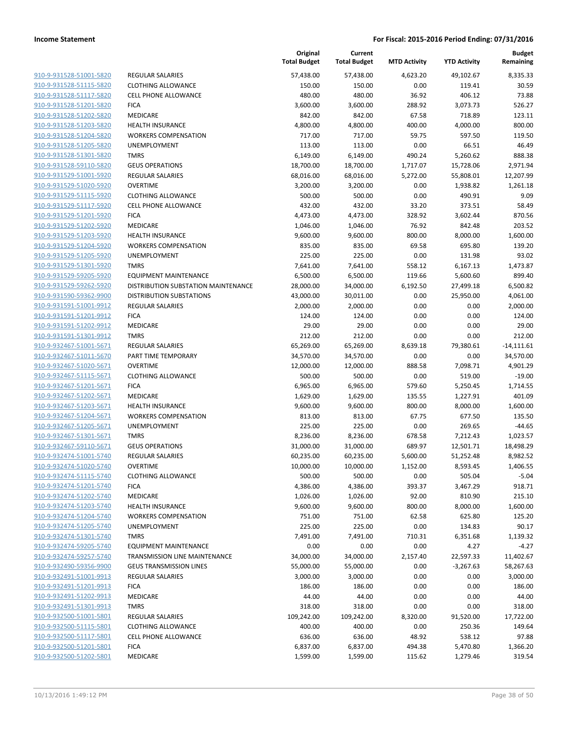**Income Statement** — For Fiscal: 2015-2016 Period Ending: 07/31/2016

| | | Original Total Budget | Current Total Budget | MTD Activity | YTD Activity | Budget Remaining |
|---|---|---|---|---|---|---|
| 910-9-931528-51001-5820 | REGULAR SALARIES | 57,438.00 | 57,438.00 | 4,623.20 | 49,102.67 | 8,335.33 |
| 910-9-931528-51115-5820 | CLOTHING ALLOWANCE | 150.00 | 150.00 | 0.00 | 119.41 | 30.59 |
| 910-9-931528-51117-5820 | CELL PHONE ALLOWANCE | 480.00 | 480.00 | 36.92 | 406.12 | 73.88 |
| 910-9-931528-51201-5820 | FICA | 3,600.00 | 3,600.00 | 288.92 | 3,073.73 | 526.27 |
| 910-9-931528-51202-5820 | MEDICARE | 842.00 | 842.00 | 67.58 | 718.89 | 123.11 |
| 910-9-931528-51203-5820 | HEALTH INSURANCE | 4,800.00 | 4,800.00 | 400.00 | 4,000.00 | 800.00 |
| 910-9-931528-51204-5820 | WORKERS COMPENSATION | 717.00 | 717.00 | 59.75 | 597.50 | 119.50 |
| 910-9-931528-51205-5820 | UNEMPLOYMENT | 113.00 | 113.00 | 0.00 | 66.51 | 46.49 |
| 910-9-931528-51301-5820 | TMRS | 6,149.00 | 6,149.00 | 490.24 | 5,260.62 | 888.38 |
| 910-9-931528-59110-5820 | GEUS OPERATIONS | 18,700.00 | 18,700.00 | 1,717.07 | 15,728.06 | 2,971.94 |
| 910-9-931529-51001-5920 | REGULAR SALARIES | 68,016.00 | 68,016.00 | 5,272.00 | 55,808.01 | 12,207.99 |
| 910-9-931529-51020-5920 | OVERTIME | 3,200.00 | 3,200.00 | 0.00 | 1,938.82 | 1,261.18 |
| 910-9-931529-51115-5920 | CLOTHING ALLOWANCE | 500.00 | 500.00 | 0.00 | 490.91 | 9.09 |
| 910-9-931529-51117-5920 | CELL PHONE ALLOWANCE | 432.00 | 432.00 | 33.20 | 373.51 | 58.49 |
| 910-9-931529-51201-5920 | FICA | 4,473.00 | 4,473.00 | 328.92 | 3,602.44 | 870.56 |
| 910-9-931529-51202-5920 | MEDICARE | 1,046.00 | 1,046.00 | 76.92 | 842.48 | 203.52 |
| 910-9-931529-51203-5920 | HEALTH INSURANCE | 9,600.00 | 9,600.00 | 800.00 | 8,000.00 | 1,600.00 |
| 910-9-931529-51204-5920 | WORKERS COMPENSATION | 835.00 | 835.00 | 69.58 | 695.80 | 139.20 |
| 910-9-931529-51205-5920 | UNEMPLOYMENT | 225.00 | 225.00 | 0.00 | 131.98 | 93.02 |
| 910-9-931529-51301-5920 | TMRS | 7,641.00 | 7,641.00 | 558.12 | 6,167.13 | 1,473.87 |
| 910-9-931529-59205-5920 | EQUIPMENT MAINTENANCE | 6,500.00 | 6,500.00 | 119.66 | 5,600.60 | 899.40 |
| 910-9-931529-59262-5920 | DISTRIBUTION SUBSTATION MAINTENANCE | 28,000.00 | 34,000.00 | 6,192.50 | 27,499.18 | 6,500.82 |
| 910-9-931590-59362-9900 | DISTRIBUTION SUBSTATIONS | 43,000.00 | 30,011.00 | 0.00 | 25,950.00 | 4,061.00 |
| 910-9-931591-51001-9912 | REGULAR SALARIES | 2,000.00 | 2,000.00 | 0.00 | 0.00 | 2,000.00 |
| 910-9-931591-51201-9912 | FICA | 124.00 | 124.00 | 0.00 | 0.00 | 124.00 |
| 910-9-931591-51202-9912 | MEDICARE | 29.00 | 29.00 | 0.00 | 0.00 | 29.00 |
| 910-9-931591-51301-9912 | TMRS | 212.00 | 212.00 | 0.00 | 0.00 | 212.00 |
| 910-9-932467-51001-5671 | REGULAR SALARIES | 65,269.00 | 65,269.00 | 8,639.18 | 79,380.61 | -14,111.61 |
| 910-9-932467-51011-5670 | PART TIME TEMPORARY | 34,570.00 | 34,570.00 | 0.00 | 0.00 | 34,570.00 |
| 910-9-932467-51020-5671 | OVERTIME | 12,000.00 | 12,000.00 | 888.58 | 7,098.71 | 4,901.29 |
| 910-9-932467-51115-5671 | CLOTHING ALLOWANCE | 500.00 | 500.00 | 0.00 | 519.00 | -19.00 |
| 910-9-932467-51201-5671 | FICA | 6,965.00 | 6,965.00 | 579.60 | 5,250.45 | 1,714.55 |
| 910-9-932467-51202-5671 | MEDICARE | 1,629.00 | 1,629.00 | 135.55 | 1,227.91 | 401.09 |
| 910-9-932467-51203-5671 | HEALTH INSURANCE | 9,600.00 | 9,600.00 | 800.00 | 8,000.00 | 1,600.00 |
| 910-9-932467-51204-5671 | WORKERS COMPENSATION | 813.00 | 813.00 | 67.75 | 677.50 | 135.50 |
| 910-9-932467-51205-5671 | UNEMPLOYMENT | 225.00 | 225.00 | 0.00 | 269.65 | -44.65 |
| 910-9-932467-51301-5671 | TMRS | 8,236.00 | 8,236.00 | 678.58 | 7,212.43 | 1,023.57 |
| 910-9-932467-59110-5671 | GEUS OPERATIONS | 31,000.00 | 31,000.00 | 689.97 | 12,501.71 | 18,498.29 |
| 910-9-932474-51001-5740 | REGULAR SALARIES | 60,235.00 | 60,235.00 | 5,600.00 | 51,252.48 | 8,982.52 |
| 910-9-932474-51020-5740 | OVERTIME | 10,000.00 | 10,000.00 | 1,152.00 | 8,593.45 | 1,406.55 |
| 910-9-932474-51115-5740 | CLOTHING ALLOWANCE | 500.00 | 500.00 | 0.00 | 505.04 | -5.04 |
| 910-9-932474-51201-5740 | FICA | 4,386.00 | 4,386.00 | 393.37 | 3,467.29 | 918.71 |
| 910-9-932474-51202-5740 | MEDICARE | 1,026.00 | 1,026.00 | 92.00 | 810.90 | 215.10 |
| 910-9-932474-51203-5740 | HEALTH INSURANCE | 9,600.00 | 9,600.00 | 800.00 | 8,000.00 | 1,600.00 |
| 910-9-932474-51204-5740 | WORKERS COMPENSATION | 751.00 | 751.00 | 62.58 | 625.80 | 125.20 |
| 910-9-932474-51205-5740 | UNEMPLOYMENT | 225.00 | 225.00 | 0.00 | 134.83 | 90.17 |
| 910-9-932474-51301-5740 | TMRS | 7,491.00 | 7,491.00 | 710.31 | 6,351.68 | 1,139.32 |
| 910-9-932474-59205-5740 | EQUIPMENT MAINTENANCE | 0.00 | 0.00 | 0.00 | 4.27 | -4.27 |
| 910-9-932474-59257-5740 | TRANSMISSION LINE MAINTENANCE | 34,000.00 | 34,000.00 | 2,157.40 | 22,597.33 | 11,402.67 |
| 910-9-932490-59356-9900 | GEUS TRANSMISSION LINES | 55,000.00 | 55,000.00 | 0.00 | -3,267.63 | 58,267.63 |
| 910-9-932491-51001-9913 | REGULAR SALARIES | 3,000.00 | 3,000.00 | 0.00 | 0.00 | 3,000.00 |
| 910-9-932491-51201-9913 | FICA | 186.00 | 186.00 | 0.00 | 0.00 | 186.00 |
| 910-9-932491-51202-9913 | MEDICARE | 44.00 | 44.00 | 0.00 | 0.00 | 44.00 |
| 910-9-932491-51301-9913 | TMRS | 318.00 | 318.00 | 0.00 | 0.00 | 318.00 |
| 910-9-932500-51001-5801 | REGULAR SALARIES | 109,242.00 | 109,242.00 | 8,320.00 | 91,520.00 | 17,722.00 |
| 910-9-932500-51115-5801 | CLOTHING ALLOWANCE | 400.00 | 400.00 | 0.00 | 250.36 | 149.64 |
| 910-9-932500-51117-5801 | CELL PHONE ALLOWANCE | 636.00 | 636.00 | 48.92 | 538.12 | 97.88 |
| 910-9-932500-51201-5801 | FICA | 6,837.00 | 6,837.00 | 494.38 | 5,470.80 | 1,366.20 |
| 910-9-932500-51202-5801 | MEDICARE | 1,599.00 | 1,599.00 | 115.62 | 1,279.46 | 319.54 |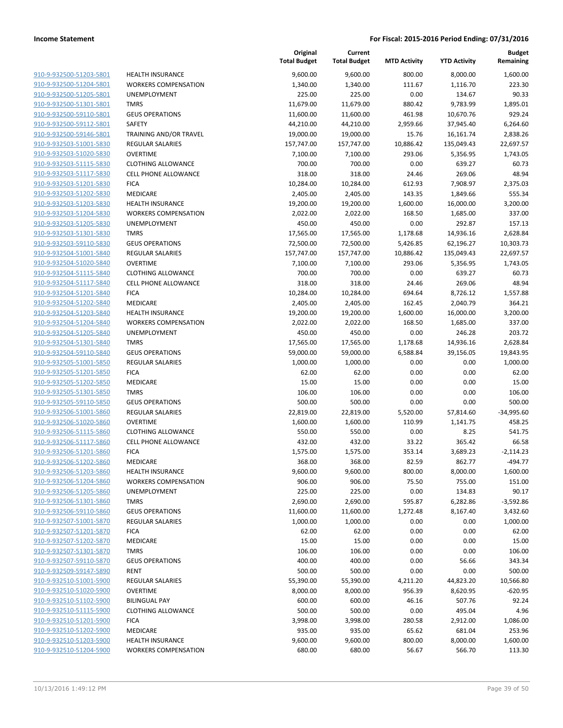| | | Original Total Budget | Current Total Budget | MTD Activity | YTD Activity | Budget Remaining |
|---|---|---|---|---|---|---|
| 910-9-932500-51203-5801 | HEALTH INSURANCE | 9,600.00 | 9,600.00 | 800.00 | 8,000.00 | 1,600.00 |
| 910-9-932500-51204-5801 | WORKERS COMPENSATION | 1,340.00 | 1,340.00 | 111.67 | 1,116.70 | 223.30 |
| 910-9-932500-51205-5801 | UNEMPLOYMENT | 225.00 | 225.00 | 0.00 | 134.67 | 90.33 |
| 910-9-932500-51301-5801 | TMRS | 11,679.00 | 11,679.00 | 880.42 | 9,783.99 | 1,895.01 |
| 910-9-932500-59110-5801 | GEUS OPERATIONS | 11,600.00 | 11,600.00 | 461.98 | 10,670.76 | 929.24 |
| 910-9-932500-59112-5801 | SAFETY | 44,210.00 | 44,210.00 | 2,959.66 | 37,945.40 | 6,264.60 |
| 910-9-932500-59146-5801 | TRAINING AND/OR TRAVEL | 19,000.00 | 19,000.00 | 15.76 | 16,161.74 | 2,838.26 |
| 910-9-932503-51001-5830 | REGULAR SALARIES | 157,747.00 | 157,747.00 | 10,886.42 | 135,049.43 | 22,697.57 |
| 910-9-932503-51020-5830 | OVERTIME | 7,100.00 | 7,100.00 | 293.06 | 5,356.95 | 1,743.05 |
| 910-9-932503-51115-5830 | CLOTHING ALLOWANCE | 700.00 | 700.00 | 0.00 | 639.27 | 60.73 |
| 910-9-932503-51117-5830 | CELL PHONE ALLOWANCE | 318.00 | 318.00 | 24.46 | 269.06 | 48.94 |
| 910-9-932503-51201-5830 | FICA | 10,284.00 | 10,284.00 | 612.93 | 7,908.97 | 2,375.03 |
| 910-9-932503-51202-5830 | MEDICARE | 2,405.00 | 2,405.00 | 143.35 | 1,849.66 | 555.34 |
| 910-9-932503-51203-5830 | HEALTH INSURANCE | 19,200.00 | 19,200.00 | 1,600.00 | 16,000.00 | 3,200.00 |
| 910-9-932503-51204-5830 | WORKERS COMPENSATION | 2,022.00 | 2,022.00 | 168.50 | 1,685.00 | 337.00 |
| 910-9-932503-51205-5830 | UNEMPLOYMENT | 450.00 | 450.00 | 0.00 | 292.87 | 157.13 |
| 910-9-932503-51301-5830 | TMRS | 17,565.00 | 17,565.00 | 1,178.68 | 14,936.16 | 2,628.84 |
| 910-9-932503-59110-5830 | GEUS OPERATIONS | 72,500.00 | 72,500.00 | 5,426.85 | 62,196.27 | 10,303.73 |
| 910-9-932504-51001-5840 | REGULAR SALARIES | 157,747.00 | 157,747.00 | 10,886.42 | 135,049.43 | 22,697.57 |
| 910-9-932504-51020-5840 | OVERTIME | 7,100.00 | 7,100.00 | 293.06 | 5,356.95 | 1,743.05 |
| 910-9-932504-51115-5840 | CLOTHING ALLOWANCE | 700.00 | 700.00 | 0.00 | 639.27 | 60.73 |
| 910-9-932504-51117-5840 | CELL PHONE ALLOWANCE | 318.00 | 318.00 | 24.46 | 269.06 | 48.94 |
| 910-9-932504-51201-5840 | FICA | 10,284.00 | 10,284.00 | 694.64 | 8,726.12 | 1,557.88 |
| 910-9-932504-51202-5840 | MEDICARE | 2,405.00 | 2,405.00 | 162.45 | 2,040.79 | 364.21 |
| 910-9-932504-51203-5840 | HEALTH INSURANCE | 19,200.00 | 19,200.00 | 1,600.00 | 16,000.00 | 3,200.00 |
| 910-9-932504-51204-5840 | WORKERS COMPENSATION | 2,022.00 | 2,022.00 | 168.50 | 1,685.00 | 337.00 |
| 910-9-932504-51205-5840 | UNEMPLOYMENT | 450.00 | 450.00 | 0.00 | 246.28 | 203.72 |
| 910-9-932504-51301-5840 | TMRS | 17,565.00 | 17,565.00 | 1,178.68 | 14,936.16 | 2,628.84 |
| 910-9-932504-59110-5840 | GEUS OPERATIONS | 59,000.00 | 59,000.00 | 6,588.84 | 39,156.05 | 19,843.95 |
| 910-9-932505-51001-5850 | REGULAR SALARIES | 1,000.00 | 1,000.00 | 0.00 | 0.00 | 1,000.00 |
| 910-9-932505-51201-5850 | FICA | 62.00 | 62.00 | 0.00 | 0.00 | 62.00 |
| 910-9-932505-51202-5850 | MEDICARE | 15.00 | 15.00 | 0.00 | 0.00 | 15.00 |
| 910-9-932505-51301-5850 | TMRS | 106.00 | 106.00 | 0.00 | 0.00 | 106.00 |
| 910-9-932505-59110-5850 | GEUS OPERATIONS | 500.00 | 500.00 | 0.00 | 0.00 | 500.00 |
| 910-9-932506-51001-5860 | REGULAR SALARIES | 22,819.00 | 22,819.00 | 5,520.00 | 57,814.60 | -34,995.60 |
| 910-9-932506-51020-5860 | OVERTIME | 1,600.00 | 1,600.00 | 110.99 | 1,141.75 | 458.25 |
| 910-9-932506-51115-5860 | CLOTHING ALLOWANCE | 550.00 | 550.00 | 0.00 | 8.25 | 541.75 |
| 910-9-932506-51117-5860 | CELL PHONE ALLOWANCE | 432.00 | 432.00 | 33.22 | 365.42 | 66.58 |
| 910-9-932506-51201-5860 | FICA | 1,575.00 | 1,575.00 | 353.14 | 3,689.23 | -2,114.23 |
| 910-9-932506-51202-5860 | MEDICARE | 368.00 | 368.00 | 82.59 | 862.77 | -494.77 |
| 910-9-932506-51203-5860 | HEALTH INSURANCE | 9,600.00 | 9,600.00 | 800.00 | 8,000.00 | 1,600.00 |
| 910-9-932506-51204-5860 | WORKERS COMPENSATION | 906.00 | 906.00 | 75.50 | 755.00 | 151.00 |
| 910-9-932506-51205-5860 | UNEMPLOYMENT | 225.00 | 225.00 | 0.00 | 134.83 | 90.17 |
| 910-9-932506-51301-5860 | TMRS | 2,690.00 | 2,690.00 | 595.87 | 6,282.86 | -3,592.86 |
| 910-9-932506-59110-5860 | GEUS OPERATIONS | 11,600.00 | 11,600.00 | 1,272.48 | 8,167.40 | 3,432.60 |
| 910-9-932507-51001-5870 | REGULAR SALARIES | 1,000.00 | 1,000.00 | 0.00 | 0.00 | 1,000.00 |
| 910-9-932507-51201-5870 | FICA | 62.00 | 62.00 | 0.00 | 0.00 | 62.00 |
| 910-9-932507-51202-5870 | MEDICARE | 15.00 | 15.00 | 0.00 | 0.00 | 15.00 |
| 910-9-932507-51301-5870 | TMRS | 106.00 | 106.00 | 0.00 | 0.00 | 106.00 |
| 910-9-932507-59110-5870 | GEUS OPERATIONS | 400.00 | 400.00 | 0.00 | 56.66 | 343.34 |
| 910-9-932509-59147-5890 | RENT | 500.00 | 500.00 | 0.00 | 0.00 | 500.00 |
| 910-9-932510-51001-5900 | REGULAR SALARIES | 55,390.00 | 55,390.00 | 4,211.20 | 44,823.20 | 10,566.80 |
| 910-9-932510-51020-5900 | OVERTIME | 8,000.00 | 8,000.00 | 956.39 | 8,620.95 | -620.95 |
| 910-9-932510-51102-5900 | BILINGUAL PAY | 600.00 | 600.00 | 46.16 | 507.76 | 92.24 |
| 910-9-932510-51115-5900 | CLOTHING ALLOWANCE | 500.00 | 500.00 | 0.00 | 495.04 | 4.96 |
| 910-9-932510-51201-5900 | FICA | 3,998.00 | 3,998.00 | 280.58 | 2,912.00 | 1,086.00 |
| 910-9-932510-51202-5900 | MEDICARE | 935.00 | 935.00 | 65.62 | 681.04 | 253.96 |
| 910-9-932510-51203-5900 | HEALTH INSURANCE | 9,600.00 | 9,600.00 | 800.00 | 8,000.00 | 1,600.00 |
| 910-9-932510-51204-5900 | WORKERS COMPENSATION | 680.00 | 680.00 | 56.67 | 566.70 | 113.30 |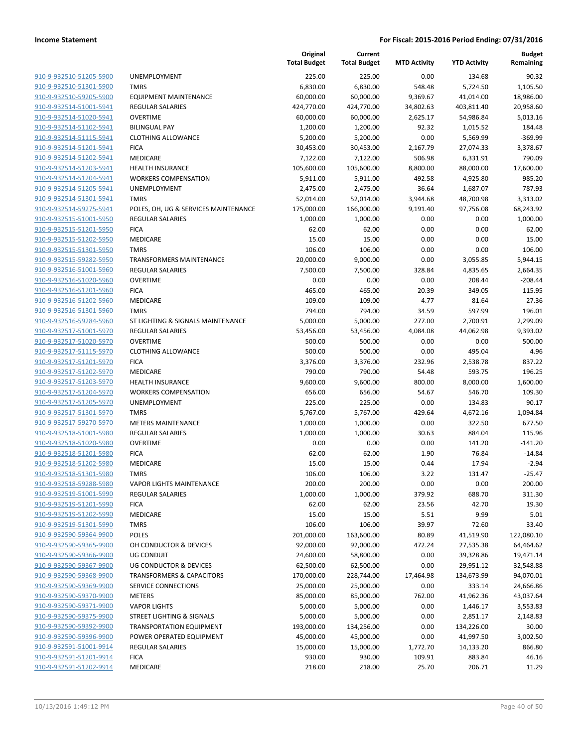**Income Statement** — **For Fiscal: 2015-2016 Period Ending: 07/31/2016**

| | | Original Total Budget | Current Total Budget | MTD Activity | YTD Activity | Budget Remaining |
|---|---|---|---|---|---|---|
| 910-9-932510-51205-5900 | UNEMPLOYMENT | 225.00 | 225.00 | 0.00 | 134.68 | 90.32 |
| 910-9-932510-51301-5900 | TMRS | 6,830.00 | 6,830.00 | 548.48 | 5,724.50 | 1,105.50 |
| 910-9-932510-59205-5900 | EQUIPMENT MAINTENANCE | 60,000.00 | 60,000.00 | 9,369.67 | 41,014.00 | 18,986.00 |
| 910-9-932514-51001-5941 | REGULAR SALARIES | 424,770.00 | 424,770.00 | 34,802.63 | 403,811.40 | 20,958.60 |
| 910-9-932514-51020-5941 | OVERTIME | 60,000.00 | 60,000.00 | 2,625.17 | 54,986.84 | 5,013.16 |
| 910-9-932514-51102-5941 | BILINGUAL PAY | 1,200.00 | 1,200.00 | 92.32 | 1,015.52 | 184.48 |
| 910-9-932514-51115-5941 | CLOTHING ALLOWANCE | 5,200.00 | 5,200.00 | 0.00 | 5,569.99 | -369.99 |
| 910-9-932514-51201-5941 | FICA | 30,453.00 | 30,453.00 | 2,167.79 | 27,074.33 | 3,378.67 |
| 910-9-932514-51202-5941 | MEDICARE | 7,122.00 | 7,122.00 | 506.98 | 6,331.91 | 790.09 |
| 910-9-932514-51203-5941 | HEALTH INSURANCE | 105,600.00 | 105,600.00 | 8,800.00 | 88,000.00 | 17,600.00 |
| 910-9-932514-51204-5941 | WORKERS COMPENSATION | 5,911.00 | 5,911.00 | 492.58 | 4,925.80 | 985.20 |
| 910-9-932514-51205-5941 | UNEMPLOYMENT | 2,475.00 | 2,475.00 | 36.64 | 1,687.07 | 787.93 |
| 910-9-932514-51301-5941 | TMRS | 52,014.00 | 52,014.00 | 3,944.68 | 48,700.98 | 3,313.02 |
| 910-9-932514-59275-5941 | POLES, OH, UG & SERVICES MAINTENANCE | 175,000.00 | 166,000.00 | 9,191.40 | 97,756.08 | 68,243.92 |
| 910-9-932515-51001-5950 | REGULAR SALARIES | 1,000.00 | 1,000.00 | 0.00 | 0.00 | 1,000.00 |
| 910-9-932515-51201-5950 | FICA | 62.00 | 62.00 | 0.00 | 0.00 | 62.00 |
| 910-9-932515-51202-5950 | MEDICARE | 15.00 | 15.00 | 0.00 | 0.00 | 15.00 |
| 910-9-932515-51301-5950 | TMRS | 106.00 | 106.00 | 0.00 | 0.00 | 106.00 |
| 910-9-932515-59282-5950 | TRANSFORMERS MAINTENANCE | 20,000.00 | 9,000.00 | 0.00 | 3,055.85 | 5,944.15 |
| 910-9-932516-51001-5960 | REGULAR SALARIES | 7,500.00 | 7,500.00 | 328.84 | 4,835.65 | 2,664.35 |
| 910-9-932516-51020-5960 | OVERTIME | 0.00 | 0.00 | 0.00 | 208.44 | -208.44 |
| 910-9-932516-51201-5960 | FICA | 465.00 | 465.00 | 20.39 | 349.05 | 115.95 |
| 910-9-932516-51202-5960 | MEDICARE | 109.00 | 109.00 | 4.77 | 81.64 | 27.36 |
| 910-9-932516-51301-5960 | TMRS | 794.00 | 794.00 | 34.59 | 597.99 | 196.01 |
| 910-9-932516-59284-5960 | ST LIGHTING & SIGNALS MAINTENANCE | 5,000.00 | 5,000.00 | 277.00 | 2,700.91 | 2,299.09 |
| 910-9-932517-51001-5970 | REGULAR SALARIES | 53,456.00 | 53,456.00 | 4,084.08 | 44,062.98 | 9,393.02 |
| 910-9-932517-51020-5970 | OVERTIME | 500.00 | 500.00 | 0.00 | 0.00 | 500.00 |
| 910-9-932517-51115-5970 | CLOTHING ALLOWANCE | 500.00 | 500.00 | 0.00 | 495.04 | 4.96 |
| 910-9-932517-51201-5970 | FICA | 3,376.00 | 3,376.00 | 232.96 | 2,538.78 | 837.22 |
| 910-9-932517-51202-5970 | MEDICARE | 790.00 | 790.00 | 54.48 | 593.75 | 196.25 |
| 910-9-932517-51203-5970 | HEALTH INSURANCE | 9,600.00 | 9,600.00 | 800.00 | 8,000.00 | 1,600.00 |
| 910-9-932517-51204-5970 | WORKERS COMPENSATION | 656.00 | 656.00 | 54.67 | 546.70 | 109.30 |
| 910-9-932517-51205-5970 | UNEMPLOYMENT | 225.00 | 225.00 | 0.00 | 134.83 | 90.17 |
| 910-9-932517-51301-5970 | TMRS | 5,767.00 | 5,767.00 | 429.64 | 4,672.16 | 1,094.84 |
| 910-9-932517-59270-5970 | METERS MAINTENANCE | 1,000.00 | 1,000.00 | 0.00 | 322.50 | 677.50 |
| 910-9-932518-51001-5980 | REGULAR SALARIES | 1,000.00 | 1,000.00 | 30.63 | 884.04 | 115.96 |
| 910-9-932518-51020-5980 | OVERTIME | 0.00 | 0.00 | 0.00 | 141.20 | -141.20 |
| 910-9-932518-51201-5980 | FICA | 62.00 | 62.00 | 1.90 | 76.84 | -14.84 |
| 910-9-932518-51202-5980 | MEDICARE | 15.00 | 15.00 | 0.44 | 17.94 | -2.94 |
| 910-9-932518-51301-5980 | TMRS | 106.00 | 106.00 | 3.22 | 131.47 | -25.47 |
| 910-9-932518-59288-5980 | VAPOR LIGHTS MAINTENANCE | 200.00 | 200.00 | 0.00 | 0.00 | 200.00 |
| 910-9-932519-51001-5990 | REGULAR SALARIES | 1,000.00 | 1,000.00 | 379.92 | 688.70 | 311.30 |
| 910-9-932519-51201-5990 | FICA | 62.00 | 62.00 | 23.56 | 42.70 | 19.30 |
| 910-9-932519-51202-5990 | MEDICARE | 15.00 | 15.00 | 5.51 | 9.99 | 5.01 |
| 910-9-932519-51301-5990 | TMRS | 106.00 | 106.00 | 39.97 | 72.60 | 33.40 |
| 910-9-932590-59364-9900 | POLES | 201,000.00 | 163,600.00 | 80.89 | 41,519.90 | 122,080.10 |
| 910-9-932590-59365-9900 | OH CONDUCTOR & DEVICES | 92,000.00 | 92,000.00 | 472.24 | 27,535.38 | 64,464.62 |
| 910-9-932590-59366-9900 | UG CONDUIT | 24,600.00 | 58,800.00 | 0.00 | 39,328.86 | 19,471.14 |
| 910-9-932590-59367-9900 | UG CONDUCTOR & DEVICES | 62,500.00 | 62,500.00 | 0.00 | 29,951.12 | 32,548.88 |
| 910-9-932590-59368-9900 | TRANSFORMERS & CAPACITORS | 170,000.00 | 228,744.00 | 17,464.98 | 134,673.99 | 94,070.01 |
| 910-9-932590-59369-9900 | SERVICE CONNECTIONS | 25,000.00 | 25,000.00 | 0.00 | 333.14 | 24,666.86 |
| 910-9-932590-59370-9900 | METERS | 85,000.00 | 85,000.00 | 762.00 | 41,962.36 | 43,037.64 |
| 910-9-932590-59371-9900 | VAPOR LIGHTS | 5,000.00 | 5,000.00 | 0.00 | 1,446.17 | 3,553.83 |
| 910-9-932590-59375-9900 | STREET LIGHTING & SIGNALS | 5,000.00 | 5,000.00 | 0.00 | 2,851.17 | 2,148.83 |
| 910-9-932590-59392-9900 | TRANSPORTATION EQUIPMENT | 193,000.00 | 134,256.00 | 0.00 | 134,226.00 | 30.00 |
| 910-9-932590-59396-9900 | POWER OPERATED EQUIPMENT | 45,000.00 | 45,000.00 | 0.00 | 41,997.50 | 3,002.50 |
| 910-9-932591-51001-9914 | REGULAR SALARIES | 15,000.00 | 15,000.00 | 1,772.70 | 14,133.20 | 866.80 |
| 910-9-932591-51201-9914 | FICA | 930.00 | 930.00 | 109.91 | 883.84 | 46.16 |
| 910-9-932591-51202-9914 | MEDICARE | 218.00 | 218.00 | 25.70 | 206.71 | 11.29 |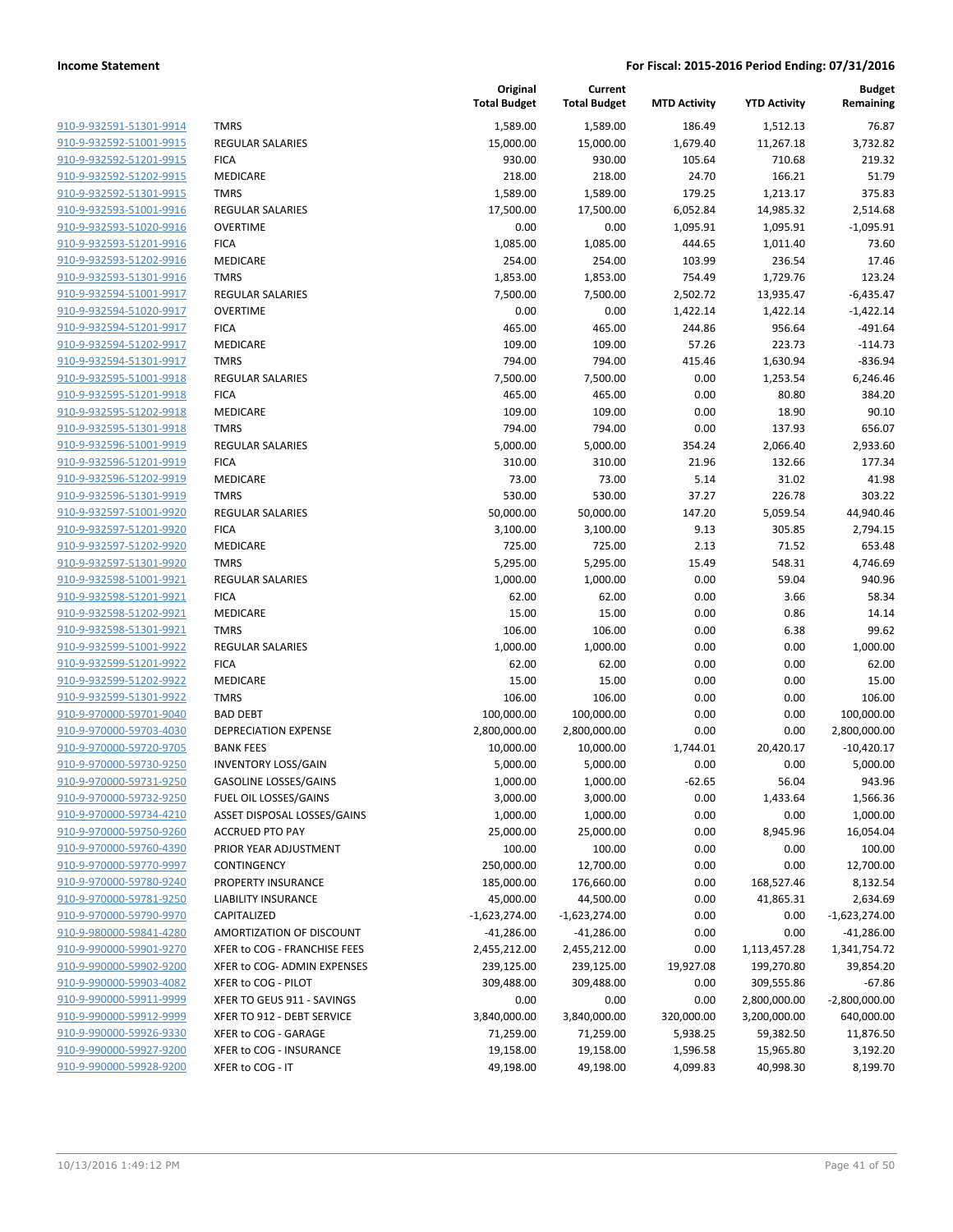**Income Statement** | **For Fiscal: 2015-2016 Period Ending: 07/31/2016**

| | | Original Total Budget | Current Total Budget | MTD Activity | YTD Activity | Budget Remaining |
|---|---|---|---|---|---|---|
| 910-9-932591-51301-9914 | TMRS | 1,589.00 | 1,589.00 | 186.49 | 1,512.13 | 76.87 |
| 910-9-932592-51001-9915 | REGULAR SALARIES | 15,000.00 | 15,000.00 | 1,679.40 | 11,267.18 | 3,732.82 |
| 910-9-932592-51201-9915 | FICA | 930.00 | 930.00 | 105.64 | 710.68 | 219.32 |
| 910-9-932592-51202-9915 | MEDICARE | 218.00 | 218.00 | 24.70 | 166.21 | 51.79 |
| 910-9-932592-51301-9915 | TMRS | 1,589.00 | 1,589.00 | 179.25 | 1,213.17 | 375.83 |
| 910-9-932593-51001-9916 | REGULAR SALARIES | 17,500.00 | 17,500.00 | 6,052.84 | 14,985.32 | 2,514.68 |
| 910-9-932593-51020-9916 | OVERTIME | 0.00 | 0.00 | 1,095.91 | 1,095.91 | -1,095.91 |
| 910-9-932593-51201-9916 | FICA | 1,085.00 | 1,085.00 | 444.65 | 1,011.40 | 73.60 |
| 910-9-932593-51202-9916 | MEDICARE | 254.00 | 254.00 | 103.99 | 236.54 | 17.46 |
| 910-9-932593-51301-9916 | TMRS | 1,853.00 | 1,853.00 | 754.49 | 1,729.76 | 123.24 |
| 910-9-932594-51001-9917 | REGULAR SALARIES | 7,500.00 | 7,500.00 | 2,502.72 | 13,935.47 | -6,435.47 |
| 910-9-932594-51020-9917 | OVERTIME | 0.00 | 0.00 | 1,422.14 | 1,422.14 | -1,422.14 |
| 910-9-932594-51201-9917 | FICA | 465.00 | 465.00 | 244.86 | 956.64 | -491.64 |
| 910-9-932594-51202-9917 | MEDICARE | 109.00 | 109.00 | 57.26 | 223.73 | -114.73 |
| 910-9-932594-51301-9917 | TMRS | 794.00 | 794.00 | 415.46 | 1,630.94 | -836.94 |
| 910-9-932595-51001-9918 | REGULAR SALARIES | 7,500.00 | 7,500.00 | 0.00 | 1,253.54 | 6,246.46 |
| 910-9-932595-51201-9918 | FICA | 465.00 | 465.00 | 0.00 | 80.80 | 384.20 |
| 910-9-932595-51202-9918 | MEDICARE | 109.00 | 109.00 | 0.00 | 18.90 | 90.10 |
| 910-9-932595-51301-9918 | TMRS | 794.00 | 794.00 | 0.00 | 137.93 | 656.07 |
| 910-9-932596-51001-9919 | REGULAR SALARIES | 5,000.00 | 5,000.00 | 354.24 | 2,066.40 | 2,933.60 |
| 910-9-932596-51201-9919 | FICA | 310.00 | 310.00 | 21.96 | 132.66 | 177.34 |
| 910-9-932596-51202-9919 | MEDICARE | 73.00 | 73.00 | 5.14 | 31.02 | 41.98 |
| 910-9-932596-51301-9919 | TMRS | 530.00 | 530.00 | 37.27 | 226.78 | 303.22 |
| 910-9-932597-51001-9920 | REGULAR SALARIES | 50,000.00 | 50,000.00 | 147.20 | 5,059.54 | 44,940.46 |
| 910-9-932597-51201-9920 | FICA | 3,100.00 | 3,100.00 | 9.13 | 305.85 | 2,794.15 |
| 910-9-932597-51202-9920 | MEDICARE | 725.00 | 725.00 | 2.13 | 71.52 | 653.48 |
| 910-9-932597-51301-9920 | TMRS | 5,295.00 | 5,295.00 | 15.49 | 548.31 | 4,746.69 |
| 910-9-932598-51001-9921 | REGULAR SALARIES | 1,000.00 | 1,000.00 | 0.00 | 59.04 | 940.96 |
| 910-9-932598-51201-9921 | FICA | 62.00 | 62.00 | 0.00 | 3.66 | 58.34 |
| 910-9-932598-51202-9921 | MEDICARE | 15.00 | 15.00 | 0.00 | 0.86 | 14.14 |
| 910-9-932598-51301-9921 | TMRS | 106.00 | 106.00 | 0.00 | 6.38 | 99.62 |
| 910-9-932599-51001-9922 | REGULAR SALARIES | 1,000.00 | 1,000.00 | 0.00 | 0.00 | 1,000.00 |
| 910-9-932599-51201-9922 | FICA | 62.00 | 62.00 | 0.00 | 0.00 | 62.00 |
| 910-9-932599-51202-9922 | MEDICARE | 15.00 | 15.00 | 0.00 | 0.00 | 15.00 |
| 910-9-932599-51301-9922 | TMRS | 106.00 | 106.00 | 0.00 | 0.00 | 106.00 |
| 910-9-970000-59701-9040 | BAD DEBT | 100,000.00 | 100,000.00 | 0.00 | 0.00 | 100,000.00 |
| 910-9-970000-59703-4030 | DEPRECIATION EXPENSE | 2,800,000.00 | 2,800,000.00 | 0.00 | 0.00 | 2,800,000.00 |
| 910-9-970000-59720-9705 | BANK FEES | 10,000.00 | 10,000.00 | 1,744.01 | 20,420.17 | -10,420.17 |
| 910-9-970000-59730-9250 | INVENTORY LOSS/GAIN | 5,000.00 | 5,000.00 | 0.00 | 0.00 | 5,000.00 |
| 910-9-970000-59731-9250 | GASOLINE LOSSES/GAINS | 1,000.00 | 1,000.00 | -62.65 | 56.04 | 943.96 |
| 910-9-970000-59732-9250 | FUEL OIL LOSSES/GAINS | 3,000.00 | 3,000.00 | 0.00 | 1,433.64 | 1,566.36 |
| 910-9-970000-59734-4210 | ASSET DISPOSAL LOSSES/GAINS | 1,000.00 | 1,000.00 | 0.00 | 0.00 | 1,000.00 |
| 910-9-970000-59750-9260 | ACCRUED PTO PAY | 25,000.00 | 25,000.00 | 0.00 | 8,945.96 | 16,054.04 |
| 910-9-970000-59760-4390 | PRIOR YEAR ADJUSTMENT | 100.00 | 100.00 | 0.00 | 0.00 | 100.00 |
| 910-9-970000-59770-9997 | CONTINGENCY | 250,000.00 | 12,700.00 | 0.00 | 0.00 | 12,700.00 |
| 910-9-970000-59780-9240 | PROPERTY INSURANCE | 185,000.00 | 176,660.00 | 0.00 | 168,527.46 | 8,132.54 |
| 910-9-970000-59781-9250 | LIABILITY INSURANCE | 45,000.00 | 44,500.00 | 0.00 | 41,865.31 | 2,634.69 |
| 910-9-970000-59790-9970 | CAPITALIZED | -1,623,274.00 | -1,623,274.00 | 0.00 | 0.00 | -1,623,274.00 |
| 910-9-980000-59841-4280 | AMORTIZATION OF DISCOUNT | -41,286.00 | -41,286.00 | 0.00 | 0.00 | -41,286.00 |
| 910-9-990000-59901-9270 | XFER to COG - FRANCHISE FEES | 2,455,212.00 | 2,455,212.00 | 0.00 | 1,113,457.28 | 1,341,754.72 |
| 910-9-990000-59902-9200 | XFER to COG- ADMIN EXPENSES | 239,125.00 | 239,125.00 | 19,927.08 | 199,270.80 | 39,854.20 |
| 910-9-990000-59903-4082 | XFER to COG - PILOT | 309,488.00 | 309,488.00 | 0.00 | 309,555.86 | -67.86 |
| 910-9-990000-59911-9999 | XFER TO GEUS 911 - SAVINGS | 0.00 | 0.00 | 0.00 | 2,800,000.00 | -2,800,000.00 |
| 910-9-990000-59912-9999 | XFER TO 912 - DEBT SERVICE | 3,840,000.00 | 3,840,000.00 | 320,000.00 | 3,200,000.00 | 640,000.00 |
| 910-9-990000-59926-9330 | XFER to COG - GARAGE | 71,259.00 | 71,259.00 | 5,938.25 | 59,382.50 | 11,876.50 |
| 910-9-990000-59927-9200 | XFER to COG - INSURANCE | 19,158.00 | 19,158.00 | 1,596.58 | 15,965.80 | 3,192.20 |
| 910-9-990000-59928-9200 | XFER to COG - IT | 49,198.00 | 49,198.00 | 4,099.83 | 40,998.30 | 8,199.70 |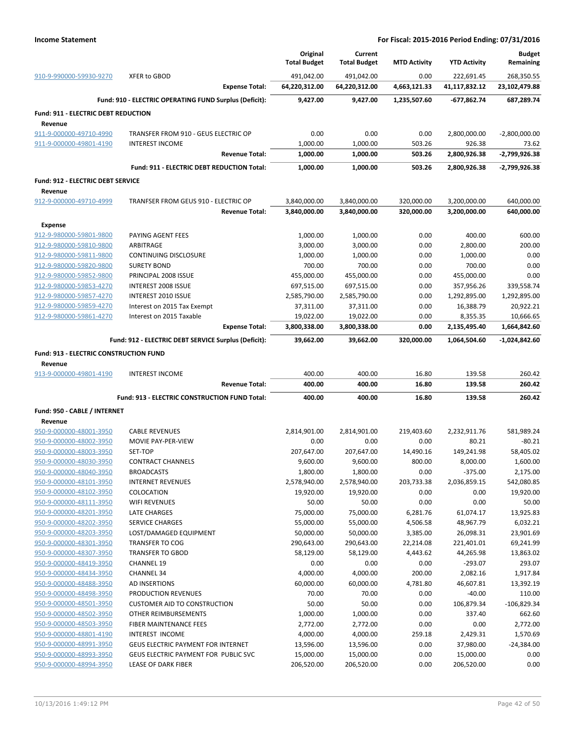| | | Original Total Budget | Current Total Budget | MTD Activity | YTD Activity | Budget Remaining |
|---|---|---|---|---|---|---|
| 910-9-990000-59930-9270 | XFER to GBOD | 491,042.00 | 491,042.00 | 0.00 | 222,691.45 | 268,350.55 |
| | **Expense Total:** | **64,220,312.00** | **64,220,312.00** | **4,663,121.33** | **41,117,832.12** | **23,102,479.88** |
| | **Fund: 910 - ELECTRIC OPERATING FUND Surplus (Deficit):** | **9,427.00** | **9,427.00** | **1,235,507.60** | **-677,862.74** | **687,289.74** |
| **Fund: 911 - ELECTRIC DEBT REDUCTION** | | | | | | |
| **Revenue** | | | | | | |
| 911-9-000000-49710-4990 | TRANSFER FROM 910 - GEUS ELECTRIC OP | 0.00 | 0.00 | 0.00 | 2,800,000.00 | -2,800,000.00 |
| 911-9-000000-49801-4190 | INTEREST INCOME | 1,000.00 | 1,000.00 | 503.26 | 926.38 | 73.62 |
| | **Revenue Total:** | **1,000.00** | **1,000.00** | **503.26** | **2,800,926.38** | **-2,799,926.38** |
| | **Fund: 911 - ELECTRIC DEBT REDUCTION Total:** | **1,000.00** | **1,000.00** | **503.26** | **2,800,926.38** | **-2,799,926.38** |
| **Fund: 912 - ELECTRIC DEBT SERVICE** | | | | | | |
| **Revenue** | | | | | | |
| 912-9-000000-49710-4999 | TRANFSER FROM GEUS 910 - ELECTRIC OP | 3,840,000.00 | 3,840,000.00 | 320,000.00 | 3,200,000.00 | 640,000.00 |
| | **Revenue Total:** | **3,840,000.00** | **3,840,000.00** | **320,000.00** | **3,200,000.00** | **640,000.00** |
| **Expense** | | | | | | |
| 912-9-980000-59801-9800 | PAYING AGENT FEES | 1,000.00 | 1,000.00 | 0.00 | 400.00 | 600.00 |
| 912-9-980000-59810-9800 | ARBITRAGE | 3,000.00 | 3,000.00 | 0.00 | 2,800.00 | 200.00 |
| 912-9-980000-59811-9800 | CONTINUING DISCLOSURE | 1,000.00 | 1,000.00 | 0.00 | 1,000.00 | 0.00 |
| 912-9-980000-59820-9800 | SURETY BOND | 700.00 | 700.00 | 0.00 | 700.00 | 0.00 |
| 912-9-980000-59852-9800 | PRINCIPAL 2008 ISSUE | 455,000.00 | 455,000.00 | 0.00 | 455,000.00 | 0.00 |
| 912-9-980000-59853-4270 | INTEREST 2008 ISSUE | 697,515.00 | 697,515.00 | 0.00 | 357,956.26 | 339,558.74 |
| 912-9-980000-59857-4270 | INTEREST 2010 ISSUE | 2,585,790.00 | 2,585,790.00 | 0.00 | 1,292,895.00 | 1,292,895.00 |
| 912-9-980000-59859-4270 | Interest on 2015 Tax Exempt | 37,311.00 | 37,311.00 | 0.00 | 16,388.79 | 20,922.21 |
| 912-9-980000-59861-4270 | Interest on 2015 Taxable | 19,022.00 | 19,022.00 | 0.00 | 8,355.35 | 10,666.65 |
| | **Expense Total:** | **3,800,338.00** | **3,800,338.00** | **0.00** | **2,135,495.40** | **1,664,842.60** |
| | **Fund: 912 - ELECTRIC DEBT SERVICE Surplus (Deficit):** | **39,662.00** | **39,662.00** | **320,000.00** | **1,064,504.60** | **-1,024,842.60** |
| **Fund: 913 - ELECTRIC CONSTRUCTION FUND** | | | | | | |
| **Revenue** | | | | | | |
| 913-9-000000-49801-4190 | INTEREST INCOME | 400.00 | 400.00 | 16.80 | 139.58 | 260.42 |
| | **Revenue Total:** | **400.00** | **400.00** | **16.80** | **139.58** | **260.42** |
| | **Fund: 913 - ELECTRIC CONSTRUCTION FUND Total:** | **400.00** | **400.00** | **16.80** | **139.58** | **260.42** |
| **Fund: 950 - CABLE / INTERNET** | | | | | | |
| **Revenue** | | | | | | |
| 950-9-000000-48001-3950 | CABLE REVENUES | 2,814,901.00 | 2,814,901.00 | 219,403.60 | 2,232,911.76 | 581,989.24 |
| 950-9-000000-48002-3950 | MOVIE PAY-PER-VIEW | 0.00 | 0.00 | 0.00 | 80.21 | -80.21 |
| 950-9-000000-48003-3950 | SET-TOP | 207,647.00 | 207,647.00 | 14,490.16 | 149,241.98 | 58,405.02 |
| 950-9-000000-48030-3950 | CONTRACT CHANNELS | 9,600.00 | 9,600.00 | 800.00 | 8,000.00 | 1,600.00 |
| 950-9-000000-48040-3950 | BROADCASTS | 1,800.00 | 1,800.00 | 0.00 | -375.00 | 2,175.00 |
| 950-9-000000-48101-3950 | INTERNET REVENUES | 2,578,940.00 | 2,578,940.00 | 203,733.38 | 2,036,859.15 | 542,080.85 |
| 950-9-000000-48102-3950 | COLOCATION | 19,920.00 | 19,920.00 | 0.00 | 0.00 | 19,920.00 |
| 950-9-000000-48111-3950 | WIFI REVENUES | 50.00 | 50.00 | 0.00 | 0.00 | 50.00 |
| 950-9-000000-48201-3950 | LATE CHARGES | 75,000.00 | 75,000.00 | 6,281.76 | 61,074.17 | 13,925.83 |
| 950-9-000000-48202-3950 | SERVICE CHARGES | 55,000.00 | 55,000.00 | 4,506.58 | 48,967.79 | 6,032.21 |
| 950-9-000000-48203-3950 | LOST/DAMAGED EQUIPMENT | 50,000.00 | 50,000.00 | 3,385.00 | 26,098.31 | 23,901.69 |
| 950-9-000000-48301-3950 | TRANSFER TO COG | 290,643.00 | 290,643.00 | 22,214.08 | 221,401.01 | 69,241.99 |
| 950-9-000000-48307-3950 | TRANSFER TO GBOD | 58,129.00 | 58,129.00 | 4,443.62 | 44,265.98 | 13,863.02 |
| 950-9-000000-48419-3950 | CHANNEL 19 | 0.00 | 0.00 | 0.00 | -293.07 | 293.07 |
| 950-9-000000-48434-3950 | CHANNEL 34 | 4,000.00 | 4,000.00 | 200.00 | 2,082.16 | 1,917.84 |
| 950-9-000000-48488-3950 | AD INSERTIONS | 60,000.00 | 60,000.00 | 4,781.80 | 46,607.81 | 13,392.19 |
| 950-9-000000-48498-3950 | PRODUCTION REVENUES | 70.00 | 70.00 | 0.00 | -40.00 | 110.00 |
| 950-9-000000-48501-3950 | CUSTOMER AID TO CONSTRUCTION | 50.00 | 50.00 | 0.00 | 106,879.34 | -106,829.34 |
| 950-9-000000-48502-3950 | OTHER REIMBURSEMENTS | 1,000.00 | 1,000.00 | 0.00 | 337.40 | 662.60 |
| 950-9-000000-48503-3950 | FIBER MAINTENANCE FEES | 2,772.00 | 2,772.00 | 0.00 | 0.00 | 2,772.00 |
| 950-9-000000-48801-4190 | INTEREST INCOME | 4,000.00 | 4,000.00 | 259.18 | 2,429.31 | 1,570.69 |
| 950-9-000000-48991-3950 | GEUS ELECTRIC PAYMENT FOR INTERNET | 13,596.00 | 13,596.00 | 0.00 | 37,980.00 | -24,384.00 |
| 950-9-000000-48993-3950 | GEUS ELECTRIC PAYMENT FOR PUBLIC SVC | 15,000.00 | 15,000.00 | 0.00 | 15,000.00 | 0.00 |
| 950-9-000000-48994-3950 | LEASE OF DARK FIBER | 206,520.00 | 206,520.00 | 0.00 | 206,520.00 | 0.00 |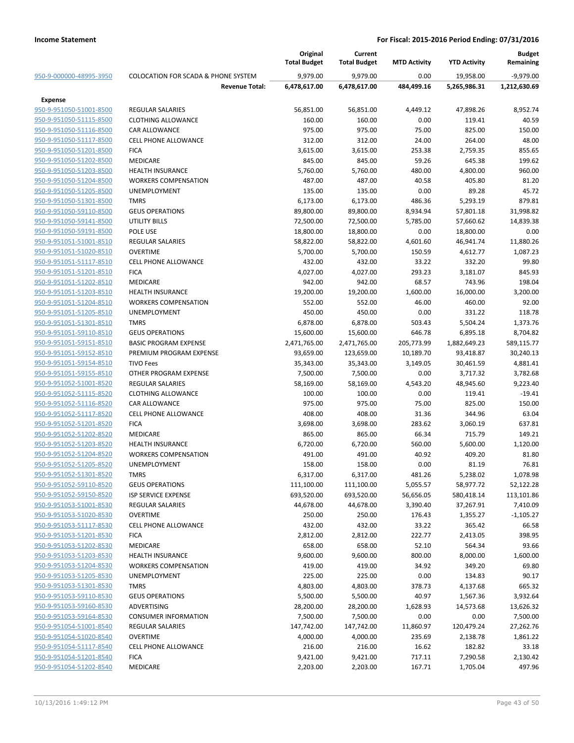| | | Original Total Budget | Current Total Budget | MTD Activity | YTD Activity | Budget Remaining |
|---|---|---|---|---|---|---|
| 950-9-000000-48995-3950 | COLOCATION FOR SCADA & PHONE SYSTEM | 9,979.00 | 9,979.00 | 0.00 | 19,958.00 | -9,979.00 |
| | **Revenue Total:** | **6,478,617.00** | **6,478,617.00** | **484,499.16** | **5,265,986.31** | **1,212,630.69** |
| **Expense** | | | | | | |
| 950-9-951050-51001-8500 | REGULAR SALARIES | 56,851.00 | 56,851.00 | 4,449.12 | 47,898.26 | 8,952.74 |
| 950-9-951050-51115-8500 | CLOTHING ALLOWANCE | 160.00 | 160.00 | 0.00 | 119.41 | 40.59 |
| 950-9-951050-51116-8500 | CAR ALLOWANCE | 975.00 | 975.00 | 75.00 | 825.00 | 150.00 |
| 950-9-951050-51117-8500 | CELL PHONE ALLOWANCE | 312.00 | 312.00 | 24.00 | 264.00 | 48.00 |
| 950-9-951050-51201-8500 | FICA | 3,615.00 | 3,615.00 | 253.38 | 2,759.35 | 855.65 |
| 950-9-951050-51202-8500 | MEDICARE | 845.00 | 845.00 | 59.26 | 645.38 | 199.62 |
| 950-9-951050-51203-8500 | HEALTH INSURANCE | 5,760.00 | 5,760.00 | 480.00 | 4,800.00 | 960.00 |
| 950-9-951050-51204-8500 | WORKERS COMPENSATION | 487.00 | 487.00 | 40.58 | 405.80 | 81.20 |
| 950-9-951050-51205-8500 | UNEMPLOYMENT | 135.00 | 135.00 | 0.00 | 89.28 | 45.72 |
| 950-9-951050-51301-8500 | TMRS | 6,173.00 | 6,173.00 | 486.36 | 5,293.19 | 879.81 |
| 950-9-951050-59110-8500 | GEUS OPERATIONS | 89,800.00 | 89,800.00 | 8,934.94 | 57,801.18 | 31,998.82 |
| 950-9-951050-59141-8500 | UTILITY BILLS | 72,500.00 | 72,500.00 | 5,785.00 | 57,660.62 | 14,839.38 |
| 950-9-951050-59191-8500 | POLE USE | 18,800.00 | 18,800.00 | 0.00 | 18,800.00 | 0.00 |
| 950-9-951051-51001-8510 | REGULAR SALARIES | 58,822.00 | 58,822.00 | 4,601.60 | 46,941.74 | 11,880.26 |
| 950-9-951051-51020-8510 | OVERTIME | 5,700.00 | 5,700.00 | 150.59 | 4,612.77 | 1,087.23 |
| 950-9-951051-51117-8510 | CELL PHONE ALLOWANCE | 432.00 | 432.00 | 33.22 | 332.20 | 99.80 |
| 950-9-951051-51201-8510 | FICA | 4,027.00 | 4,027.00 | 293.23 | 3,181.07 | 845.93 |
| 950-9-951051-51202-8510 | MEDICARE | 942.00 | 942.00 | 68.57 | 743.96 | 198.04 |
| 950-9-951051-51203-8510 | HEALTH INSURANCE | 19,200.00 | 19,200.00 | 1,600.00 | 16,000.00 | 3,200.00 |
| 950-9-951051-51204-8510 | WORKERS COMPENSATION | 552.00 | 552.00 | 46.00 | 460.00 | 92.00 |
| 950-9-951051-51205-8510 | UNEMPLOYMENT | 450.00 | 450.00 | 0.00 | 331.22 | 118.78 |
| 950-9-951051-51301-8510 | TMRS | 6,878.00 | 6,878.00 | 503.43 | 5,504.24 | 1,373.76 |
| 950-9-951051-59110-8510 | GEUS OPERATIONS | 15,600.00 | 15,600.00 | 646.78 | 6,895.18 | 8,704.82 |
| 950-9-951051-59151-8510 | BASIC PROGRAM EXPENSE | 2,471,765.00 | 2,471,765.00 | 205,773.99 | 1,882,649.23 | 589,115.77 |
| 950-9-951051-59152-8510 | PREMIUM PROGRAM EXPENSE | 93,659.00 | 123,659.00 | 10,189.70 | 93,418.87 | 30,240.13 |
| 950-9-951051-59154-8510 | TIVO Fees | 35,343.00 | 35,343.00 | 3,149.05 | 30,461.59 | 4,881.41 |
| 950-9-951051-59155-8510 | OTHER PROGRAM EXPENSE | 7,500.00 | 7,500.00 | 0.00 | 3,717.32 | 3,782.68 |
| 950-9-951052-51001-8520 | REGULAR SALARIES | 58,169.00 | 58,169.00 | 4,543.20 | 48,945.60 | 9,223.40 |
| 950-9-951052-51115-8520 | CLOTHING ALLOWANCE | 100.00 | 100.00 | 0.00 | 119.41 | -19.41 |
| 950-9-951052-51116-8520 | CAR ALLOWANCE | 975.00 | 975.00 | 75.00 | 825.00 | 150.00 |
| 950-9-951052-51117-8520 | CELL PHONE ALLOWANCE | 408.00 | 408.00 | 31.36 | 344.96 | 63.04 |
| 950-9-951052-51201-8520 | FICA | 3,698.00 | 3,698.00 | 283.62 | 3,060.19 | 637.81 |
| 950-9-951052-51202-8520 | MEDICARE | 865.00 | 865.00 | 66.34 | 715.79 | 149.21 |
| 950-9-951052-51203-8520 | HEALTH INSURANCE | 6,720.00 | 6,720.00 | 560.00 | 5,600.00 | 1,120.00 |
| 950-9-951052-51204-8520 | WORKERS COMPENSATION | 491.00 | 491.00 | 40.92 | 409.20 | 81.80 |
| 950-9-951052-51205-8520 | UNEMPLOYMENT | 158.00 | 158.00 | 0.00 | 81.19 | 76.81 |
| 950-9-951052-51301-8520 | TMRS | 6,317.00 | 6,317.00 | 481.26 | 5,238.02 | 1,078.98 |
| 950-9-951052-59110-8520 | GEUS OPERATIONS | 111,100.00 | 111,100.00 | 5,055.57 | 58,977.72 | 52,122.28 |
| 950-9-951052-59150-8520 | ISP SERVICE EXPENSE | 693,520.00 | 693,520.00 | 56,656.05 | 580,418.14 | 113,101.86 |
| 950-9-951053-51001-8530 | REGULAR SALARIES | 44,678.00 | 44,678.00 | 3,390.40 | 37,267.91 | 7,410.09 |
| 950-9-951053-51020-8530 | OVERTIME | 250.00 | 250.00 | 176.43 | 1,355.27 | -1,105.27 |
| 950-9-951053-51117-8530 | CELL PHONE ALLOWANCE | 432.00 | 432.00 | 33.22 | 365.42 | 66.58 |
| 950-9-951053-51201-8530 | FICA | 2,812.00 | 2,812.00 | 222.77 | 2,413.05 | 398.95 |
| 950-9-951053-51202-8530 | MEDICARE | 658.00 | 658.00 | 52.10 | 564.34 | 93.66 |
| 950-9-951053-51203-8530 | HEALTH INSURANCE | 9,600.00 | 9,600.00 | 800.00 | 8,000.00 | 1,600.00 |
| 950-9-951053-51204-8530 | WORKERS COMPENSATION | 419.00 | 419.00 | 34.92 | 349.20 | 69.80 |
| 950-9-951053-51205-8530 | UNEMPLOYMENT | 225.00 | 225.00 | 0.00 | 134.83 | 90.17 |
| 950-9-951053-51301-8530 | TMRS | 4,803.00 | 4,803.00 | 378.73 | 4,137.68 | 665.32 |
| 950-9-951053-59110-8530 | GEUS OPERATIONS | 5,500.00 | 5,500.00 | 40.97 | 1,567.36 | 3,932.64 |
| 950-9-951053-59160-8530 | ADVERTISING | 28,200.00 | 28,200.00 | 1,628.93 | 14,573.68 | 13,626.32 |
| 950-9-951053-59164-8530 | CONSUMER INFORMATION | 7,500.00 | 7,500.00 | 0.00 | 0.00 | 7,500.00 |
| 950-9-951054-51001-8540 | REGULAR SALARIES | 147,742.00 | 147,742.00 | 11,860.97 | 120,479.24 | 27,262.76 |
| 950-9-951054-51020-8540 | OVERTIME | 4,000.00 | 4,000.00 | 235.69 | 2,138.78 | 1,861.22 |
| 950-9-951054-51117-8540 | CELL PHONE ALLOWANCE | 216.00 | 216.00 | 16.62 | 182.82 | 33.18 |
| 950-9-951054-51201-8540 | FICA | 9,421.00 | 9,421.00 | 717.11 | 7,290.58 | 2,130.42 |
| 950-9-951054-51202-8540 | MEDICARE | 2,203.00 | 2,203.00 | 167.71 | 1,705.04 | 497.96 |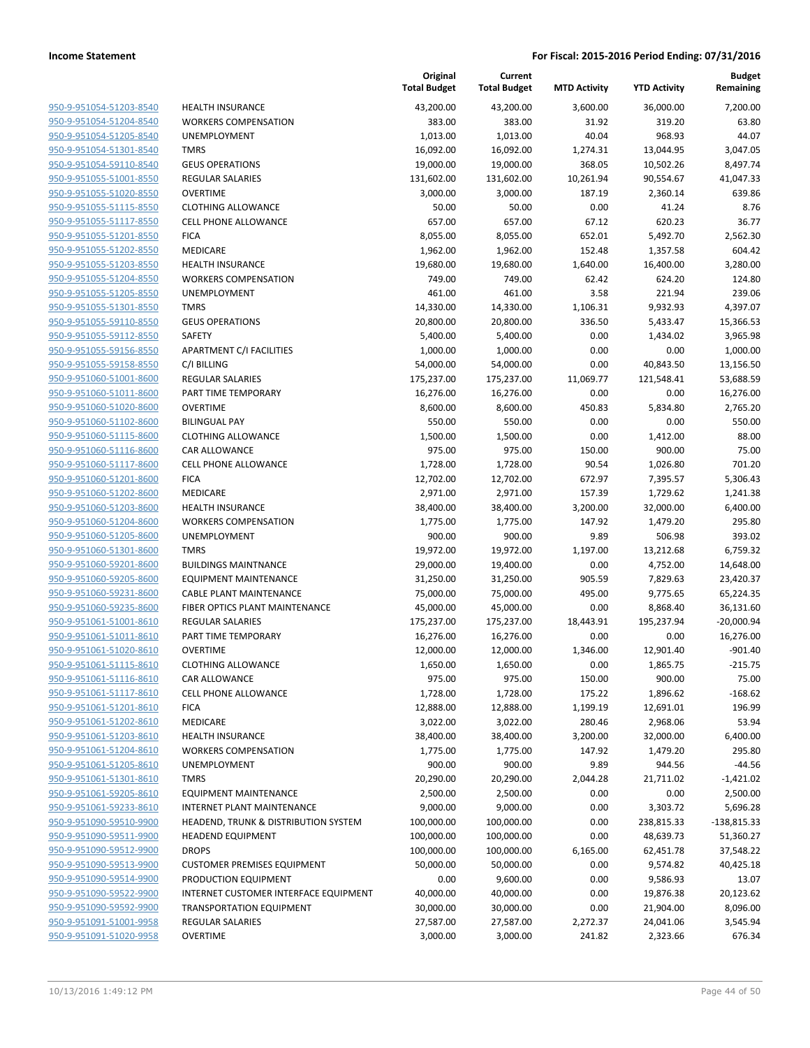| | | Original Total Budget | Current Total Budget | MTD Activity | YTD Activity | Budget Remaining |
|---|---|---|---|---|---|---|
| 950-9-951054-51203-8540 | HEALTH INSURANCE | 43,200.00 | 43,200.00 | 3,600.00 | 36,000.00 | 7,200.00 |
| 950-9-951054-51204-8540 | WORKERS COMPENSATION | 383.00 | 383.00 | 31.92 | 319.20 | 63.80 |
| 950-9-951054-51205-8540 | UNEMPLOYMENT | 1,013.00 | 1,013.00 | 40.04 | 968.93 | 44.07 |
| 950-9-951054-51301-8540 | TMRS | 16,092.00 | 16,092.00 | 1,274.31 | 13,044.95 | 3,047.05 |
| 950-9-951054-59110-8540 | GEUS OPERATIONS | 19,000.00 | 19,000.00 | 368.05 | 10,502.26 | 8,497.74 |
| 950-9-951055-51001-8550 | REGULAR SALARIES | 131,602.00 | 131,602.00 | 10,261.94 | 90,554.67 | 41,047.33 |
| 950-9-951055-51020-8550 | OVERTIME | 3,000.00 | 3,000.00 | 187.19 | 2,360.14 | 639.86 |
| 950-9-951055-51115-8550 | CLOTHING ALLOWANCE | 50.00 | 50.00 | 0.00 | 41.24 | 8.76 |
| 950-9-951055-51117-8550 | CELL PHONE ALLOWANCE | 657.00 | 657.00 | 67.12 | 620.23 | 36.77 |
| 950-9-951055-51201-8550 | FICA | 8,055.00 | 8,055.00 | 652.01 | 5,492.70 | 2,562.30 |
| 950-9-951055-51202-8550 | MEDICARE | 1,962.00 | 1,962.00 | 152.48 | 1,357.58 | 604.42 |
| 950-9-951055-51203-8550 | HEALTH INSURANCE | 19,680.00 | 19,680.00 | 1,640.00 | 16,400.00 | 3,280.00 |
| 950-9-951055-51204-8550 | WORKERS COMPENSATION | 749.00 | 749.00 | 62.42 | 624.20 | 124.80 |
| 950-9-951055-51205-8550 | UNEMPLOYMENT | 461.00 | 461.00 | 3.58 | 221.94 | 239.06 |
| 950-9-951055-51301-8550 | TMRS | 14,330.00 | 14,330.00 | 1,106.31 | 9,932.93 | 4,397.07 |
| 950-9-951055-59110-8550 | GEUS OPERATIONS | 20,800.00 | 20,800.00 | 336.50 | 5,433.47 | 15,366.53 |
| 950-9-951055-59112-8550 | SAFETY | 5,400.00 | 5,400.00 | 0.00 | 1,434.02 | 3,965.98 |
| 950-9-951055-59156-8550 | APARTMENT C/I FACILITIES | 1,000.00 | 1,000.00 | 0.00 | 0.00 | 1,000.00 |
| 950-9-951055-59158-8550 | C/I BILLING | 54,000.00 | 54,000.00 | 0.00 | 40,843.50 | 13,156.50 |
| 950-9-951060-51001-8600 | REGULAR SALARIES | 175,237.00 | 175,237.00 | 11,069.77 | 121,548.41 | 53,688.59 |
| 950-9-951060-51011-8600 | PART TIME TEMPORARY | 16,276.00 | 16,276.00 | 0.00 | 0.00 | 16,276.00 |
| 950-9-951060-51020-8600 | OVERTIME | 8,600.00 | 8,600.00 | 450.83 | 5,834.80 | 2,765.20 |
| 950-9-951060-51102-8600 | BILINGUAL PAY | 550.00 | 550.00 | 0.00 | 0.00 | 550.00 |
| 950-9-951060-51115-8600 | CLOTHING ALLOWANCE | 1,500.00 | 1,500.00 | 0.00 | 1,412.00 | 88.00 |
| 950-9-951060-51116-8600 | CAR ALLOWANCE | 975.00 | 975.00 | 150.00 | 900.00 | 75.00 |
| 950-9-951060-51117-8600 | CELL PHONE ALLOWANCE | 1,728.00 | 1,728.00 | 90.54 | 1,026.80 | 701.20 |
| 950-9-951060-51201-8600 | FICA | 12,702.00 | 12,702.00 | 672.97 | 7,395.57 | 5,306.43 |
| 950-9-951060-51202-8600 | MEDICARE | 2,971.00 | 2,971.00 | 157.39 | 1,729.62 | 1,241.38 |
| 950-9-951060-51203-8600 | HEALTH INSURANCE | 38,400.00 | 38,400.00 | 3,200.00 | 32,000.00 | 6,400.00 |
| 950-9-951060-51204-8600 | WORKERS COMPENSATION | 1,775.00 | 1,775.00 | 147.92 | 1,479.20 | 295.80 |
| 950-9-951060-51205-8600 | UNEMPLOYMENT | 900.00 | 900.00 | 9.89 | 506.98 | 393.02 |
| 950-9-951060-51301-8600 | TMRS | 19,972.00 | 19,972.00 | 1,197.00 | 13,212.68 | 6,759.32 |
| 950-9-951060-59201-8600 | BUILDINGS MAINTNANCE | 29,000.00 | 19,400.00 | 0.00 | 4,752.00 | 14,648.00 |
| 950-9-951060-59205-8600 | EQUIPMENT MAINTENANCE | 31,250.00 | 31,250.00 | 905.59 | 7,829.63 | 23,420.37 |
| 950-9-951060-59231-8600 | CABLE PLANT MAINTENANCE | 75,000.00 | 75,000.00 | 495.00 | 9,775.65 | 65,224.35 |
| 950-9-951060-59235-8600 | FIBER OPTICS PLANT MAINTENANCE | 45,000.00 | 45,000.00 | 0.00 | 8,868.40 | 36,131.60 |
| 950-9-951061-51001-8610 | REGULAR SALARIES | 175,237.00 | 175,237.00 | 18,443.91 | 195,237.94 | -20,000.94 |
| 950-9-951061-51011-8610 | PART TIME TEMPORARY | 16,276.00 | 16,276.00 | 0.00 | 0.00 | 16,276.00 |
| 950-9-951061-51020-8610 | OVERTIME | 12,000.00 | 12,000.00 | 1,346.00 | 12,901.40 | -901.40 |
| 950-9-951061-51115-8610 | CLOTHING ALLOWANCE | 1,650.00 | 1,650.00 | 0.00 | 1,865.75 | -215.75 |
| 950-9-951061-51116-8610 | CAR ALLOWANCE | 975.00 | 975.00 | 150.00 | 900.00 | 75.00 |
| 950-9-951061-51117-8610 | CELL PHONE ALLOWANCE | 1,728.00 | 1,728.00 | 175.22 | 1,896.62 | -168.62 |
| 950-9-951061-51201-8610 | FICA | 12,888.00 | 12,888.00 | 1,199.19 | 12,691.01 | 196.99 |
| 950-9-951061-51202-8610 | MEDICARE | 3,022.00 | 3,022.00 | 280.46 | 2,968.06 | 53.94 |
| 950-9-951061-51203-8610 | HEALTH INSURANCE | 38,400.00 | 38,400.00 | 3,200.00 | 32,000.00 | 6,400.00 |
| 950-9-951061-51204-8610 | WORKERS COMPENSATION | 1,775.00 | 1,775.00 | 147.92 | 1,479.20 | 295.80 |
| 950-9-951061-51205-8610 | UNEMPLOYMENT | 900.00 | 900.00 | 9.89 | 944.56 | -44.56 |
| 950-9-951061-51301-8610 | TMRS | 20,290.00 | 20,290.00 | 2,044.28 | 21,711.02 | -1,421.02 |
| 950-9-951061-59205-8610 | EQUIPMENT MAINTENANCE | 2,500.00 | 2,500.00 | 0.00 | 0.00 | 2,500.00 |
| 950-9-951061-59233-8610 | INTERNET PLANT MAINTENANCE | 9,000.00 | 9,000.00 | 0.00 | 3,303.72 | 5,696.28 |
| 950-9-951090-59510-9900 | HEADEND, TRUNK & DISTRIBUTION SYSTEM | 100,000.00 | 100,000.00 | 0.00 | 238,815.33 | -138,815.33 |
| 950-9-951090-59511-9900 | HEADEND EQUIPMENT | 100,000.00 | 100,000.00 | 0.00 | 48,639.73 | 51,360.27 |
| 950-9-951090-59512-9900 | DROPS | 100,000.00 | 100,000.00 | 6,165.00 | 62,451.78 | 37,548.22 |
| 950-9-951090-59513-9900 | CUSTOMER PREMISES EQUIPMENT | 50,000.00 | 50,000.00 | 0.00 | 9,574.82 | 40,425.18 |
| 950-9-951090-59514-9900 | PRODUCTION EQUIPMENT | 0.00 | 9,600.00 | 0.00 | 9,586.93 | 13.07 |
| 950-9-951090-59522-9900 | INTERNET CUSTOMER INTERFACE EQUIPMENT | 40,000.00 | 40,000.00 | 0.00 | 19,876.38 | 20,123.62 |
| 950-9-951090-59592-9900 | TRANSPORTATION EQUIPMENT | 30,000.00 | 30,000.00 | 0.00 | 21,904.00 | 8,096.00 |
| 950-9-951091-51001-9958 | REGULAR SALARIES | 27,587.00 | 27,587.00 | 2,272.37 | 24,041.06 | 3,545.94 |
| 950-9-951091-51020-9958 | OVERTIME | 3,000.00 | 3,000.00 | 241.82 | 2,323.66 | 676.34 |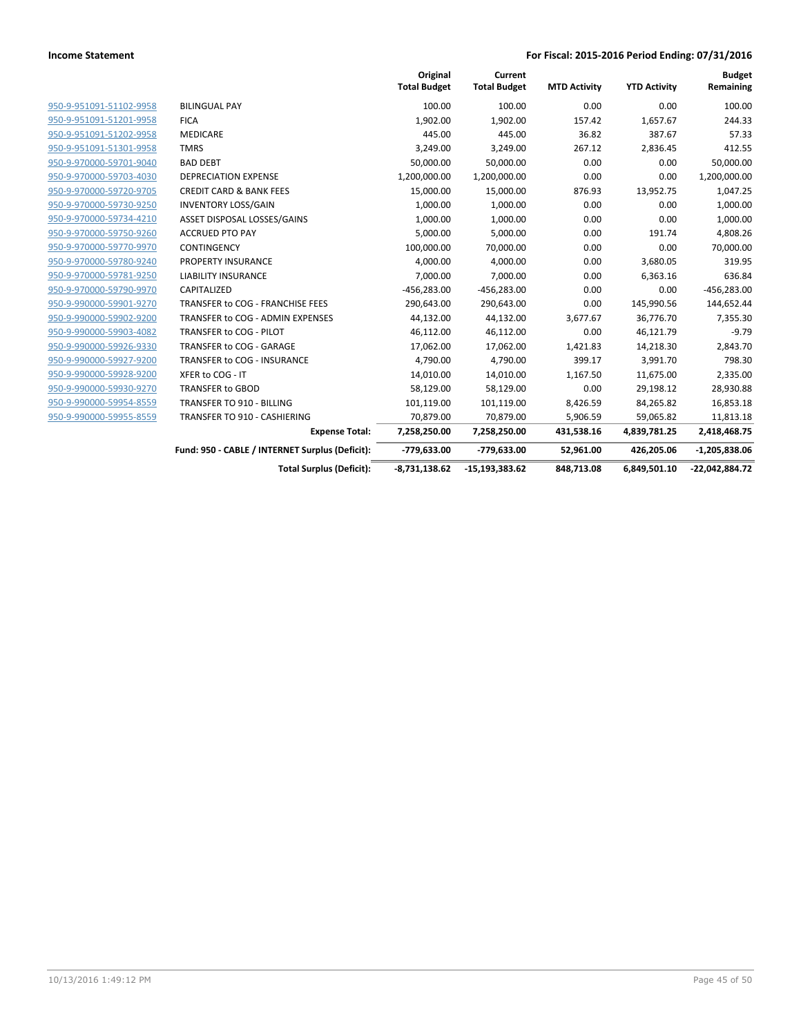**Income Statement** **For Fiscal: 2015-2016 Period Ending: 07/31/2016**

| | | Original Total Budget | Current Total Budget | MTD Activity | YTD Activity | Budget Remaining |
|---|---|---|---|---|---|---|
| 950-9-951091-51102-9958 | BILINGUAL PAY | 100.00 | 100.00 | 0.00 | 0.00 | 100.00 |
| 950-9-951091-51201-9958 | FICA | 1,902.00 | 1,902.00 | 157.42 | 1,657.67 | 244.33 |
| 950-9-951091-51202-9958 | MEDICARE | 445.00 | 445.00 | 36.82 | 387.67 | 57.33 |
| 950-9-951091-51301-9958 | TMRS | 3,249.00 | 3,249.00 | 267.12 | 2,836.45 | 412.55 |
| 950-9-970000-59701-9040 | BAD DEBT | 50,000.00 | 50,000.00 | 0.00 | 0.00 | 50,000.00 |
| 950-9-970000-59703-4030 | DEPRECIATION EXPENSE | 1,200,000.00 | 1,200,000.00 | 0.00 | 0.00 | 1,200,000.00 |
| 950-9-970000-59720-9705 | CREDIT CARD & BANK FEES | 15,000.00 | 15,000.00 | 876.93 | 13,952.75 | 1,047.25 |
| 950-9-970000-59730-9250 | INVENTORY LOSS/GAIN | 1,000.00 | 1,000.00 | 0.00 | 0.00 | 1,000.00 |
| 950-9-970000-59734-4210 | ASSET DISPOSAL LOSSES/GAINS | 1,000.00 | 1,000.00 | 0.00 | 0.00 | 1,000.00 |
| 950-9-970000-59750-9260 | ACCRUED PTO PAY | 5,000.00 | 5,000.00 | 0.00 | 191.74 | 4,808.26 |
| 950-9-970000-59770-9970 | CONTINGENCY | 100,000.00 | 70,000.00 | 0.00 | 0.00 | 70,000.00 |
| 950-9-970000-59780-9240 | PROPERTY INSURANCE | 4,000.00 | 4,000.00 | 0.00 | 3,680.05 | 319.95 |
| 950-9-970000-59781-9250 | LIABILITY INSURANCE | 7,000.00 | 7,000.00 | 0.00 | 6,363.16 | 636.84 |
| 950-9-970000-59790-9970 | CAPITALIZED | -456,283.00 | -456,283.00 | 0.00 | 0.00 | -456,283.00 |
| 950-9-990000-59901-9270 | TRANSFER to COG - FRANCHISE FEES | 290,643.00 | 290,643.00 | 0.00 | 145,990.56 | 144,652.44 |
| 950-9-990000-59902-9200 | TRANSFER to COG - ADMIN EXPENSES | 44,132.00 | 44,132.00 | 3,677.67 | 36,776.70 | 7,355.30 |
| 950-9-990000-59903-4082 | TRANSFER to COG - PILOT | 46,112.00 | 46,112.00 | 0.00 | 46,121.79 | -9.79 |
| 950-9-990000-59926-9330 | TRANSFER to COG - GARAGE | 17,062.00 | 17,062.00 | 1,421.83 | 14,218.30 | 2,843.70 |
| 950-9-990000-59927-9200 | TRANSFER to COG - INSURANCE | 4,790.00 | 4,790.00 | 399.17 | 3,991.70 | 798.30 |
| 950-9-990000-59928-9200 | XFER to COG - IT | 14,010.00 | 14,010.00 | 1,167.50 | 11,675.00 | 2,335.00 |
| 950-9-990000-59930-9270 | TRANSFER to GBOD | 58,129.00 | 58,129.00 | 0.00 | 29,198.12 | 28,930.88 |
| 950-9-990000-59954-8559 | TRANSFER TO 910 - BILLING | 101,119.00 | 101,119.00 | 8,426.59 | 84,265.82 | 16,853.18 |
| 950-9-990000-59955-8559 | TRANSFER TO 910 - CASHIERING | 70,879.00 | 70,879.00 | 5,906.59 | 59,065.82 | 11,813.18 |
| | **Expense Total:** | **7,258,250.00** | **7,258,250.00** | **431,538.16** | **4,839,781.25** | **2,418,468.75** |
| | **Fund: 950 - CABLE / INTERNET Surplus (Deficit):** | **-779,633.00** | **-779,633.00** | **52,961.00** | **426,205.06** | **-1,205,838.06** |
| | **Total Surplus (Deficit):** | **-8,731,138.62** | **-15,193,383.62** | **848,713.08** | **6,849,501.10** | **-22,042,884.72** |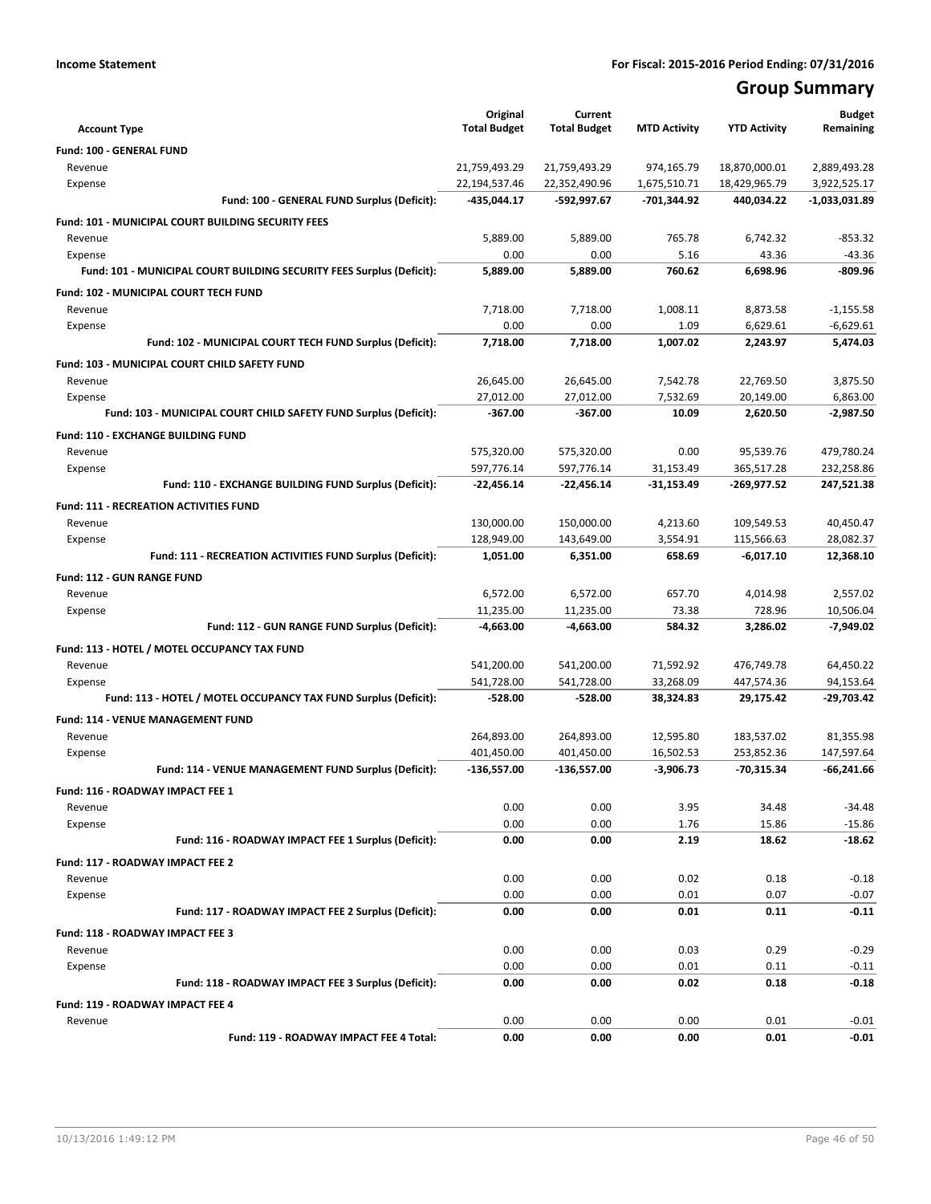**Income Statement** | **For Fiscal: 2015-2016 Period Ending: 07/31/2016**

# Group Summary

| Account Type | Original Total Budget | Current Total Budget | MTD Activity | YTD Activity | Budget Remaining |
|---|---|---|---|---|---|
| **Fund: 100 - GENERAL FUND** | | | | | |
| Revenue | 21,759,493.29 | 21,759,493.29 | 974,165.79 | 18,870,000.01 | 2,889,493.28 |
| Expense | 22,194,537.46 | 22,352,490.96 | 1,675,510.71 | 18,429,965.79 | 3,922,525.17 |
| **Fund: 100 - GENERAL FUND Surplus (Deficit):** | **-435,044.17** | **-592,997.67** | **-701,344.92** | **440,034.22** | **-1,033,031.89** |
| **Fund: 101 - MUNICIPAL COURT BUILDING SECURITY FEES** | | | | | |
| Revenue | 5,889.00 | 5,889.00 | 765.78 | 6,742.32 | -853.32 |
| Expense | 0.00 | 0.00 | 5.16 | 43.36 | -43.36 |
| **Fund: 101 - MUNICIPAL COURT BUILDING SECURITY FEES Surplus (Deficit):** | **5,889.00** | **5,889.00** | **760.62** | **6,698.96** | **-809.96** |
| **Fund: 102 - MUNICIPAL COURT TECH FUND** | | | | | |
| Revenue | 7,718.00 | 7,718.00 | 1,008.11 | 8,873.58 | -1,155.58 |
| Expense | 0.00 | 0.00 | 1.09 | 6,629.61 | -6,629.61 |
| **Fund: 102 - MUNICIPAL COURT TECH FUND Surplus (Deficit):** | **7,718.00** | **7,718.00** | **1,007.02** | **2,243.97** | **5,474.03** |
| **Fund: 103 - MUNICIPAL COURT CHILD SAFETY FUND** | | | | | |
| Revenue | 26,645.00 | 26,645.00 | 7,542.78 | 22,769.50 | 3,875.50 |
| Expense | 27,012.00 | 27,012.00 | 7,532.69 | 20,149.00 | 6,863.00 |
| **Fund: 103 - MUNICIPAL COURT CHILD SAFETY FUND Surplus (Deficit):** | **-367.00** | **-367.00** | **10.09** | **2,620.50** | **-2,987.50** |
| **Fund: 110 - EXCHANGE BUILDING FUND** | | | | | |
| Revenue | 575,320.00 | 575,320.00 | 0.00 | 95,539.76 | 479,780.24 |
| Expense | 597,776.14 | 597,776.14 | 31,153.49 | 365,517.28 | 232,258.86 |
| **Fund: 110 - EXCHANGE BUILDING FUND Surplus (Deficit):** | **-22,456.14** | **-22,456.14** | **-31,153.49** | **-269,977.52** | **247,521.38** |
| **Fund: 111 - RECREATION ACTIVITIES FUND** | | | | | |
| Revenue | 130,000.00 | 150,000.00 | 4,213.60 | 109,549.53 | 40,450.47 |
| Expense | 128,949.00 | 143,649.00 | 3,554.91 | 115,566.63 | 28,082.37 |
| **Fund: 111 - RECREATION ACTIVITIES FUND Surplus (Deficit):** | **1,051.00** | **6,351.00** | **658.69** | **-6,017.10** | **12,368.10** |
| **Fund: 112 - GUN RANGE FUND** | | | | | |
| Revenue | 6,572.00 | 6,572.00 | 657.70 | 4,014.98 | 2,557.02 |
| Expense | 11,235.00 | 11,235.00 | 73.38 | 728.96 | 10,506.04 |
| **Fund: 112 - GUN RANGE FUND Surplus (Deficit):** | **-4,663.00** | **-4,663.00** | **584.32** | **3,286.02** | **-7,949.02** |
| **Fund: 113 - HOTEL / MOTEL OCCUPANCY TAX FUND** | | | | | |
| Revenue | 541,200.00 | 541,200.00 | 71,592.92 | 476,749.78 | 64,450.22 |
| Expense | 541,728.00 | 541,728.00 | 33,268.09 | 447,574.36 | 94,153.64 |
| **Fund: 113 - HOTEL / MOTEL OCCUPANCY TAX FUND Surplus (Deficit):** | **-528.00** | **-528.00** | **38,324.83** | **29,175.42** | **-29,703.42** |
| **Fund: 114 - VENUE MANAGEMENT FUND** | | | | | |
| Revenue | 264,893.00 | 264,893.00 | 12,595.80 | 183,537.02 | 81,355.98 |
| Expense | 401,450.00 | 401,450.00 | 16,502.53 | 253,852.36 | 147,597.64 |
| **Fund: 114 - VENUE MANAGEMENT FUND Surplus (Deficit):** | **-136,557.00** | **-136,557.00** | **-3,906.73** | **-70,315.34** | **-66,241.66** |
| **Fund: 116 - ROADWAY IMPACT FEE 1** | | | | | |
| Revenue | 0.00 | 0.00 | 3.95 | 34.48 | -34.48 |
| Expense | 0.00 | 0.00 | 1.76 | 15.86 | -15.86 |
| **Fund: 116 - ROADWAY IMPACT FEE 1 Surplus (Deficit):** | **0.00** | **0.00** | **2.19** | **18.62** | **-18.62** |
| **Fund: 117 - ROADWAY IMPACT FEE 2** | | | | | |
| Revenue | 0.00 | 0.00 | 0.02 | 0.18 | -0.18 |
| Expense | 0.00 | 0.00 | 0.01 | 0.07 | -0.07 |
| **Fund: 117 - ROADWAY IMPACT FEE 2 Surplus (Deficit):** | **0.00** | **0.00** | **0.01** | **0.11** | **-0.11** |
| **Fund: 118 - ROADWAY IMPACT FEE 3** | | | | | |
| Revenue | 0.00 | 0.00 | 0.03 | 0.29 | -0.29 |
| Expense | 0.00 | 0.00 | 0.01 | 0.11 | -0.11 |
| **Fund: 118 - ROADWAY IMPACT FEE 3 Surplus (Deficit):** | **0.00** | **0.00** | **0.02** | **0.18** | **-0.18** |
| **Fund: 119 - ROADWAY IMPACT FEE 4** | | | | | |
| Revenue | 0.00 | 0.00 | 0.00 | 0.01 | -0.01 |
| **Fund: 119 - ROADWAY IMPACT FEE 4 Total:** | **0.00** | **0.00** | **0.00** | **0.01** | **-0.01** |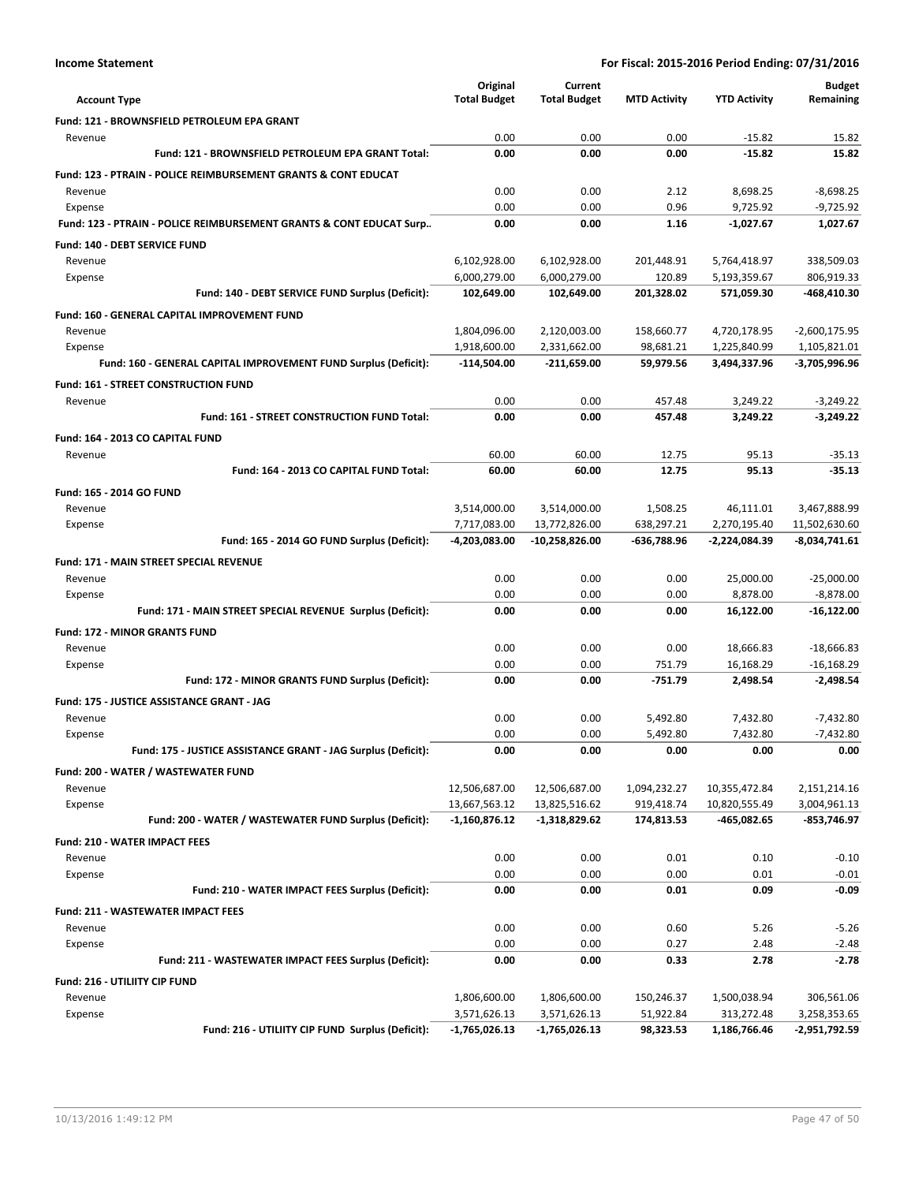**Income Statement** | **For Fiscal: 2015-2016 Period Ending: 07/31/2016**

| Account Type | Original Total Budget | Current Total Budget | MTD Activity | YTD Activity | Budget Remaining |
|---|---|---|---|---|---|
| **Fund: 121 - BROWNSFIELD PETROLEUM EPA GRANT** | | | | | |
| Revenue | 0.00 | 0.00 | 0.00 | -15.82 | 15.82 |
| **Fund: 121 - BROWNSFIELD PETROLEUM EPA GRANT Total:** | **0.00** | **0.00** | **0.00** | **-15.82** | **15.82** |
| **Fund: 123 - PTRAIN - POLICE REIMBURSEMENT GRANTS & CONT EDUCAT** | | | | | |
| Revenue | 0.00 | 0.00 | 2.12 | 8,698.25 | -8,698.25 |
| Expense | 0.00 | 0.00 | 0.96 | 9,725.92 | -9,725.92 |
| **Fund: 123 - PTRAIN - POLICE REIMBURSEMENT GRANTS & CONT EDUCAT Surp..** | **0.00** | **0.00** | **1.16** | **-1,027.67** | **1,027.67** |
| **Fund: 140 - DEBT SERVICE FUND** | | | | | |
| Revenue | 6,102,928.00 | 6,102,928.00 | 201,448.91 | 5,764,418.97 | 338,509.03 |
| Expense | 6,000,279.00 | 6,000,279.00 | 120.89 | 5,193,359.67 | 806,919.33 |
| **Fund: 140 - DEBT SERVICE FUND Surplus (Deficit):** | **102,649.00** | **102,649.00** | **201,328.02** | **571,059.30** | **-468,410.30** |
| **Fund: 160 - GENERAL CAPITAL IMPROVEMENT FUND** | | | | | |
| Revenue | 1,804,096.00 | 2,120,003.00 | 158,660.77 | 4,720,178.95 | -2,600,175.95 |
| Expense | 1,918,600.00 | 2,331,662.00 | 98,681.21 | 1,225,840.99 | 1,105,821.01 |
| **Fund: 160 - GENERAL CAPITAL IMPROVEMENT FUND Surplus (Deficit):** | **-114,504.00** | **-211,659.00** | **59,979.56** | **3,494,337.96** | **-3,705,996.96** |
| **Fund: 161 - STREET CONSTRUCTION FUND** | | | | | |
| Revenue | 0.00 | 0.00 | 457.48 | 3,249.22 | -3,249.22 |
| **Fund: 161 - STREET CONSTRUCTION FUND Total:** | **0.00** | **0.00** | **457.48** | **3,249.22** | **-3,249.22** |
| **Fund: 164 - 2013 CO CAPITAL FUND** | | | | | |
| Revenue | 60.00 | 60.00 | 12.75 | 95.13 | -35.13 |
| **Fund: 164 - 2013 CO CAPITAL FUND Total:** | **60.00** | **60.00** | **12.75** | **95.13** | **-35.13** |
| **Fund: 165 - 2014 GO FUND** | | | | | |
| Revenue | 3,514,000.00 | 3,514,000.00 | 1,508.25 | 46,111.01 | 3,467,888.99 |
| Expense | 7,717,083.00 | 13,772,826.00 | 638,297.21 | 2,270,195.40 | 11,502,630.60 |
| **Fund: 165 - 2014 GO FUND Surplus (Deficit):** | **-4,203,083.00** | **-10,258,826.00** | **-636,788.96** | **-2,224,084.39** | **-8,034,741.61** |
| **Fund: 171 - MAIN STREET SPECIAL REVENUE** | | | | | |
| Revenue | 0.00 | 0.00 | 0.00 | 25,000.00 | -25,000.00 |
| Expense | 0.00 | 0.00 | 0.00 | 8,878.00 | -8,878.00 |
| **Fund: 171 - MAIN STREET SPECIAL REVENUE Surplus (Deficit):** | **0.00** | **0.00** | **0.00** | **16,122.00** | **-16,122.00** |
| **Fund: 172 - MINOR GRANTS FUND** | | | | | |
| Revenue | 0.00 | 0.00 | 0.00 | 18,666.83 | -18,666.83 |
| Expense | 0.00 | 0.00 | 751.79 | 16,168.29 | -16,168.29 |
| **Fund: 172 - MINOR GRANTS FUND Surplus (Deficit):** | **0.00** | **0.00** | **-751.79** | **2,498.54** | **-2,498.54** |
| **Fund: 175 - JUSTICE ASSISTANCE GRANT - JAG** | | | | | |
| Revenue | 0.00 | 0.00 | 5,492.80 | 7,432.80 | -7,432.80 |
| Expense | 0.00 | 0.00 | 5,492.80 | 7,432.80 | -7,432.80 |
| **Fund: 175 - JUSTICE ASSISTANCE GRANT - JAG Surplus (Deficit):** | **0.00** | **0.00** | **0.00** | **0.00** | **0.00** |
| **Fund: 200 - WATER / WASTEWATER FUND** | | | | | |
| Revenue | 12,506,687.00 | 12,506,687.00 | 1,094,232.27 | 10,355,472.84 | 2,151,214.16 |
| Expense | 13,667,563.12 | 13,825,516.62 | 919,418.74 | 10,820,555.49 | 3,004,961.13 |
| **Fund: 200 - WATER / WASTEWATER FUND Surplus (Deficit):** | **-1,160,876.12** | **-1,318,829.62** | **174,813.53** | **-465,082.65** | **-853,746.97** |
| **Fund: 210 - WATER IMPACT FEES** | | | | | |
| Revenue | 0.00 | 0.00 | 0.01 | 0.10 | -0.10 |
| Expense | 0.00 | 0.00 | 0.00 | 0.01 | -0.01 |
| **Fund: 210 - WATER IMPACT FEES Surplus (Deficit):** | **0.00** | **0.00** | **0.01** | **0.09** | **-0.09** |
| **Fund: 211 - WASTEWATER IMPACT FEES** | | | | | |
| Revenue | 0.00 | 0.00 | 0.60 | 5.26 | -5.26 |
| Expense | 0.00 | 0.00 | 0.27 | 2.48 | -2.48 |
| **Fund: 211 - WASTEWATER IMPACT FEES Surplus (Deficit):** | **0.00** | **0.00** | **0.33** | **2.78** | **-2.78** |
| **Fund: 216 - UTILIITY CIP FUND** | | | | | |
| Revenue | 1,806,600.00 | 1,806,600.00 | 150,246.37 | 1,500,038.94 | 306,561.06 |
| Expense | 3,571,626.13 | 3,571,626.13 | 51,922.84 | 313,272.48 | 3,258,353.65 |
| **Fund: 216 - UTILIITY CIP FUND Surplus (Deficit):** | **-1,765,026.13** | **-1,765,026.13** | **98,323.53** | **1,186,766.46** | **-2,951,792.59** |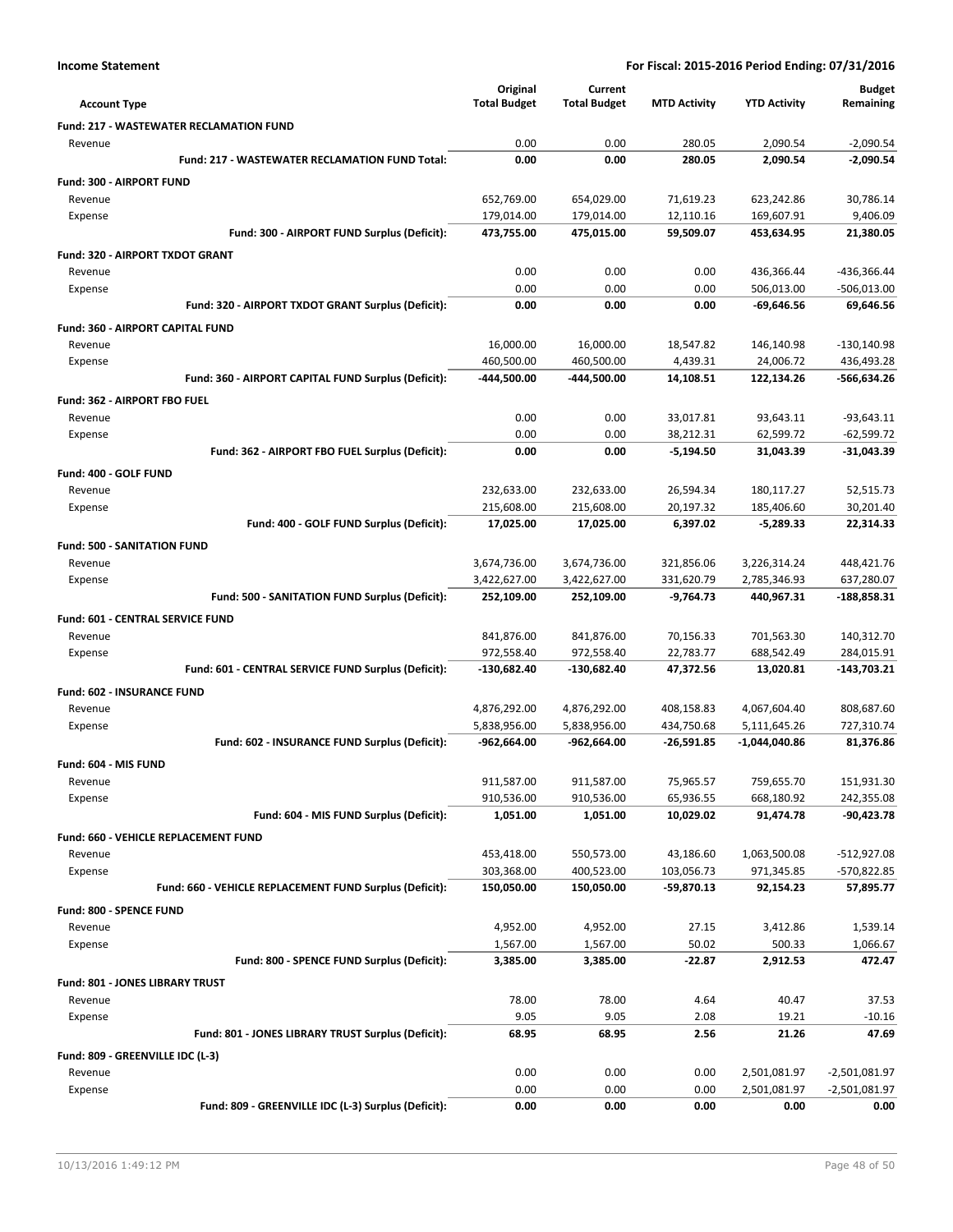**Income Statement** — For Fiscal: 2015-2016 Period Ending: 07/31/2016

| Account Type | Original Total Budget | Current Total Budget | MTD Activity | YTD Activity | Budget Remaining |
|---|---|---|---|---|---|
| **Fund: 217 - WASTEWATER RECLAMATION FUND** | | | | | |
| Revenue | 0.00 | 0.00 | 280.05 | 2,090.54 | -2,090.54 |
| **Fund: 217 - WASTEWATER RECLAMATION FUND Total:** | **0.00** | **0.00** | **280.05** | **2,090.54** | **-2,090.54** |
| **Fund: 300 - AIRPORT FUND** | | | | | |
| Revenue | 652,769.00 | 654,029.00 | 71,619.23 | 623,242.86 | 30,786.14 |
| Expense | 179,014.00 | 179,014.00 | 12,110.16 | 169,607.91 | 9,406.09 |
| **Fund: 300 - AIRPORT FUND Surplus (Deficit):** | **473,755.00** | **475,015.00** | **59,509.07** | **453,634.95** | **21,380.05** |
| **Fund: 320 - AIRPORT TXDOT GRANT** | | | | | |
| Revenue | 0.00 | 0.00 | 0.00 | 436,366.44 | -436,366.44 |
| Expense | 0.00 | 0.00 | 0.00 | 506,013.00 | -506,013.00 |
| **Fund: 320 - AIRPORT TXDOT GRANT Surplus (Deficit):** | **0.00** | **0.00** | **0.00** | **-69,646.56** | **69,646.56** |
| **Fund: 360 - AIRPORT CAPITAL FUND** | | | | | |
| Revenue | 16,000.00 | 16,000.00 | 18,547.82 | 146,140.98 | -130,140.98 |
| Expense | 460,500.00 | 460,500.00 | 4,439.31 | 24,006.72 | 436,493.28 |
| **Fund: 360 - AIRPORT CAPITAL FUND Surplus (Deficit):** | **-444,500.00** | **-444,500.00** | **14,108.51** | **122,134.26** | **-566,634.26** |
| **Fund: 362 - AIRPORT FBO FUEL** | | | | | |
| Revenue | 0.00 | 0.00 | 33,017.81 | 93,643.11 | -93,643.11 |
| Expense | 0.00 | 0.00 | 38,212.31 | 62,599.72 | -62,599.72 |
| **Fund: 362 - AIRPORT FBO FUEL Surplus (Deficit):** | **0.00** | **0.00** | **-5,194.50** | **31,043.39** | **-31,043.39** |
| **Fund: 400 - GOLF FUND** | | | | | |
| Revenue | 232,633.00 | 232,633.00 | 26,594.34 | 180,117.27 | 52,515.73 |
| Expense | 215,608.00 | 215,608.00 | 20,197.32 | 185,406.60 | 30,201.40 |
| **Fund: 400 - GOLF FUND Surplus (Deficit):** | **17,025.00** | **17,025.00** | **6,397.02** | **-5,289.33** | **22,314.33** |
| **Fund: 500 - SANITATION FUND** | | | | | |
| Revenue | 3,674,736.00 | 3,674,736.00 | 321,856.06 | 3,226,314.24 | 448,421.76 |
| Expense | 3,422,627.00 | 3,422,627.00 | 331,620.79 | 2,785,346.93 | 637,280.07 |
| **Fund: 500 - SANITATION FUND Surplus (Deficit):** | **252,109.00** | **252,109.00** | **-9,764.73** | **440,967.31** | **-188,858.31** |
| **Fund: 601 - CENTRAL SERVICE FUND** | | | | | |
| Revenue | 841,876.00 | 841,876.00 | 70,156.33 | 701,563.30 | 140,312.70 |
| Expense | 972,558.40 | 972,558.40 | 22,783.77 | 688,542.49 | 284,015.91 |
| **Fund: 601 - CENTRAL SERVICE FUND Surplus (Deficit):** | **-130,682.40** | **-130,682.40** | **47,372.56** | **13,020.81** | **-143,703.21** |
| **Fund: 602 - INSURANCE FUND** | | | | | |
| Revenue | 4,876,292.00 | 4,876,292.00 | 408,158.83 | 4,067,604.40 | 808,687.60 |
| Expense | 5,838,956.00 | 5,838,956.00 | 434,750.68 | 5,111,645.26 | 727,310.74 |
| **Fund: 602 - INSURANCE FUND Surplus (Deficit):** | **-962,664.00** | **-962,664.00** | **-26,591.85** | **-1,044,040.86** | **81,376.86** |
| **Fund: 604 - MIS FUND** | | | | | |
| Revenue | 911,587.00 | 911,587.00 | 75,965.57 | 759,655.70 | 151,931.30 |
| Expense | 910,536.00 | 910,536.00 | 65,936.55 | 668,180.92 | 242,355.08 |
| **Fund: 604 - MIS FUND Surplus (Deficit):** | **1,051.00** | **1,051.00** | **10,029.02** | **91,474.78** | **-90,423.78** |
| **Fund: 660 - VEHICLE REPLACEMENT FUND** | | | | | |
| Revenue | 453,418.00 | 550,573.00 | 43,186.60 | 1,063,500.08 | -512,927.08 |
| Expense | 303,368.00 | 400,523.00 | 103,056.73 | 971,345.85 | -570,822.85 |
| **Fund: 660 - VEHICLE REPLACEMENT FUND Surplus (Deficit):** | **150,050.00** | **150,050.00** | **-59,870.13** | **92,154.23** | **57,895.77** |
| **Fund: 800 - SPENCE FUND** | | | | | |
| Revenue | 4,952.00 | 4,952.00 | 27.15 | 3,412.86 | 1,539.14 |
| Expense | 1,567.00 | 1,567.00 | 50.02 | 500.33 | 1,066.67 |
| **Fund: 800 - SPENCE FUND Surplus (Deficit):** | **3,385.00** | **3,385.00** | **-22.87** | **2,912.53** | **472.47** |
| **Fund: 801 - JONES LIBRARY TRUST** | | | | | |
| Revenue | 78.00 | 78.00 | 4.64 | 40.47 | 37.53 |
| Expense | 9.05 | 9.05 | 2.08 | 19.21 | -10.16 |
| **Fund: 801 - JONES LIBRARY TRUST Surplus (Deficit):** | **68.95** | **68.95** | **2.56** | **21.26** | **47.69** |
| **Fund: 809 - GREENVILLE IDC (L-3)** | | | | | |
| Revenue | 0.00 | 0.00 | 0.00 | 2,501,081.97 | -2,501,081.97 |
| Expense | 0.00 | 0.00 | 0.00 | 2,501,081.97 | -2,501,081.97 |
| **Fund: 809 - GREENVILLE IDC (L-3) Surplus (Deficit):** | **0.00** | **0.00** | **0.00** | **0.00** | **0.00** |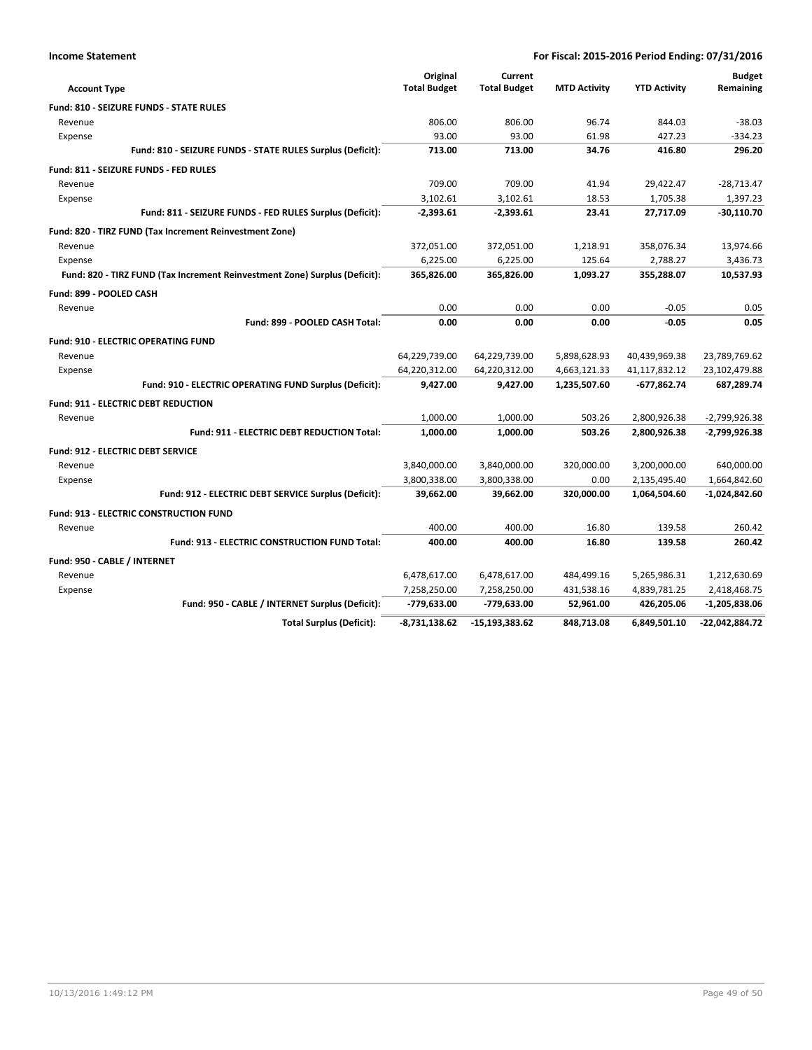**Income Statement** — **For Fiscal: 2015-2016 Period Ending: 07/31/2016**

| Account Type | Original Total Budget | Current Total Budget | MTD Activity | YTD Activity | Budget Remaining |
|---|---|---|---|---|---|
| **Fund: 810 - SEIZURE FUNDS - STATE RULES** | | | | | |
| Revenue | 806.00 | 806.00 | 96.74 | 844.03 | -38.03 |
| Expense | 93.00 | 93.00 | 61.98 | 427.23 | -334.23 |
| **Fund: 810 - SEIZURE FUNDS - STATE RULES Surplus (Deficit):** | **713.00** | **713.00** | **34.76** | **416.80** | **296.20** |
| **Fund: 811 - SEIZURE FUNDS - FED RULES** | | | | | |
| Revenue | 709.00 | 709.00 | 41.94 | 29,422.47 | -28,713.47 |
| Expense | 3,102.61 | 3,102.61 | 18.53 | 1,705.38 | 1,397.23 |
| **Fund: 811 - SEIZURE FUNDS - FED RULES Surplus (Deficit):** | **-2,393.61** | **-2,393.61** | **23.41** | **27,717.09** | **-30,110.70** |
| **Fund: 820 - TIRZ FUND (Tax Increment Reinvestment Zone)** | | | | | |
| Revenue | 372,051.00 | 372,051.00 | 1,218.91 | 358,076.34 | 13,974.66 |
| Expense | 6,225.00 | 6,225.00 | 125.64 | 2,788.27 | 3,436.73 |
| **Fund: 820 - TIRZ FUND (Tax Increment Reinvestment Zone) Surplus (Deficit):** | **365,826.00** | **365,826.00** | **1,093.27** | **355,288.07** | **10,537.93** |
| **Fund: 899 - POOLED CASH** | | | | | |
| Revenue | 0.00 | 0.00 | 0.00 | -0.05 | 0.05 |
| **Fund: 899 - POOLED CASH Total:** | **0.00** | **0.00** | **0.00** | **-0.05** | **0.05** |
| **Fund: 910 - ELECTRIC OPERATING FUND** | | | | | |
| Revenue | 64,229,739.00 | 64,229,739.00 | 5,898,628.93 | 40,439,969.38 | 23,789,769.62 |
| Expense | 64,220,312.00 | 64,220,312.00 | 4,663,121.33 | 41,117,832.12 | 23,102,479.88 |
| **Fund: 910 - ELECTRIC OPERATING FUND Surplus (Deficit):** | **9,427.00** | **9,427.00** | **1,235,507.60** | **-677,862.74** | **687,289.74** |
| **Fund: 911 - ELECTRIC DEBT REDUCTION** | | | | | |
| Revenue | 1,000.00 | 1,000.00 | 503.26 | 2,800,926.38 | -2,799,926.38 |
| **Fund: 911 - ELECTRIC DEBT REDUCTION Total:** | **1,000.00** | **1,000.00** | **503.26** | **2,800,926.38** | **-2,799,926.38** |
| **Fund: 912 - ELECTRIC DEBT SERVICE** | | | | | |
| Revenue | 3,840,000.00 | 3,840,000.00 | 320,000.00 | 3,200,000.00 | 640,000.00 |
| Expense | 3,800,338.00 | 3,800,338.00 | 0.00 | 2,135,495.40 | 1,664,842.60 |
| **Fund: 912 - ELECTRIC DEBT SERVICE Surplus (Deficit):** | **39,662.00** | **39,662.00** | **320,000.00** | **1,064,504.60** | **-1,024,842.60** |
| **Fund: 913 - ELECTRIC CONSTRUCTION FUND** | | | | | |
| Revenue | 400.00 | 400.00 | 16.80 | 139.58 | 260.42 |
| **Fund: 913 - ELECTRIC CONSTRUCTION FUND Total:** | **400.00** | **400.00** | **16.80** | **139.58** | **260.42** |
| **Fund: 950 - CABLE / INTERNET** | | | | | |
| Revenue | 6,478,617.00 | 6,478,617.00 | 484,499.16 | 5,265,986.31 | 1,212,630.69 |
| Expense | 7,258,250.00 | 7,258,250.00 | 431,538.16 | 4,839,781.25 | 2,418,468.75 |
| **Fund: 950 - CABLE / INTERNET Surplus (Deficit):** | **-779,633.00** | **-779,633.00** | **52,961.00** | **426,205.06** | **-1,205,838.06** |
| **Total Surplus (Deficit):** | **-8,731,138.62** | **-15,193,383.62** | **848,713.08** | **6,849,501.10** | **-22,042,884.72** |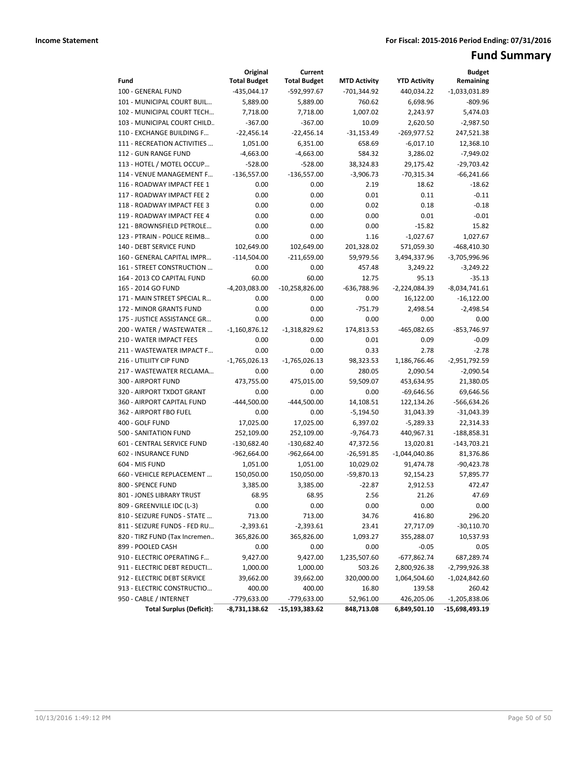**Income Statement** | **For Fiscal: 2015-2016 Period Ending: 07/31/2016**

# Fund Summary

| Fund | Original Total Budget | Current Total Budget | MTD Activity | YTD Activity | Budget Remaining |
|---|---|---|---|---|---|
| 100 - GENERAL FUND | -435,044.17 | -592,997.67 | -701,344.92 | 440,034.22 | -1,033,031.89 |
| 101 - MUNICIPAL COURT BUIL… | 5,889.00 | 5,889.00 | 760.62 | 6,698.96 | -809.96 |
| 102 - MUNICIPAL COURT TECH… | 7,718.00 | 7,718.00 | 1,007.02 | 2,243.97 | 5,474.03 |
| 103 - MUNICIPAL COURT CHILD.. | -367.00 | -367.00 | 10.09 | 2,620.50 | -2,987.50 |
| 110 - EXCHANGE BUILDING F… | -22,456.14 | -22,456.14 | -31,153.49 | -269,977.52 | 247,521.38 |
| 111 - RECREATION ACTIVITIES … | 1,051.00 | 6,351.00 | 658.69 | -6,017.10 | 12,368.10 |
| 112 - GUN RANGE FUND | -4,663.00 | -4,663.00 | 584.32 | 3,286.02 | -7,949.02 |
| 113 - HOTEL / MOTEL OCCUP… | -528.00 | -528.00 | 38,324.83 | 29,175.42 | -29,703.42 |
| 114 - VENUE MANAGEMENT F… | -136,557.00 | -136,557.00 | -3,906.73 | -70,315.34 | -66,241.66 |
| 116 - ROADWAY IMPACT FEE 1 | 0.00 | 0.00 | 2.19 | 18.62 | -18.62 |
| 117 - ROADWAY IMPACT FEE 2 | 0.00 | 0.00 | 0.01 | 0.11 | -0.11 |
| 118 - ROADWAY IMPACT FEE 3 | 0.00 | 0.00 | 0.02 | 0.18 | -0.18 |
| 119 - ROADWAY IMPACT FEE 4 | 0.00 | 0.00 | 0.00 | 0.01 | -0.01 |
| 121 - BROWNSFIELD PETROLE… | 0.00 | 0.00 | 0.00 | -15.82 | 15.82 |
| 123 - PTRAIN - POLICE REIMB… | 0.00 | 0.00 | 1.16 | -1,027.67 | 1,027.67 |
| 140 - DEBT SERVICE FUND | 102,649.00 | 102,649.00 | 201,328.02 | 571,059.30 | -468,410.30 |
| 160 - GENERAL CAPITAL IMPR… | -114,504.00 | -211,659.00 | 59,979.56 | 3,494,337.96 | -3,705,996.96 |
| 161 - STREET CONSTRUCTION … | 0.00 | 0.00 | 457.48 | 3,249.22 | -3,249.22 |
| 164 - 2013 CO CAPITAL FUND | 60.00 | 60.00 | 12.75 | 95.13 | -35.13 |
| 165 - 2014 GO FUND | -4,203,083.00 | -10,258,826.00 | -636,788.96 | -2,224,084.39 | -8,034,741.61 |
| 171 - MAIN STREET SPECIAL R… | 0.00 | 0.00 | 0.00 | 16,122.00 | -16,122.00 |
| 172 - MINOR GRANTS FUND | 0.00 | 0.00 | -751.79 | 2,498.54 | -2,498.54 |
| 175 - JUSTICE ASSISTANCE GR… | 0.00 | 0.00 | 0.00 | 0.00 | 0.00 |
| 200 - WATER / WASTEWATER … | -1,160,876.12 | -1,318,829.62 | 174,813.53 | -465,082.65 | -853,746.97 |
| 210 - WATER IMPACT FEES | 0.00 | 0.00 | 0.01 | 0.09 | -0.09 |
| 211 - WASTEWATER IMPACT F… | 0.00 | 0.00 | 0.33 | 2.78 | -2.78 |
| 216 - UTILIITY CIP FUND | -1,765,026.13 | -1,765,026.13 | 98,323.53 | 1,186,766.46 | -2,951,792.59 |
| 217 - WASTEWATER RECLAMA… | 0.00 | 0.00 | 280.05 | 2,090.54 | -2,090.54 |
| 300 - AIRPORT FUND | 473,755.00 | 475,015.00 | 59,509.07 | 453,634.95 | 21,380.05 |
| 320 - AIRPORT TXDOT GRANT | 0.00 | 0.00 | 0.00 | -69,646.56 | 69,646.56 |
| 360 - AIRPORT CAPITAL FUND | -444,500.00 | -444,500.00 | 14,108.51 | 122,134.26 | -566,634.26 |
| 362 - AIRPORT FBO FUEL | 0.00 | 0.00 | -5,194.50 | 31,043.39 | -31,043.39 |
| 400 - GOLF FUND | 17,025.00 | 17,025.00 | 6,397.02 | -5,289.33 | 22,314.33 |
| 500 - SANITATION FUND | 252,109.00 | 252,109.00 | -9,764.73 | 440,967.31 | -188,858.31 |
| 601 - CENTRAL SERVICE FUND | -130,682.40 | -130,682.40 | 47,372.56 | 13,020.81 | -143,703.21 |
| 602 - INSURANCE FUND | -962,664.00 | -962,664.00 | -26,591.85 | -1,044,040.86 | 81,376.86 |
| 604 - MIS FUND | 1,051.00 | 1,051.00 | 10,029.02 | 91,474.78 | -90,423.78 |
| 660 - VEHICLE REPLACEMENT … | 150,050.00 | 150,050.00 | -59,870.13 | 92,154.23 | 57,895.77 |
| 800 - SPENCE FUND | 3,385.00 | 3,385.00 | -22.87 | 2,912.53 | 472.47 |
| 801 - JONES LIBRARY TRUST | 68.95 | 68.95 | 2.56 | 21.26 | 47.69 |
| 809 - GREENVILLE IDC (L-3) | 0.00 | 0.00 | 0.00 | 0.00 | 0.00 |
| 810 - SEIZURE FUNDS - STATE … | 713.00 | 713.00 | 34.76 | 416.80 | 296.20 |
| 811 - SEIZURE FUNDS - FED RU… | -2,393.61 | -2,393.61 | 23.41 | 27,717.09 | -30,110.70 |
| 820 - TIRZ FUND (Tax Incremen.. | 365,826.00 | 365,826.00 | 1,093.27 | 355,288.07 | 10,537.93 |
| 899 - POOLED CASH | 0.00 | 0.00 | 0.00 | -0.05 | 0.05 |
| 910 - ELECTRIC OPERATING F… | 9,427.00 | 9,427.00 | 1,235,507.60 | -677,862.74 | 687,289.74 |
| 911 - ELECTRIC DEBT REDUCTI… | 1,000.00 | 1,000.00 | 503.26 | 2,800,926.38 | -2,799,926.38 |
| 912 - ELECTRIC DEBT SERVICE | 39,662.00 | 39,662.00 | 320,000.00 | 1,064,504.60 | -1,024,842.60 |
| 913 - ELECTRIC CONSTRUCTIO… | 400.00 | 400.00 | 16.80 | 139.58 | 260.42 |
| 950 - CABLE / INTERNET | -779,633.00 | -779,633.00 | 52,961.00 | 426,205.06 | -1,205,838.06 |
| **Total Surplus (Deficit):** | **-8,731,138.62** | **-15,193,383.62** | **848,713.08** | **6,849,501.10** | **-15,698,493.19** |